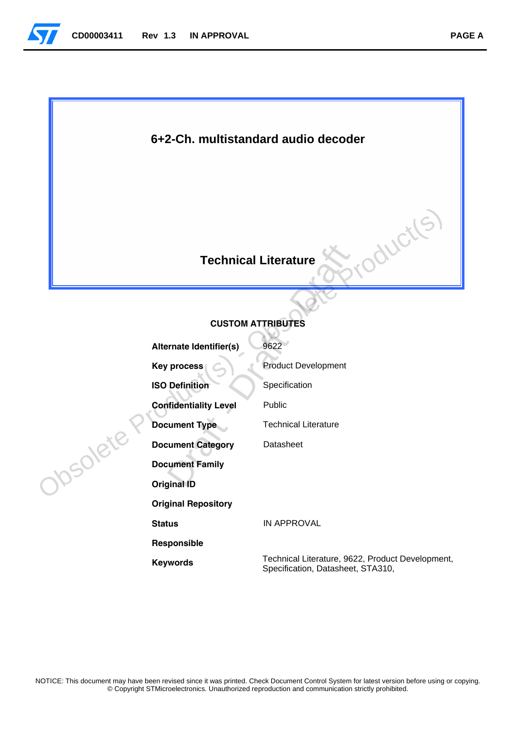# 6+2-Ch. multistandard audio decoder

## Technical Literature

### CUSTOM ATTRIBUTES

| | |
|---|---|
| **Alternate Identifier(s)** | 9622 |
| **Key process** | Product Development |
| **ISO Definition** | Specification |
| **Confidentiality Level** | Public |
| **Document Type** | Technical Literature |
| **Document Category** | Datasheet |
| **Document Family** | |
| **Original ID** | |
| **Original Repository** | |
| **Status** | IN APPROVAL |
| **Responsible** | |
| **Keywords** | Technical Literature, 9622, Product Development, Specification, Datasheet, STA310, |

NOTICE: This document may have been revised since it was printed. Check Document Control System for latest version before using or copying.
© Copyright STMicroelectronics. Unauthorized reproduction and communication strictly prohibited.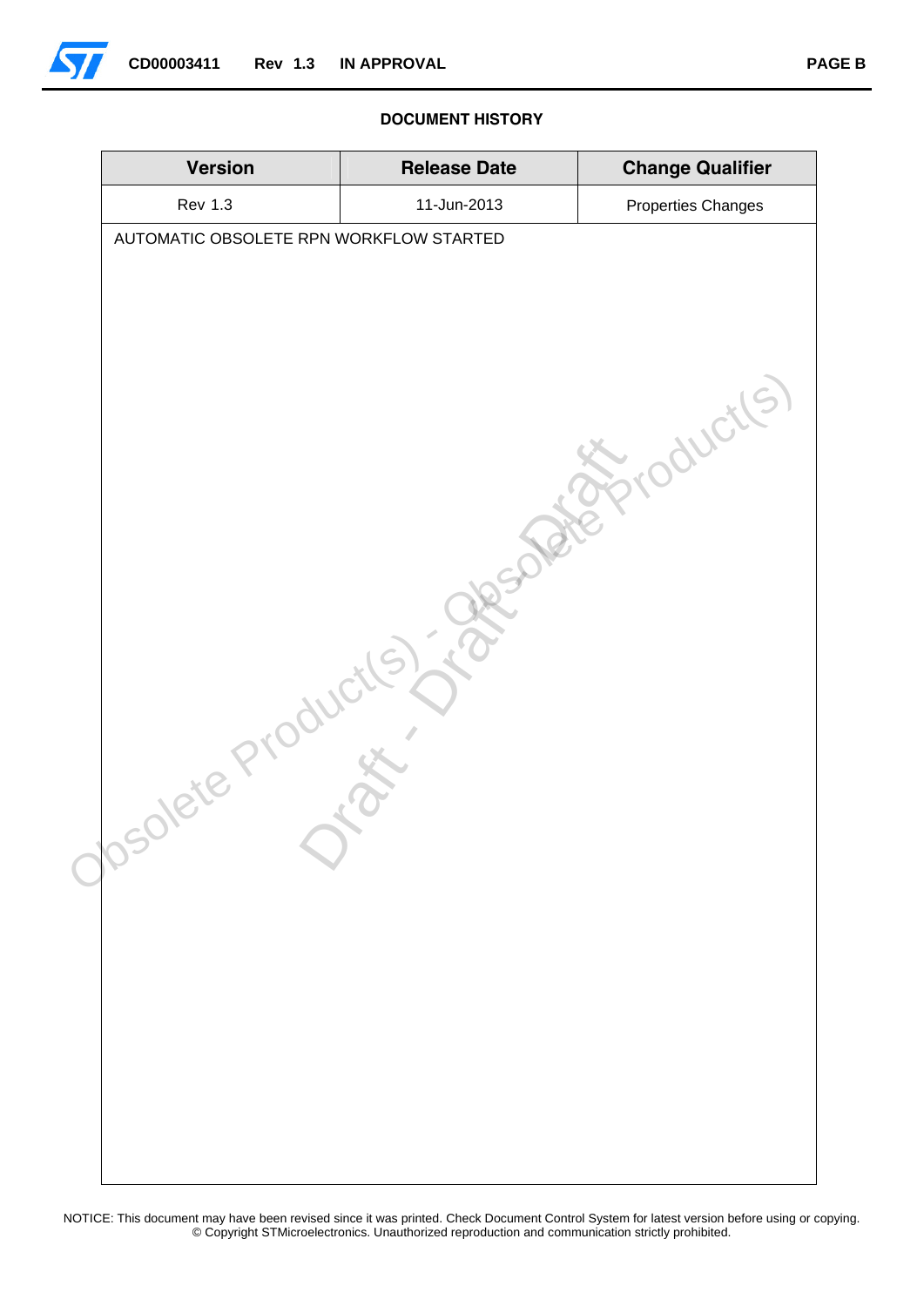**DOCUMENT HISTORY**

| Version | Release Date | Change Qualifier |
|---|---|---|
| Rev 1.3 | 11-Jun-2013 | Properties Changes |
| AUTOMATIC OBSOLETE RPN WORKFLOW STARTED | | |

NOTICE: This document may have been revised since it was printed. Check Document Control System for latest version before using or copying.
© Copyright STMicroelectronics. Unauthorized reproduction and communication strictly prohibited.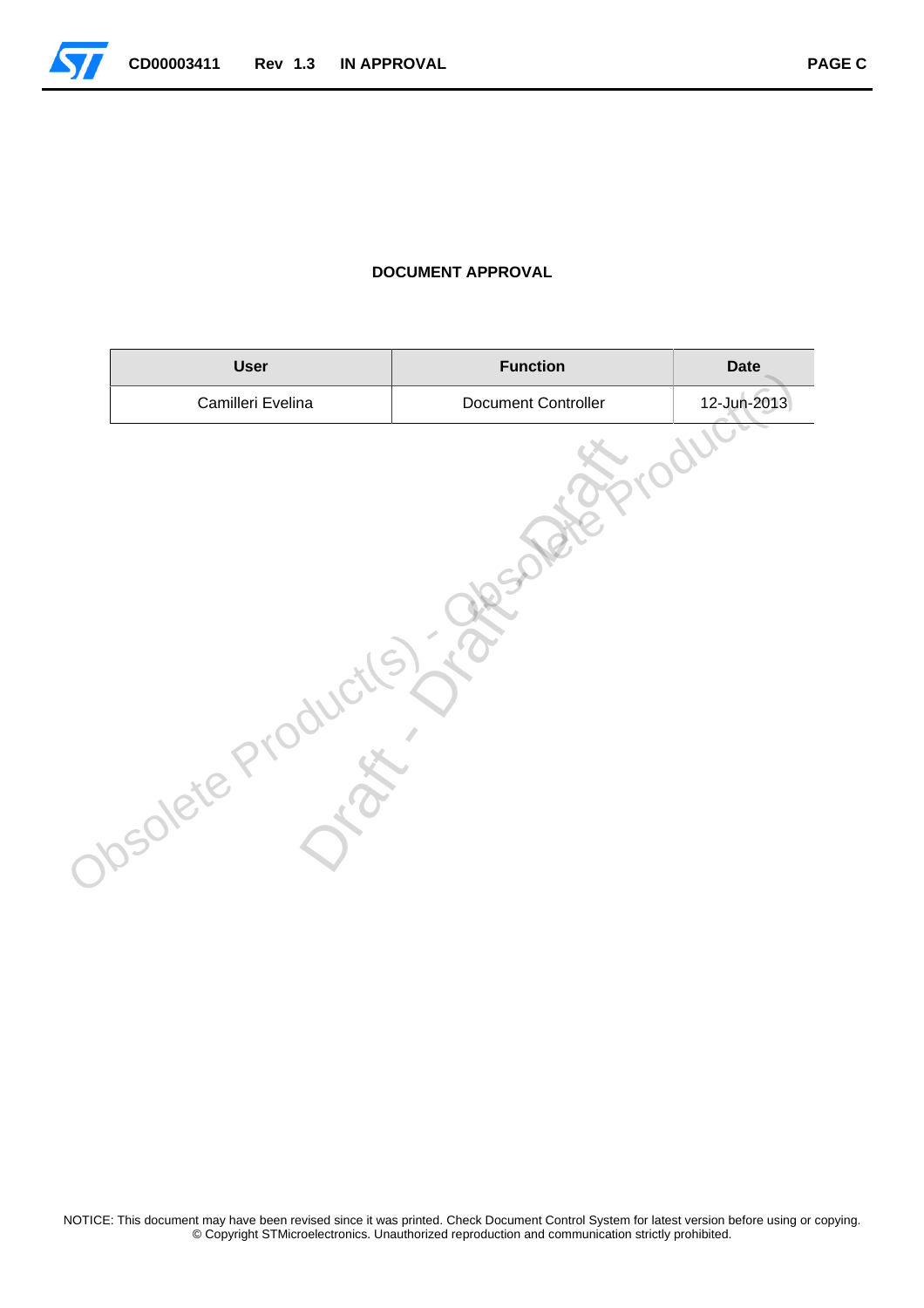## DOCUMENT APPROVAL

| User | Function | Date |
| --- | --- | --- |
| Camilleri Evelina | Document Controller | 12-Jun-2013 |

NOTICE: This document may have been revised since it was printed. Check Document Control System for latest version before using or copying.
© Copyright STMicroelectronics. Unauthorized reproduction and communication strictly prohibited.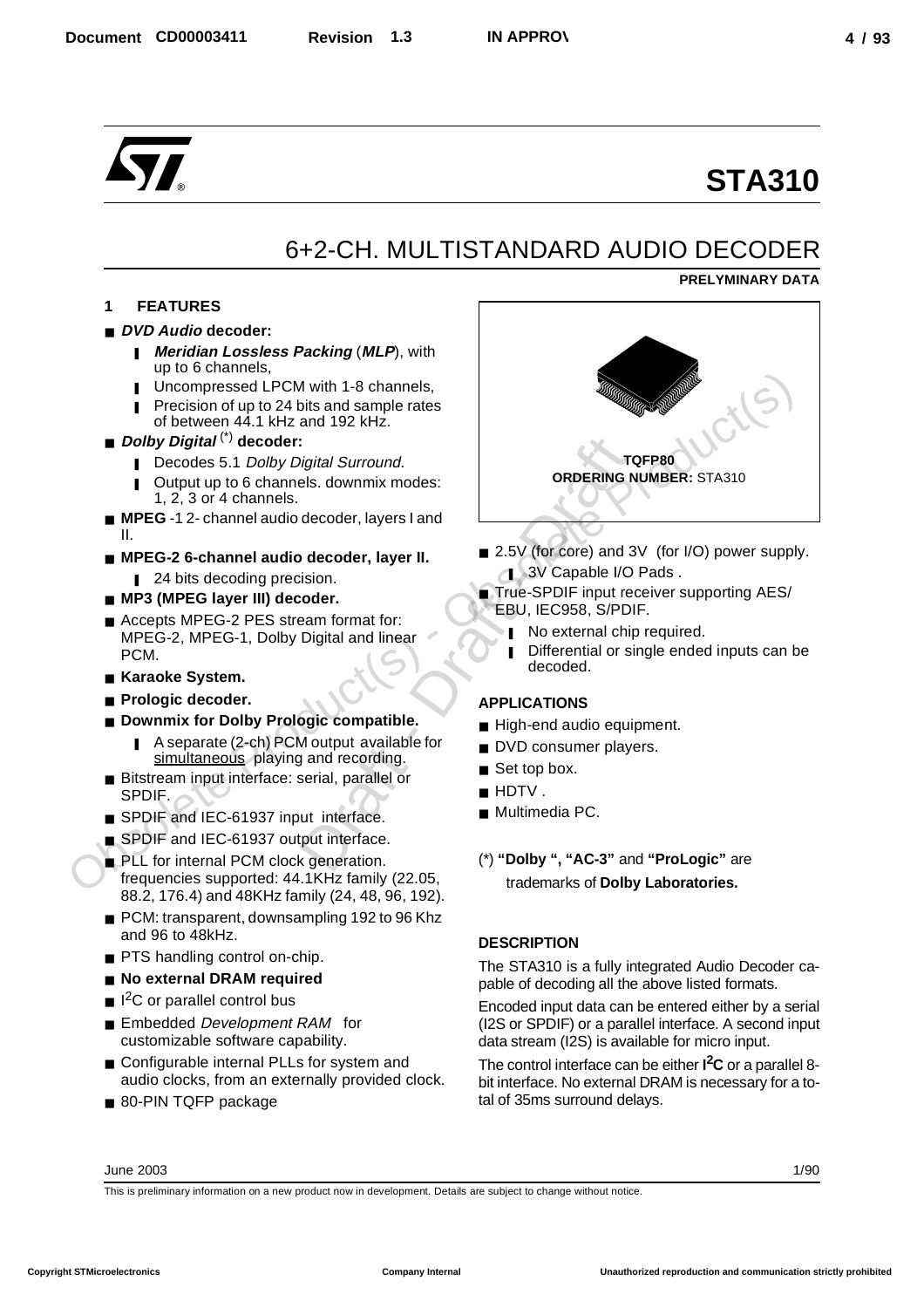# STA310

## 6+2-CH. MULTISTANDARD AUDIO DECODER

**PRELYMINARY DATA**

### 1 FEATURES

- ***DVD Audio* decoder:**
  - ***Meridian Lossless Packing* (*MLP*)**, with up to 6 channels,
  - Uncompressed LPCM with 1-8 channels,
  - Precision of up to 24 bits and sample rates of between 44.1 kHz and 192 kHz.
- ***Dolby Digital* (\*) decoder:**
  - Decodes 5.1 *Dolby Digital Surround.*
  - Output up to 6 channels. downmix modes: 1, 2, 3 or 4 channels.
- **MPEG** -1 2- channel audio decoder, layers I and II.
- **MPEG-2 6-channel audio decoder, layer II.**
  - 24 bits decoding precision.
- **MP3 (MPEG layer III) decoder.**
- Accepts MPEG-2 PES stream format for: MPEG-2, MPEG-1, Dolby Digital and linear PCM.
- **Karaoke System.**
- **Prologic decoder.**
- **Downmix for Dolby Prologic compatible.**
  - A separate (2-ch) PCM output available for simultaneous playing and recording.
- Bitstream input interface: serial, parallel or SPDIF.
- SPDIF and IEC-61937 input interface.
- SPDIF and IEC-61937 output interface.
- PLL for internal PCM clock generation. frequencies supported: 44.1KHz family (22.05, 88.2, 176.4) and 48KHz family (24, 48, 96, 192).
- PCM: transparent, downsampling 192 to 96 Khz and 96 to 48kHz.
- PTS handling control on-chip.
- **No external DRAM required**
- $I^2C$ or parallel control bus
- Embedded *Development RAM* for customizable software capability.
- Configurable internal PLLs for system and audio clocks, from an externally provided clock.
- 80-PIN TQFP package

**TQFP80**
**ORDERING NUMBER:** STA310

- 2.5V (for core) and 3V (for I/O) power supply.
  - 3V Capable I/O Pads .
- True-SPDIF input receiver supporting AES/EBU, IEC958, S/PDIF.
  - No external chip required.
  - Differential or single ended inputs can be decoded.

### APPLICATIONS

- High-end audio equipment.
- DVD consumer players.
- Set top box.
- HDTV .
- Multimedia PC.

(\*) **"Dolby ", "AC-3"** and **"ProLogic"** are trademarks of **Dolby Laboratories.**

### DESCRIPTION

The STA310 is a fully integrated Audio Decoder capable of decoding all the above listed formats.

Encoded input data can be entered either by a serial (I2S or SPDIF) or a parallel interface. A second input data stream (I2S) is available for micro input.

The control interface can be either **$I^2C$** or a parallel 8-bit interface. No external DRAM is necessary for a total of 35ms surround delays.

June 2003

This is preliminary information on a new product now in development. Details are subject to change without notice.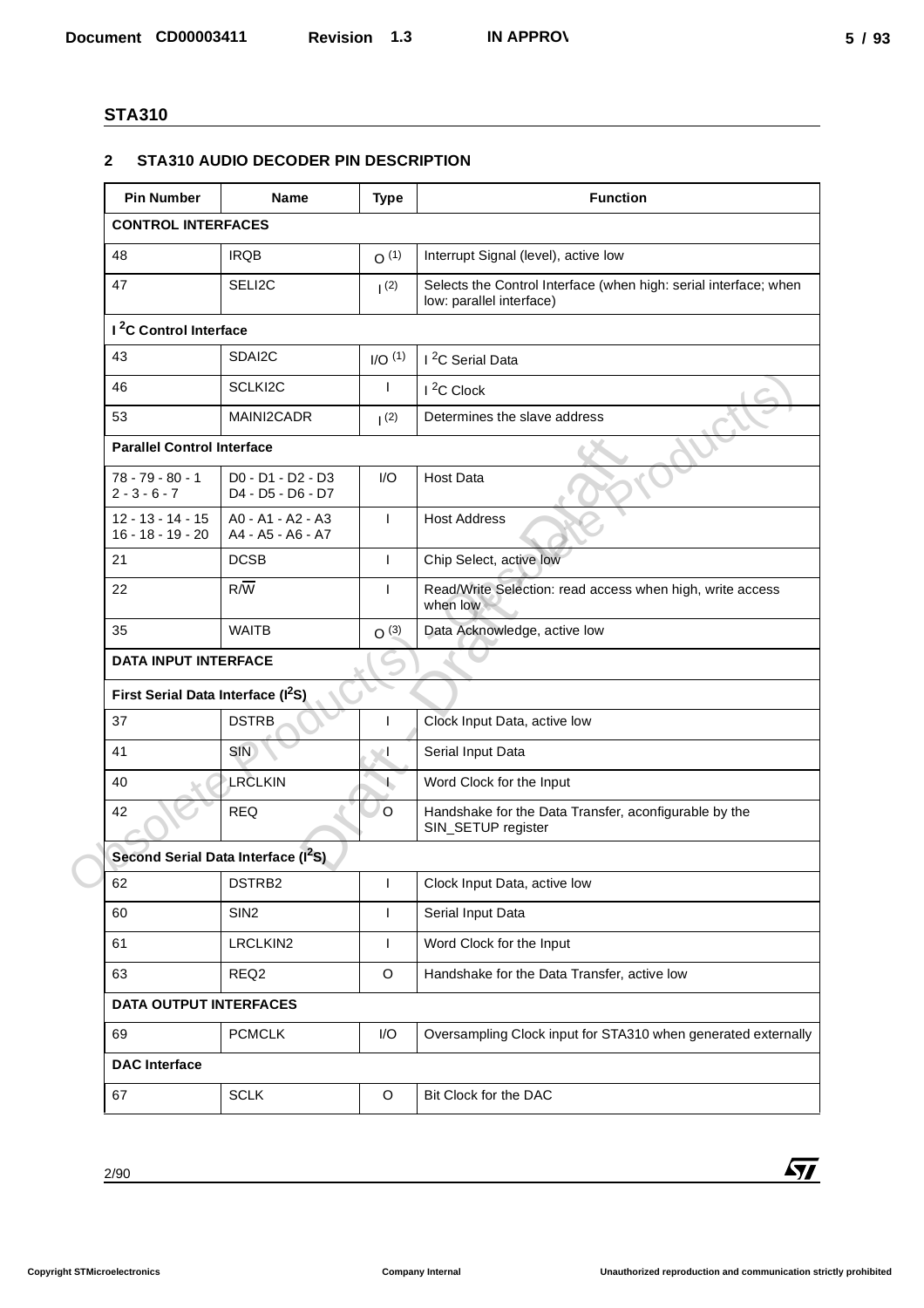## STA310

## 2 STA310 AUDIO DECODER PIN DESCRIPTION

| Pin Number | Name | Type | Function |
|---|---|---|---|
| **CONTROL INTERFACES** | | | |
| 48 | IRQB | O (1) | Interrupt Signal (level), active low |
| 47 | SELI2C | I (2) | Selects the Control Interface (when high: serial interface; when low: parallel interface) |
| **$I^2C$ Control Interface** | | | |
| 43 | SDAI2C | I/O (1) | $I^2C$ Serial Data |
| 46 | SCLKI2C | I | $I^2C$ Clock |
| 53 | MAINI2CADR | I (2) | Determines the slave address |
| **Parallel Control Interface** | | | |
| 78 - 79 - 80 - 1 2 - 3 - 6 - 7 | D0 - D1 - D2 - D3 D4 - D5 - D6 - D7 | I/O | Host Data |
| 12 - 13 - 14 - 15 16 - 18 - 19 - 20 | A0 - A1 - A2 - A3 A4 - A5 - A6 - A7 | I | Host Address |
| 21 | DCSB | I | Chip Select, active low |
| 22 | $R/\overline{W}$ | I | Read/Write Selection: read access when high, write access when low |
| 35 | WAITB | O (3) | Data Acknowledge, active low |
| **DATA INPUT INTERFACE** | | | |
| **First Serial Data Interface ($I^2S$)** | | | |
| 37 | DSTRB | I | Clock Input Data, active low |
| 41 | SIN | I | Serial Input Data |
| 40 | LRCLKIN | I | Word Clock for the Input |
| 42 | REQ | O | Handshake for the Data Transfer, aconfigurable by the SIN_SETUP register |
| **Second Serial Data Interface ($I^2S$)** | | | |
| 62 | DSTRB2 | I | Clock Input Data, active low |
| 60 | SIN2 | I | Serial Input Data |
| 61 | LRCLKIN2 | I | Word Clock for the Input |
| 63 | REQ2 | O | Handshake for the Data Transfer, active low |
| **DATA OUTPUT INTERFACES** | | | |
| 69 | PCMCLK | I/O | Oversampling Clock input for STA310 when generated externally |
| **DAC Interface** | | | |
| 67 | SCLK | O | Bit Clock for the DAC |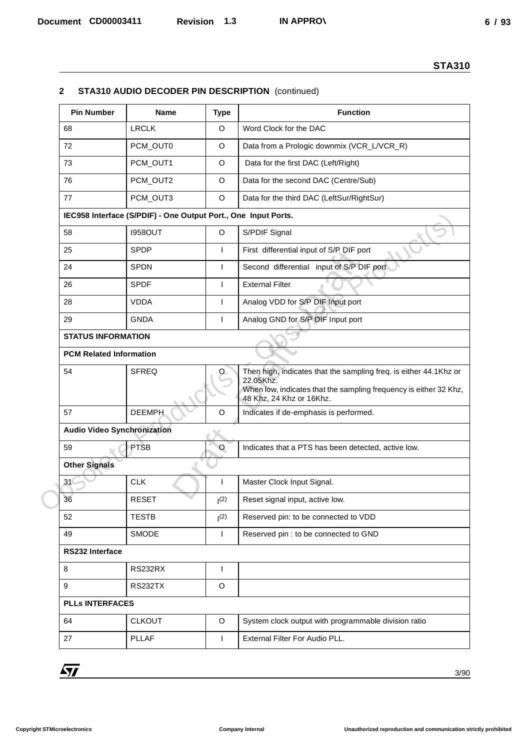## 2 STA310 AUDIO DECODER PIN DESCRIPTION (continued)

| Pin Number | Name | Type | Function |
|---|---|---|---|
| 68 | LRCLK | O | Word Clock for the DAC |
| 72 | PCM_OUT0 | O | Data from a Prologic downmix (VCR_L/VCR_R) |
| 73 | PCM_OUT1 | O | Data for the first DAC (Left/Right) |
| 76 | PCM_OUT2 | O | Data for the second DAC (Centre/Sub) |
| 77 | PCM_OUT3 | O | Data for the third DAC (LeftSur/RightSur) |
| **IEC958 Interface (S/PDIF) - One Output Port., One Input Ports.** | | | |
| 58 | I958OUT | O | S/PDIF Signal |
| 25 | SPDP | I | First differential input of S/P DIF port |
| 24 | SPDN | I | Second differential input of S/P DIF port |
| 26 | SPDF | I | External Filter |
| 28 | VDDA | I | Analog VDD for S/P DIF Input port |
| 29 | GNDA | I | Analog GND for S/P DIF Input port |
| **STATUS INFORMATION** | | | |
| **PCM Related Information** | | | |
| 54 | SFREQ | O | Then high, indicates that the sampling freq. is either 44.1Khz or 22.05Khz.<br>When low, indicates that the sampling frequency is either 32 Khz, 48 Khz, 24 Khz or 16Khz. |
| 57 | DEEMPH | O | Indicates if de-emphasis is performed. |
| **Audio Video Synchronization** | | | |
| 59 | PTSB | O | Indicates that a PTS has been detected, active low. |
| **Other Signals** | | | |
| 31 | CLK | I | Master Clock Input Signal. |
| 36 | RESET | I(2) | Reset signal input, active low. |
| 52 | TESTB | I(2) | Reserved pin: to be connected to VDD |
| 49 | SMODE | I | Reserved pin : to be connected to GND |
| **RS232 Interface** | | | |
| 8 | RS232RX | I | |
| 9 | RS232TX | O | |
| **PLLs INTERFACES** | | | |
| 64 | CLKOUT | O | System clock output with programmable division ratio |
| 27 | PLLAF | I | External Filter For Audio PLL. |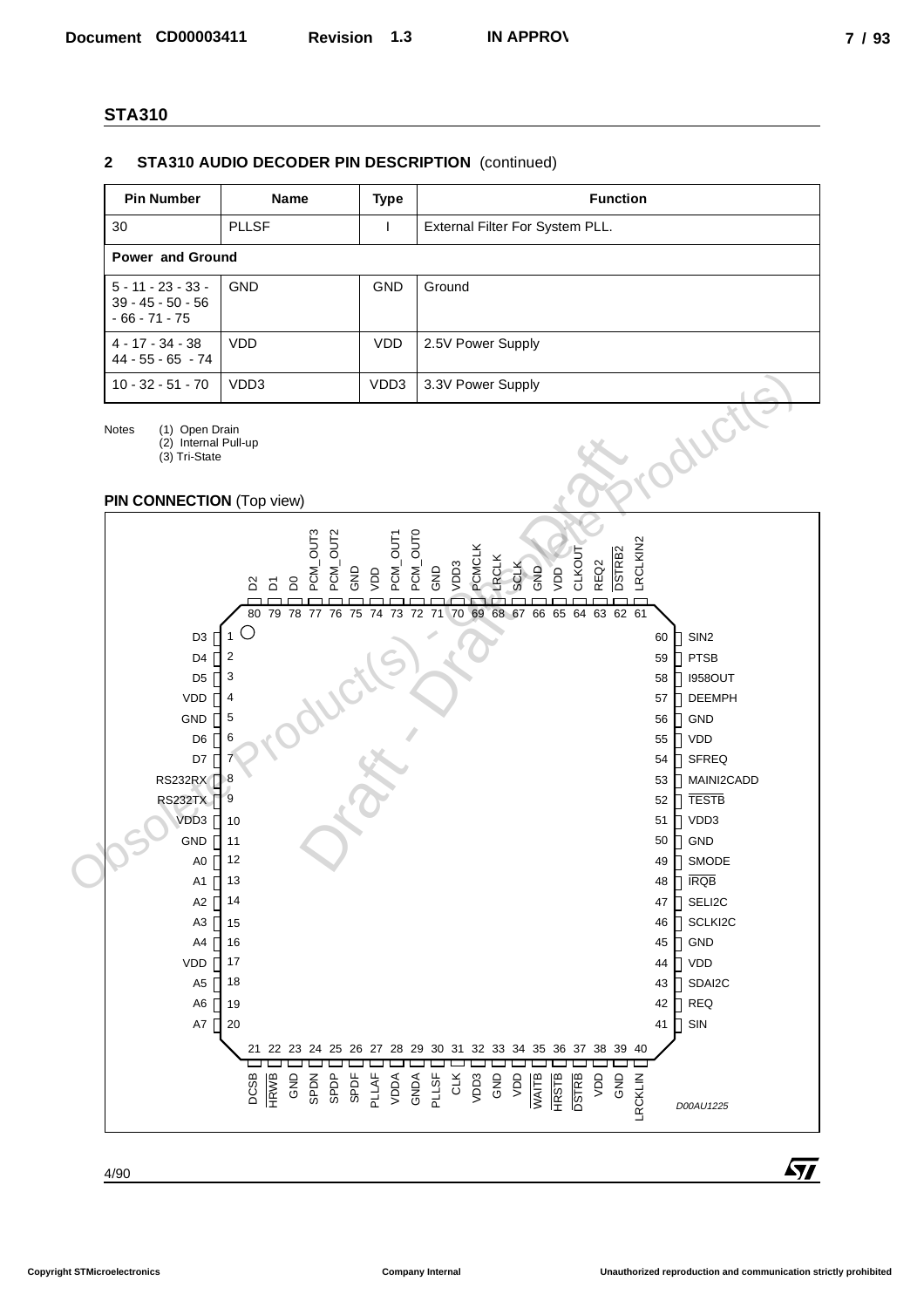## STA310

## 2 STA310 AUDIO DECODER PIN DESCRIPTION (continued)

| Pin Number | Name | Type | Function |
|---|---|---|---|
| 30 | PLLSF | I | External Filter For System PLL. |
| **Power and Ground** | | | |
| 5 - 11 - 23 - 33 - 39 - 45 - 50 - 56 - 66 - 71 - 75 | GND | GND | Ground |
| 4 - 17 - 34 - 38 44 - 55 - 65 - 74 | VDD | VDD | 2.5V Power Supply |
| 10 - 32 - 51 - 70 | VDD3 | VDD3 | 3.3V Power Supply |

Notes (1) Open Drain
(2) Internal Pull-up
(3) Tri-State

**PIN CONNECTION** (Top view)

| Pin | Name | Pin | Name | Pin | Name | Pin | Name |
|---|---|---|---|---|---|---|---|
| 1 | D3 | 21 | DCSB | 41 | SIN | 61 | LRCLKIN2 |
| 2 | D4 | 22 | HRWB | 42 | REQ | 62 | DSTRB2 |
| 3 | D5 | 23 | GND | 43 | SDAI2C | 63 | REQ2 |
| 4 | VDD | 24 | SPDN | 44 | VDD | 64 | CLKOUT |
| 5 | GND | 25 | SPDP | 45 | GND | 65 | VDD |
| 6 | D6 | 26 | SPDF | 46 | SCLKI2C | 66 | GND |
| 7 | D7 | 27 | PLLAF | 47 | SELI2C | 67 | SCLK |
| 8 | RS232RX | 28 | VDDA | 48 | IRQB | 68 | LRCLK |
| 9 | RS232TX | 29 | GNDA | 49 | SMODE | 69 | PCMCLK |
| 10 | VDD3 | 30 | PLLSF | 50 | GND | 70 | VDD3 |
| 11 | GND | 31 | CLK | 51 | VDD3 | 71 | GND |
| 12 | A0 | 32 | VDD3 | 52 | TESTB | 72 | PCM_OUT0 |
| 13 | A1 | 33 | GND | 53 | MAINI2CADD | 73 | PCM_OUT1 |
| 14 | A2 | 34 | VDD | 54 | SFREQ | 74 | VDD |
| 15 | A3 | 35 | WAITB | 55 | VDD | 75 | GND |
| 16 | A4 | 36 | HRSTB | 56 | GND | 76 | PCM_OUT2 |
| 17 | VDD | 37 | DSTRB | 57 | DEEMPH | 77 | PCM_OUT3 |
| 18 | A5 | 38 | VDD | 58 | I958OUT | 78 | D0 |
| 19 | A6 | 39 | GND | 59 | PTSB | 79 | D1 |
| 20 | A7 | 40 | LRCKLIN | 60 | SIN2 | 80 | D2 |

D00AU1225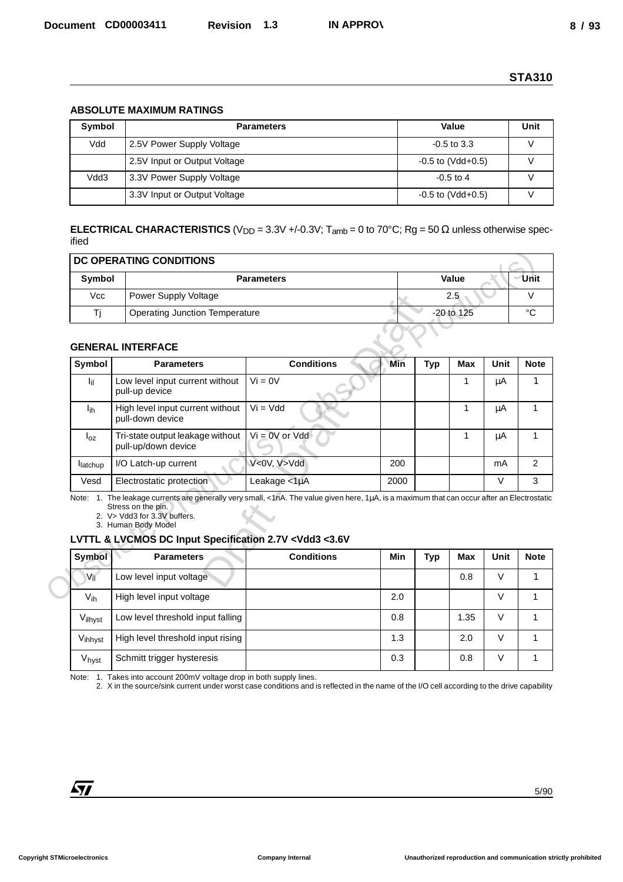## ABSOLUTE MAXIMUM RATINGS

| Symbol | Parameters | Value | Unit |
|---|---|---|---|
| Vdd | 2.5V Power Supply Voltage | -0.5 to 3.3 | V |
| | 2.5V Input or Output Voltage | -0.5 to (Vdd+0.5) | V |
| Vdd3 | 3.3V Power Supply Voltage | -0.5 to 4 | V |
| | 3.3V Input or Output Voltage | -0.5 to (Vdd+0.5) | V |

**ELECTRICAL CHARACTERISTICS** ($V_{DD}$ = 3.3V +/-0.3V; $T_{amb}$ = 0 to 70°C; Rg = 50 Ω unless otherwise specified

| DC OPERATING CONDITIONS | | | |
|---|---|---|---|
| **Symbol** | **Parameters** | **Value** | **Unit** |
| Vcc | Power Supply Voltage | 2.5 | V |
| Tj | Operating Junction Temperature | -20 to 125 | °C |

### GENERAL INTERFACE

| Symbol | Parameters | Conditions | Min | Typ | Max | Unit | Note |
|---|---|---|---|---|---|---|---|
| $I_{il}$ | Low level input current without pull-up device | Vi = 0V | | | 1 | µA | 1 |
| $I_{ih}$ | High level input current without pull-down device | Vi = Vdd | | | 1 | µA | 1 |
| $I_{oz}$ | Tri-state output leakage without pull-up/down device | Vi = 0V or Vdd | | | 1 | µA | 1 |
| $I_{latchup}$ | I/O Latch-up current | V<0V, V>Vdd | 200 | | | mA | 2 |
| Vesd | Electrostatic protection | Leakage <1µA | 2000 | | | V | 3 |

Note: 1. The leakage currents are generally very small, <1nA. The value given here, 1µA, is a maximum that can occur after an Electrostatic Stress on the pin.
2. V> Vdd3 for 3.3V buffers.
3. Human Body Model

### LVTTL & LVCMOS DC Input Specification 2.7V <Vdd3 <3.6V

| Symbol | Parameters | Conditions | Min | Typ | Max | Unit | Note |
|---|---|---|---|---|---|---|---|
| $V_{il}$ | Low level input voltage | | | | 0.8 | V | 1 |
| $V_{ih}$ | High level input voltage | | 2.0 | | | V | 1 |
| $V_{ilhyst}$ | Low level threshold input falling | | 0.8 | | 1.35 | V | 1 |
| $V_{ihhyst}$ | High level threshold input rising | | 1.3 | | 2.0 | V | 1 |
| $V_{hyst}$ | Schmitt trigger hysteresis | | 0.3 | | 0.8 | V | 1 |

Note: 1. Takes into account 200mV voltage drop in both supply lines.
2. X in the source/sink current under worst case conditions and is reflected in the name of the I/O cell according to the drive capability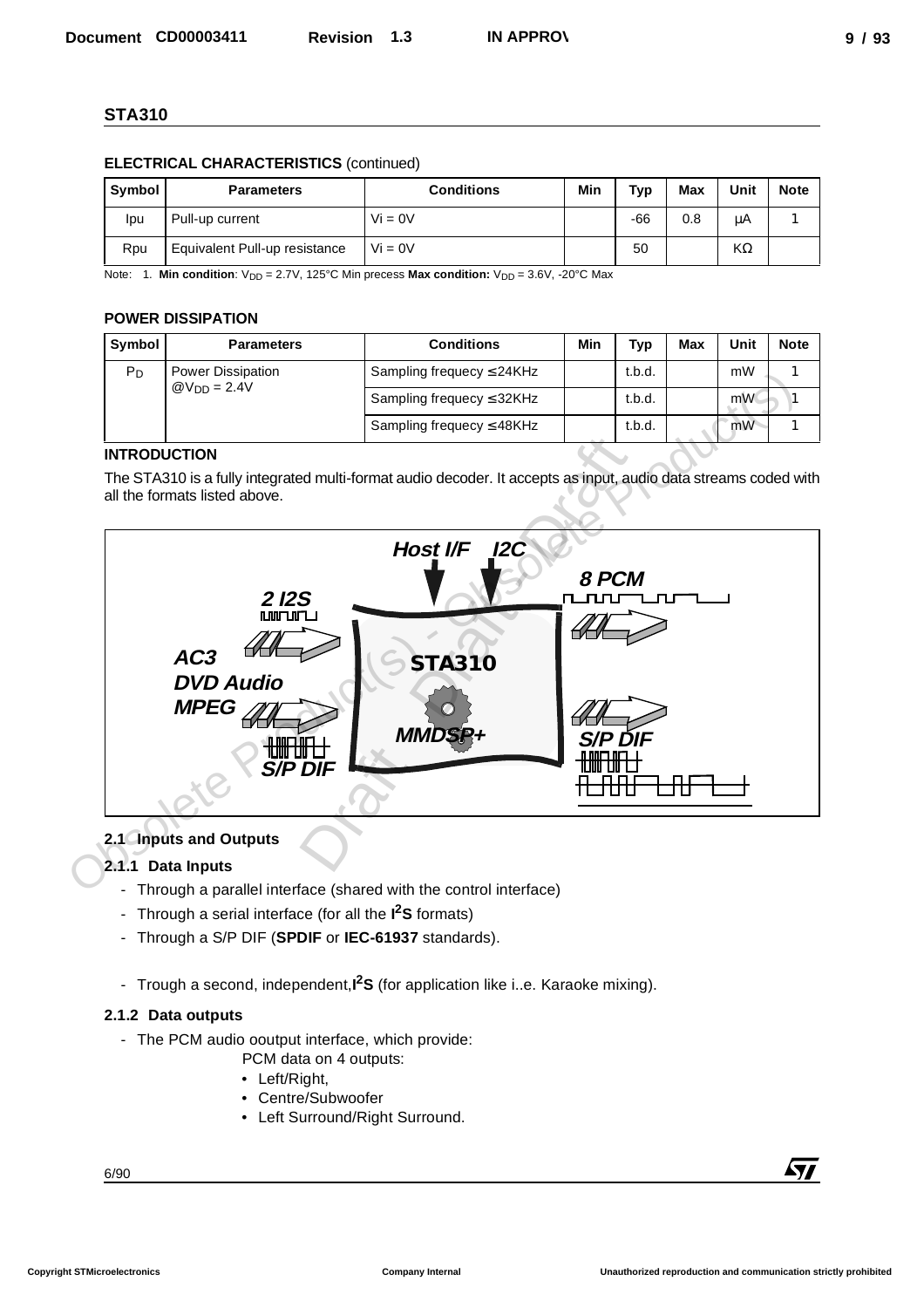## STA310

**ELECTRICAL CHARACTERISTICS** (continued)

| Symbol | Parameters | Conditions | Min | Typ | Max | Unit | Note |
|---|---|---|---|---|---|---|---|
| Ipu | Pull-up current | Vi = 0V | | -66 | 0.8 | µA | 1 |
| Rpu | Equivalent Pull-up resistance | Vi = 0V | | 50 | | KΩ | |

Note: 1. **Min condition**: $V_{DD}$ = 2.7V, 125°C Min precess **Max condition:** $V_{DD}$ = 3.6V, -20°C Max

**POWER DISSIPATION**

| Symbol | Parameters | Conditions | Min | Typ | Max | Unit | Note |
|---|---|---|---|---|---|---|---|
| $P_D$ | Power Dissipation @$V_{DD}$ = 2.4V | Sampling frequecy ≤ 24KHz | | t.b.d. | | mW | 1 |
| | | Sampling frequecy ≤ 32KHz | | t.b.d. | | mW | 1 |
| | | Sampling frequecy ≤ 48KHz | | t.b.d. | | mW | 1 |

**INTRODUCTION**

The STA310 is a fully integrated multi-format audio decoder. It accepts as input, audio data streams coded with all the formats listed above.

Host I/F I2C

2 I2S

8 PCM

AC3
DVD Audio
MPEG

STA310

MMDSP+

S/P DIF

S/P DIF

### 2.1 Inputs and Outputs

#### 2.1.1 Data Inputs

- Through a parallel interface (shared with the control interface)
- Through a serial interface (for all the **I²S** formats)
- Through a S/P DIF (**SPDIF** or **IEC-61937** standards).
- Trough a second, independent,**I²S** (for application like i..e. Karaoke mixing).

#### 2.1.2 Data outputs

- The PCM audio ooutput interface, which provide:
  PCM data on 4 outputs:
  - Left/Right,
  - Centre/Subwoofer
  - Left Surround/Right Surround.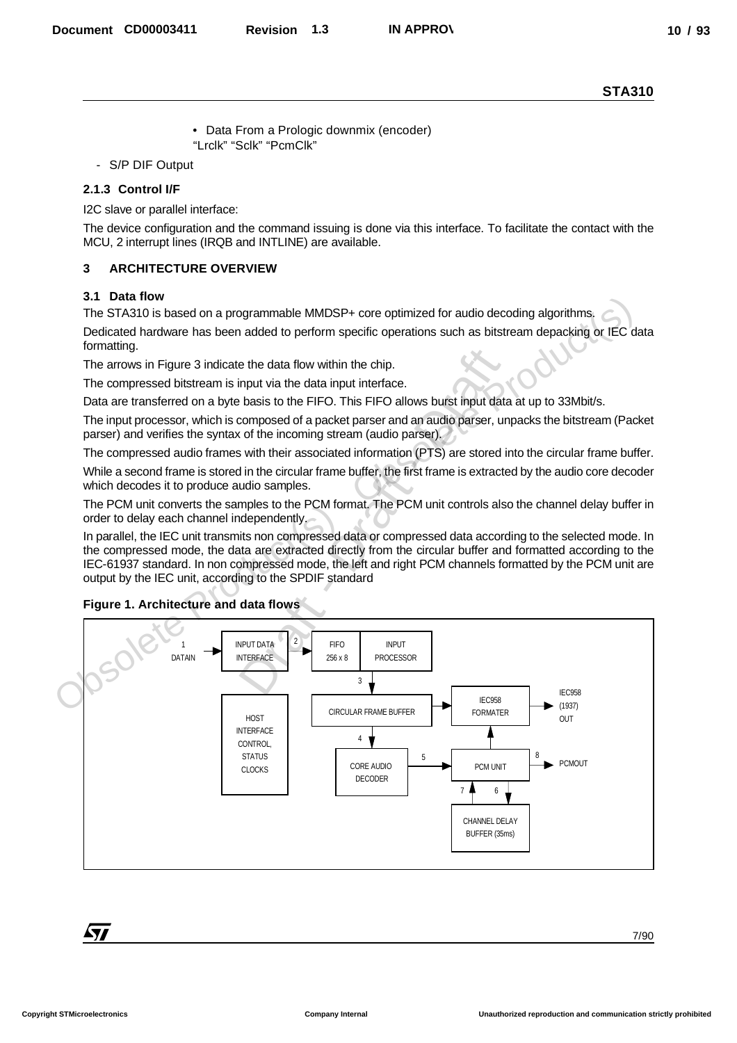- Data From a Prologic downmix (encoder)
  "Lrclk" "Sclk" "PcmClk"

- S/P DIF Output

### 2.1.3 Control I/F

I2C slave or parallel interface:

The device configuration and the command issuing is done via this interface. To facilitate the contact with the MCU, 2 interrupt lines (IRQB and INTLINE) are available.

## 3 ARCHITECTURE OVERVIEW

### 3.1 Data flow

The STA310 is based on a programmable MMDSP+ core optimized for audio decoding algorithms.

Dedicated hardware has been added to perform specific operations such as bitstream depacking or IEC data formatting.

The arrows in Figure 3 indicate the data flow within the chip.

The compressed bitstream is input via the data input interface.

Data are transferred on a byte basis to the FIFO. This FIFO allows burst input data at up to 33Mbit/s.

The input processor, which is composed of a packet parser and an audio parser, unpacks the bitstream (Packet parser) and verifies the syntax of the incoming stream (audio parser).

The compressed audio frames with their associated information (PTS) are stored into the circular frame buffer.

While a second frame is stored in the circular frame buffer, the first frame is extracted by the audio core decoder which decodes it to produce audio samples.

The PCM unit converts the samples to the PCM format. The PCM unit controls also the channel delay buffer in order to delay each channel independently.

In parallel, the IEC unit transmits non compressed data or compressed data according to the selected mode. In the compressed mode, the data are extracted directly from the circular buffer and formatted according to the IEC-61937 standard. In non compressed mode, the left and right PCM channels formatted by the PCM unit are output by the IEC unit, according to the SPDIF standard

**Figure 1. Architecture and data flows**

DATAIN → (1) INPUT DATA INTERFACE → (2) FIFO 256 x 8 | INPUT PROCESSOR → (3) CIRCULAR FRAME BUFFER → (4) CORE AUDIO DECODER → (5) PCM UNIT → (8) PCMOUT

CIRCULAR FRAME BUFFER → IEC958 FORMATER → IEC958 (1937) OUT

PCM UNIT → IEC958 FORMATER

PCM UNIT ↔ (6, 7) CHANNEL DELAY BUFFER (35ms)

HOST INTERFACE CONTROL, STATUS CLOCKS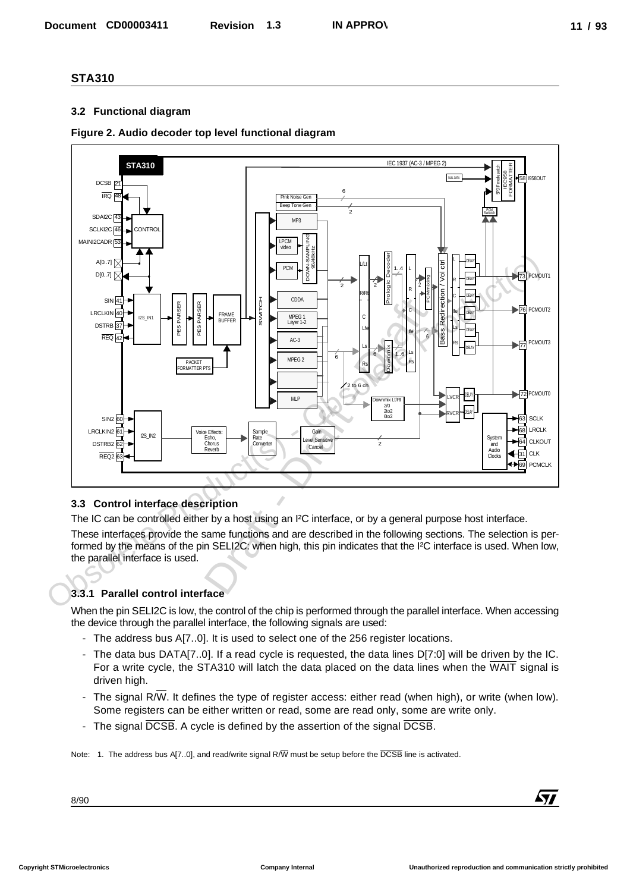## STA310

### 3.2 Functional diagram

**Figure 2. Audio decoder top level functional diagram**

### 3.3 Control interface description

The IC can be controlled either by a host using an I²C interface, or by a general purpose host interface.

These interfaces provide the same functions and are described in the following sections. The selection is performed by the means of the pin SELI2C: when high, this pin indicates that the I²C interface is used. When low, the parallel interface is used.

### 3.3.1 Parallel control interface

When the pin SELI2C is low, the control of the chip is performed through the parallel interface. When accessing the device through the parallel interface, the following signals are used:

- The address bus A[7..0]. It is used to select one of the 256 register locations.
- The data bus DATA[7..0]. If a read cycle is requested, the data lines D[7:0] will be driven by the IC. For a write cycle, the STA310 will latch the data placed on the data lines when the $\overline{WAIT}$ signal is driven high.
- The signal R/$\overline{W}$. It defines the type of register access: either read (when high), or write (when low). Some registers can be either written or read, some are read only, some are write only.
- The signal $\overline{DCSB}$. A cycle is defined by the assertion of the signal $\overline{DCSB}$.

Note: 1. The address bus A[7..0], and read/write signal R/$\overline{W}$ must be setup before the $\overline{DCSB}$ line is activated.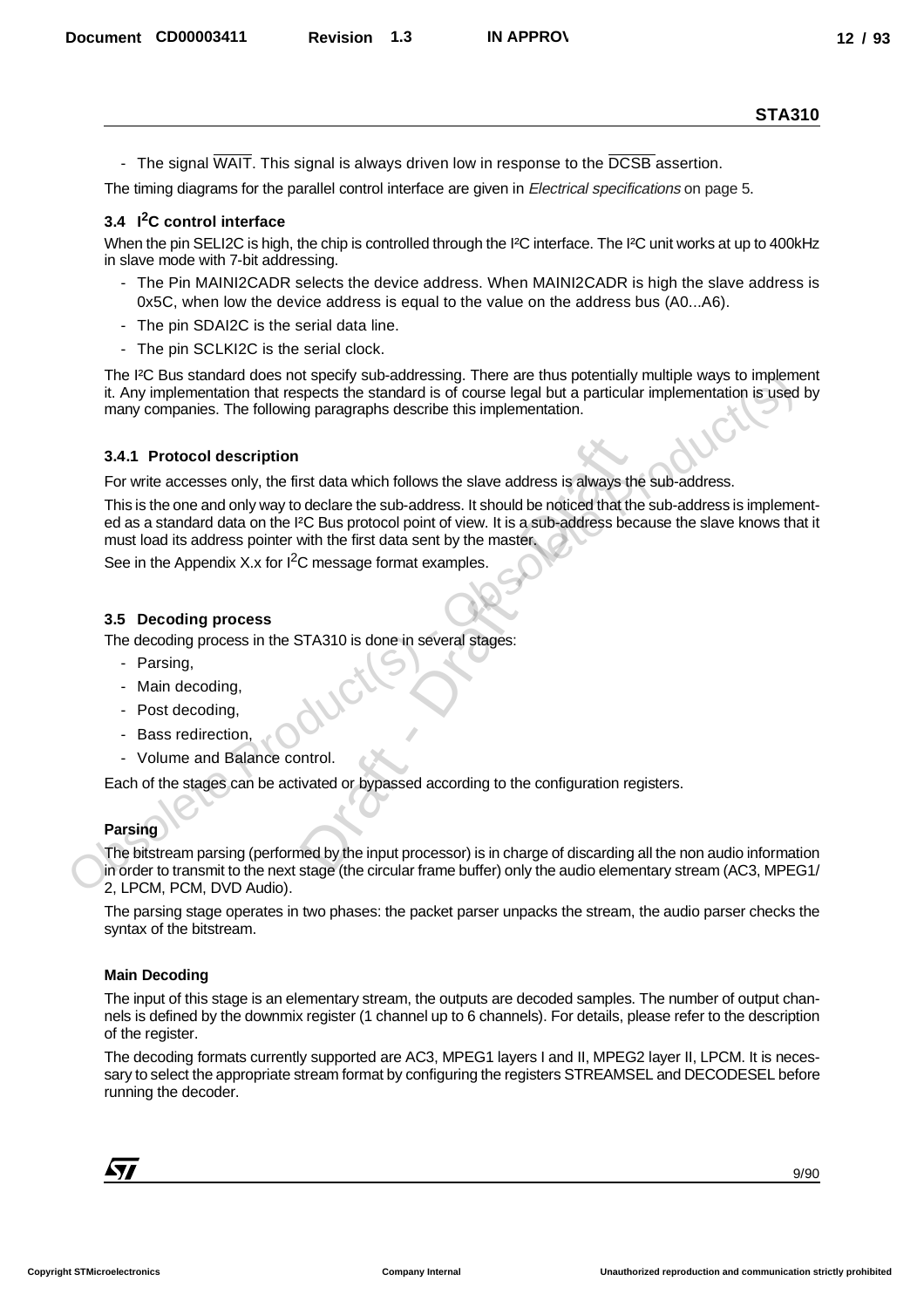- The signal $\overline{WAIT}$. This signal is always driven low in response to the $\overline{DCSB}$ assertion.

The timing diagrams for the parallel control interface are given in *Electrical specifications* on page 5.

### 3.4 I²C control interface

When the pin SELI2C is high, the chip is controlled through the I²C interface. The I²C unit works at up to 400kHz in slave mode with 7-bit addressing.

- The Pin MAINI2CADR selects the device address. When MAINI2CADR is high the slave address is 0x5C, when low the device address is equal to the value on the address bus (A0...A6).
- The pin SDAI2C is the serial data line.
- The pin SCLKI2C is the serial clock.

The I²C Bus standard does not specify sub-addressing. There are thus potentially multiple ways to implement it. Any implementation that respects the standard is of course legal but a particular implementation is used by many companies. The following paragraphs describe this implementation.

#### 3.4.1 Protocol description

For write accesses only, the first data which follows the slave address is always the sub-address.

This is the one and only way to declare the sub-address. It should be noticed that the sub-address is implemented as a standard data on the I²C Bus protocol point of view. It is a sub-address because the slave knows that it must load its address pointer with the first data sent by the master.

See in the Appendix X.x for I²C message format examples.

### 3.5 Decoding process

The decoding process in the STA310 is done in several stages:

- Parsing,
- Main decoding,
- Post decoding,
- Bass redirection,
- Volume and Balance control.

Each of the stages can be activated or bypassed according to the configuration registers.

#### Parsing

The bitstream parsing (performed by the input processor) is in charge of discarding all the non audio information in order to transmit to the next stage (the circular frame buffer) only the audio elementary stream (AC3, MPEG1/2, LPCM, PCM, DVD Audio).

The parsing stage operates in two phases: the packet parser unpacks the stream, the audio parser checks the syntax of the bitstream.

#### Main Decoding

The input of this stage is an elementary stream, the outputs are decoded samples. The number of output channels is defined by the downmix register (1 channel up to 6 channels). For details, please refer to the description of the register.

The decoding formats currently supported are AC3, MPEG1 layers I and II, MPEG2 layer II, LPCM. It is necessary to select the appropriate stream format by configuring the registers STREAMSEL and DECODESEL before running the decoder.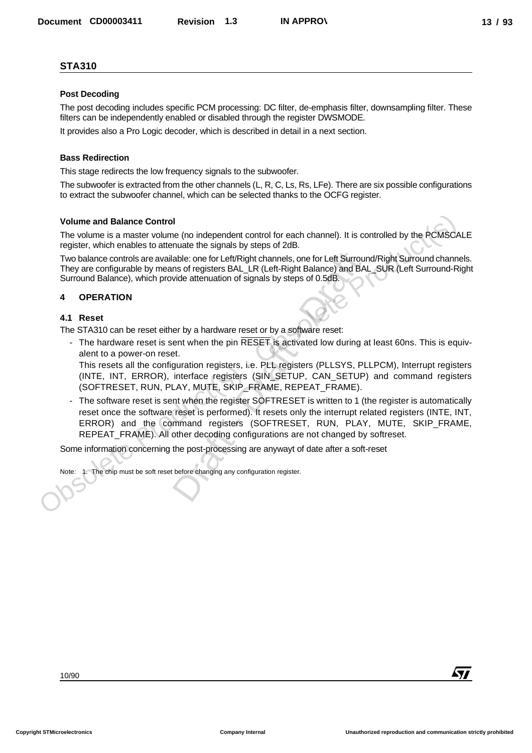## STA310

### Post Decoding

The post decoding includes specific PCM processing: DC filter, de-emphasis filter, downsampling filter. These filters can be independently enabled or disabled through the register DWSMODE.

It provides also a Pro Logic decoder, which is described in detail in a next section.

### Bass Redirection

This stage redirects the low frequency signals to the subwoofer.

The subwoofer is extracted from the other channels (L, R, C, Ls, Rs, LFe). There are six possible configurations to extract the subwoofer channel, which can be selected thanks to the OCFG register.

### Volume and Balance Control

The volume is a master volume (no independent control for each channel). It is controlled by the PCMSCALE register, which enables to attenuate the signals by steps of 2dB.

Two balance controls are available: one for Left/Right channels, one for Left Surround/Right Surround channels. They are configurable by means of registers BAL_LR (Left-Right Balance) and BAL_SUR (Left Surround-Right Surround Balance), which provide attenuation of signals by steps of 0.5dB.

# 4 OPERATION

## 4.1 Reset

The STA310 can be reset either by a hardware reset or by a software reset:

- The hardware reset is sent when the pin $\overline{\text{RESET}}$ is activated low during at least 60ns. This is equivalent to a power-on reset.
  This resets all the configuration registers, i.e. PLL registers (PLLSYS, PLLPCM), Interrupt registers (INTE, INT, ERROR), interface registers (SIN_SETUP, CAN_SETUP) and command registers (SOFTRESET, RUN, PLAY, MUTE, SKIP_FRAME, REPEAT_FRAME).
- The software reset is sent when the register SOFTRESET is written to 1 (the register is automatically reset once the software reset is performed). It resets only the interrupt related registers (INTE, INT, ERROR) and the command registers (SOFTRESET, RUN, PLAY, MUTE, SKIP_FRAME, REPEAT_FRAME). All other decoding configurations are not changed by softreset.

Some information concerning the post-processing are anywayt of date after a soft-reset

Note: 1. The chip must be soft reset before changing any configuration register.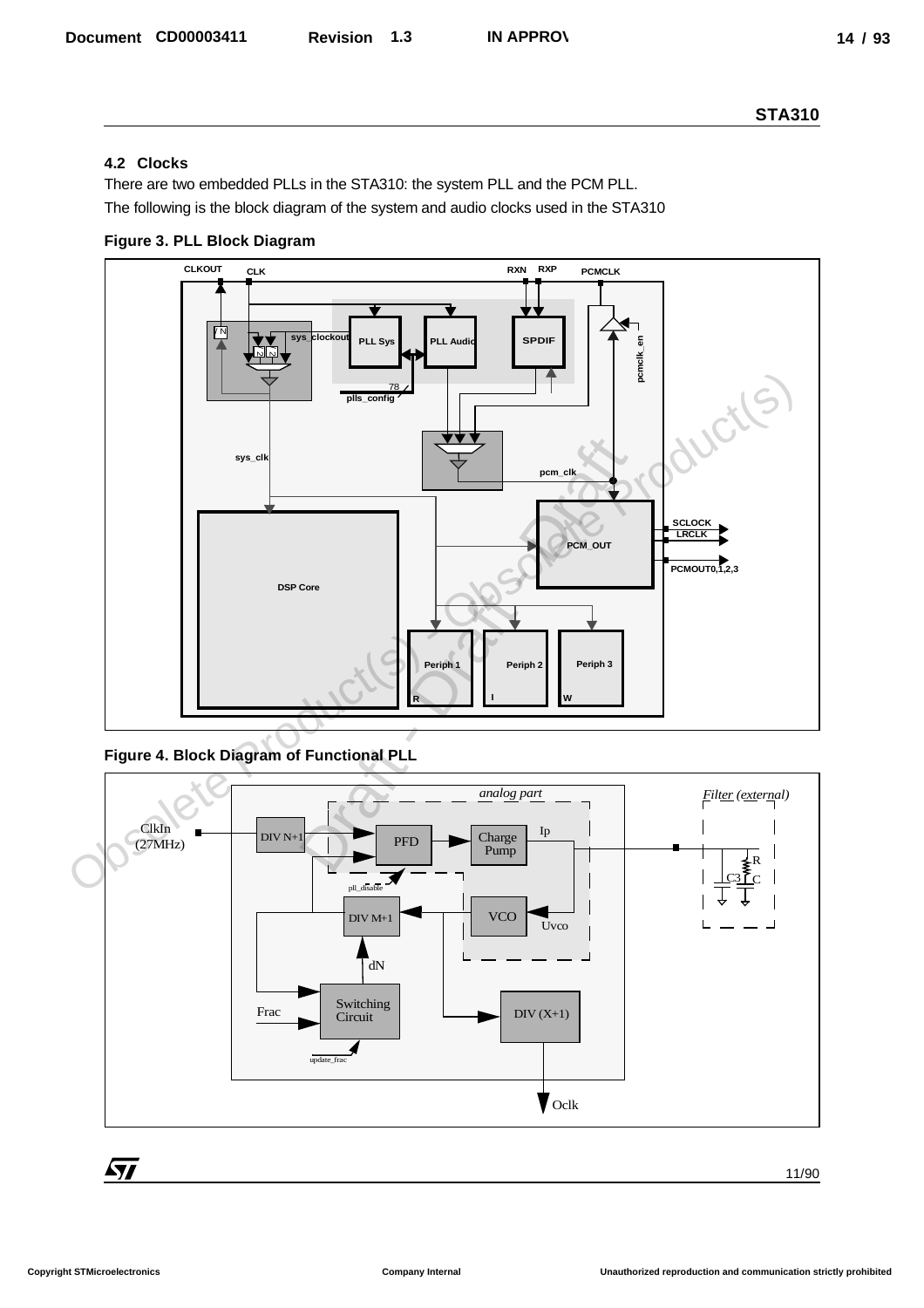## 4.2 Clocks

There are two embedded PLLs in the STA310: the system PLL and the PCM PLL.

The following is the block diagram of the system and audio clocks used in the STA310

**Figure 3. PLL Block Diagram**

**Figure 4. Block Diagram of Functional PLL**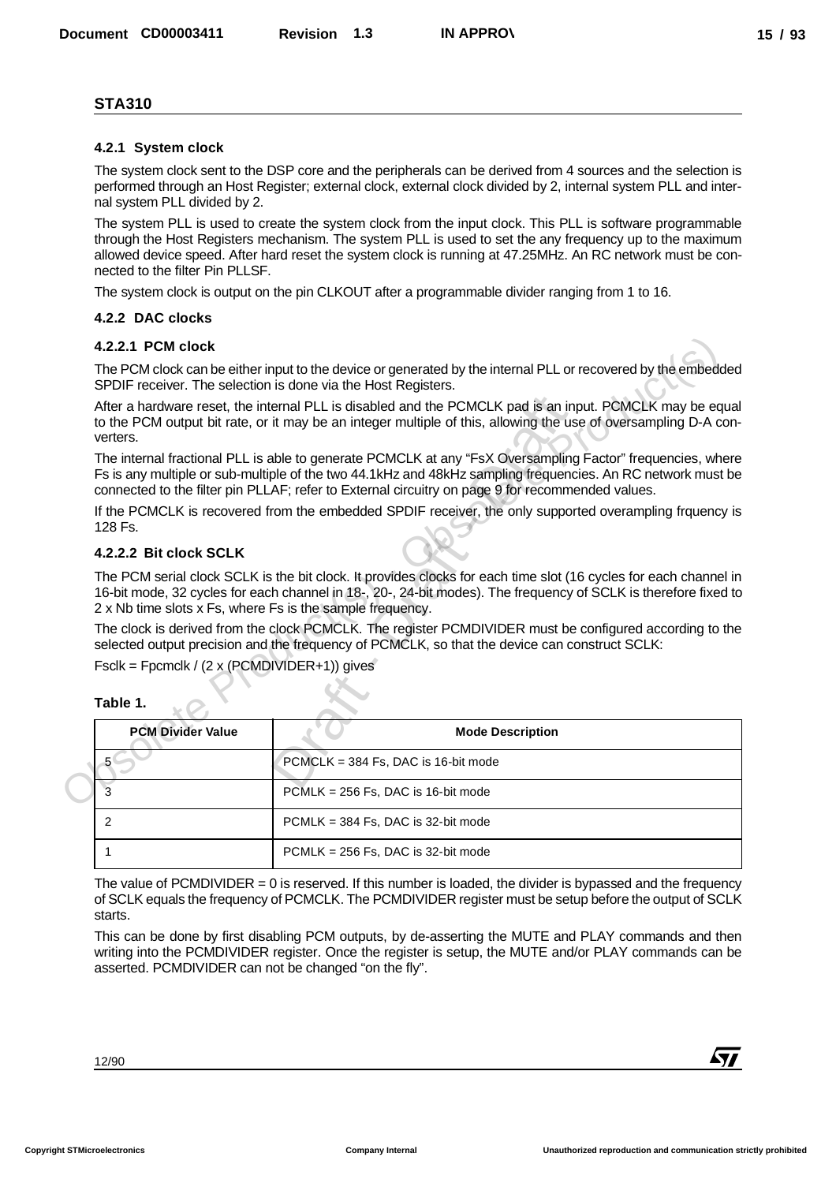## 4.2.1 System clock

The system clock sent to the DSP core and the peripherals can be derived from 4 sources and the selection is performed through an Host Register; external clock, external clock divided by 2, internal system PLL and internal system PLL divided by 2.

The system PLL is used to create the system clock from the input clock. This PLL is software programmable through the Host Registers mechanism. The system PLL is used to set the any frequency up to the maximum allowed device speed. After hard reset the system clock is running at 47.25MHz. An RC network must be connected to the filter Pin PLLSF.

The system clock is output on the pin CLKOUT after a programmable divider ranging from 1 to 16.

## 4.2.2 DAC clocks

### 4.2.2.1 PCM clock

The PCM clock can be either input to the device or generated by the internal PLL or recovered by the embedded SPDIF receiver. The selection is done via the Host Registers.

After a hardware reset, the internal PLL is disabled and the PCMCLK pad is an input. PCMCLK may be equal to the PCM output bit rate, or it may be an integer multiple of this, allowing the use of oversampling D-A converters.

The internal fractional PLL is able to generate PCMCLK at any “FsX Oversampling Factor” frequencies, where Fs is any multiple or sub-multiple of the two 44.1kHz and 48kHz sampling frequencies. An RC network must be connected to the filter pin PLLAF; refer to External circuitry on page 9 for recommended values.

If the PCMCLK is recovered from the embedded SPDIF receiver, the only supported overampling frquency is 128 Fs.

### 4.2.2.2 Bit clock SCLK

The PCM serial clock SCLK is the bit clock. It provides clocks for each time slot (16 cycles for each channel in 16-bit mode, 32 cycles for each channel in 18-, 20-, 24-bit modes). The frequency of SCLK is therefore fixed to 2 x Nb time slots x Fs, where Fs is the sample frequency.

The clock is derived from the clock PCMCLK. The register PCMDIVIDER must be configured according to the selected output precision and the frequency of PCMCLK, so that the device can construct SCLK:

Fsclk = Fpcmclk / (2 x (PCMDIVIDER+1)) gives

**Table 1.**

| PCM Divider Value | Mode Description |
|---|---|
| 5 | PCMCLK = 384 Fs, DAC is 16-bit mode |
| 3 | PCMLK = 256 Fs, DAC is 16-bit mode |
| 2 | PCMLK = 384 Fs, DAC is 32-bit mode |
| 1 | PCMLK = 256 Fs, DAC is 32-bit mode |

The value of PCMDIVIDER = 0 is reserved. If this number is loaded, the divider is bypassed and the frequency of SCLK equals the frequency of PCMCLK. The PCMDIVIDER register must be setup before the output of SCLK starts.

This can be done by first disabling PCM outputs, by de-asserting the MUTE and PLAY commands and then writing into the PCMDIVIDER register. Once the register is setup, the MUTE and/or PLAY commands can be asserted. PCMDIVIDER can not be changed “on the fly”.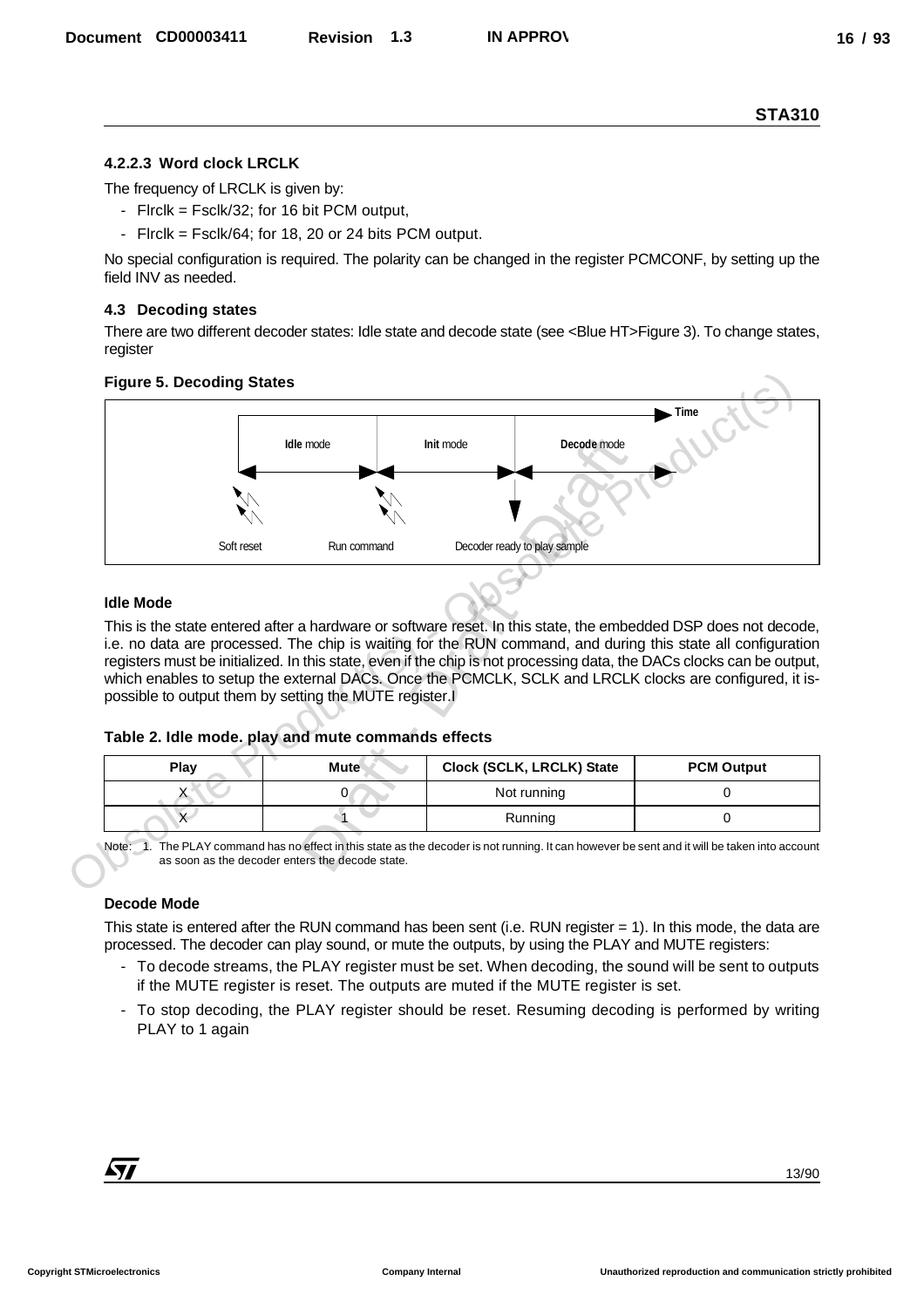#### 4.2.2.3 Word clock LRCLK

The frequency of LRCLK is given by:

- Flrclk = Fsclk/32; for 16 bit PCM output,
- Flrclk = Fsclk/64; for 18, 20 or 24 bits PCM output.

No special configuration is required. The polarity can be changed in the register PCMCONF, by setting up the field INV as needed.

### 4.3 Decoding states

There are two different decoder states: Idle state and decode state (see <Blue HT>Figure 3). To change states, register

**Figure 5. Decoding States**

Time

| Idle mode | Init mode | Decode mode |
|---|---|---|

Soft reset — Run command — Decoder ready to play sample

#### Idle Mode

This is the state entered after a hardware or software reset. In this state, the embedded DSP does not decode, i.e. no data are processed. The chip is waiting for the RUN command, and during this state all configuration registers must be initialized. In this state, even if the chip is not processing data, the DACs clocks can be output, which enables to setup the external DACs. Once the PCMCLK, SCLK and LRCLK clocks are configured, it is-possible to output them by setting the MUTE register.l

**Table 2. Idle mode. play and mute commands effects**

| Play | Mute | Clock (SCLK, LRCLK) State | PCM Output |
|---|---|---|---|
| X | 0 | Not running | 0 |
| X | 1 | Running | 0 |

Note: 1. The PLAY command has no effect in this state as the decoder is not running. It can however be sent and it will be taken into account as soon as the decoder enters the decode state.

#### Decode Mode

This state is entered after the RUN command has been sent (i.e. RUN register = 1). In this mode, the data are processed. The decoder can play sound, or mute the outputs, by using the PLAY and MUTE registers:

- To decode streams, the PLAY register must be set. When decoding, the sound will be sent to outputs if the MUTE register is reset. The outputs are muted if the MUTE register is set.
- To stop decoding, the PLAY register should be reset. Resuming decoding is performed by writing PLAY to 1 again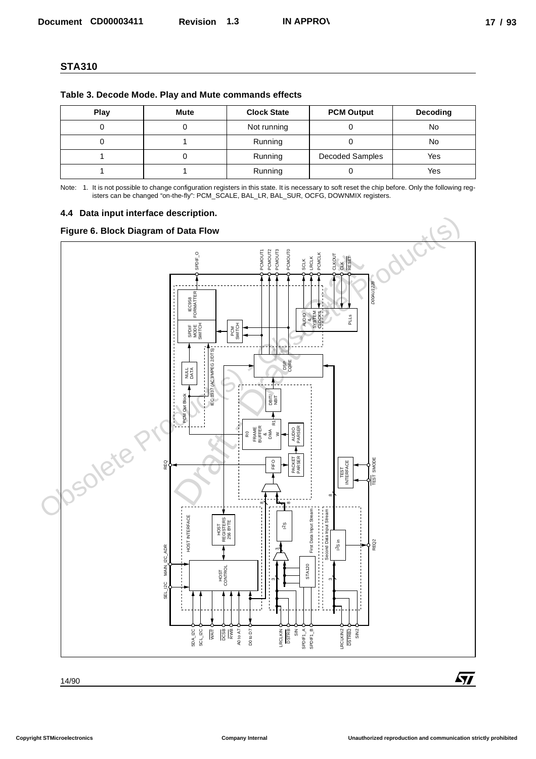## STA310

### Table 3. Decode Mode. Play and Mute commands effects

| Play | Mute | Clock State | PCM Output | Decoding |
|---|---|---|---|---|
| 0 | 0 | Not running | 0 | No |
| 0 | 1 | Running | 0 | No |
| 1 | 0 | Running | Decoded Samples | Yes |
| 1 | 1 | Running | 0 | Yes |

Note: 1. It is not possible to change configuration registers in this state. It is necessary to soft reset the chip before. Only the following registers can be changed "on-the-fly": PCM_SCALE, BAL_LR, BAL_SUR, OCFG, DOWNMIX registers.

### 4.4 Data input interface description.

### Figure 6. Block Diagram of Data Flow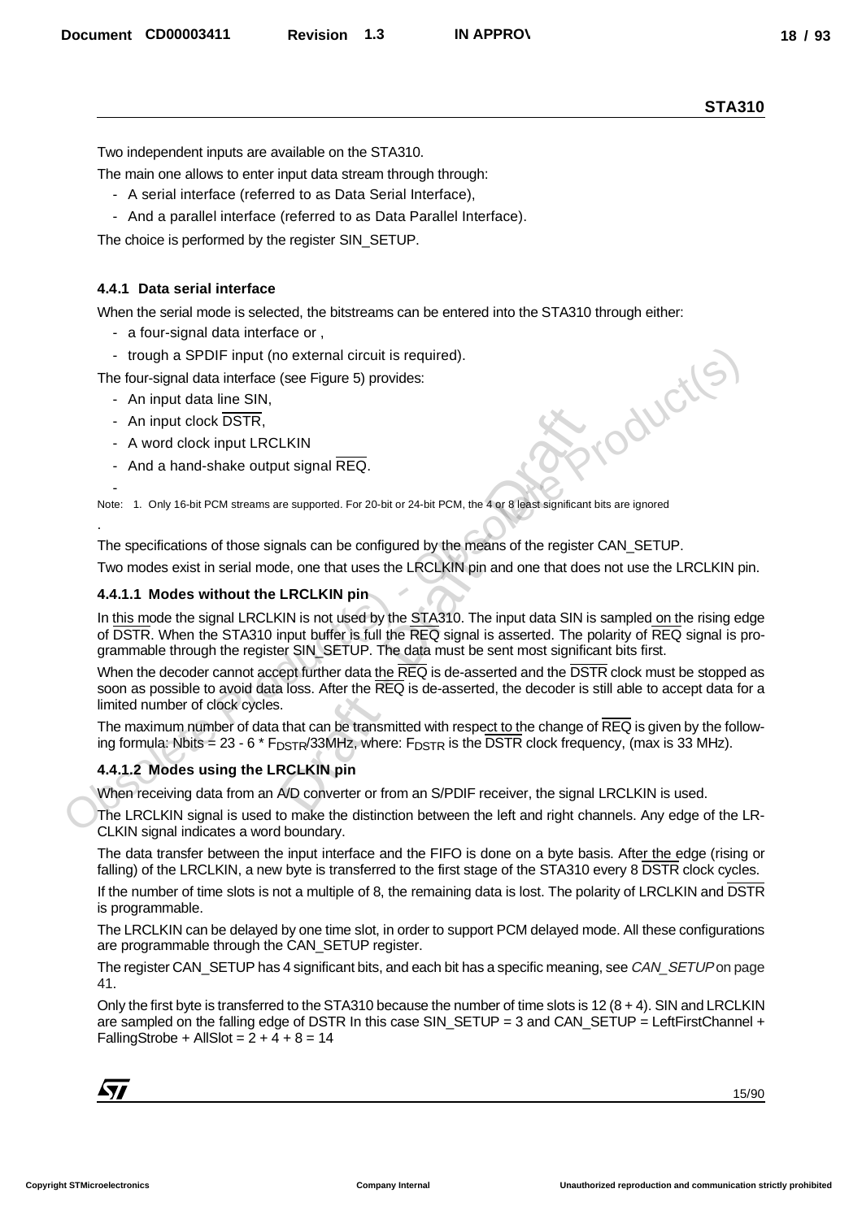Two independent inputs are available on the STA310.

The main one allows to enter input data stream through through:

- A serial interface (referred to as Data Serial Interface),
- And a parallel interface (referred to as Data Parallel Interface).

The choice is performed by the register SIN_SETUP.

### 4.4.1 Data serial interface

When the serial mode is selected, the bitstreams can be entered into the STA310 through either:

- a four-signal data interface or ,
- trough a SPDIF input (no external circuit is required).

The four-signal data interface (see Figure 5) provides:

- An input data line SIN,
- An input clock $\overline{DSTR}$,
- A word clock input LRCLKIN
- And a hand-shake output signal $\overline{REQ}$.
-

Note: 1. Only 16-bit PCM streams are supported. For 20-bit or 24-bit PCM, the 4 or 8 least significant bits are ignored

.

The specifications of those signals can be configured by the means of the register CAN_SETUP.

Two modes exist in serial mode, one that uses the LRCLKIN pin and one that does not use the LRCLKIN pin.

#### 4.4.1.1 Modes without the LRCLKIN pin

In this mode the signal LRCLKIN is not used by the STA310. The input data SIN is sampled on the rising edge of $\overline{DSTR}$. When the STA310 input buffer is full the $\overline{REQ}$ signal is asserted. The polarity of $\overline{REQ}$ signal is programmable through the register SIN_SETUP. The data must be sent most significant bits first.

When the decoder cannot accept further data the $\overline{REQ}$ is de-asserted and the $\overline{DSTR}$ clock must be stopped as soon as possible to avoid data loss. After the $\overline{REQ}$ is de-asserted, the decoder is still able to accept data for a limited number of clock cycles.

The maximum number of data that can be transmitted with respect to the change of $\overline{REQ}$ is given by the following formula: Nbits = 23 - 6 * $F_{DSTR}$/33MHz, where: $F_{DSTR}$ is the $\overline{DSTR}$ clock frequency, (max is 33 MHz).

#### 4.4.1.2 Modes using the LRCLKIN pin

When receiving data from an A/D converter or from an S/PDIF receiver, the signal LRCLKIN is used.

The LRCLKIN signal is used to make the distinction between the left and right channels. Any edge of the LRCLKIN signal indicates a word boundary.

The data transfer between the input interface and the FIFO is done on a byte basis. After the edge (rising or falling) of the LRCLKIN, a new byte is transferred to the first stage of the STA310 every 8 $\overline{DSTR}$ clock cycles.

If the number of time slots is not a multiple of 8, the remaining data is lost. The polarity of LRCLKIN and $\overline{DSTR}$ is programmable.

The LRCLKIN can be delayed by one time slot, in order to support PCM delayed mode. All these configurations are programmable through the CAN_SETUP register.

The register CAN_SETUP has 4 significant bits, and each bit has a specific meaning, see *CAN_SETUP* on page 41.

Only the first byte is transferred to the STA310 because the number of time slots is 12 (8 + 4). SIN and LRCLKIN are sampled on the falling edge of DSTR In this case SIN_SETUP = 3 and CAN_SETUP = LeftFirstChannel + FallingStrobe + AllSlot = 2 + 4 + 8 = 14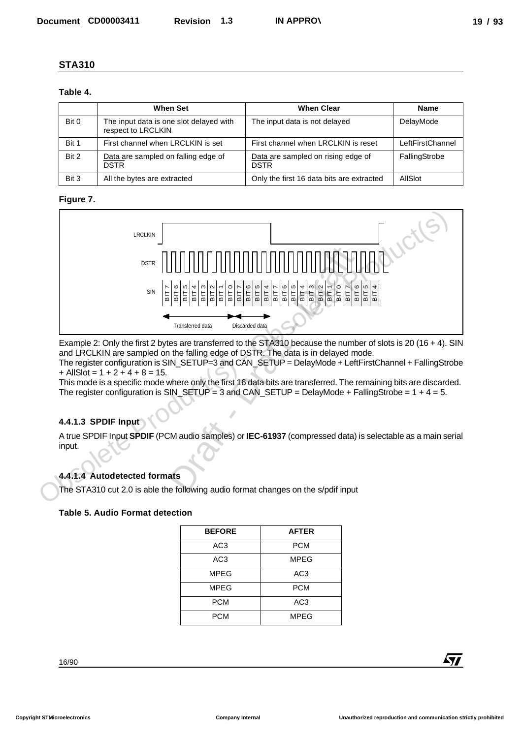## STA310

**Table 4.**

| | When Set | When Clear | Name |
|---|---|---|---|
| Bit 0 | The input data is one slot delayed with respect to LRCLKIN | The input data is not delayed | DelayMode |
| Bit 1 | First channel when LRCLKIN is set | First channel when LRCLKIN is reset | LeftFirstChannel |
| Bit 2 | Data are sampled on falling edge of DSTR | Data are sampled on rising edge of DSTR | FallingStrobe |
| Bit 3 | All the bytes are extracted | Only the first 16 data bits are extracted | AllSlot |

**Figure 7.**

LRCLKIN

DSTR

SIN BIT 7 BIT 6 BIT 5 BIT 4 BIT 3 BIT 2 BIT 1 BIT 0 BIT 7 BIT 6 BIT 5 BIT 4 BIT 7 BIT 6 BIT 5 BIT 4 BIT 3 BIT 2 BIT 1 BIT 0 BIT 7 BIT 6 BIT 5 BIT 4

Transferred data Discarded data

Example 2: Only the first 2 bytes are transferred to the STA310 because the number of slots is 20 (16 + 4). SIN and LRCLKIN are sampled on the falling edge of DSTR. The data is in delayed mode.
The register configuration is SIN_SETUP=3 and CAN_SETUP = DelayMode + LeftFirstChannel + FallingStrobe + AllSlot = 1 + 2 + 4 + 8 = 15.
This mode is a specific mode where only the first 16 data bits are transferred. The remaining bits are discarded. The register configuration is SIN_SETUP = 3 and CAN_SETUP = DelayMode + FallingStrobe = 1 + 4 = 5.

#### 4.4.1.3 SPDIF Input

A true SPDIF Input **SPDIF** (PCM audio samples) or **IEC-61937** (compressed data) is selectable as a main serial input.

#### 4.4.1.4 Autodetected formats

The STA310 cut 2.0 is able the following audio format changes on the s/pdif input

**Table 5. Audio Format detection**

| BEFORE | AFTER |
|---|---|
| AC3 | PCM |
| AC3 | MPEG |
| MPEG | AC3 |
| MPEG | PCM |
| PCM | AC3 |
| PCM | MPEG |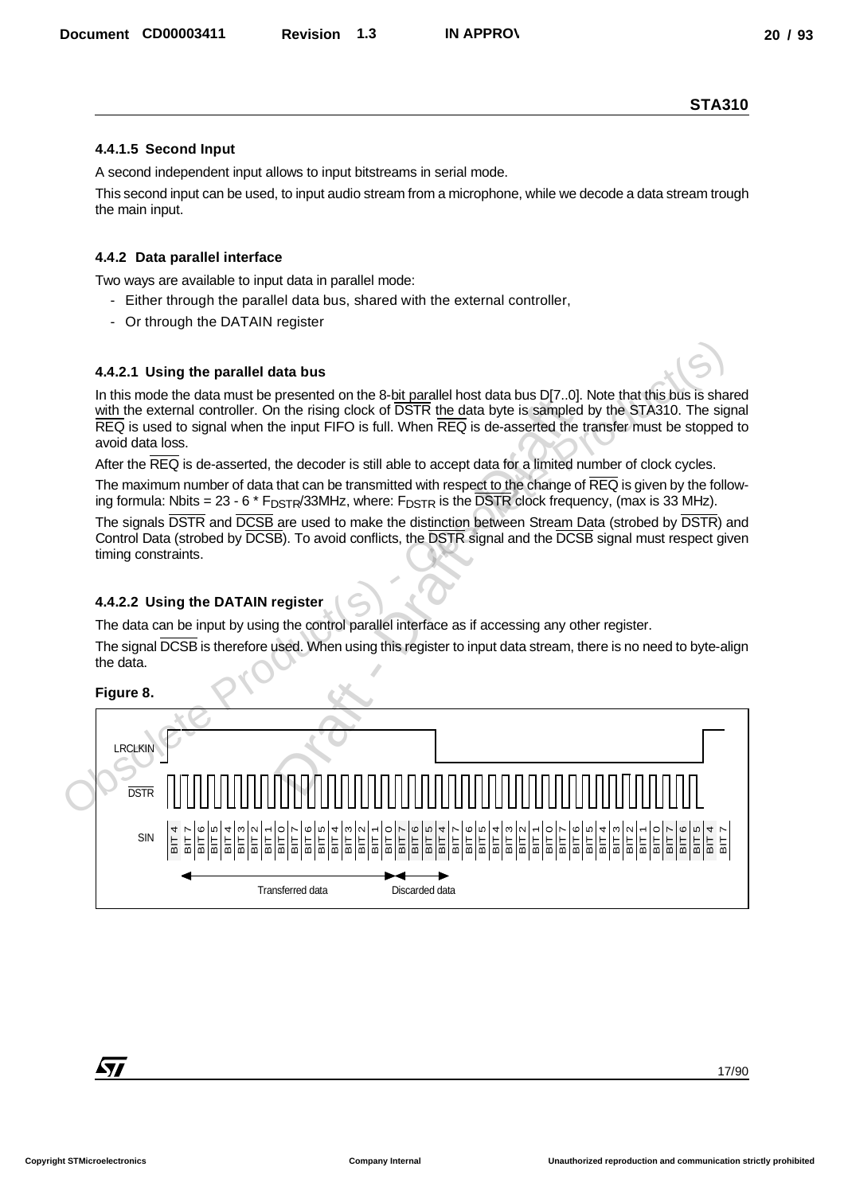#### 4.4.1.5 Second Input

A second independent input allows to input bitstreams in serial mode.

This second input can be used, to input audio stream from a microphone, while we decode a data stream trough the main input.

### 4.4.2 Data parallel interface

Two ways are available to input data in parallel mode:

- Either through the parallel data bus, shared with the external controller,
- Or through the DATAIN register

#### 4.4.2.1 Using the parallel data bus

In this mode the data must be presented on the 8-bit parallel host data bus D[7..0]. Note that this bus is shared with the external controller. On the rising clock of $\overline{DSTR}$ the data byte is sampled by the STA310. The signal $\overline{REQ}$ is used to signal when the input FIFO is full. When $\overline{REQ}$ is de-asserted the transfer must be stopped to avoid data loss.

After the $\overline{REQ}$ is de-asserted, the decoder is still able to accept data for a limited number of clock cycles.

The maximum number of data that can be transmitted with respect to the change of $\overline{REQ}$ is given by the following formula: Nbits = 23 - 6 * $F_{DSTR}$/33MHz, where: $F_{DSTR}$ is the $\overline{DSTR}$ clock frequency, (max is 33 MHz).

The signals $\overline{DSTR}$ and $\overline{DCSB}$ are used to make the distinction between Stream Data (strobed by $\overline{DSTR}$) and Control Data (strobed by $\overline{DCSB}$). To avoid conflicts, the $\overline{DSTR}$ signal and the $\overline{DCSB}$ signal must respect given timing constraints.

#### 4.4.2.2 Using the DATAIN register

The data can be input by using the control parallel interface as if accessing any other register.

The signal $\overline{DCSB}$ is therefore used. When using this register to input data stream, there is no need to byte-align the data.

**Figure 8.**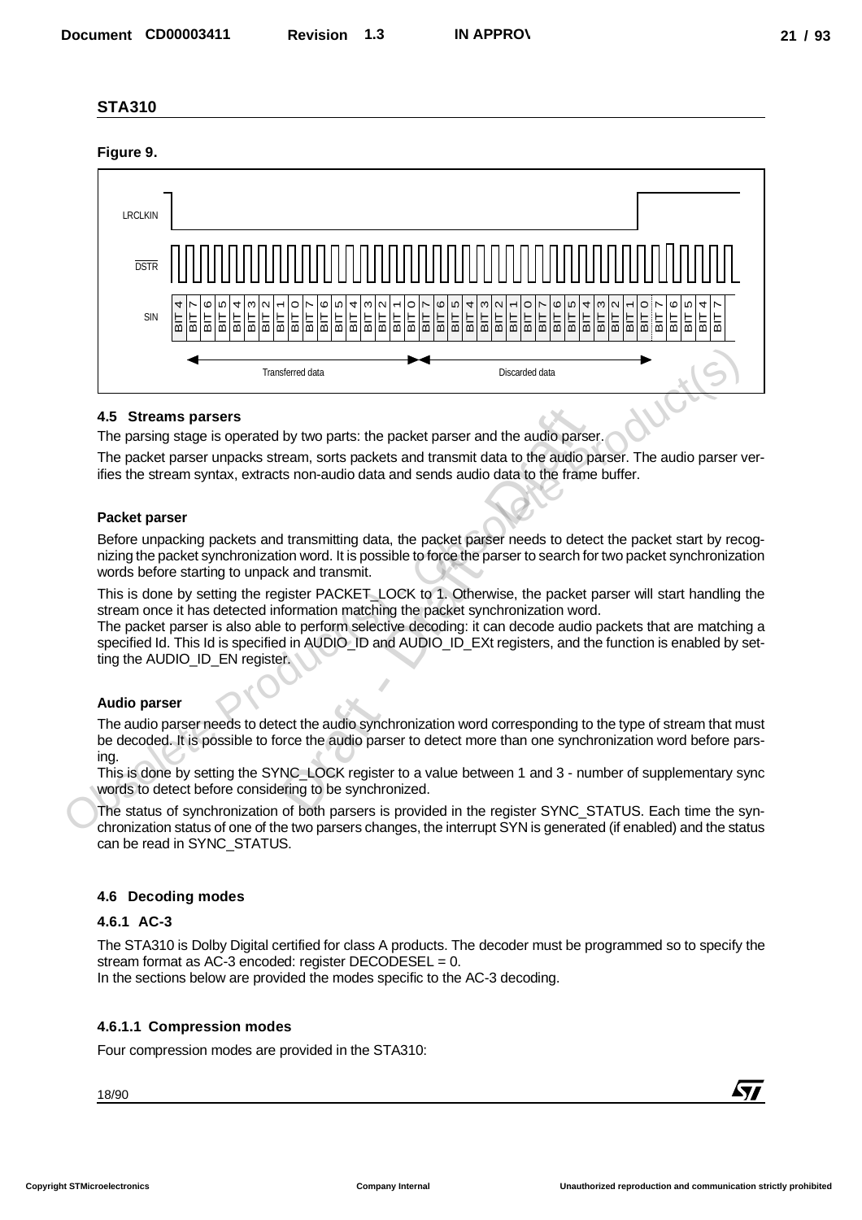## STA310

**Figure 9.**

LRCLKIN

$\overline{DSTR}$

SIN: BIT 4 | BIT 7 | BIT 6 | BIT 5 | BIT 4 | BIT 3 | BIT 2 | BIT 1 | BIT 0 | BIT 7 | BIT 6 | BIT 5 | BIT 4 | BIT 3 | BIT 2 | BIT 1 | BIT 0 | BIT 7 | BIT 6 | BIT 5 | BIT 4 | BIT 3 | BIT 2 | BIT 1 | BIT 0 | BIT 7 | BIT 6 | BIT 5 | BIT 4 | BIT 3 | BIT 2 | BIT 1 | BIT 0 | BIT 7 | BIT 6 | BIT 5 | BIT 4 | BIT 7

Transferred data — Discarded data

### 4.5 Streams parsers

The parsing stage is operated by two parts: the packet parser and the audio parser.

The packet parser unpacks stream, sorts packets and transmit data to the audio parser. The audio parser verifies the stream syntax, extracts non-audio data and sends audio data to the frame buffer.

#### Packet parser

Before unpacking packets and transmitting data, the packet parser needs to detect the packet start by recognizing the packet synchronization word. It is possible to force the parser to search for two packet synchronization words before starting to unpack and transmit.

This is done by setting the register PACKET_LOCK to 1. Otherwise, the packet parser will start handling the stream once it has detected information matching the packet synchronization word.
The packet parser is also able to perform selective decoding: it can decode audio packets that are matching a specified Id. This Id is specified in AUDIO_ID and AUDIO_ID_EXt registers, and the function is enabled by setting the AUDIO_ID_EN register.

#### Audio parser

The audio parser needs to detect the audio synchronization word corresponding to the type of stream that must be decoded. It is possible to force the audio parser to detect more than one synchronization word before parsing.
This is done by setting the SYNC_LOCK register to a value between 1 and 3 - number of supplementary sync words to detect before considering to be synchronized.

The status of synchronization of both parsers is provided in the register SYNC_STATUS. Each time the synchronization status of one of the two parsers changes, the interrupt SYN is generated (if enabled) and the status can be read in SYNC_STATUS.

### 4.6 Decoding modes

#### 4.6.1 AC-3

The STA310 is Dolby Digital certified for class A products. The decoder must be programmed so to specify the stream format as AC-3 encoded: register DECODESEL = 0.
In the sections below are provided the modes specific to the AC-3 decoding.

##### 4.6.1.1 Compression modes

Four compression modes are provided in the STA310: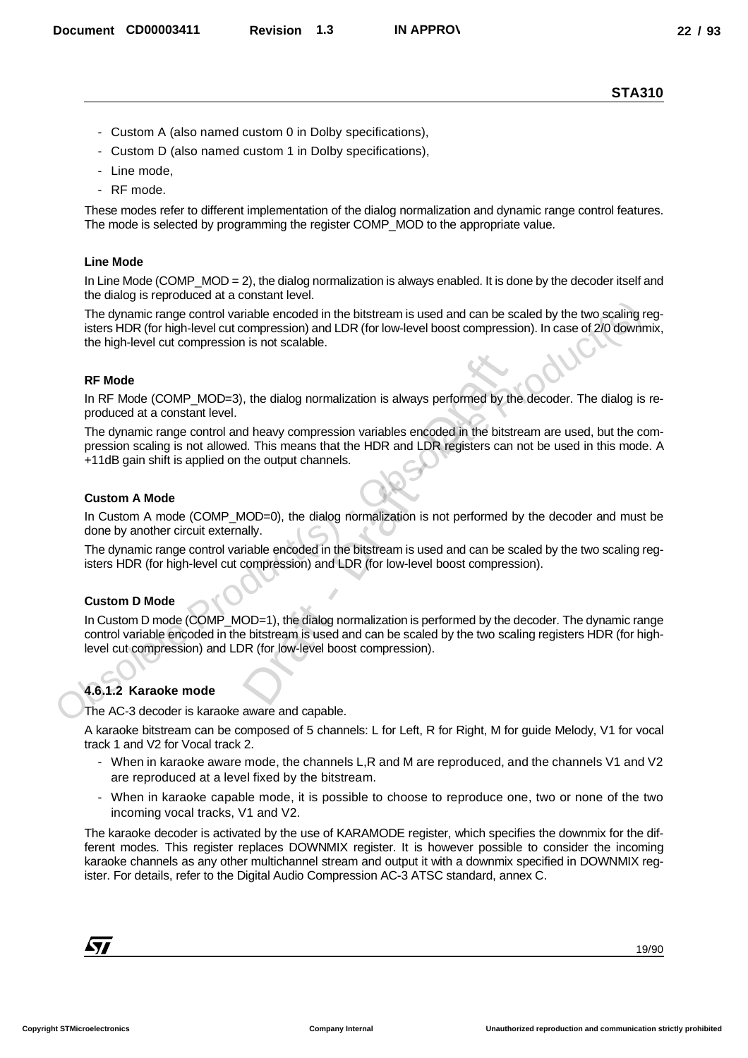- Custom A (also named custom 0 in Dolby specifications),
- Custom D (also named custom 1 in Dolby specifications),
- Line mode,
- RF mode.

These modes refer to different implementation of the dialog normalization and dynamic range control features. The mode is selected by programming the register COMP_MOD to the appropriate value.

**Line Mode**

In Line Mode (COMP_MOD = 2), the dialog normalization is always enabled. It is done by the decoder itself and the dialog is reproduced at a constant level.

The dynamic range control variable encoded in the bitstream is used and can be scaled by the two scaling registers HDR (for high-level cut compression) and LDR (for low-level boost compression). In case of 2/0 downmix, the high-level cut compression is not scalable.

**RF Mode**

In RF Mode (COMP_MOD=3), the dialog normalization is always performed by the decoder. The dialog is reproduced at a constant level.

The dynamic range control and heavy compression variables encoded in the bitstream are used, but the compression scaling is not allowed. This means that the HDR and LDR registers can not be used in this mode. A +11dB gain shift is applied on the output channels.

**Custom A Mode**

In Custom A mode (COMP_MOD=0), the dialog normalization is not performed by the decoder and must be done by another circuit externally.

The dynamic range control variable encoded in the bitstream is used and can be scaled by the two scaling registers HDR (for high-level cut compression) and LDR (for low-level boost compression).

**Custom D Mode**

In Custom D mode (COMP_MOD=1), the dialog normalization is performed by the decoder. The dynamic range control variable encoded in the bitstream is used and can be scaled by the two scaling registers HDR (for high-level cut compression) and LDR (for low-level boost compression).

#### 4.6.1.2 Karaoke mode

The AC-3 decoder is karaoke aware and capable.

A karaoke bitstream can be composed of 5 channels: L for Left, R for Right, M for guide Melody, V1 for vocal track 1 and V2 for Vocal track 2.

- When in karaoke aware mode, the channels L,R and M are reproduced, and the channels V1 and V2 are reproduced at a level fixed by the bitstream.
- When in karaoke capable mode, it is possible to choose to reproduce one, two or none of the two incoming vocal tracks, V1 and V2.

The karaoke decoder is activated by the use of KARAMODE register, which specifies the downmix for the different modes. This register replaces DOWNMIX register. It is however possible to consider the incoming karaoke channels as any other multichannel stream and output it with a downmix specified in DOWNMIX register. For details, refer to the Digital Audio Compression AC-3 ATSC standard, annex C.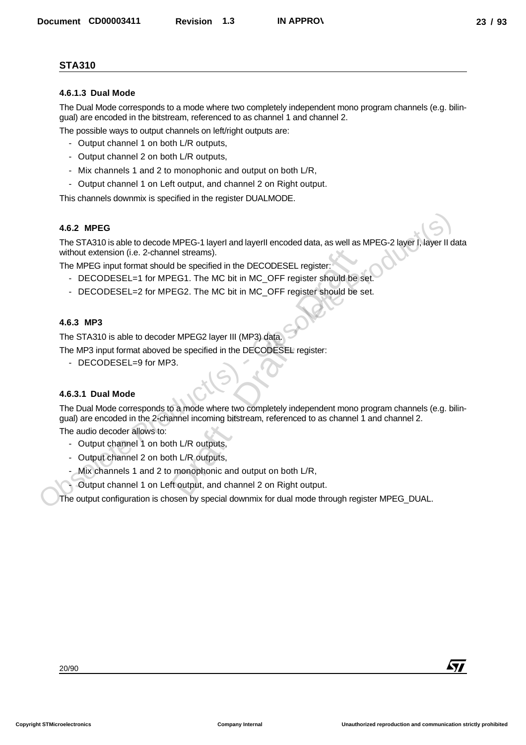### 4.6.1.3 Dual Mode

The Dual Mode corresponds to a mode where two completely independent mono program channels (e.g. bilingual) are encoded in the bitstream, referenced to as channel 1 and channel 2.

The possible ways to output channels on left/right outputs are:

- Output channel 1 on both L/R outputs,
- Output channel 2 on both L/R outputs,
- Mix channels 1 and 2 to monophonic and output on both L/R,
- Output channel 1 on Left output, and channel 2 on Right output.

This channels downmix is specified in the register DUALMODE.

## 4.6.2 MPEG

The STA310 is able to decode MPEG-1 layerI and layerII encoded data, as well as MPEG-2 layer I, layer II data without extension (i.e. 2-channel streams).

The MPEG input format should be specified in the DECODESEL register:

- DECODESEL=1 for MPEG1. The MC bit in MC_OFF register should be set.
- DECODESEL=2 for MPEG2. The MC bit in MC_OFF register should be set.

## 4.6.3 MP3

The STA310 is able to decoder MPEG2 layer III (MP3) data.

The MP3 input format aboved be specified in the DECODESEL register:

- DECODESEL=9 for MP3.

### 4.6.3.1 Dual Mode

The Dual Mode corresponds to a mode where two completely independent mono program channels (e.g. bilingual) are encoded in the 2-channel incoming bitstream, referenced to as channel 1 and channel 2.

The audio decoder allows to:

- Output channel 1 on both L/R outputs,
- Output channel 2 on both L/R outputs,
- Mix channels 1 and 2 to monophonic and output on both L/R,
- Output channel 1 on Left output, and channel 2 on Right output.

The output configuration is chosen by special downmix for dual mode through register MPEG_DUAL.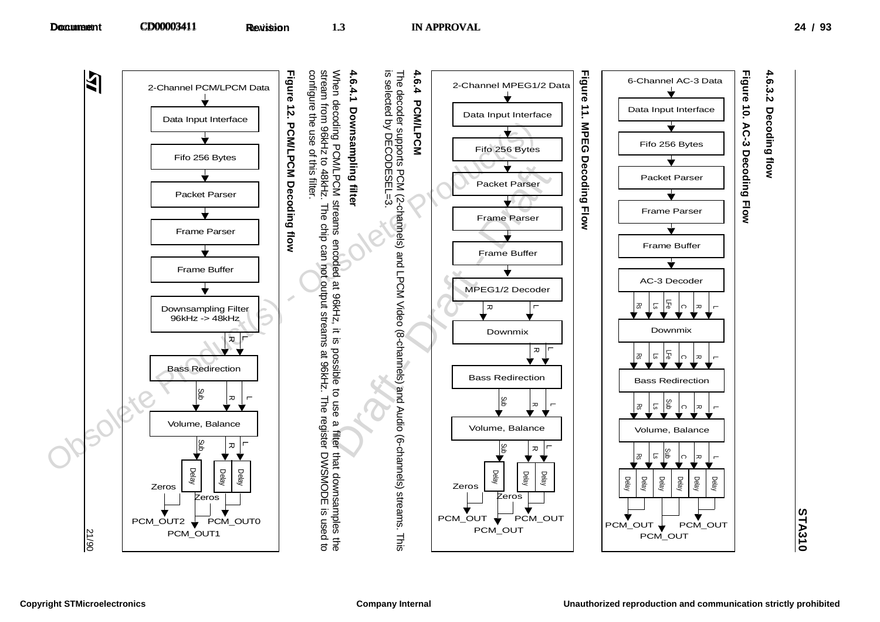### 4.6.3.2 Decoding flow

**Figure 10. AC-3 Decoding Flow**

**Figure 11. MPEG Decoding Flow**

### 4.6.4 PCM/LPCM

The decoder supports PCM (2-channels) and LPCM Video (8-channels) and Audio (6-channels) streams. This is selected by DECODESEL=3.

#### 4.6.4.1 Downsampling filter

When decoding PCM/LPCM streams encoded at 96kHz, it is possible to use a filter that downsamples the stream from 96kHz to 48kHz. The chip can not output streams at 96kHz. The register DWSMODE is used to configure the use of this filter.

**Figure 12. PCM/LPCM Decoding flow**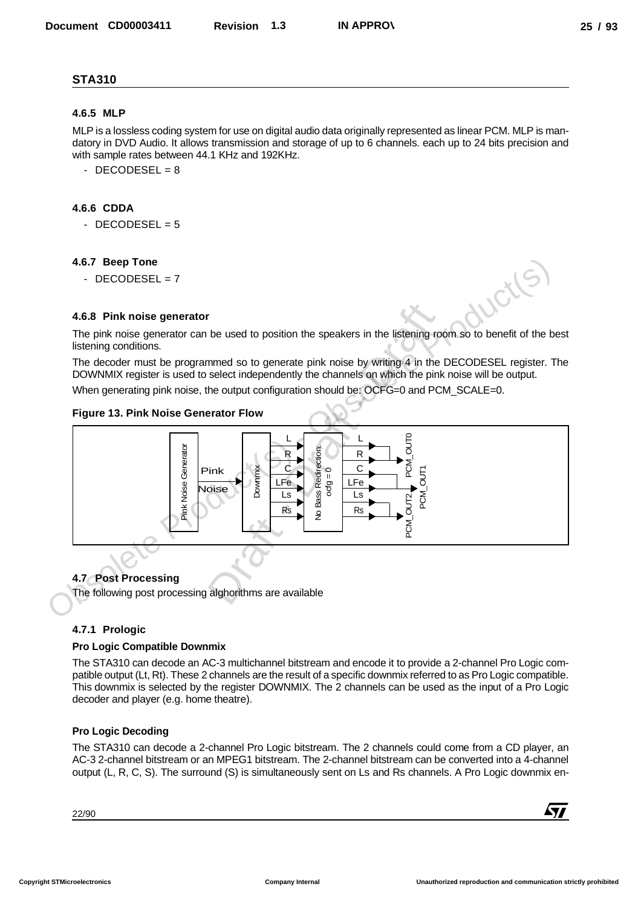## STA310

### 4.6.5 MLP

MLP is a lossless coding system for use on digital audio data originally represented as linear PCM. MLP is mandatory in DVD Audio. It allows transmission and storage of up to 6 channels. each up to 24 bits precision and with sample rates between 44.1 KHz and 192KHz.

- DECODESEL = 8

### 4.6.6 CDDA

- DECODESEL = 5

### 4.6.7 Beep Tone

- DECODESEL = 7

### 4.6.8 Pink noise generator

The pink noise generator can be used to position the speakers in the listening room so to benefit of the best listening conditions.

The decoder must be programmed so to generate pink noise by writing 4 in the DECODESEL register. The DOWNMIX register is used to select independently the channels on which the pink noise will be output.

When generating pink noise, the output configuration should be: OCFG=0 and PCM_SCALE=0.

**Figure 13. Pink Noise Generator Flow**

Pink Noise Generator — Pink Noise → Downmix → L, R, C, LFe, Ls, Rs → No Bass Redirection: ocfg = 0 → L, R, C, LFe, Ls, Rs → PCM_OUT0, PCM_OUT1, PCM_OUT2

## 4.7 Post Processing

The following post processing alghorithms are available

### 4.7.1 Prologic

**Pro Logic Compatible Downmix**

The STA310 can decode an AC-3 multichannel bitstream and encode it to provide a 2-channel Pro Logic compatible output (Lt, Rt). These 2 channels are the result of a specific downmix referred to as Pro Logic compatible. This downmix is selected by the register DOWNMIX. The 2 channels can be used as the input of a Pro Logic decoder and player (e.g. home theatre).

**Pro Logic Decoding**

The STA310 can decode a 2-channel Pro Logic bitstream. The 2 channels could come from a CD player, an AC-3 2-channel bitstream or an MPEG1 bitstream. The 2-channel bitstream can be converted into a 4-channel output (L, R, C, S). The surround (S) is simultaneously sent on Ls and Rs channels. A Pro Logic downmix en-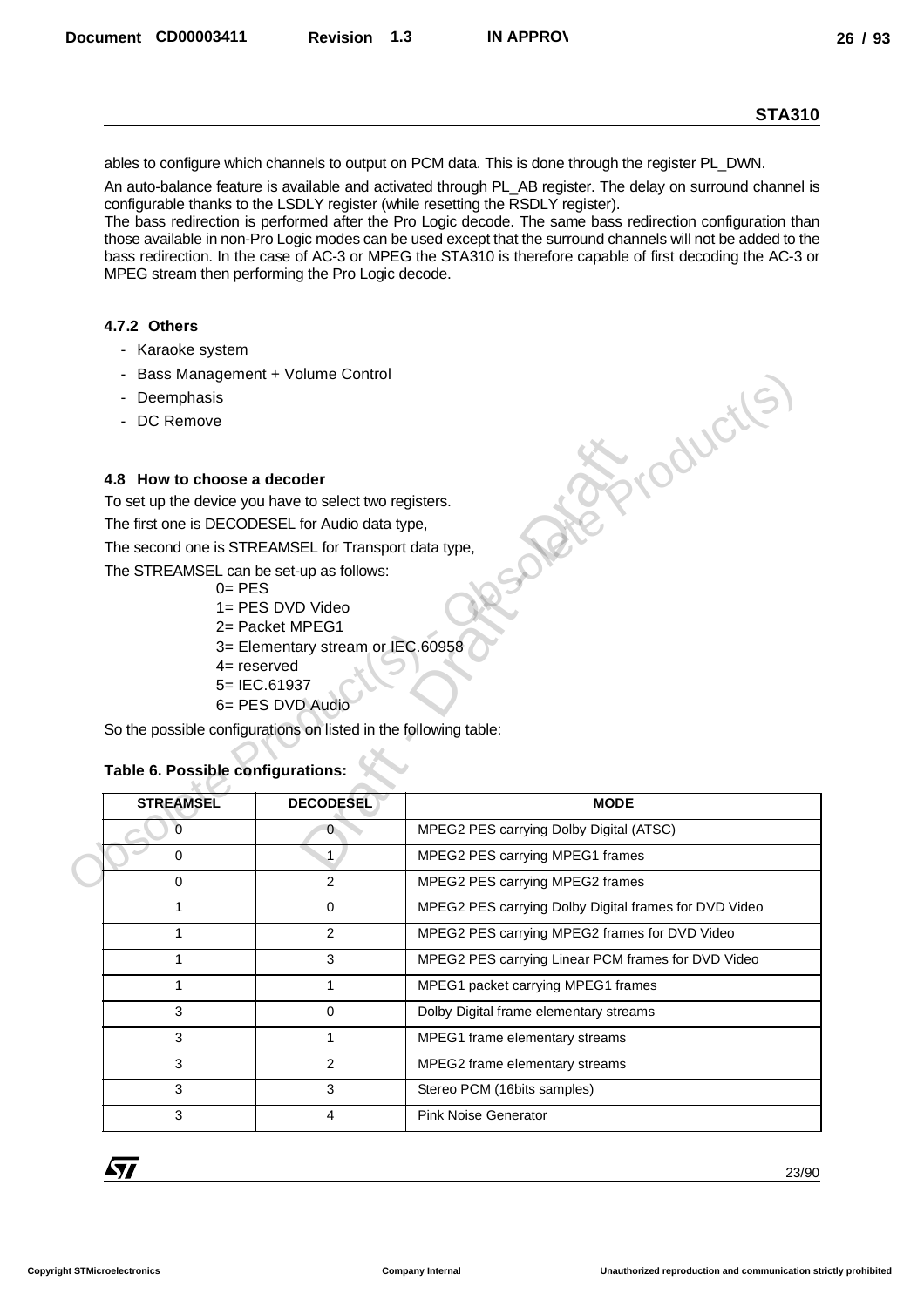ables to configure which channels to output on PCM data. This is done through the register PL_DWN.

An auto-balance feature is available and activated through PL_AB register. The delay on surround channel is configurable thanks to the LSDLY register (while resetting the RSDLY register).
The bass redirection is performed after the Pro Logic decode. The same bass redirection configuration than those available in non-Pro Logic modes can be used except that the surround channels will not be added to the bass redirection. In the case of AC-3 or MPEG the STA310 is therefore capable of first decoding the AC-3 or MPEG stream then performing the Pro Logic decode.

### 4.7.2 Others

- Karaoke system
- Bass Management + Volume Control
- Deemphasis
- DC Remove

## 4.8 How to choose a decoder

To set up the device you have to select two registers.

The first one is DECODESEL for Audio data type,

The second one is STREAMSEL for Transport data type,

The STREAMSEL can be set-up as follows:

0= PES
1= PES DVD Video
2= Packet MPEG1
3= Elementary stream or IEC.60958
4= reserved
5= IEC.61937
6= PES DVD Audio

So the possible configurations on listed in the following table:

**Table 6. Possible configurations:**

| STREAMSEL | DECODESEL | MODE |
|---|---|---|
| 0 | 0 | MPEG2 PES carrying Dolby Digital (ATSC) |
| 0 | 1 | MPEG2 PES carrying MPEG1 frames |
| 0 | 2 | MPEG2 PES carrying MPEG2 frames |
| 1 | 0 | MPEG2 PES carrying Dolby Digital frames for DVD Video |
| 1 | 2 | MPEG2 PES carrying MPEG2 frames for DVD Video |
| 1 | 3 | MPEG2 PES carrying Linear PCM frames for DVD Video |
| 1 | 1 | MPEG1 packet carrying MPEG1 frames |
| 3 | 0 | Dolby Digital frame elementary streams |
| 3 | 1 | MPEG1 frame elementary streams |
| 3 | 2 | MPEG2 frame elementary streams |
| 3 | 3 | Stereo PCM (16bits samples) |
| 3 | 4 | Pink Noise Generator |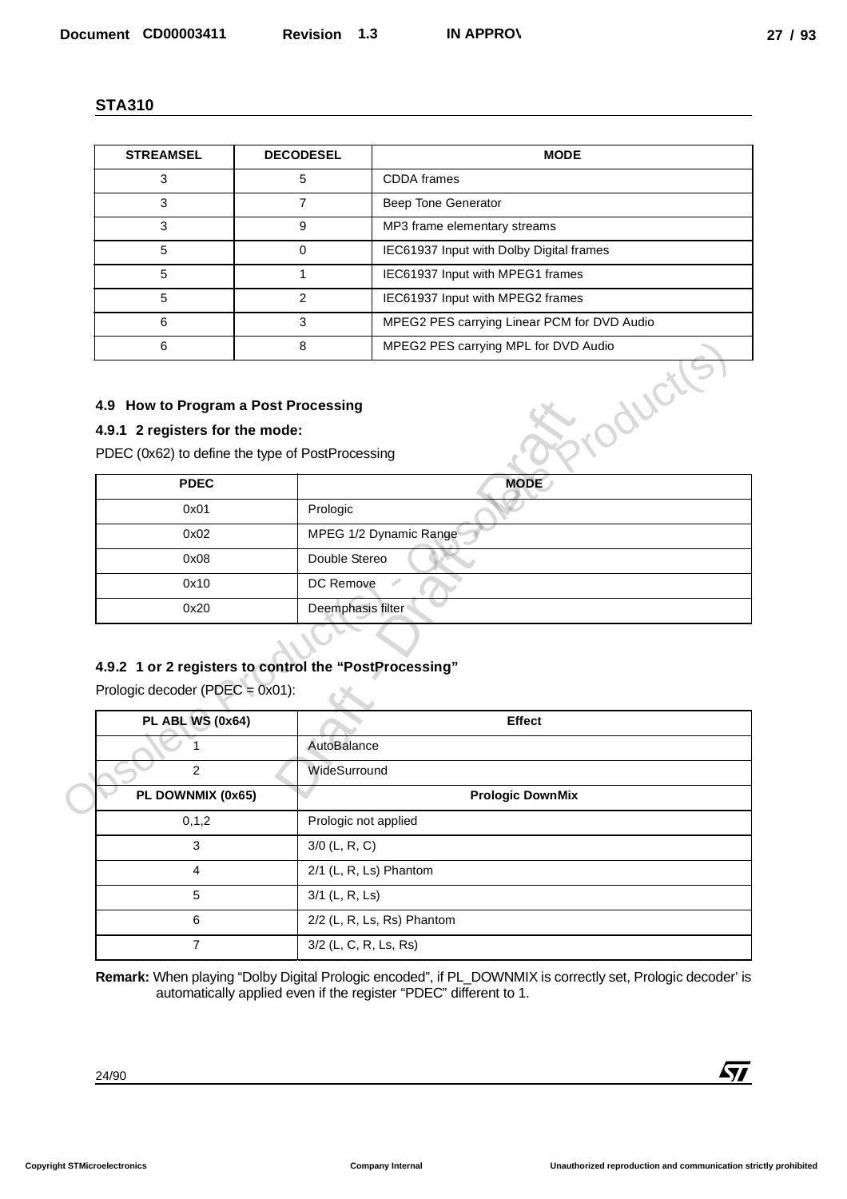| STREAMSEL | DECODESEL | MODE |
|---|---|---|
| 3 | 5 | CDDA frames |
| 3 | 7 | Beep Tone Generator |
| 3 | 9 | MP3 frame elementary streams |
| 5 | 0 | IEC61937 Input with Dolby Digital frames |
| 5 | 1 | IEC61937 Input with MPEG1 frames |
| 5 | 2 | IEC61937 Input with MPEG2 frames |
| 6 | 3 | MPEG2 PES carrying Linear PCM for DVD Audio |
| 6 | 8 | MPEG2 PES carrying MPL for DVD Audio |

## 4.9 How to Program a Post Processing

### 4.9.1 2 registers for the mode:

PDEC (0x62) to define the type of PostProcessing

| PDEC | MODE |
|---|---|
| 0x01 | Prologic |
| 0x02 | MPEG 1/2 Dynamic Range |
| 0x08 | Double Stereo |
| 0x10 | DC Remove |
| 0x20 | Deemphasis filter |

### 4.9.2 1 or 2 registers to control the "PostProcessing"

Prologic decoder (PDEC = 0x01):

| PL ABL WS (0x64) | Effect |
|---|---|
| 1 | AutoBalance |
| 2 | WideSurround |
| **PL DOWNMIX (0x65)** | **Prologic DownMix** |
| 0,1,2 | Prologic not applied |
| 3 | 3/0 (L, R, C) |
| 4 | 2/1 (L, R, Ls) Phantom |
| 5 | 3/1 (L, R, Ls) |
| 6 | 2/2 (L, R, Ls, Rs) Phantom |
| 7 | 3/2 (L, C, R, Ls, Rs) |

**Remark:** When playing "Dolby Digital Prologic encoded", if PL_DOWNMIX is correctly set, Prologic decoder' is automatically applied even if the register "PDEC" different to 1.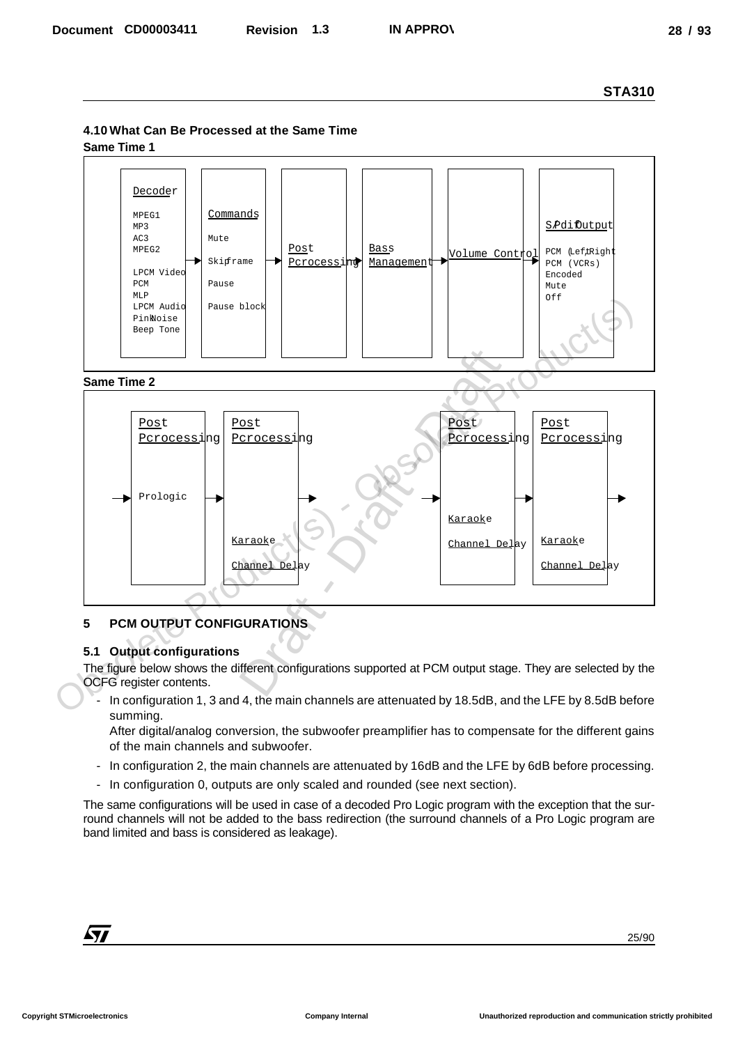### 4.10 What Can Be Processed at the Same Time

**Same Time 1**

Decoder: MPEG1, MP3, AC3, MPEG2, LPCM Video, PCM, MLP, LPCM Audio, PinkNoise, Beep Tone → Commands: Mute, Skipframe, Pause, Pause block → Post Pcrocessing → Bass Management → Volume Control → S/Pdif Output: PCM (Left,Right), PCM (VCRs), Encoded, Mute, Off

**Same Time 2**

→ Post Pcrocessing: Prologic → Post Pcrocessing: Karaoke, Channel Delay → … → Post Pcrocessing: Karaoke, Channel Delay → Post Pcrocessing: Karaoke, Channel Delay →

## 5 PCM OUTPUT CONFIGURATIONS

### 5.1 Output configurations

The figure below shows the different configurations supported at PCM output stage. They are selected by the OCFG register contents.

- In configuration 1, 3 and 4, the main channels are attenuated by 18.5dB, and the LFE by 8.5dB before summing.
  After digital/analog conversion, the subwoofer preamplifier has to compensate for the different gains of the main channels and subwoofer.
- In configuration 2, the main channels are attenuated by 16dB and the LFE by 6dB before processing.
- In configuration 0, outputs are only scaled and rounded (see next section).

The same configurations will be used in case of a decoded Pro Logic program with the exception that the surround channels will not be added to the bass redirection (the surround channels of a Pro Logic program are band limited and bass is considered as leakage).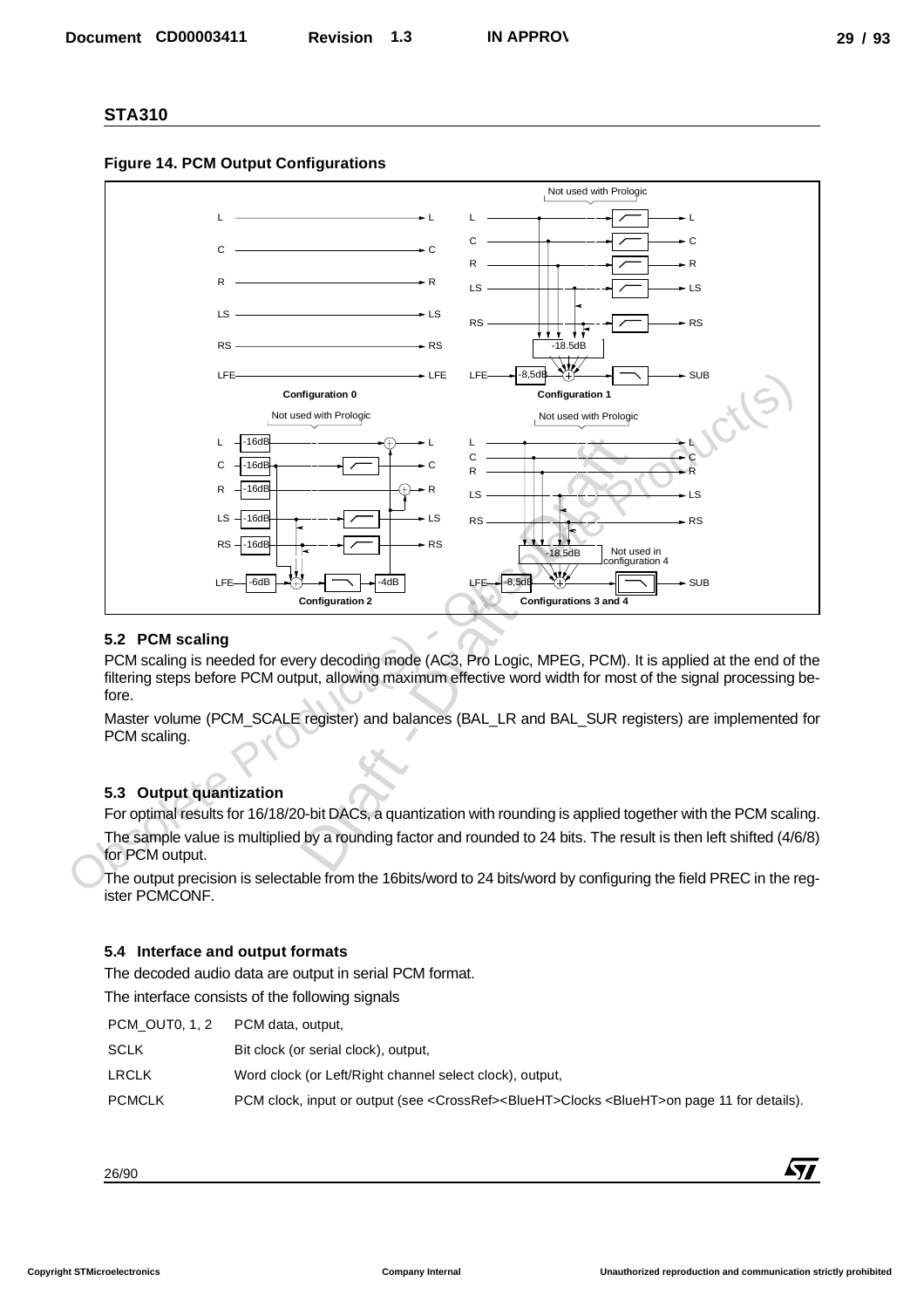## STA310

**Figure 14. PCM Output Configurations**

### 5.2 PCM scaling

PCM scaling is needed for every decoding mode (AC3, Pro Logic, MPEG, PCM). It is applied at the end of the filtering steps before PCM output, allowing maximum effective word width for most of the signal processing before.

Master volume (PCM_SCALE register) and balances (BAL_LR and BAL_SUR registers) are implemented for PCM scaling.

### 5.3 Output quantization

For optimal results for 16/18/20-bit DACs, a quantization with rounding is applied together with the PCM scaling.

The sample value is multiplied by a rounding factor and rounded to 24 bits. The result is then left shifted (4/6/8) for PCM output.

The output precision is selectable from the 16bits/word to 24 bits/word by configuring the field PREC in the register PCMCONF.

### 5.4 Interface and output formats

The decoded audio data are output in serial PCM format.

The interface consists of the following signals

| | |
|---|---|
| PCM_OUT0, 1, 2 | PCM data, output, |
| SCLK | Bit clock (or serial clock), output, |
| LRCLK | Word clock (or Left/Right channel select clock), output, |
| PCMCLK | PCM clock, input or output (see <CrossRef><BlueHT>Clocks <BlueHT>on page 11 for details). |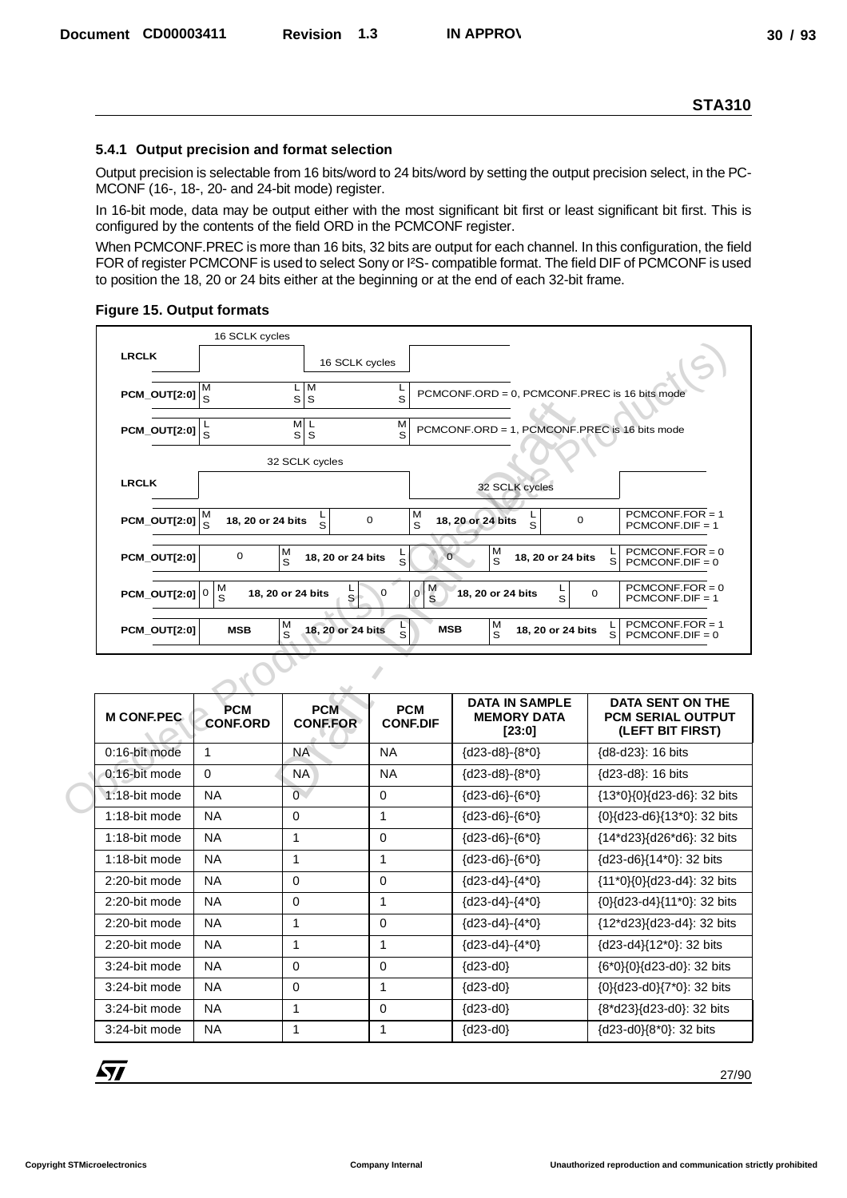## 5.4.1 Output precision and format selection

Output precision is selectable from 16 bits/word to 24 bits/word by setting the output precision select, in the PC-MCONF (16-, 18-, 20- and 24-bit mode) register.

In 16-bit mode, data may be output either with the most significant bit first or least significant bit first. This is configured by the contents of the field ORD in the PCMCONF register.

When PCMCONF.PREC is more than 16 bits, 32 bits are output for each channel. In this configuration, the field FOR of register PCMCONF is used to select Sony or I²S- compatible format. The field DIF of PCMCONF is used to position the 18, 20 or 24 bits either at the beginning or at the end of each 32-bit frame.

**Figure 15. Output formats**

| M CONF.PEC | PCM CONF.ORD | PCM CONF.FOR | PCM CONF.DIF | DATA IN SAMPLE MEMORY DATA [23:0] | DATA SENT ON THE PCM SERIAL OUTPUT (LEFT BIT FIRST) |
|---|---|---|---|---|---|
| 0:16-bit mode | 1 | NA | NA | {d23-d8}-{8*0} | {d8-d23}: 16 bits |
| 0:16-bit mode | 0 | NA | NA | {d23-d8}-{8*0} | {d23-d8}: 16 bits |
| 1:18-bit mode | NA | 0 | 0 | {d23-d6}-{6*0} | {13*0}{0}{d23-d6}: 32 bits |
| 1:18-bit mode | NA | 0 | 1 | {d23-d6}-{6*0} | {0}{d23-d6}{13*0}: 32 bits |
| 1:18-bit mode | NA | 1 | 0 | {d23-d6}-{6*0} | {14*d23}{d26*d6}: 32 bits |
| 1:18-bit mode | NA | 1 | 1 | {d23-d6}-{6*0} | {d23-d6}{14*0}: 32 bits |
| 2:20-bit mode | NA | 0 | 0 | {d23-d4}-{4*0} | {11*0}{0}{d23-d4}: 32 bits |
| 2:20-bit mode | NA | 0 | 1 | {d23-d4}-{4*0} | {0}{d23-d4}{11*0}: 32 bits |
| 2:20-bit mode | NA | 1 | 0 | {d23-d4}-{4*0} | {12*d23}{d23-d4}: 32 bits |
| 2:20-bit mode | NA | 1 | 1 | {d23-d4}-{4*0} | {d23-d4}{12*0}: 32 bits |
| 3:24-bit mode | NA | 0 | 0 | {d23-d0} | {6*0}{0}{d23-d0}: 32 bits |
| 3:24-bit mode | NA | 0 | 1 | {d23-d0} | {0}{d23-d0}{7*0}: 32 bits |
| 3:24-bit mode | NA | 1 | 0 | {d23-d0} | {8*d23}{d23-d0}: 32 bits |
| 3:24-bit mode | NA | 1 | 1 | {d23-d0} | {d23-d0}{8*0}: 32 bits |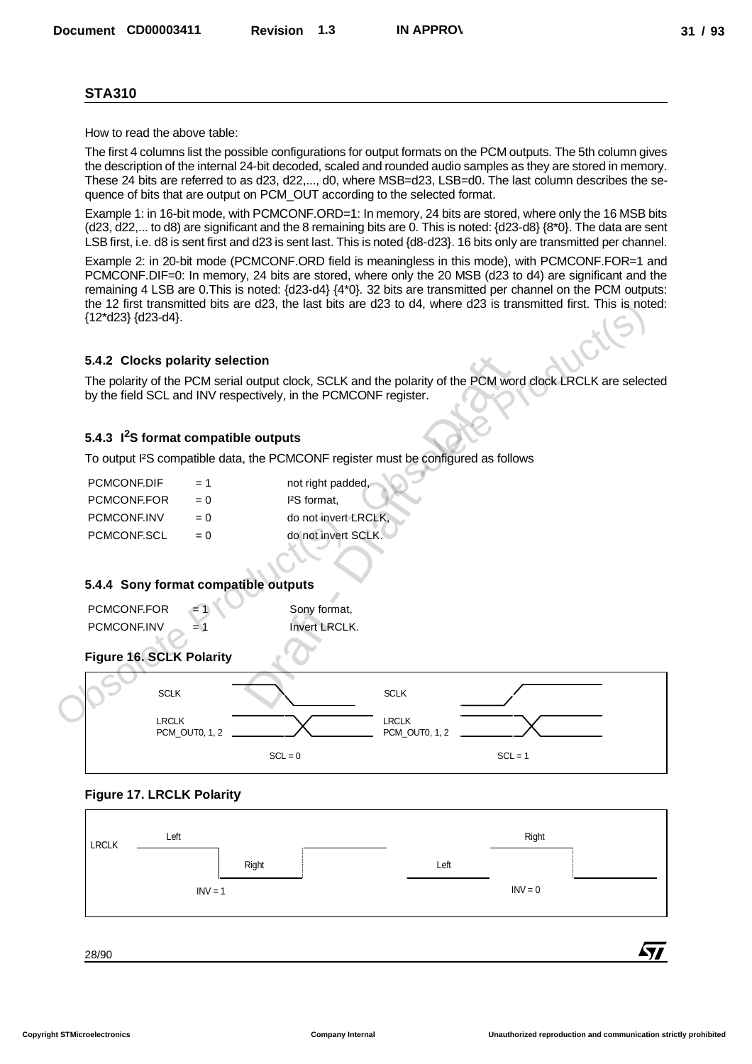## STA310

How to read the above table:

The first 4 columns list the possible configurations for output formats on the PCM outputs. The 5th column gives the description of the internal 24-bit decoded, scaled and rounded audio samples as they are stored in memory. These 24 bits are referred to as d23, d22,..., d0, where MSB=d23, LSB=d0. The last column describes the sequence of bits that are output on PCM_OUT according to the selected format.

Example 1: in 16-bit mode, with PCMCONF.ORD=1: In memory, 24 bits are stored, where only the 16 MSB bits (d23, d22,... to d8) are significant and the 8 remaining bits are 0. This is noted: {d23-d8} {8*0}. The data are sent LSB first, i.e. d8 is sent first and d23 is sent last. This is noted {d8-d23}. 16 bits only are transmitted per channel.

Example 2: in 20-bit mode (PCMCONF.ORD field is meaningless in this mode), with PCMCONF.FOR=1 and PCMCONF.DIF=0: In memory, 24 bits are stored, where only the 20 MSB (d23 to d4) are significant and the remaining 4 LSB are 0.This is noted: {d23-d4} {4*0}. 32 bits are transmitted per channel on the PCM outputs: the 12 first transmitted bits are d23, the last bits are d23 to d4, where d23 is transmitted first. This is noted: {12*d23} {d23-d4}.

### 5.4.2 Clocks polarity selection

The polarity of the PCM serial output clock, SCLK and the polarity of the PCM word clock LRCLK are selected by the field SCL and INV respectively, in the PCMCONF register.

### 5.4.3 I²S format compatible outputs

To output I²S compatible data, the PCMCONF register must be configured as follows

| | | |
|---|---|---|
| PCMCONF.DIF | = 1 | not right padded, |
| PCMCONF.FOR | = 0 | I²S format, |
| PCMCONF.INV | = 0 | do not invert LRCLK, |
| PCMCONF.SCL | = 0 | do not invert SCLK. |

### 5.4.4 Sony format compatible outputs

| | | |
|---|---|---|
| PCMCONF.FOR | = 1 | Sony format, |
| PCMCONF.INV | = 1 | Invert LRCLK. |

**Figure 16. SCLK Polarity**

**Figure 17. LRCLK Polarity**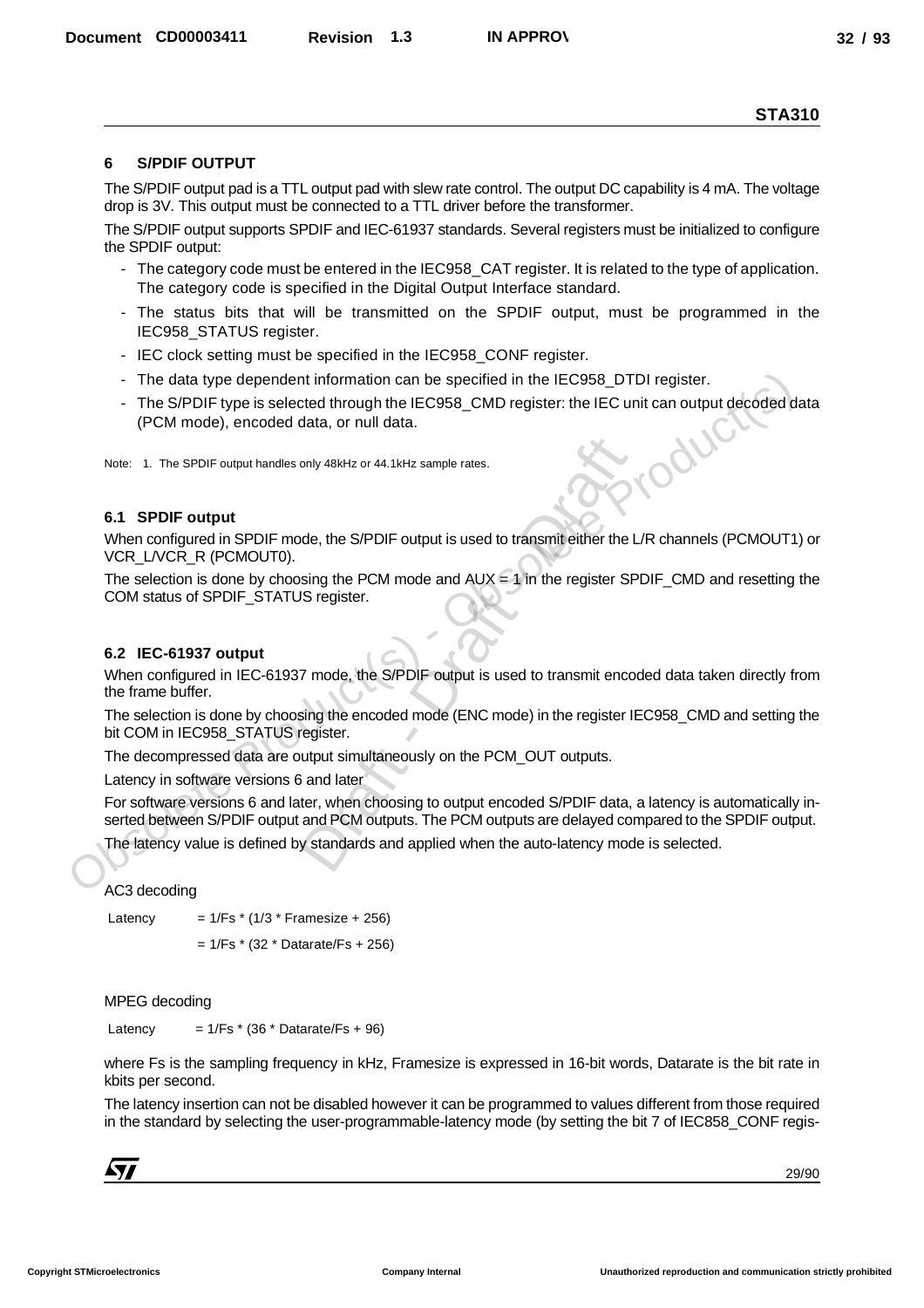## 6 S/PDIF OUTPUT

The S/PDIF output pad is a TTL output pad with slew rate control. The output DC capability is 4 mA. The voltage drop is 3V. This output must be connected to a TTL driver before the transformer.

The S/PDIF output supports SPDIF and IEC-61937 standards. Several registers must be initialized to configure the SPDIF output:

- The category code must be entered in the IEC958_CAT register. It is related to the type of application. The category code is specified in the Digital Output Interface standard.
- The status bits that will be transmitted on the SPDIF output, must be programmed in the IEC958_STATUS register.
- IEC clock setting must be specified in the IEC958_CONF register.
- The data type dependent information can be specified in the IEC958_DTDI register.
- The S/PDIF type is selected through the IEC958_CMD register: the IEC unit can output decoded data (PCM mode), encoded data, or null data.

Note: 1. The SPDIF output handles only 48kHz or 44.1kHz sample rates.

### 6.1 SPDIF output

When configured in SPDIF mode, the S/PDIF output is used to transmit either the L/R channels (PCMOUT1) or VCR_L/VCR_R (PCMOUT0).

The selection is done by choosing the PCM mode and AUX = 1 in the register SPDIF_CMD and resetting the COM status of SPDIF_STATUS register.

### 6.2 IEC-61937 output

When configured in IEC-61937 mode, the S/PDIF output is used to transmit encoded data taken directly from the frame buffer.

The selection is done by choosing the encoded mode (ENC mode) in the register IEC958_CMD and setting the bit COM in IEC958_STATUS register.

The decompressed data are output simultaneously on the PCM_OUT outputs.

Latency in software versions 6 and later

For software versions 6 and later, when choosing to output encoded S/PDIF data, a latency is automatically inserted between S/PDIF output and PCM outputs. The PCM outputs are delayed compared to the SPDIF output.

The latency value is defined by standards and applied when the auto-latency mode is selected.

AC3 decoding

Latency = 1/Fs * (1/3 * Framesize + 256)

= 1/Fs * (32 * Datarate/Fs + 256)

MPEG decoding

Latency = 1/Fs * (36 * Datarate/Fs + 96)

where Fs is the sampling frequency in kHz, Framesize is expressed in 16-bit words, Datarate is the bit rate in kbits per second.

The latency insertion can not be disabled however it can be programmed to values different from those required in the standard by selecting the user-programmable-latency mode (by setting the bit 7 of IEC858_CONF regis-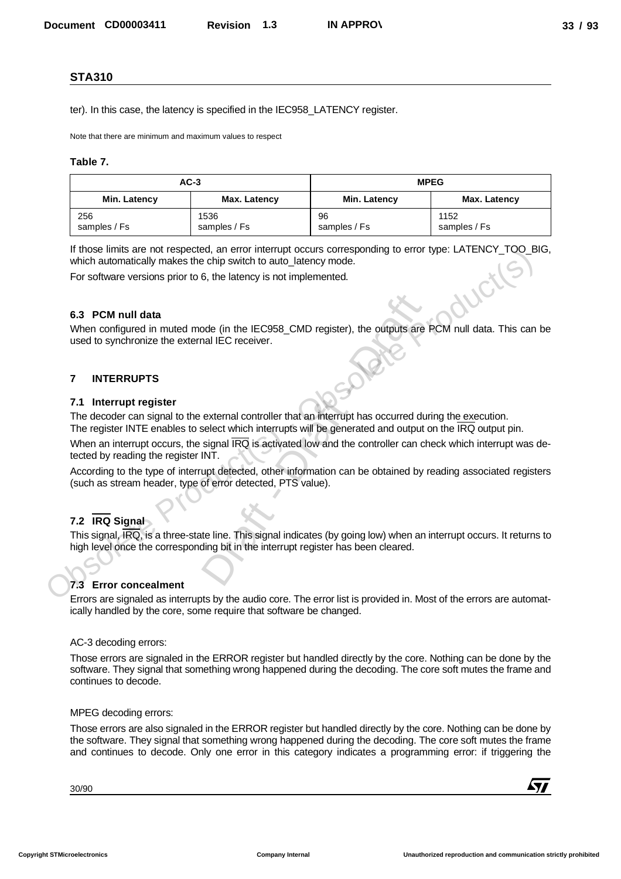ter). In this case, the latency is specified in the IEC958_LATENCY register.

Note that there are minimum and maximum values to respect

**Table 7.**

| AC-3 | | MPEG | |
|---|---|---|---|
| **Min. Latency** | **Max. Latency** | **Min. Latency** | **Max. Latency** |
| 256 samples / Fs | 1536 samples / Fs | 96 samples / Fs | 1152 samples / Fs |

If those limits are not respected, an error interrupt occurs corresponding to error type: LATENCY_TOO_BIG, which automatically makes the chip switch to auto_latency mode.

For software versions prior to 6, the latency is not implemented.

### 6.3 PCM null data

When configured in muted mode (in the IEC958_CMD register), the outputs are PCM null data. This can be used to synchronize the external IEC receiver.

## 7 INTERRUPTS

### 7.1 Interrupt register

The decoder can signal to the external controller that an interrupt has occurred during the execution. The register INTE enables to select which interrupts will be generated and output on the $\overline{\text{IRQ}}$ output pin.

When an interrupt occurs, the signal $\overline{\text{IRQ}}$ is activated low and the controller can check which interrupt was detected by reading the register INT.

According to the type of interrupt detected, other information can be obtained by reading associated registers (such as stream header, type of error detected, PTS value).

### 7.2 $\overline{\text{IRQ}}$ Signal

This signal, $\overline{\text{IRQ}}$, is a three-state line. This signal indicates (by going low) when an interrupt occurs. It returns to high level once the corresponding bit in the interrupt register has been cleared.

### 7.3 Error concealment

Errors are signaled as interrupts by the audio core. The error list is provided in. Most of the errors are automatically handled by the core, some require that software be changed.

AC-3 decoding errors:

Those errors are signaled in the ERROR register but handled directly by the core. Nothing can be done by the software. They signal that something wrong happened during the decoding. The core soft mutes the frame and continues to decode.

MPEG decoding errors:

Those errors are also signaled in the ERROR register but handled directly by the core. Nothing can be done by the software. They signal that something wrong happened during the decoding. The core soft mutes the frame and continues to decode. Only one error in this category indicates a programming error: if triggering the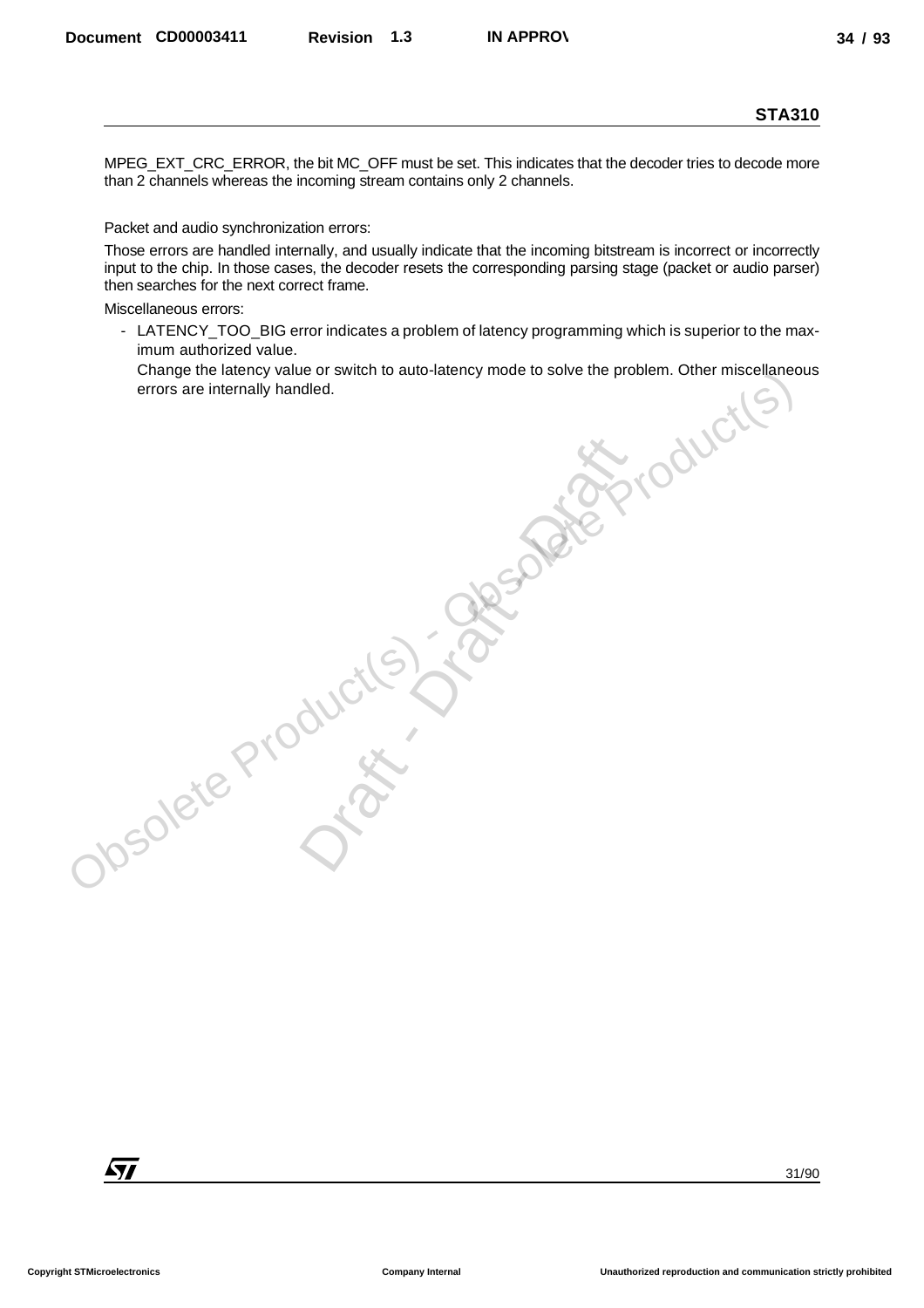MPEG_EXT_CRC_ERROR, the bit MC_OFF must be set. This indicates that the decoder tries to decode more than 2 channels whereas the incoming stream contains only 2 channels.

Packet and audio synchronization errors:

Those errors are handled internally, and usually indicate that the incoming bitstream is incorrect or incorrectly input to the chip. In those cases, the decoder resets the corresponding parsing stage (packet or audio parser) then searches for the next correct frame.

Miscellaneous errors:

- LATENCY_TOO_BIG error indicates a problem of latency programming which is superior to the maximum authorized value.
  Change the latency value or switch to auto-latency mode to solve the problem. Other miscellaneous errors are internally handled.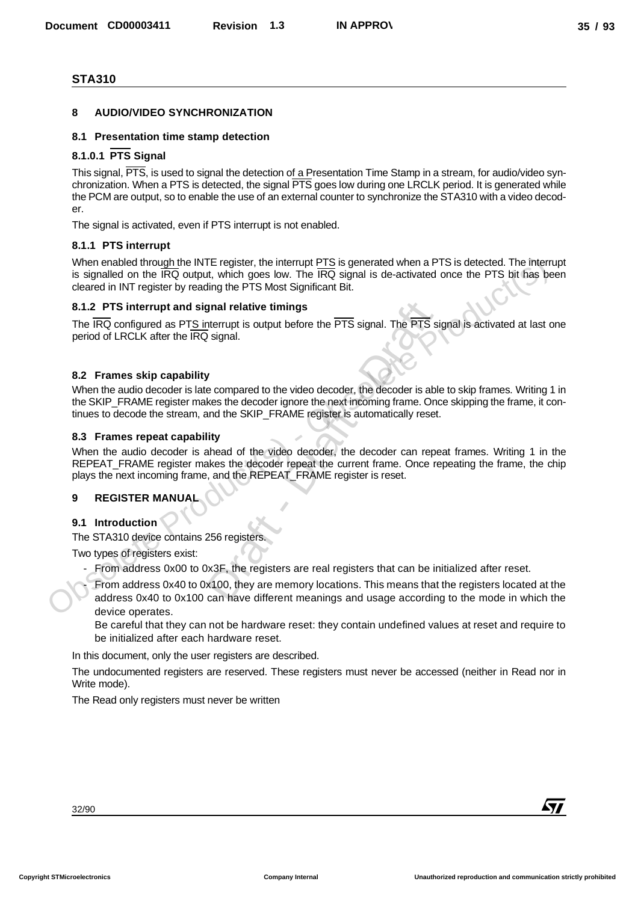## 8 AUDIO/VIDEO SYNCHRONIZATION

### 8.1 Presentation time stamp detection

#### 8.1.0.1 $\overline{PTS}$ Signal

This signal, $\overline{PTS}$, is used to signal the detection of a Presentation Time Stamp in a stream, for audio/video synchronization. When a PTS is detected, the signal $\overline{PTS}$ goes low during one LRCLK period. It is generated while the PCM are output, so to enable the use of an external counter to synchronize the STA310 with a video decoder.

The signal is activated, even if PTS interrupt is not enabled.

### 8.1.1 PTS interrupt

When enabled through the INTE register, the interrupt PTS is generated when a PTS is detected. The interrupt is signalled on the $\overline{IRQ}$ output, which goes low. The $\overline{IRQ}$ signal is de-activated once the PTS bit has been cleared in INT register by reading the PTS Most Significant Bit.

### 8.1.2 PTS interrupt and signal relative timings

The $\overline{IRQ}$ configured as PTS interrupt is output before the $\overline{PTS}$ signal. The $\overline{PTS}$ signal is activated at last one period of LRCLK after the $\overline{IRQ}$ signal.

### 8.2 Frames skip capability

When the audio decoder is late compared to the video decoder, the decoder is able to skip frames. Writing 1 in the SKIP_FRAME register makes the decoder ignore the next incoming frame. Once skipping the frame, it continues to decode the stream, and the SKIP_FRAME register is automatically reset.

### 8.3 Frames repeat capability

When the audio decoder is ahead of the video decoder, the decoder can repeat frames. Writing 1 in the REPEAT_FRAME register makes the decoder repeat the current frame. Once repeating the frame, the chip plays the next incoming frame, and the REPEAT_FRAME register is reset.

## 9 REGISTER MANUAL

### 9.1 Introduction

The STA310 device contains 256 registers.

Two types of registers exist:

- From address 0x00 to 0x3F, the registers are real registers that can be initialized after reset.
- From address 0x40 to 0x100, they are memory locations. This means that the registers located at the address 0x40 to 0x100 can have different meanings and usage according to the mode in which the device operates.
  Be careful that they can not be hardware reset: they contain undefined values at reset and require to be initialized after each hardware reset.

In this document, only the user registers are described.

The undocumented registers are reserved. These registers must never be accessed (neither in Read nor in Write mode).

The Read only registers must never be written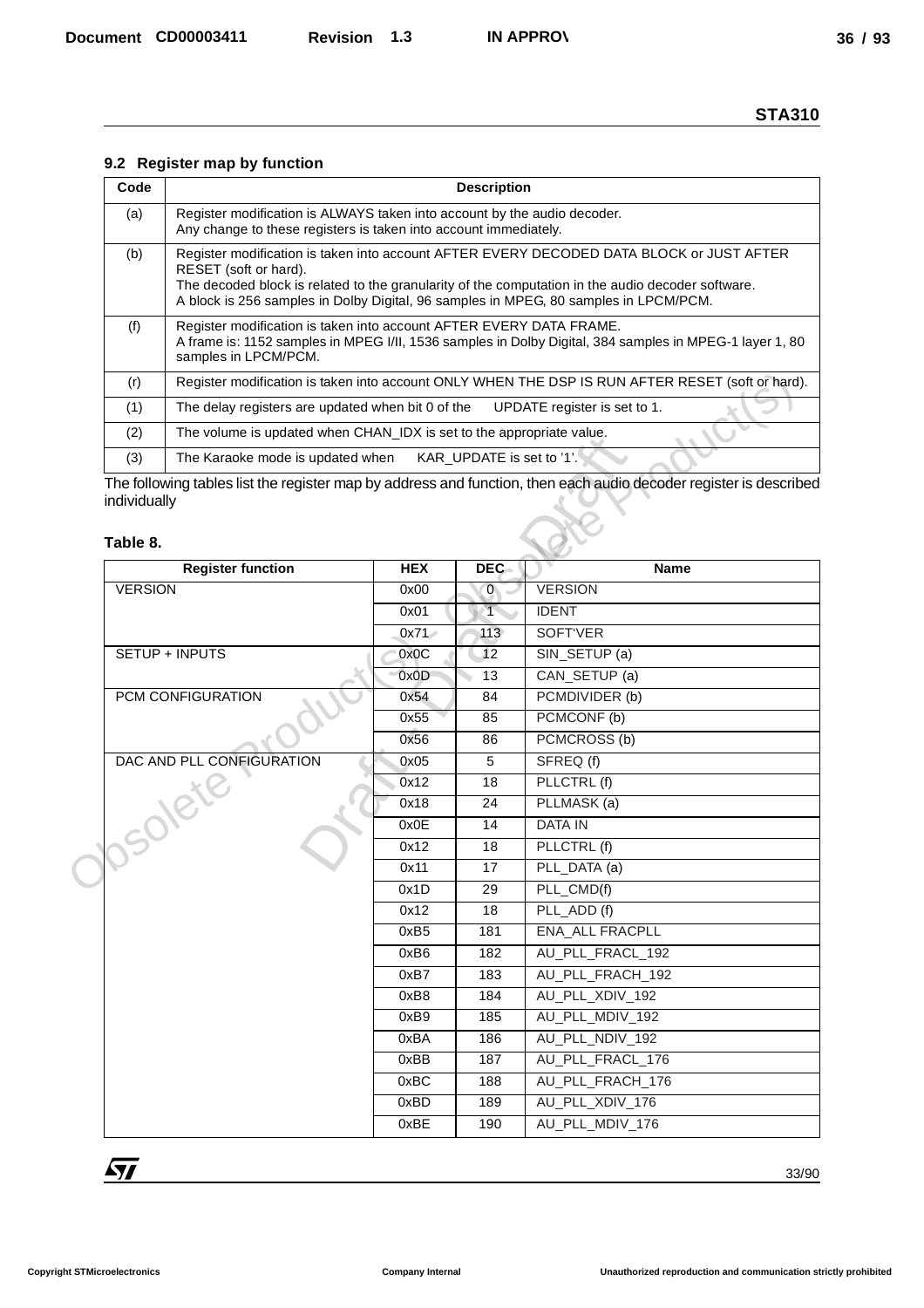### 9.2 Register map by function

| Code | Description |
|---|---|
| (a) | Register modification is ALWAYS taken into account by the audio decoder. Any change to these registers is taken into account immediately. |
| (b) | Register modification is taken into account AFTER EVERY DECODED DATA BLOCK or JUST AFTER RESET (soft or hard). The decoded block is related to the granularity of the computation in the audio decoder software. A block is 256 samples in Dolby Digital, 96 samples in MPEG, 80 samples in LPCM/PCM. |
| (f) | Register modification is taken into account AFTER EVERY DATA FRAME. A frame is: 1152 samples in MPEG I/II, 1536 samples in Dolby Digital, 384 samples in MPEG-1 layer 1, 80 samples in LPCM/PCM. |
| (r) | Register modification is taken into account ONLY WHEN THE DSP IS RUN AFTER RESET (soft or hard). |
| (1) | The delay registers are updated when bit 0 of the UPDATE register is set to 1. |
| (2) | The volume is updated when CHAN_IDX is set to the appropriate value. |
| (3) | The Karaoke mode is updated when KAR_UPDATE is set to '1'. |

The following tables list the register map by address and function, then each audio decoder register is described individually

**Table 8.**

| Register function | HEX | DEC | Name |
|---|---|---|---|
| VERSION | 0x00 | 0 | VERSION |
| | 0x01 | 1 | IDENT |
| | 0x71 | 113 | SOFT'VER |
| SETUP + INPUTS | 0x0C | 12 | SIN_SETUP (a) |
| | 0x0D | 13 | CAN_SETUP (a) |
| PCM CONFIGURATION | 0x54 | 84 | PCMDIVIDER (b) |
| | 0x55 | 85 | PCMCONF (b) |
| | 0x56 | 86 | PCMCROSS (b) |
| DAC AND PLL CONFIGURATION | 0x05 | 5 | SFREQ (f) |
| | 0x12 | 18 | PLLCTRL (f) |
| | 0x18 | 24 | PLLMASK (a) |
| | 0x0E | 14 | DATA IN |
| | 0x12 | 18 | PLLCTRL (f) |
| | 0x11 | 17 | PLL_DATA (a) |
| | 0x1D | 29 | PLL_CMD(f) |
| | 0x12 | 18 | PLL_ADD (f) |
| | 0xB5 | 181 | ENA_ALL FRACPLL |
| | 0xB6 | 182 | AU_PLL_FRACL_192 |
| | 0xB7 | 183 | AU_PLL_FRACH_192 |
| | 0xB8 | 184 | AU_PLL_XDIV_192 |
| | 0xB9 | 185 | AU_PLL_MDIV_192 |
| | 0xBA | 186 | AU_PLL_NDIV_192 |
| | 0xBB | 187 | AU_PLL_FRACL_176 |
| | 0xBC | 188 | AU_PLL_FRACH_176 |
| | 0xBD | 189 | AU_PLL_XDIV_176 |
| | 0xBE | 190 | AU_PLL_MDIV_176 |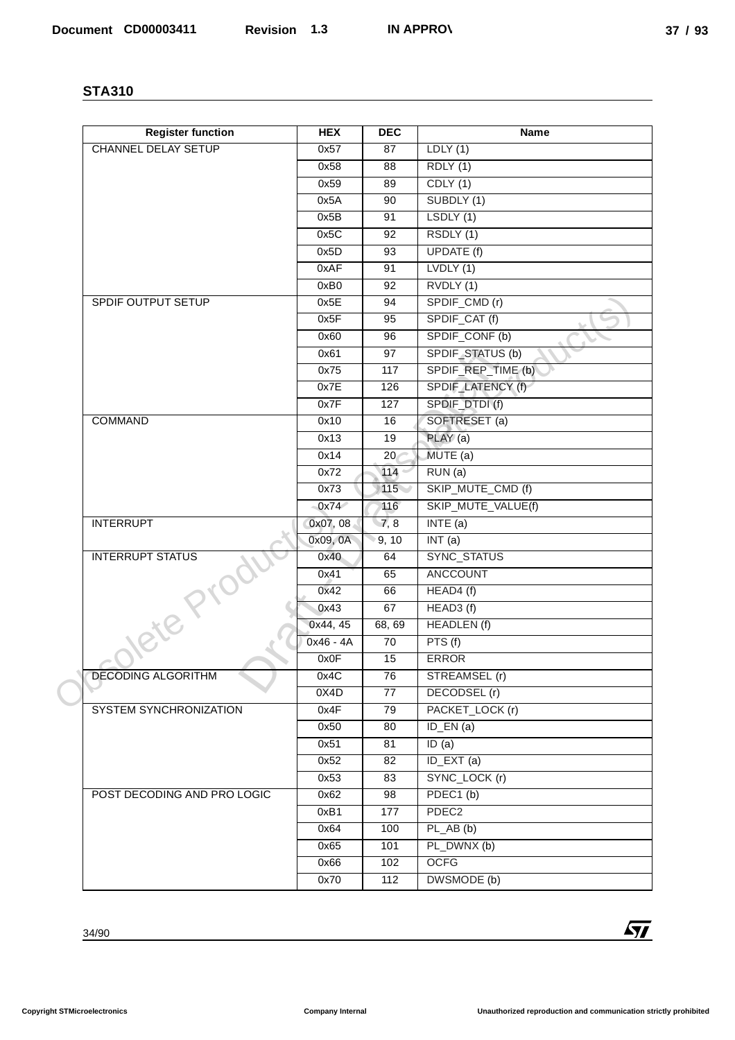## STA310

| Register function | HEX | DEC | Name |
|---|---|---|---|
| CHANNEL DELAY SETUP | 0x57 | 87 | LDLY (1) |
| | 0x58 | 88 | RDLY (1) |
| | 0x59 | 89 | CDLY (1) |
| | 0x5A | 90 | SUBDLY (1) |
| | 0x5B | 91 | LSDLY (1) |
| | 0x5C | 92 | RSDLY (1) |
| | 0x5D | 93 | UPDATE (f) |
| | 0xAF | 91 | LVDLY (1) |
| | 0xB0 | 92 | RVDLY (1) |
| SPDIF OUTPUT SETUP | 0x5E | 94 | SPDIF_CMD (r) |
| | 0x5F | 95 | SPDIF_CAT (f) |
| | 0x60 | 96 | SPDIF_CONF (b) |
| | 0x61 | 97 | SPDIF_STATUS (b) |
| | 0x75 | 117 | SPDIF_REP_TIME (b) |
| | 0x7E | 126 | SPDIF_LATENCY (f) |
| | 0x7F | 127 | SPDIF_DTDI (f) |
| COMMAND | 0x10 | 16 | SOFTRESET (a) |
| | 0x13 | 19 | PLAY (a) |
| | 0x14 | 20 | MUTE (a) |
| | 0x72 | 114 | RUN (a) |
| | 0x73 | 115 | SKIP_MUTE_CMD (f) |
| | 0x74 | 116 | SKIP_MUTE_VALUE(f) |
| INTERRUPT | 0x07, 08 | 7, 8 | INTE (a) |
| | 0x09, 0A | 9, 10 | INT (a) |
| INTERRUPT STATUS | 0x40 | 64 | SYNC_STATUS |
| | 0x41 | 65 | ANCCOUNT |
| | 0x42 | 66 | HEAD4 (f) |
| | 0x43 | 67 | HEAD3 (f) |
| | 0x44, 45 | 68, 69 | HEADLEN (f) |
| | 0x46 - 4A | 70 | PTS (f) |
| | 0x0F | 15 | ERROR |
| DECODING ALGORITHM | 0x4C | 76 | STREAMSEL (r) |
| | 0X4D | 77 | DECODSEL (r) |
| SYSTEM SYNCHRONIZATION | 0x4F | 79 | PACKET_LOCK (r) |
| | 0x50 | 80 | ID_EN (a) |
| | 0x51 | 81 | ID (a) |
| | 0x52 | 82 | ID_EXT (a) |
| | 0x53 | 83 | SYNC_LOCK (r) |
| POST DECODING AND PRO LOGIC | 0x62 | 98 | PDEC1 (b) |
| | 0xB1 | 177 | PDEC2 |
| | 0x64 | 100 | PL_AB (b) |
| | 0x65 | 101 | PL_DWNX (b) |
| | 0x66 | 102 | OCFG |
| | 0x70 | 112 | DWSMODE (b) |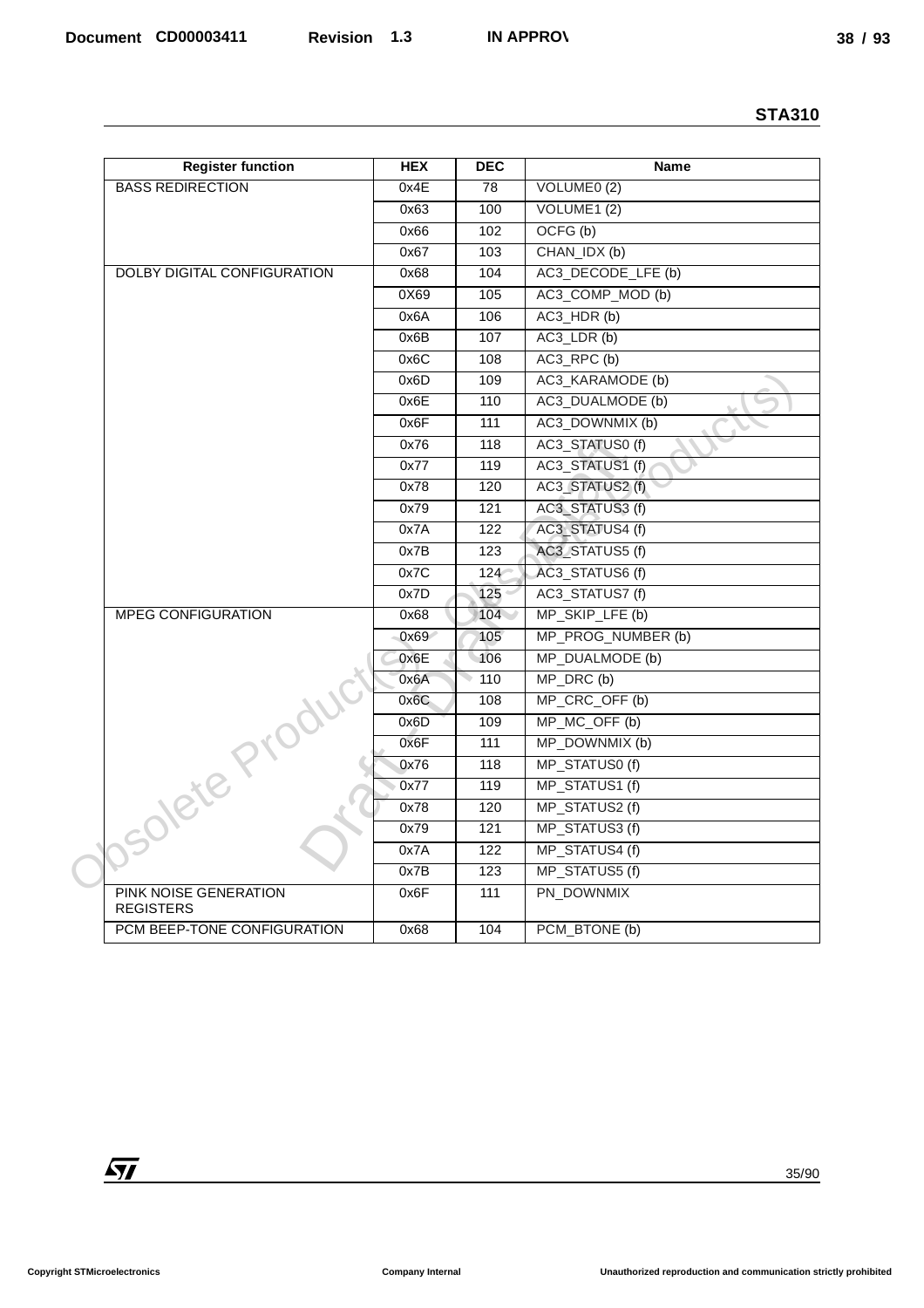## STA310

| Register function | HEX | DEC | Name |
|---|---|---|---|
| BASS REDIRECTION | 0x4E | 78 | VOLUME0 (2) |
| | 0x63 | 100 | VOLUME1 (2) |
| | 0x66 | 102 | OCFG (b) |
| | 0x67 | 103 | CHAN_IDX (b) |
| DOLBY DIGITAL CONFIGURATION | 0x68 | 104 | AC3_DECODE_LFE (b) |
| | 0X69 | 105 | AC3_COMP_MOD (b) |
| | 0x6A | 106 | AC3_HDR (b) |
| | 0x6B | 107 | AC3_LDR (b) |
| | 0x6C | 108 | AC3_RPC (b) |
| | 0x6D | 109 | AC3_KARAMODE (b) |
| | 0x6E | 110 | AC3_DUALMODE (b) |
| | 0x6F | 111 | AC3_DOWNMIX (b) |
| | 0x76 | 118 | AC3_STATUS0 (f) |
| | 0x77 | 119 | AC3_STATUS1 (f) |
| | 0x78 | 120 | AC3_STATUS2 (f) |
| | 0x79 | 121 | AC3_STATUS3 (f) |
| | 0x7A | 122 | AC3_STATUS4 (f) |
| | 0x7B | 123 | AC3_STATUS5 (f) |
| | 0x7C | 124 | AC3_STATUS6 (f) |
| | 0x7D | 125 | AC3_STATUS7 (f) |
| MPEG CONFIGURATION | 0x68 | 104 | MP_SKIP_LFE (b) |
| | 0x69 | 105 | MP_PROG_NUMBER (b) |
| | 0x6E | 106 | MP_DUALMODE (b) |
| | 0x6A | 110 | MP_DRC (b) |
| | 0x6C | 108 | MP_CRC_OFF (b) |
| | 0x6D | 109 | MP_MC_OFF (b) |
| | 0x6F | 111 | MP_DOWNMIX (b) |
| | 0x76 | 118 | MP_STATUS0 (f) |
| | 0x77 | 119 | MP_STATUS1 (f) |
| | 0x78 | 120 | MP_STATUS2 (f) |
| | 0x79 | 121 | MP_STATUS3 (f) |
| | 0x7A | 122 | MP_STATUS4 (f) |
| | 0x7B | 123 | MP_STATUS5 (f) |
| PINK NOISE GENERATION REGISTERS | 0x6F | 111 | PN_DOWNMIX |
| PCM BEEP-TONE CONFIGURATION | 0x68 | 104 | PCM_BTONE (b) |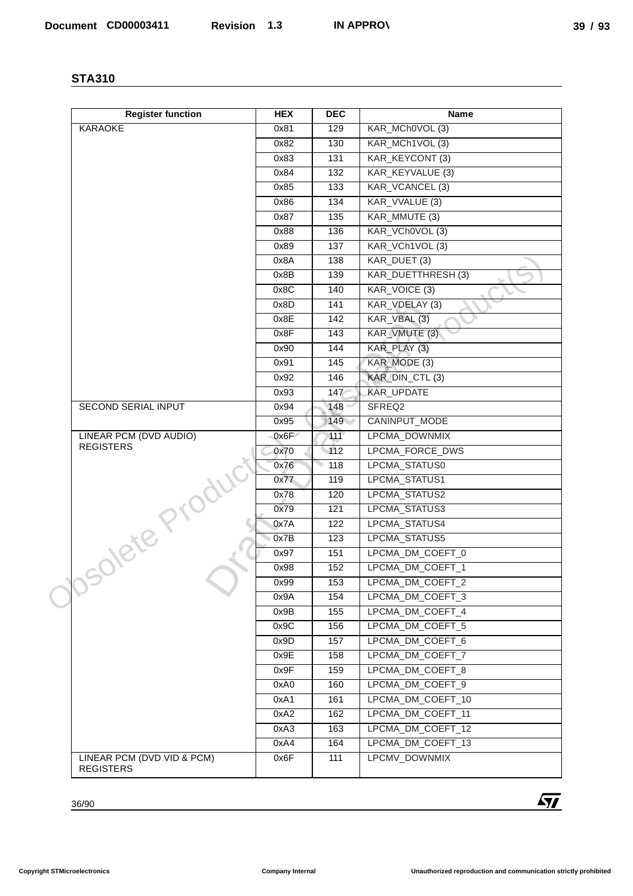## STA310

| Register function | HEX | DEC | Name |
|---|---|---|---|
| KARAOKE | 0x81 | 129 | KAR_MCh0VOL (3) |
| | 0x82 | 130 | KAR_MCh1VOL (3) |
| | 0x83 | 131 | KAR_KEYCONT (3) |
| | 0x84 | 132 | KAR_KEYVALUE (3) |
| | 0x85 | 133 | KAR_VCANCEL (3) |
| | 0x86 | 134 | KAR_VVALUE (3) |
| | 0x87 | 135 | KAR_MMUTE (3) |
| | 0x88 | 136 | KAR_VCh0VOL (3) |
| | 0x89 | 137 | KAR_VCh1VOL (3) |
| | 0x8A | 138 | KAR_DUET (3) |
| | 0x8B | 139 | KAR_DUETTHRESH (3) |
| | 0x8C | 140 | KAR_VOICE (3) |
| | 0x8D | 141 | KAR_VDELAY (3) |
| | 0x8E | 142 | KAR_VBAL (3) |
| | 0x8F | 143 | KAR_VMUTE (3) |
| | 0x90 | 144 | KAR_PLAY (3) |
| | 0x91 | 145 | KAR_MODE (3) |
| | 0x92 | 146 | KAR_DIN_CTL (3) |
| | 0x93 | 147 | KAR_UPDATE |
| SECOND SERIAL INPUT | 0x94 | 148 | SFREQ2 |
| | 0x95 | 149 | CANINPUT_MODE |
| LINEAR PCM (DVD AUDIO) REGISTERS | 0x6F | 111 | LPCMA_DOWNMIX |
| | 0x70 | 112 | LPCMA_FORCE_DWS |
| | 0x76 | 118 | LPCMA_STATUS0 |
| | 0x77 | 119 | LPCMA_STATUS1 |
| | 0x78 | 120 | LPCMA_STATUS2 |
| | 0x79 | 121 | LPCMA_STATUS3 |
| | 0x7A | 122 | LPCMA_STATUS4 |
| | 0x7B | 123 | LPCMA_STATUS5 |
| | 0x97 | 151 | LPCMA_DM_COEFT_0 |
| | 0x98 | 152 | LPCMA_DM_COEFT_1 |
| | 0x99 | 153 | LPCMA_DM_COEFT_2 |
| | 0x9A | 154 | LPCMA_DM_COEFT_3 |
| | 0x9B | 155 | LPCMA_DM_COEFT_4 |
| | 0x9C | 156 | LPCMA_DM_COEFT_5 |
| | 0x9D | 157 | LPCMA_DM_COEFT_6 |
| | 0x9E | 158 | LPCMA_DM_COEFT_7 |
| | 0x9F | 159 | LPCMA_DM_COEFT_8 |
| | 0xA0 | 160 | LPCMA_DM_COEFT_9 |
| | 0xA1 | 161 | LPCMA_DM_COEFT_10 |
| | 0xA2 | 162 | LPCMA_DM_COEFT_11 |
| | 0xA3 | 163 | LPCMA_DM_COEFT_12 |
| | 0xA4 | 164 | LPCMA_DM_COEFT_13 |
| LINEAR PCM (DVD VID & PCM) REGISTERS | 0x6F | 111 | LPCMV_DOWNMIX |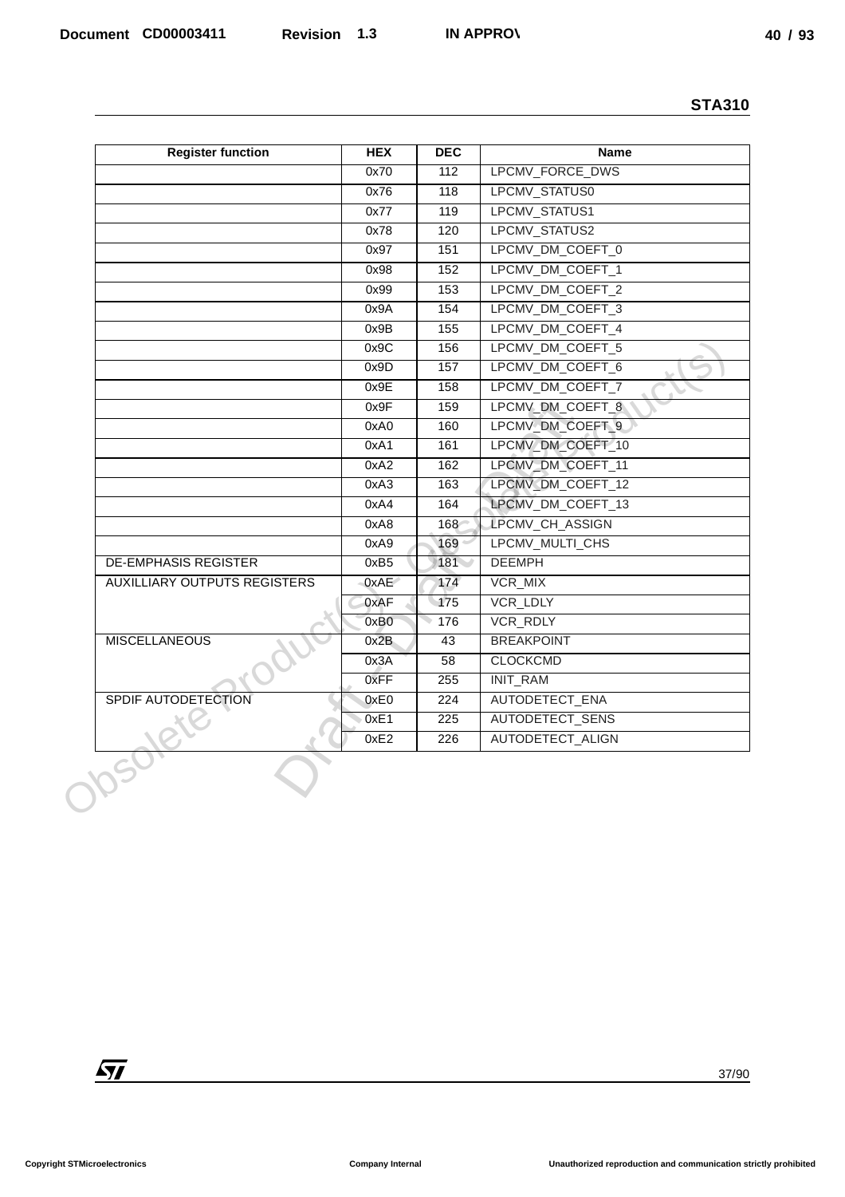| Register function | HEX | DEC | Name |
|---|---|---|---|
| | 0x70 | 112 | LPCMV_FORCE_DWS |
| | 0x76 | 118 | LPCMV_STATUS0 |
| | 0x77 | 119 | LPCMV_STATUS1 |
| | 0x78 | 120 | LPCMV_STATUS2 |
| | 0x97 | 151 | LPCMV_DM_COEFT_0 |
| | 0x98 | 152 | LPCMV_DM_COEFT_1 |
| | 0x99 | 153 | LPCMV_DM_COEFT_2 |
| | 0x9A | 154 | LPCMV_DM_COEFT_3 |
| | 0x9B | 155 | LPCMV_DM_COEFT_4 |
| | 0x9C | 156 | LPCMV_DM_COEFT_5 |
| | 0x9D | 157 | LPCMV_DM_COEFT_6 |
| | 0x9E | 158 | LPCMV_DM_COEFT_7 |
| | 0x9F | 159 | LPCMV_DM_COEFT_8 |
| | 0xA0 | 160 | LPCMV_DM_COEFT_9 |
| | 0xA1 | 161 | LPCMV_DM_COEFT_10 |
| | 0xA2 | 162 | LPCMV_DM_COEFT_11 |
| | 0xA3 | 163 | LPCMV_DM_COEFT_12 |
| | 0xA4 | 164 | LPCMV_DM_COEFT_13 |
| | 0xA8 | 168 | LPCMV_CH_ASSIGN |
| | 0xA9 | 169 | LPCMV_MULTI_CHS |
| DE-EMPHASIS REGISTER | 0xB5 | 181 | DEEMPH |
| AUXILLIARY OUTPUTS REGISTERS | 0xAE | 174 | VCR_MIX |
| | 0xAF | 175 | VCR_LDLY |
| | 0xB0 | 176 | VCR_RDLY |
| MISCELLANEOUS | 0x2B | 43 | BREAKPOINT |
| | 0x3A | 58 | CLOCKCMD |
| | 0xFF | 255 | INIT_RAM |
| SPDIF AUTODETECTION | 0xE0 | 224 | AUTODETECT_ENA |
| | 0xE1 | 225 | AUTODETECT_SENS |
| | 0xE2 | 226 | AUTODETECT_ALIGN |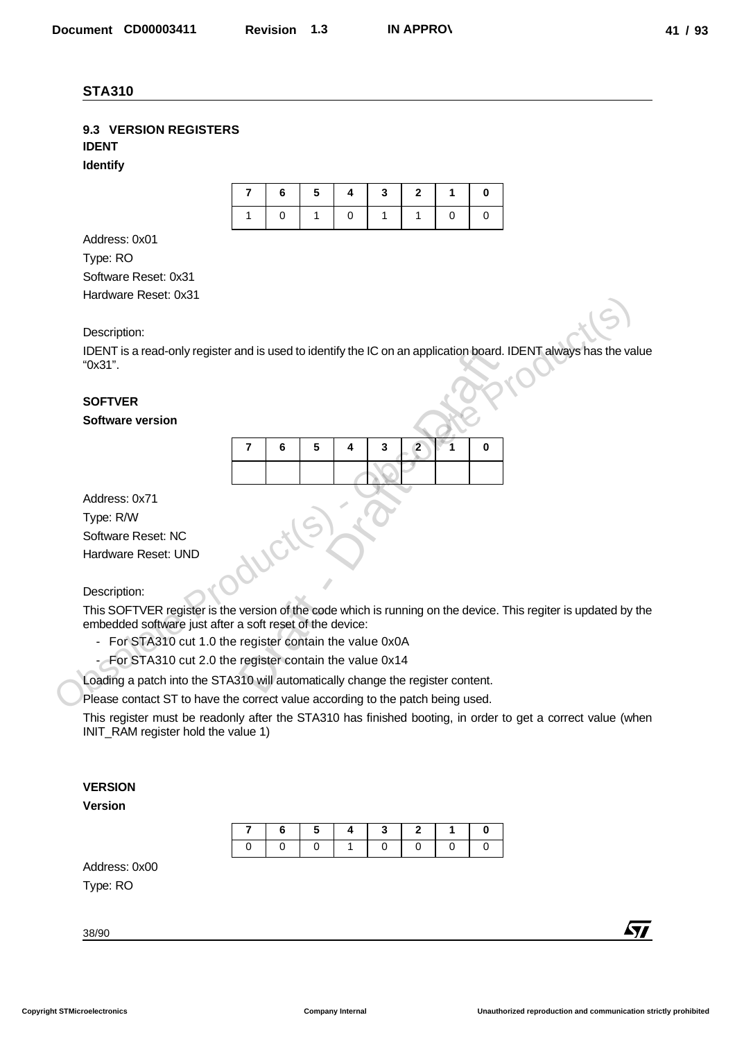## 9.3 VERSION REGISTERS

### IDENT

**Identify**

| 7 | 6 | 5 | 4 | 3 | 2 | 1 | 0 |
|---|---|---|---|---|---|---|---|
| 1 | 0 | 1 | 0 | 1 | 1 | 0 | 0 |

Address: 0x01

Type: RO

Software Reset: 0x31

Hardware Reset: 0x31

Description:

IDENT is a read-only register and is used to identify the IC on an application board. IDENT always has the value "0x31".

### SOFTVER

**Software version**

| 7 | 6 | 5 | 4 | 3 | 2 | 1 | 0 |
|---|---|---|---|---|---|---|---|
| | | | | | | | |

Address: 0x71

Type: R/W

Software Reset: NC

Hardware Reset: UND

Description:

This SOFTVER register is the version of the code which is running on the device. This regiter is updated by the embedded software just after a soft reset of the device:

- For STA310 cut 1.0 the register contain the value 0x0A
- For STA310 cut 2.0 the register contain the value 0x14

Loading a patch into the STA310 will automatically change the register content.

Please contact ST to have the correct value according to the patch being used.

This register must be readonly after the STA310 has finished booting, in order to get a correct value (when INIT_RAM register hold the value 1)

### VERSION

**Version**

| 7 | 6 | 5 | 4 | 3 | 2 | 1 | 0 |
|---|---|---|---|---|---|---|---|
| 0 | 0 | 0 | 1 | 0 | 0 | 0 | 0 |

Address: 0x00

Type: RO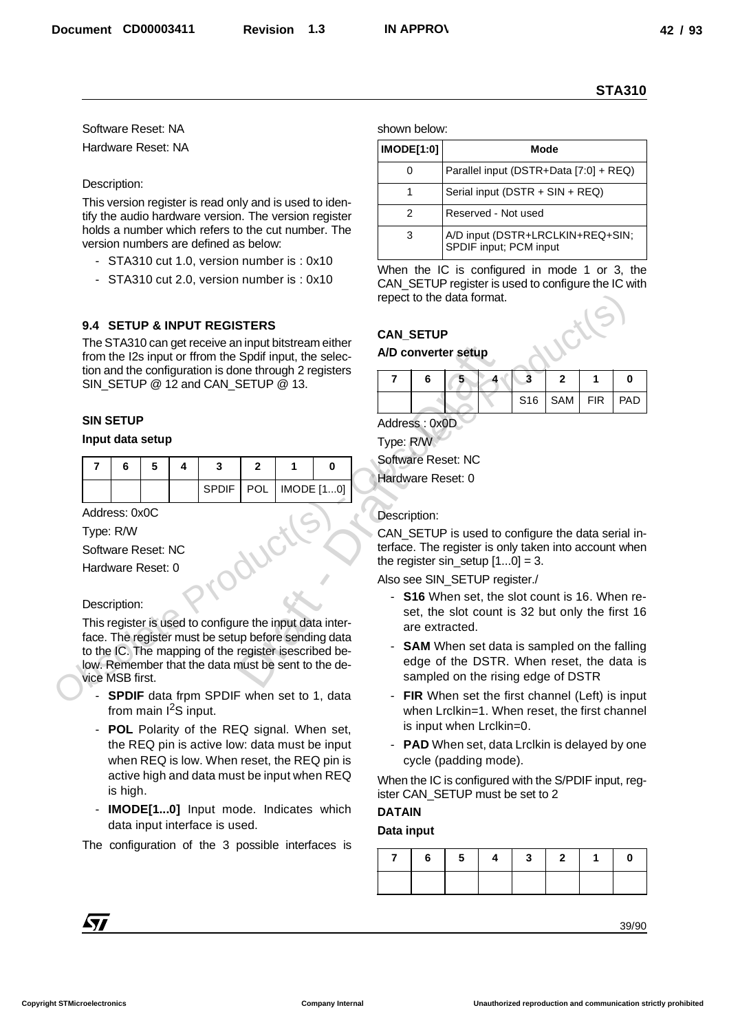Software Reset: NA

Hardware Reset: NA

Description:

This version register is read only and is used to identify the audio hardware version. The version register holds a number which refers to the cut number. The version numbers are defined as below:

- STA310 cut 1.0, version number is : 0x10
- STA310 cut 2.0, version number is : 0x10

### 9.4 SETUP & INPUT REGISTERS

The STA310 can get receive an input bitstream either from the I2s input or ffrom the Spdif input, the selection and the configuration is done through 2 registers SIN_SETUP @ 12 and CAN_SETUP @ 13.

**SIN SETUP**

**Input data setup**

| 7 | 6 | 5 | 4 | 3 | 2 | 1 | 0 |
|---|---|---|---|---|---|---|---|
| | | | | SPDIF | POL | IMODE [1...0] | |

Address: 0x0C

Type: R/W

Software Reset: NC

Hardware Reset: 0

Description:

This register is used to configure the input data interface. The register must be setup before sending data to the IC. The mapping of the register isescribed below. Remember that the data must be sent to the device MSB first.

- **SPDIF** data frpm SPDIF when set to 1, data from main $I^2S$ input.
- **POL** Polarity of the REQ signal. When set, the REQ pin is active low: data must be input when REQ is low. When reset, the REQ pin is active high and data must be input when REQ is high.
- **IMODE[1...0]** Input mode. Indicates which data input interface is used.

The configuration of the 3 possible interfaces is shown below:

| IMODE[1:0] | Mode |
|---|---|
| 0 | Parallel input (DSTR+Data [7:0] + REQ) |
| 1 | Serial input (DSTR + SIN + REQ) |
| 2 | Reserved - Not used |
| 3 | A/D input (DSTR+LRCLKIN+REQ+SIN; SPDIF input; PCM input |

When the IC is configured in mode 1 or 3, the CAN_SETUP register is used to configure the IC with repect to the data format.

**CAN_SETUP**

**A/D converter setup**

| 7 | 6 | 5 | 4 | 3 | 2 | 1 | 0 |
|---|---|---|---|---|---|---|---|
| | | | | S16 | SAM | FIR | PAD |

Address : 0x0D

Type: R/W

Software Reset: NC

Hardware Reset: 0

Description:

CAN_SETUP is used to configure the data serial interface. The register is only taken into account when the register sin_setup [1...0] = 3.

Also see SIN_SETUP register./

- **S16** When set, the slot count is 16. When reset, the slot count is 32 but only the first 16 are extracted.
- **SAM** When set data is sampled on the falling edge of the DSTR. When reset, the data is sampled on the rising edge of DSTR
- **FIR** When set the first channel (Left) is input when Lrclkin=1. When reset, the first channel is input when Lrclkin=0.
- **PAD** When set, data Lrclkin is delayed by one cycle (padding mode).

When the IC is configured with the S/PDIF input, register CAN_SETUP must be set to 2

**DATAIN**

**Data input**

| 7 | 6 | 5 | 4 | 3 | 2 | 1 | 0 |
|---|---|---|---|---|---|---|---|
| | | | | | | | |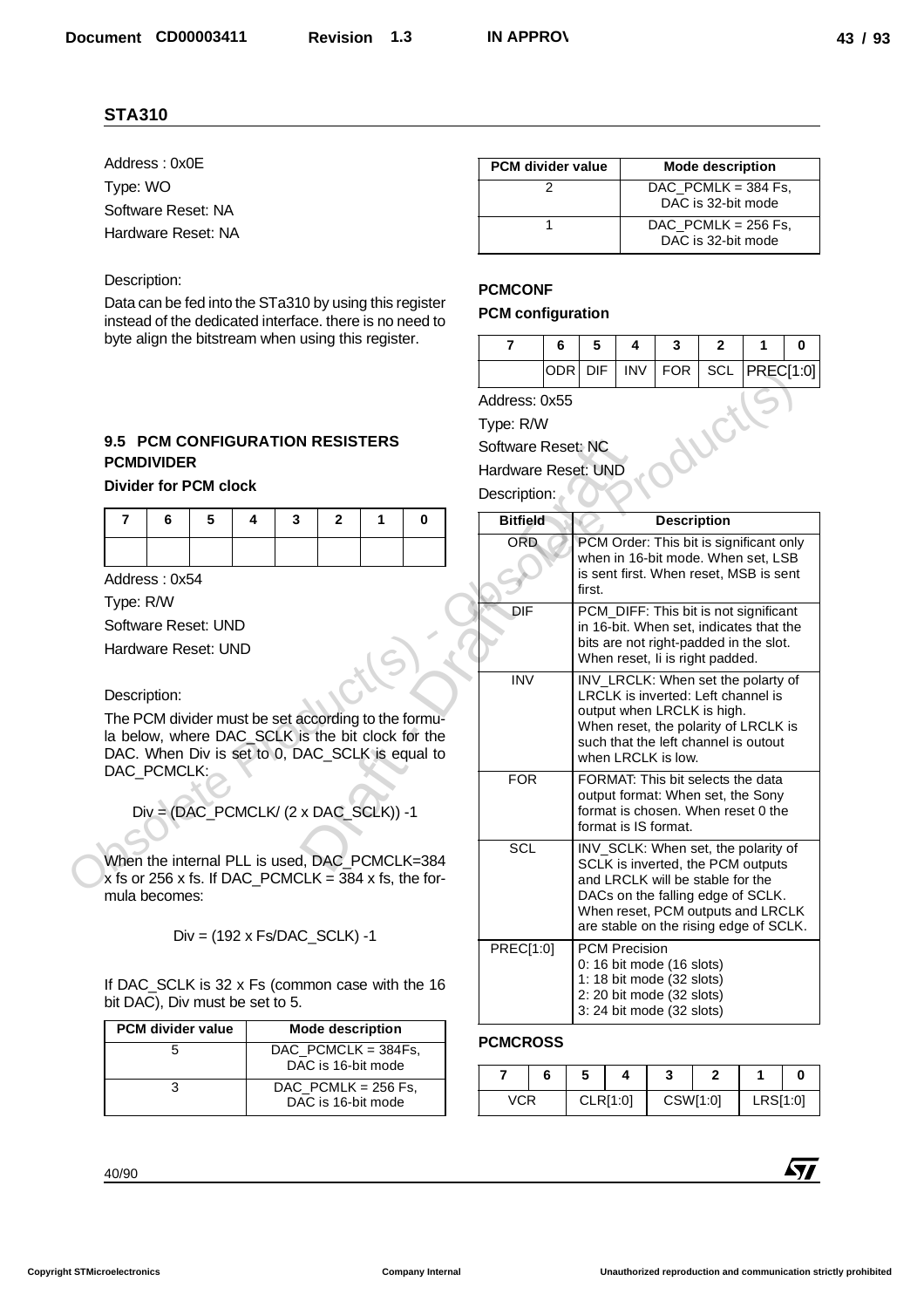## STA310

Address : 0x0E

Type: WO

Software Reset: NA

Hardware Reset: NA

Description:

Data can be fed into the STa310 by using this register instead of the dedicated interface. there is no need to byte align the bitstream when using this register.

### 9.5 PCM CONFIGURATION RESISTERS

**PCMDIVIDER**

**Divider for PCM clock**

| 7 | 6 | 5 | 4 | 3 | 2 | 1 | 0 |
|---|---|---|---|---|---|---|---|
| | | | | | | | |

Address : 0x54

Type: R/W

Software Reset: UND

Hardware Reset: UND

Description:

The PCM divider must be set according to the formula below, where DAC_SCLK is the bit clock for the DAC. When Div is set to 0, DAC_SCLK is equal to DAC_PCMCLK:

$$Div = (DAC\_PCMCLK / (2 \times DAC\_SCLK)) - 1$$

When the internal PLL is used, DAC_PCMCLK=384 x fs or 256 x fs. If DAC_PCMCLK = 384 x fs, the formula becomes:

$$Div = (192 \times Fs / DAC\_SCLK) - 1$$

If DAC_SCLK is 32 x Fs (common case with the 16 bit DAC), Div must be set to 5.

| PCM divider value | Mode description |
|---|---|
| 5 | DAC_PCMCLK = 384Fs, DAC is 16-bit mode |
| 3 | DAC_PCMCLK = 256 Fs, DAC is 16-bit mode |
| 2 | DAC_PCMLK = 384 Fs, DAC is 32-bit mode |
| 1 | DAC_PCMLK = 256 Fs, DAC is 32-bit mode |

**PCMCONF**

**PCM configuration**

| 7 | 6 | 5 | 4 | 3 | 2 | 1 | 0 |
|---|---|---|---|---|---|---|---|
| | ODR | DIF | INV | FOR | SCL | PREC[1:0] | |

Address: 0x55

Type: R/W

Software Reset: NC

Hardware Reset: UND

Description:

| Bitfield | Description |
|---|---|
| ORD | PCM Order: This bit is significant only when in 16-bit mode. When set, LSB is sent first. When reset, MSB is sent first. |
| DIF | PCM_DIFF: This bit is not significant in 16-bit. When set, indicates that the bits are not right-padded in the slot. When reset, Ii is right padded. |
| INV | INV_LRCLK: When set the polarty of LRCLK is inverted: Left channel is output when LRCLK is high. When reset, the polarity of LRCLK is such that the left channel is outout when LRCLK is low. |
| FOR | FORMAT: This bit selects the data output format: When set, the Sony format is chosen. When reset 0 the format is IS format. |
| SCL | INV_SCLK: When set, the polarity of SCLK is inverted, the PCM outputs and LRCLK will be stable for the DACs on the falling edge of SCLK. When reset, PCM outputs and LRCLK are stable on the rising edge of SCLK. |
| PREC[1:0] | PCM Precision<br>0: 16 bit mode (16 slots)<br>1: 18 bit mode (32 slots)<br>2: 20 bit mode (32 slots)<br>3: 24 bit mode (32 slots) |

**PCMCROSS**

| 7 | 6 | 5 | 4 | 3 | 2 | 1 | 0 |
|---|---|---|---|---|---|---|---|
| VCR | | CLR[1:0] | | CSW[1:0] | | LRS[1:0] | |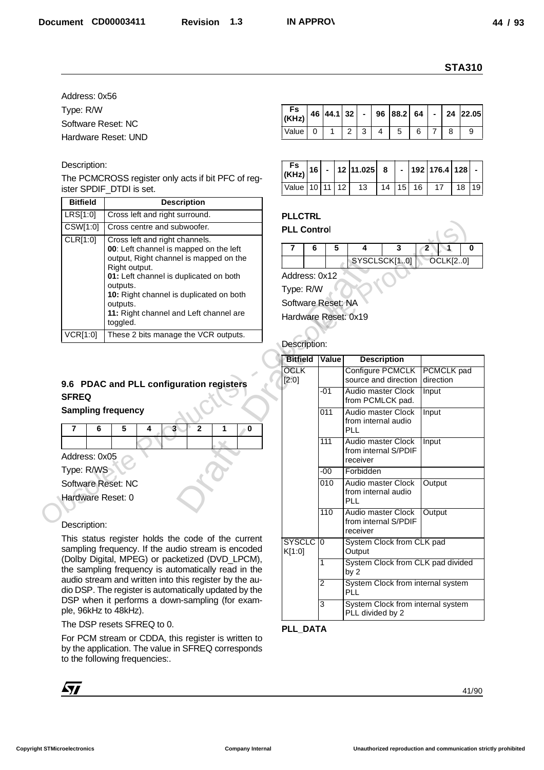Address: 0x56

Type: R/W

Software Reset: NC

Hardware Reset: UND

Description:

The PCMCROSS register only acts if bit PFC of register SPDIF_DTDI is set.

| Bitfield | Description |
|---|---|
| LRS[1:0] | Cross left and right surround. |
| CSW[1:0] | Cross centre and subwoofer. |
| CLR[1:0] | Cross left and right channels.<br>**00**: Left channel is mapped on the left output, Right channel is mapped on the Right output.<br>**01:** Left channel is duplicated on both outputs.<br>**10:** Right channel is duplicated on both outputs.<br>**11:** Right channel and Left channel are toggled. |
| VCR[1:0] | These 2 bits manage the VCR outputs. |

## 9.6 PDAC and PLL configuration registers

### SFREQ

**Sampling frequency**

| 7 | 6 | 5 | 4 | 3 | 2 | 1 | 0 |
|---|---|---|---|---|---|---|---|
| | | | | | | | |

Address: 0x05

Type: R/WS

Software Reset: NC

Hardware Reset: 0

Description:

This status register holds the code of the current sampling frequency. If the audio stream is encoded (Dolby Digital, MPEG) or packetized (DVD_LPCM), the sampling frequency is automatically read in the audio stream and written into this register by the audio DSP. The register is automatically updated by the DSP when it performs a down-sampling (for example, 96kHz to 48kHz).

The DSP resets SFREQ to 0.

For PCM stream or CDDA, this register is written to by the application. The value in SFREQ corresponds to the following frequencies:.

| Fs (KHz) | 46 | 44.1 | 32 | - | 96 | 88.2 | 64 | - | 24 | 22.05 |
|---|---|---|---|---|---|---|---|---|---|---|
| Value | 0 | 1 | 2 | 3 | 4 | 5 | 6 | 7 | 8 | 9 |

| Fs (KHz) | 16 | - | 12 | 11.025 | 8 | - | 192 | 176.4 | 128 | - |
|---|---|---|---|---|---|---|---|---|---|---|
| Value | 10 | 11 | 12 | 13 | 14 | 15 | 16 | 17 | 18 | 19 |

### PLLCTRL

**PLL Control**

| 7 | 6 | 5 | 4 | 3 | 2 | 1 | 0 |
|---|---|---|---|---|---|---|---|
| | | | SYSCLSCK[1..0] | | OCLK[2..0] | | |

Address: 0x12

Type: R/W

Software Reset: NA

Hardware Reset: 0x19

Description:

| Bitfield | Value | Description | |
|---|---|---|---|
| OCLK [2:0] | | Configure PCMCLK source and direction | PCMCLK pad direction |
| | -01 | Audio master Clock from PCMLCK pad. | Input |
| | 011 | Audio master Clock from internal audio PLL | Input |
| | 111 | Audio master Clock from internal S/PDIF receiver | Input |
| | -00 | Forbidden | |
| | 010 | Audio master Clock from internal audio PLL | Output |
| | 110 | Audio master Clock from internal S/PDIF receiver | Output |
| SYSCLCK[1:0] | 0 | System Clock from CLK pad Output | |
| | 1 | System Clock from CLK pad divided by 2 | |
| | 2 | System Clock from internal system PLL | |
| | 3 | System Clock from internal system PLL divided by 2 | |

### PLL_DATA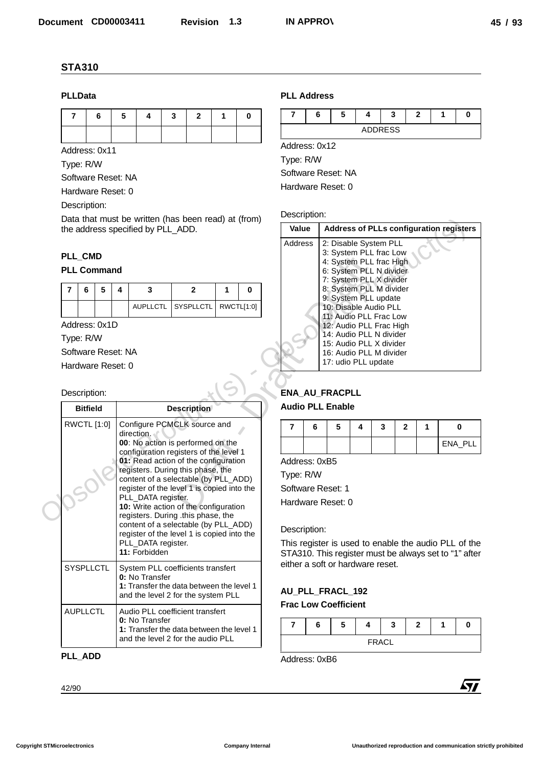## STA310

### PLLData

| 7 | 6 | 5 | 4 | 3 | 2 | 1 | 0 |
|---|---|---|---|---|---|---|---|
| | | | | | | | |

Address: 0x11

Type: R/W

Software Reset: NA

Hardware Reset: 0

Description:

Data that must be written (has been read) at (from) the address specified by PLL_ADD.

### PLL_CMD

**PLL Command**

| 7 | 6 | 5 | 4 | 3 | 2 | 1 | 0 |
|---|---|---|---|---|---|---|---|
| | | | | AUPLLCTL | SYSPLLCTL | RWCTL[1:0] | |

Address: 0x1D

Type: R/W

Software Reset: NA

Hardware Reset: 0

Description:

| Bitfield | Description |
|---|---|
| RWCTL [1:0] | Configure PCMCLK source and direction.<br>**00**: No action is performed on the configuration registers of the level 1<br>**01:** Read action of the configuration registers. During this phase, the content of a selectable (by PLL_ADD) register of the level 1 is copied into the PLL_DATA register.<br>**10:** Write action of the configuration registers. During .this phase, the content of a selectable (by PLL_ADD) register of the level 1 is copied into the PLL_DATA register.<br>**11:** Forbidden |
| SYSPLLCTL | System PLL coefficients transfert<br>**0:** No Transfer<br>**1:** Transfer the data between the level 1 and the level 2 for the system PLL |
| AUPLLCTL | Audio PLL coefficient transfert<br>**0:** No Transfer<br>**1:** Transfer the data between the level 1 and the level 2 for the audio PLL |

### PLL_ADD

**PLL Address**

| 7 | 6 | 5 | 4 | 3 | 2 | 1 | 0 |
|---|---|---|---|---|---|---|---|
| ADDRESS | | | | | | | |

Address: 0x12

Type: R/W

Software Reset: NA

Hardware Reset: 0

Description:

| Value | Address of PLLs configuration registers |
|---|---|
| Address | 2: Disable System PLL<br>3: System PLL frac Low<br>4: System PLL frac High<br>6: System PLL N divider<br>7: System PLL X divider<br>8: System PLL M divider<br>9: System PLL update<br>10: Disable Audio PLL<br>11: Audio PLL Frac Low<br>12: Audio PLL Frac High<br>14: Audio PLL N divider<br>15: Audio PLL X divider<br>16: Audio PLL M divider<br>17: udio PLL update |

### ENA_AU_FRACPLL

**Audio PLL Enable**

| 7 | 6 | 5 | 4 | 3 | 2 | 1 | 0 |
|---|---|---|---|---|---|---|---|
| | | | | | | | ENA_PLL |

Address: 0xB5

Type: R/W

Software Reset: 1

Hardware Reset: 0

Description:

This register is used to enable the audio PLL of the STA310. This register must be always set to "1" after either a soft or hardware reset.

### AU_PLL_FRACL_192

**Frac Low Coefficient**

| 7 | 6 | 5 | 4 | 3 | 2 | 1 | 0 |
|---|---|---|---|---|---|---|---|
| FRACL | | | | | | | |

Address: 0xB6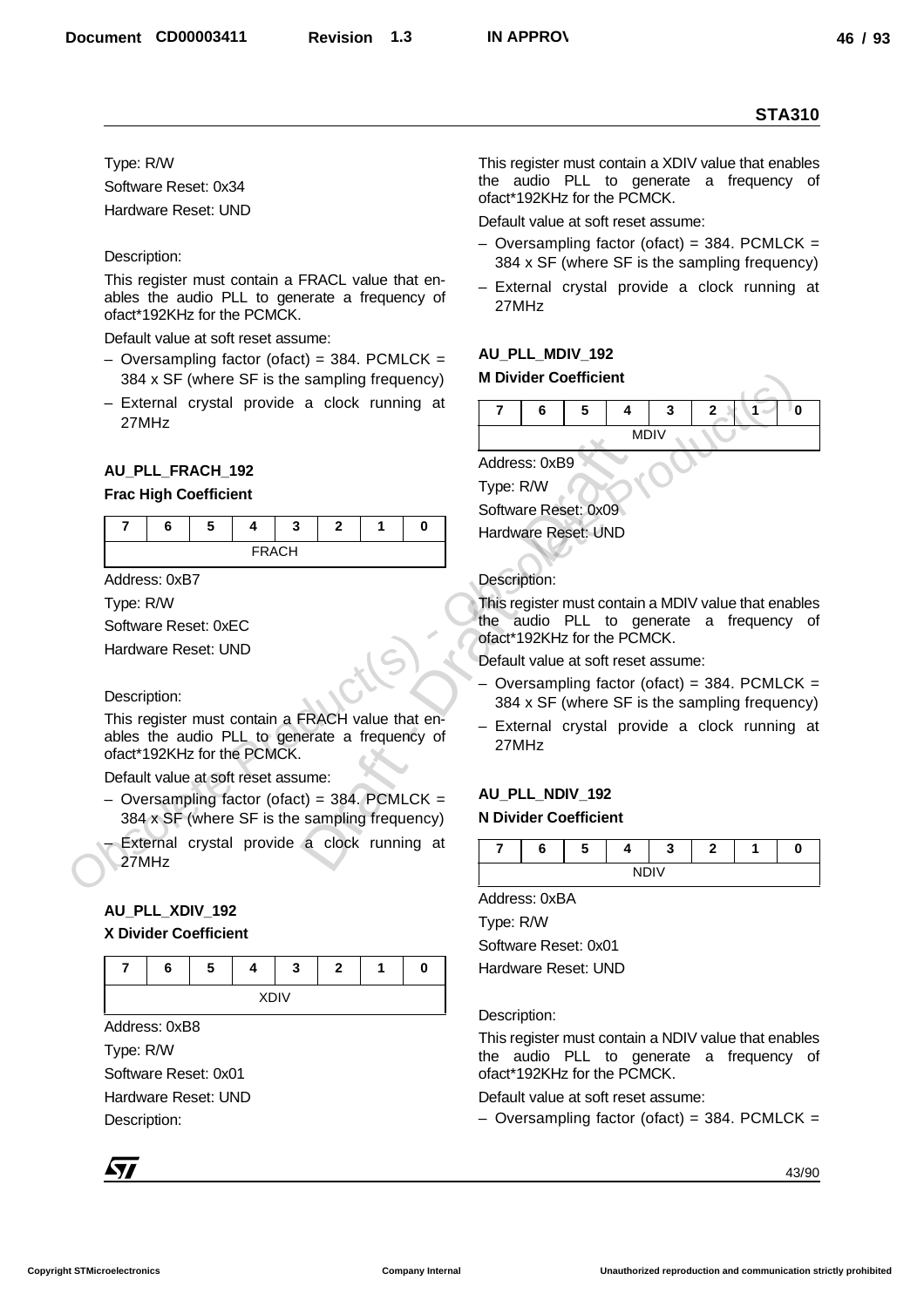Type: R/W

Software Reset: 0x34

Hardware Reset: UND

Description:

This register must contain a FRACL value that enables the audio PLL to generate a frequency of ofact*192KHz for the PCMCK.

Default value at soft reset assume:

– Oversampling factor (ofact) = 384. PCMLCK = 384 x SF (where SF is the sampling frequency)

– External crystal provide a clock running at 27MHz

### AU_PLL_FRACH_192

**Frac High Coefficient**

| 7 | 6 | 5 | 4 | 3 | 2 | 1 | 0 |
|---|---|---|---|---|---|---|---|
| FRACH | | | | | | | |

Address: 0xB7

Type: R/W

Software Reset: 0xEC

Hardware Reset: UND

Description:

This register must contain a FRACH value that enables the audio PLL to generate a frequency of ofact*192KHz for the PCMCK.

Default value at soft reset assume:

– Oversampling factor (ofact) = 384. PCMLCK = 384 x SF (where SF is the sampling frequency)

– External crystal provide a clock running at 27MHz

### AU_PLL_XDIV_192

**X Divider Coefficient**

| 7 | 6 | 5 | 4 | 3 | 2 | 1 | 0 |
|---|---|---|---|---|---|---|---|
| XDIV | | | | | | | |

Address: 0xB8

Type: R/W

Software Reset: 0x01

Hardware Reset: UND

Description:

This register must contain a XDIV value that enables the audio PLL to generate a frequency of ofact*192KHz for the PCMCK.

Default value at soft reset assume:

– Oversampling factor (ofact) = 384. PCMLCK = 384 x SF (where SF is the sampling frequency)

– External crystal provide a clock running at 27MHz

### AU_PLL_MDIV_192

**M Divider Coefficient**

| 7 | 6 | 5 | 4 | 3 | 2 | 1 | 0 |
|---|---|---|---|---|---|---|---|
| MDIV | | | | | | | |

Address: 0xB9

Type: R/W

Software Reset: 0x09

Hardware Reset: UND

Description:

This register must contain a MDIV value that enables the audio PLL to generate a frequency of ofact*192KHz for the PCMCK.

Default value at soft reset assume:

– Oversampling factor (ofact) = 384. PCMLCK = 384 x SF (where SF is the sampling frequency)

– External crystal provide a clock running at 27MHz

### AU_PLL_NDIV_192

**N Divider Coefficient**

| 7 | 6 | 5 | 4 | 3 | 2 | 1 | 0 |
|---|---|---|---|---|---|---|---|
| NDIV | | | | | | | |

Address: 0xBA

Type: R/W

Software Reset: 0x01

Hardware Reset: UND

Description:

This register must contain a NDIV value that enables the audio PLL to generate a frequency of ofact*192KHz for the PCMCK.

Default value at soft reset assume:

– Oversampling factor (ofact) = 384. PCMLCK =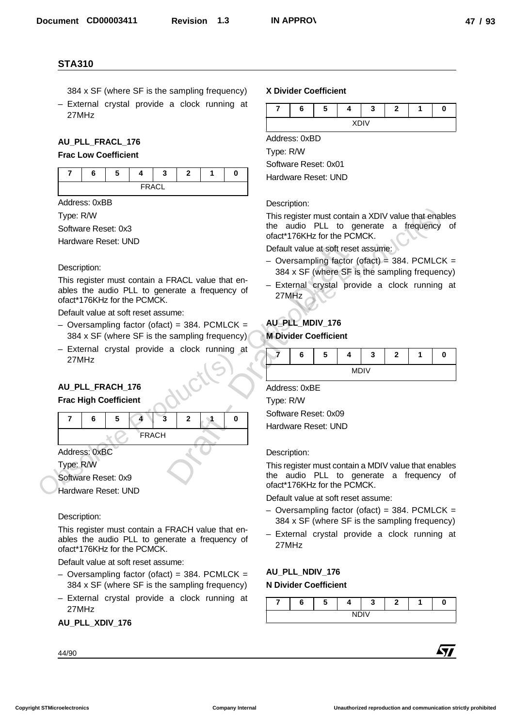384 x SF (where SF is the sampling frequency)

– External crystal provide a clock running at 27MHz

### AU_PLL_FRACL_176

**Frac Low Coefficient**

| 7 | 6 | 5 | 4 | 3 | 2 | 1 | 0 |
|---|---|---|---|---|---|---|---|
| FRACL | | | | | | | |

Address: 0xBB

Type: R/W

Software Reset: 0x3

Hardware Reset: UND

Description:

This register must contain a FRACL value that enables the audio PLL to generate a frequency of ofact*176KHz for the PCMCK.

Default value at soft reset assume:

– Oversampling factor (ofact) = 384. PCMLCK = 384 x SF (where SF is the sampling frequency)

– External crystal provide a clock running at 27MHz

### AU_PLL_FRACH_176

**Frac High Coefficient**

| 7 | 6 | 5 | 4 | 3 | 2 | 1 | 0 |
|---|---|---|---|---|---|---|---|
| FRACH | | | | | | | |

Address: 0xBC

Type: R/W

Software Reset: 0x9

Hardware Reset: UND

Description:

This register must contain a FRACH value that enables the audio PLL to generate a frequency of ofact*176KHz for the PCMCK.

Default value at soft reset assume:

– Oversampling factor (ofact) = 384. PCMLCK = 384 x SF (where SF is the sampling frequency)

– External crystal provide a clock running at 27MHz

### AU_PLL_XDIV_176

**X Divider Coefficient**

| 7 | 6 | 5 | 4 | 3 | 2 | 1 | 0 |
|---|---|---|---|---|---|---|---|
| XDIV | | | | | | | |

Address: 0xBD

Type: R/W

Software Reset: 0x01

Hardware Reset: UND

Description:

This register must contain a XDIV value that enables the audio PLL to generate a frequency of ofact*176KHz for the PCMCK.

Default value at soft reset assume:

– Oversampling factor (ofact) = 384. PCMLCK = 384 x SF (where SF is the sampling frequency)

– External crystal provide a clock running at 27MHz

### AU_PLL_MDIV_176

**M Divider Coefficient**

| 7 | 6 | 5 | 4 | 3 | 2 | 1 | 0 |
|---|---|---|---|---|---|---|---|
| MDIV | | | | | | | |

Address: 0xBE

Type: R/W

Software Reset: 0x09

Hardware Reset: UND

Description:

This register must contain a MDIV value that enables the audio PLL to generate a frequency of ofact*176KHz for the PCMCK.

Default value at soft reset assume:

– Oversampling factor (ofact) = 384. PCMLCK = 384 x SF (where SF is the sampling frequency)

– External crystal provide a clock running at 27MHz

### AU_PLL_NDIV_176

**N Divider Coefficient**

| 7 | 6 | 5 | 4 | 3 | 2 | 1 | 0 |
|---|---|---|---|---|---|---|---|
| NDIV | | | | | | | |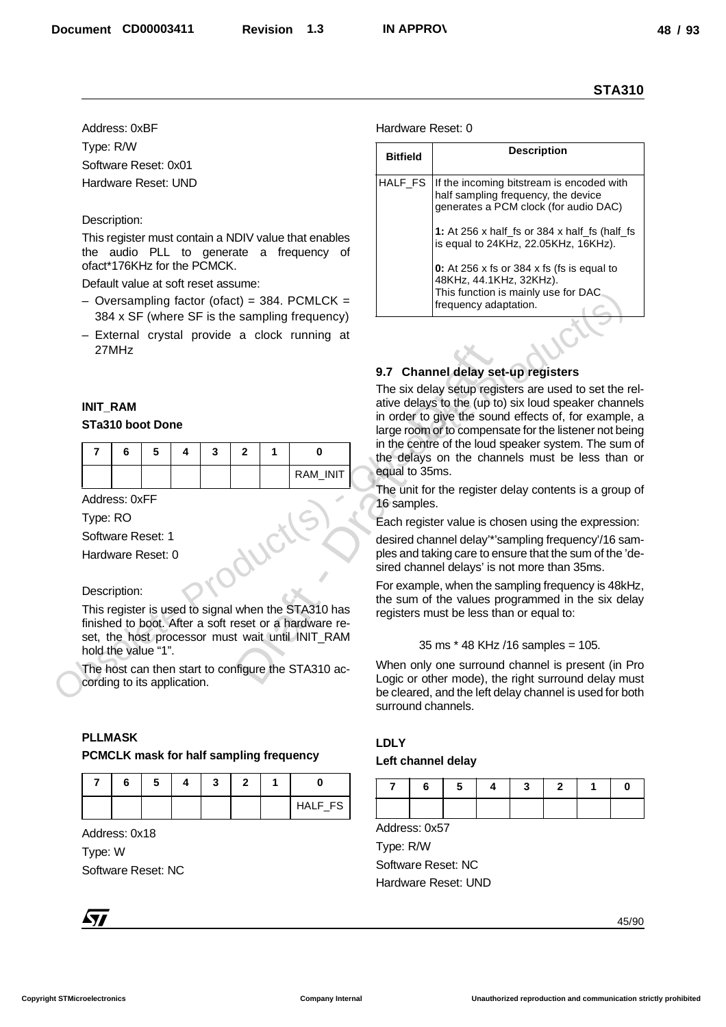Address: 0xBF

Type: R/W

Software Reset: 0x01

Hardware Reset: UND

Description:

This register must contain a NDIV value that enables the audio PLL to generate a frequency of ofact*176KHz for the PCMCK.

Default value at soft reset assume:

- Oversampling factor (ofact) = 384. PCMLCK = 384 x SF (where SF is the sampling frequency)
- External crystal provide a clock running at 27MHz

**INIT_RAM**

**STa310 boot Done**

| 7 | 6 | 5 | 4 | 3 | 2 | 1 | 0 |
|---|---|---|---|---|---|---|---|
| | | | | | | | RAM_INIT |

Address: 0xFF

Type: RO

Software Reset: 1

Hardware Reset: 0

Description:

This register is used to signal when the STA310 has finished to boot. After a soft reset or a hardware reset, the host processor must wait until INIT_RAM hold the value "1".

The host can then start to configure the STA310 according to its application.

**PLLMASK**

**PCMCLK mask for half sampling frequency**

| 7 | 6 | 5 | 4 | 3 | 2 | 1 | 0 |
|---|---|---|---|---|---|---|---|
| | | | | | | | HALF_FS |

Address: 0x18

Type: W

Software Reset: NC

Hardware Reset: 0

| Bitfield | Description |
|---|---|
| HALF_FS | If the incoming bitstream is encoded with half sampling frequency, the device generates a PCM clock (for audio DAC)<br><br>**1:** At 256 x half_fs or 384 x half_fs (half_fs is equal to 24KHz, 22.05KHz, 16KHz).<br><br>**0:** At 256 x fs or 384 x fs (fs is equal to 48KHz, 44.1KHz, 32KHz).<br>This function is mainly use for DAC frequency adaptation. |

## 9.7 Channel delay set-up registers

The six delay setup registers are used to set the relative delays to the (up to) six loud speaker channels in order to give the sound effects of, for example, a large room or to compensate for the listener not being in the centre of the loud speaker system. The sum of the delays on the channels must be less than or equal to 35ms.

The unit for the register delay contents is a group of 16 samples.

Each register value is chosen using the expression:

desired channel delay'*'sampling frequency'/16 samples and taking care to ensure that the sum of the 'desired channel delays' is not more than 35ms.

For example, when the sampling frequency is 48kHz, the sum of the values programmed in the six delay registers must be less than or equal to:

35 ms * 48 KHz /16 samples = 105.

When only one surround channel is present (in Pro Logic or other mode), the right surround delay must be cleared, and the left delay channel is used for both surround channels.

**LDLY**

**Left channel delay**

| 7 | 6 | 5 | 4 | 3 | 2 | 1 | 0 |
|---|---|---|---|---|---|---|---|
| | | | | | | | |

Address: 0x57

Type: R/W

Software Reset: NC

Hardware Reset: UND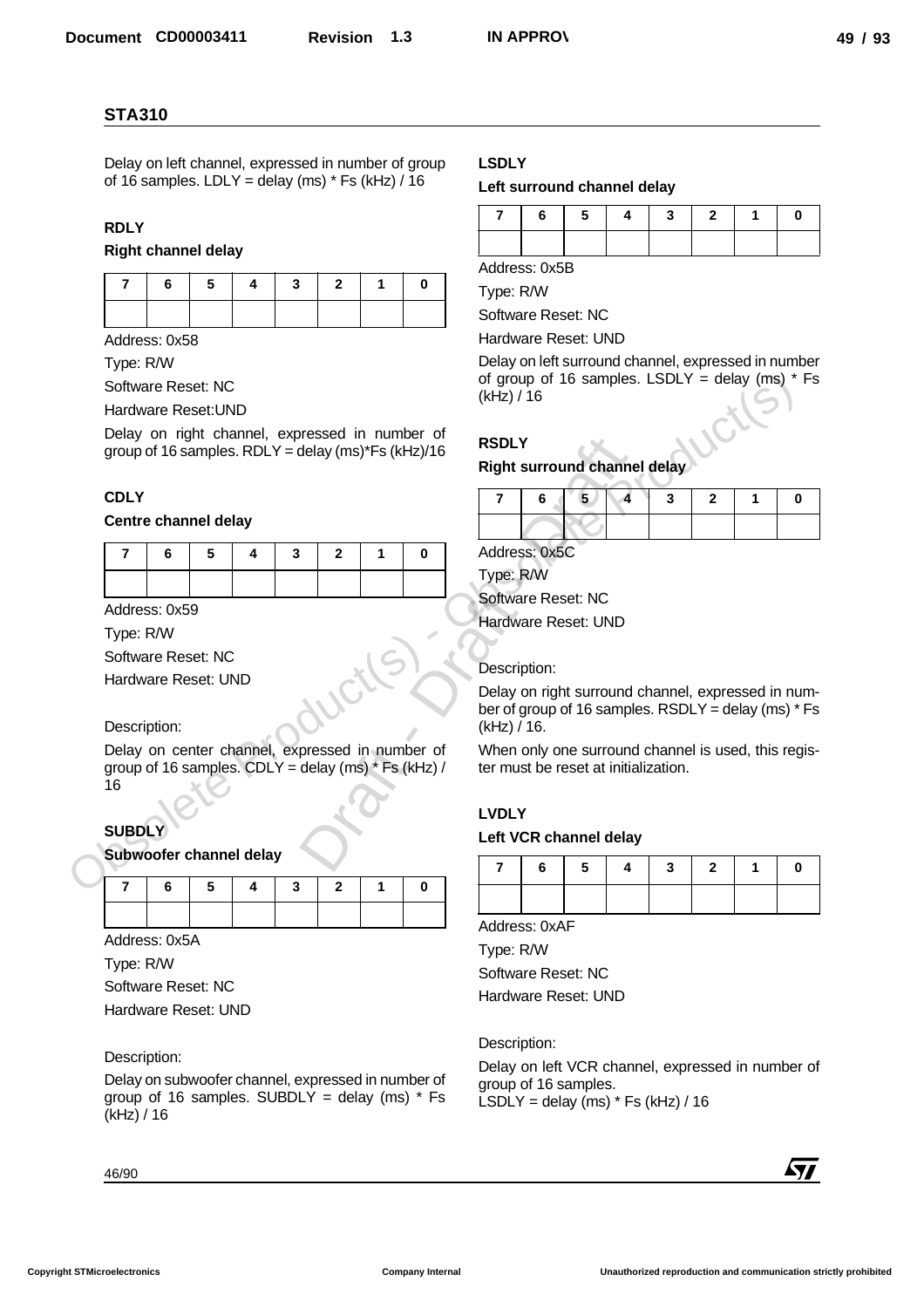Delay on left channel, expressed in number of group of 16 samples. LDLY = delay (ms) * Fs (kHz) / 16

### RDLY

#### Right channel delay

| 7 | 6 | 5 | 4 | 3 | 2 | 1 | 0 |
|---|---|---|---|---|---|---|---|
| | | | | | | | |

Address: 0x58

Type: R/W

Software Reset: NC

Hardware Reset:UND

Delay on right channel, expressed in number of group of 16 samples. RDLY = delay (ms)*Fs (kHz)/16

### CDLY

#### Centre channel delay

| 7 | 6 | 5 | 4 | 3 | 2 | 1 | 0 |
|---|---|---|---|---|---|---|---|
| | | | | | | | |

Address: 0x59

Type: R/W

Software Reset: NC

Hardware Reset: UND

Description:

Delay on center channel, expressed in number of group of 16 samples. CDLY = delay (ms) * Fs (kHz) / 16

### SUBDLY

#### Subwoofer channel delay

| 7 | 6 | 5 | 4 | 3 | 2 | 1 | 0 |
|---|---|---|---|---|---|---|---|
| | | | | | | | |

Address: 0x5A

Type: R/W

Software Reset: NC

Hardware Reset: UND

Description:

Delay on subwoofer channel, expressed in number of group of 16 samples. SUBDLY = delay (ms) * Fs (kHz) / 16

### LSDLY

#### Left surround channel delay

| 7 | 6 | 5 | 4 | 3 | 2 | 1 | 0 |
|---|---|---|---|---|---|---|---|
| | | | | | | | |

Address: 0x5B

Type: R/W

Software Reset: NC

Hardware Reset: UND

Delay on left surround channel, expressed in number of group of 16 samples. LSDLY = delay (ms) * Fs (kHz) / 16

### RSDLY

#### Right surround channel delay

| 7 | 6 | 5 | 4 | 3 | 2 | 1 | 0 |
|---|---|---|---|---|---|---|---|
| | | | | | | | |

Address: 0x5C

Type: R/W

Software Reset: NC

Hardware Reset: UND

Description:

Delay on right surround channel, expressed in number of group of 16 samples. RSDLY = delay (ms) * Fs (kHz) / 16.

When only one surround channel is used, this register must be reset at initialization.

### LVDLY

#### Left VCR channel delay

| 7 | 6 | 5 | 4 | 3 | 2 | 1 | 0 |
|---|---|---|---|---|---|---|---|
| | | | | | | | |

Address: 0xAF

Type: R/W

Software Reset: NC

Hardware Reset: UND

Description:

Delay on left VCR channel, expressed in number of group of 16 samples.
LSDLY = delay (ms) * Fs (kHz) / 16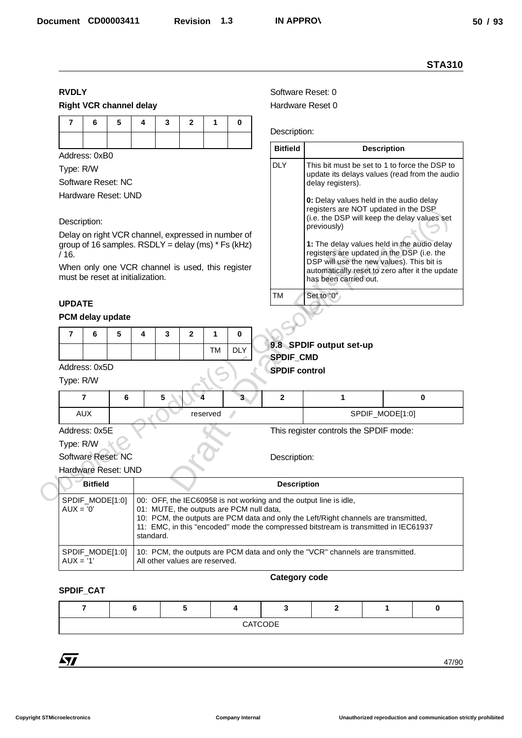### RVDLY

**Right VCR channel delay**

| 7 | 6 | 5 | 4 | 3 | 2 | 1 | 0 |
|---|---|---|---|---|---|---|---|
| | | | | | | | |

Address: 0xB0

Type: R/W

Software Reset: NC

Hardware Reset: UND

Description:

Delay on right VCR channel, expressed in number of group of 16 samples. RSDLY = delay (ms) * Fs (kHz) / 16.

When only one VCR channel is used, this register must be reset at initialization.

### UPDATE

**PCM delay update**

| 7 | 6 | 5 | 4 | 3 | 2 | 1 | 0 |
|---|---|---|---|---|---|---|---|
| | | | | | | TM | DLY |

Address: 0x5D

Type: R/W

Software Reset: 0

Hardware Reset 0

Description:

| Bitfield | Description |
|---|---|
| DLY | This bit must be set to 1 to force the DSP to update its delays values (read from the audio delay registers).<br><br>**0:** Delay values held in the audio delay registers are NOT updated in the DSP (i.e. the DSP will keep the delay values set previously)<br><br>**1:** The delay values held in the audio delay registers are updated in the DSP (i.e. the DSP will use the new values). This bit is automatically reset to zero after it the update has been carried out. |
| TM | Set to "0" |

## 9.8 SPDIF output set-up

### SPDIF_CMD

**SPDIF control**

| 7 | 6 | 5 | 4 | 3 | 2 | 1 | 0 |
|---|---|---|---|---|---|---|---|
| AUX | reserved | | | | | SPDIF_MODE[1:0] | |

Address: 0x5E

Type: R/W

Software Reset: NC

Hardware Reset: UND

This register controls the SPDIF mode:

Description:

| Bitfield | Description |
|---|---|
| SPDIF_MODE[1:0]<br>AUX = '0' | 00: OFF, the IEC60958 is not working and the output line is idle,<br>01: MUTE, the outputs are PCM null data,<br>10: PCM, the outputs are PCM data and only the Left/Right channels are transmitted,<br>11: EMC, in this "encoded" mode the compressed bitstream is transmitted in IEC61937 standard. |
| SPDIF_MODE[1:0]<br>AUX = '1' | 10: PCM, the outputs are PCM data and only the "VCR" channels are transmitted.<br>All other values are reserved. |

### SPDIF_CAT

**Category code**

| 7 | 6 | 5 | 4 | 3 | 2 | 1 | 0 |
|---|---|---|---|---|---|---|---|
| CATCODE | | | | | | | |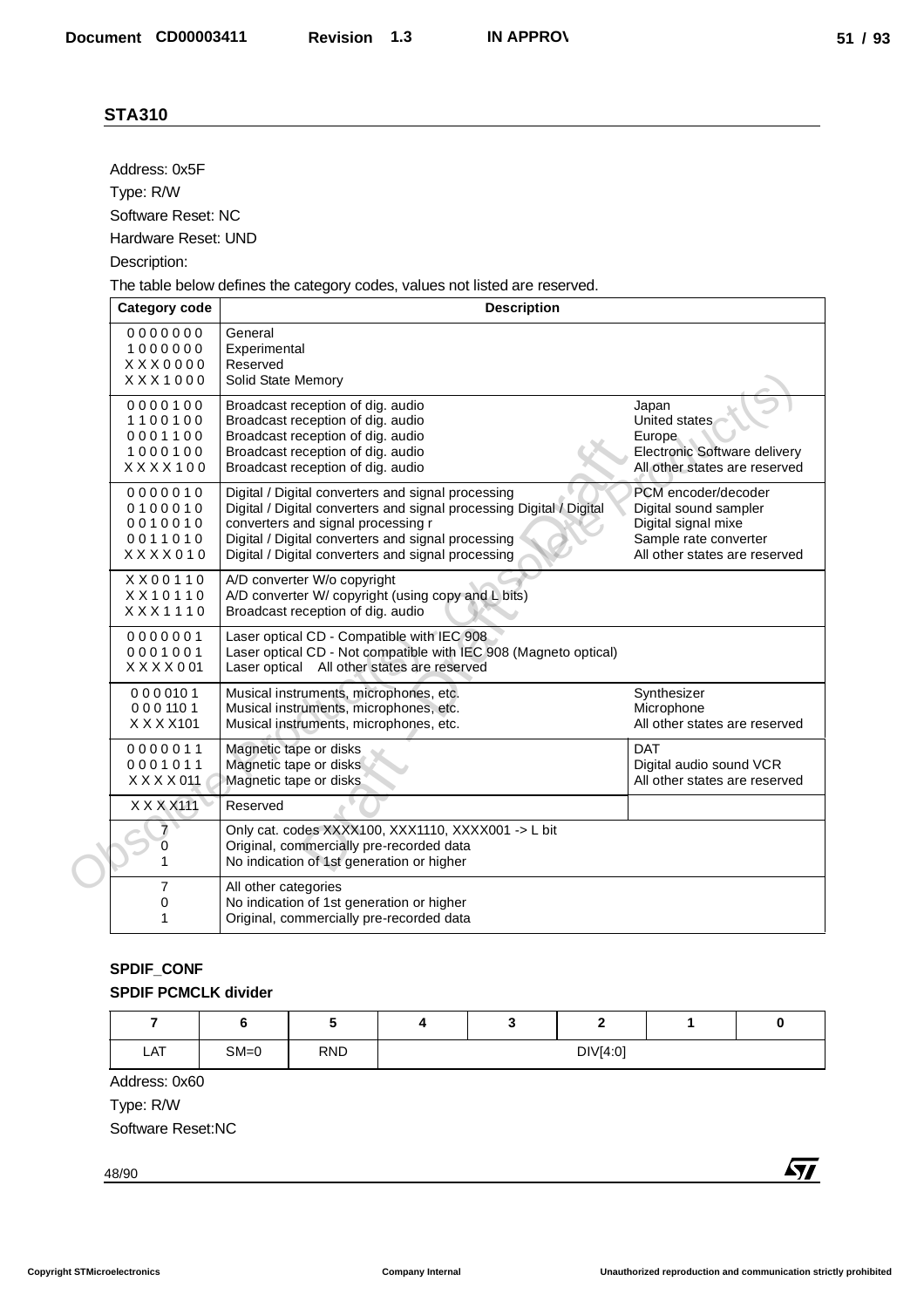## STA310

Address: 0x5F

Type: R/W

Software Reset: NC

Hardware Reset: UND

Description:

The table below defines the category codes, values not listed are reserved.

| Category code | Description | |
|---|---|---|
| 0 0 0 0 0 0 0<br>1 0 0 0 0 0 0<br>X X X 0 0 0 0<br>X X X 1 0 0 0 | General<br>Experimental<br>Reserved<br>Solid State Memory | |
| 0 0 0 0 1 0 0<br>1 1 0 0 1 0 0<br>0 0 0 1 1 0 0<br>1 0 0 0 1 0 0<br>X X X X 1 0 0 | Broadcast reception of dig. audio<br>Broadcast reception of dig. audio<br>Broadcast reception of dig. audio<br>Broadcast reception of dig. audio<br>Broadcast reception of dig. audio | Japan<br>United states<br>Europe<br>Electronic Software delivery<br>All other states are reserved |
| 0 0 0 0 0 1 0<br>0 1 0 0 0 1 0<br>0 0 1 0 0 1 0<br>0 0 1 1 0 1 0<br>X X X X 0 1 0 | Digital / Digital converters and signal processing<br>Digital / Digital converters and signal processing Digital / Digital converters and signal processing r<br>Digital / Digital converters and signal processing<br>Digital / Digital converters and signal processing | PCM encoder/decoder<br>Digital sound sampler<br>Digital signal mixe<br>Sample rate converter<br>All other states are reserved |
| X X 0 0 1 1 0<br>X X 1 0 1 1 0<br>X X X 1 1 1 0 | A/D converter W/o copyright<br>A/D converter W/ copyright (using copy and L bits)<br>Broadcast reception of dig. audio | |
| 0 0 0 0 0 0 1<br>0 0 0 1 0 0 1<br>X X X X 0 01 | Laser optical CD - Compatible with IEC 908<br>Laser optical CD - Not compatible with IEC 908 (Magneto optical)<br>Laser optical All other states are reserved | |
| 0 0 0 010 1<br>0 0 0 110 1<br>X X X X101 | Musical instruments, microphones, etc.<br>Musical instruments, microphones, etc.<br>Musical instruments, microphones, etc. | Synthesizer<br>Microphone<br>All other states are reserved |
| 0 0 0 0 0 1 1<br>0 0 0 1 0 1 1<br>X X X X 011 | Magnetic tape or disks<br>Magnetic tape or disks<br>Magnetic tape or disks | DAT<br>Digital audio sound VCR<br>All other states are reserved |
| X X X X111 | Reserved | |
| 7<br>0<br>1 | Only cat. codes XXXX100, XXX1110, XXXX001 -> L bit<br>Original, commercially pre-recorded data<br>No indication of 1st generation or higher | |
| 7<br>0<br>1 | All other categories<br>No indication of 1st generation or higher<br>Original, commercially pre-recorded data | |

**SPDIF_CONF**

**SPDIF PCMCLK divider**

| 7 | 6 | 5 | 4 | 3 | 2 | 1 | 0 |
|---|---|---|---|---|---|---|---|
| LAT | SM=0 | RND | DIV[4:0] | | | | |

Address: 0x60

Type: R/W

Software Reset:NC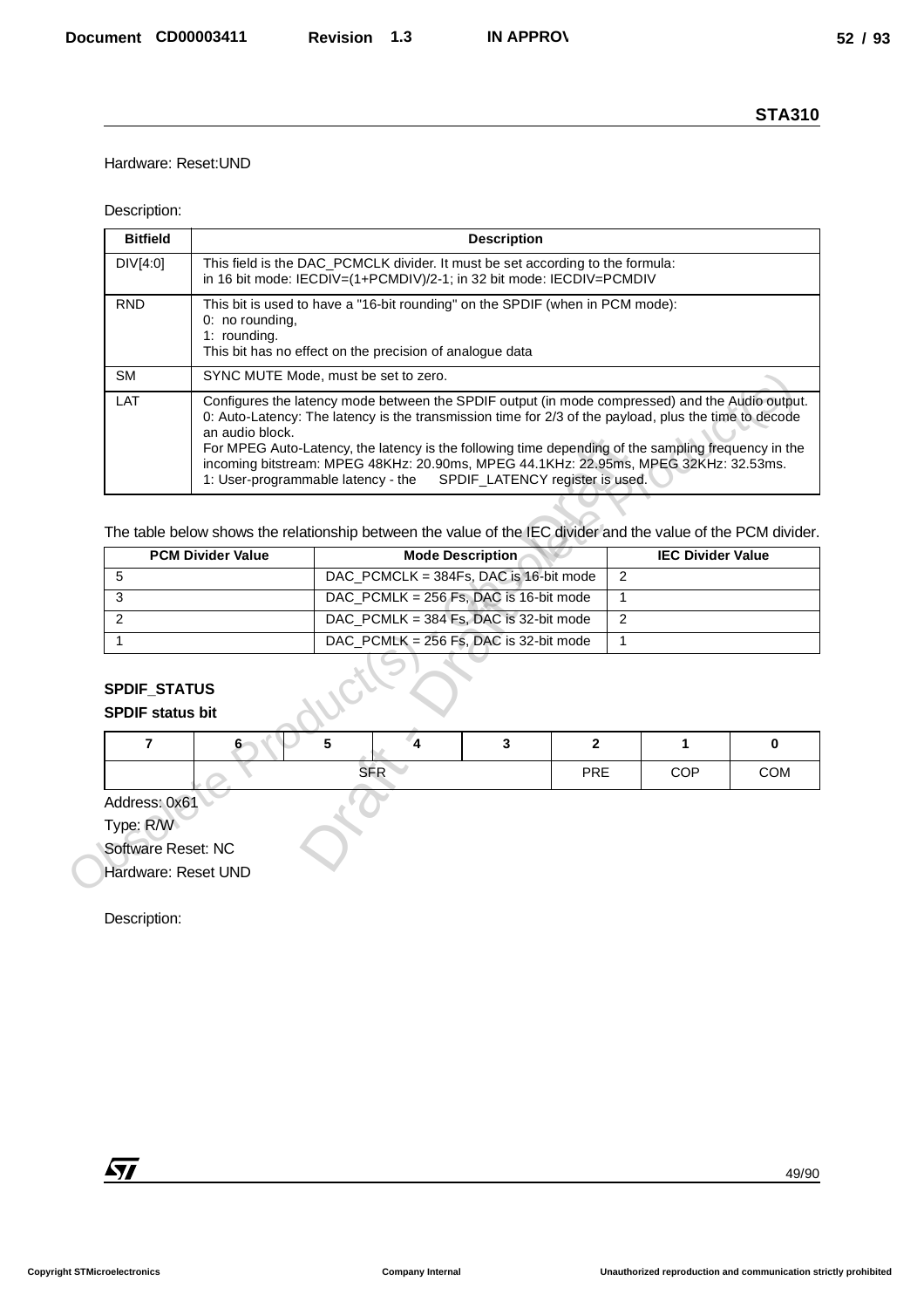Hardware: Reset:UND

Description:

| Bitfield | Description |
|---|---|
| DIV[4:0] | This field is the DAC_PCMCLK divider. It must be set according to the formula:<br>in 16 bit mode: IECDIV=(1+PCMDIV)/2-1; in 32 bit mode: IECDIV=PCMDIV |
| RND | This bit is used to have a "16-bit rounding" on the SPDIF (when in PCM mode):<br>0: no rounding,<br>1: rounding.<br>This bit has no effect on the precision of analogue data |
| SM | SYNC MUTE Mode, must be set to zero. |
| LAT | Configures the latency mode between the SPDIF output (in mode compressed) and the Audio output.<br>0: Auto-Latency: The latency is the transmission time for 2/3 of the payload, plus the time to decode an audio block.<br>For MPEG Auto-Latency, the latency is the following time depending of the sampling frequency in the incoming bitstream: MPEG 48KHz: 20.90ms, MPEG 44.1KHz: 22.95ms, MPEG 32KHz: 32.53ms.<br>1: User-programmable latency - the SPDIF_LATENCY register is used. |

The table below shows the relationship between the value of the IEC divider and the value of the PCM divider.

| PCM Divider Value | Mode Description | IEC Divider Value |
|---|---|---|
| 5 | DAC_PCMCLK = 384Fs, DAC is 16-bit mode | 2 |
| 3 | DAC_PCMLK = 256 Fs, DAC is 16-bit mode | 1 |
| 2 | DAC_PCMLK = 384 Fs, DAC is 32-bit mode | 2 |
| 1 | DAC_PCMLK = 256 Fs, DAC is 32-bit mode | 1 |

### SPDIF_STATUS

**SPDIF status bit**

| 7 | 6 | 5 | 4 | 3 | 2 | 1 | 0 |
|---|---|---|---|---|---|---|---|
| | SFR | | | | PRE | COP | COM |

Address: 0x61

Type: R/W

Software Reset: NC

Hardware: Reset UND

Description: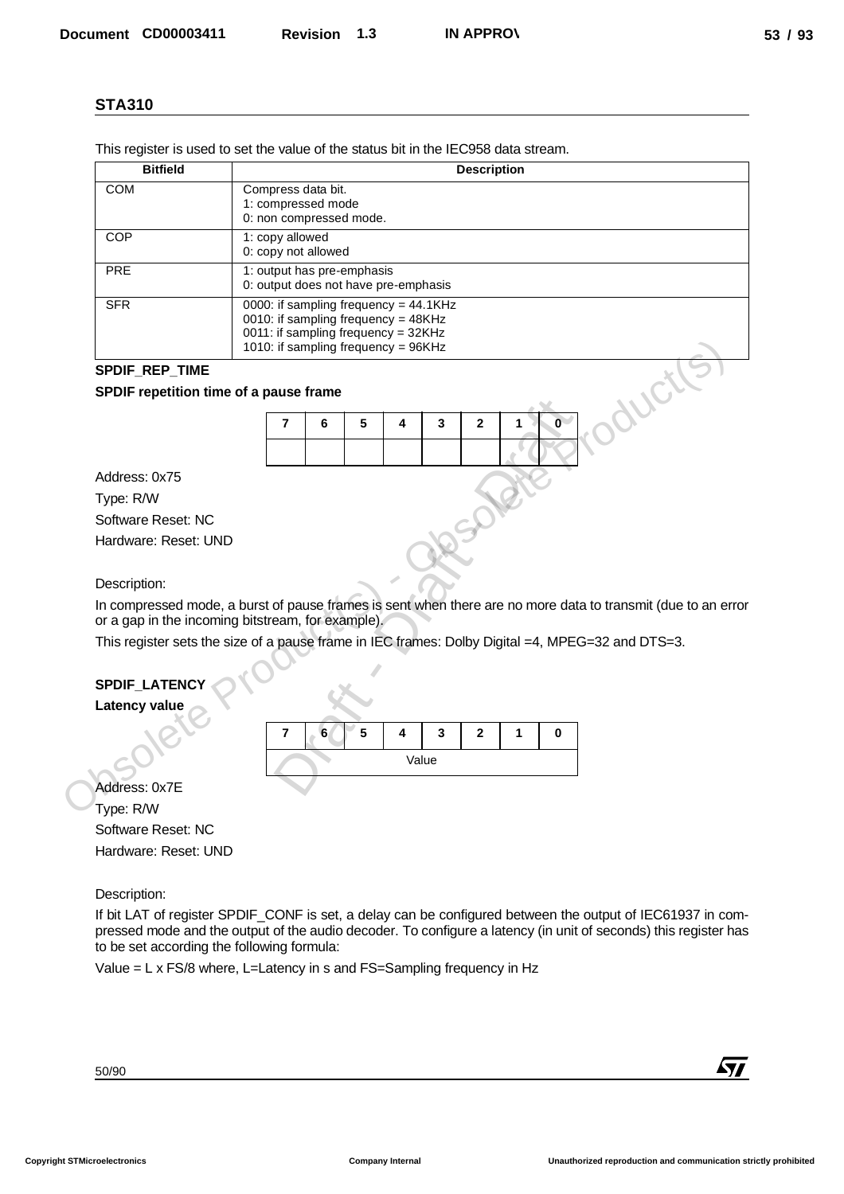This register is used to set the value of the status bit in the IEC958 data stream.

| Bitfield | Description |
|---|---|
| COM | Compress data bit.<br>1: compressed mode<br>0: non compressed mode. |
| COP | 1: copy allowed<br>0: copy not allowed |
| PRE | 1: output has pre-emphasis<br>0: output does not have pre-emphasis |
| SFR | 0000: if sampling frequency = 44.1KHz<br>0010: if sampling frequency = 48KHz<br>0011: if sampling frequency = 32KHz<br>1010: if sampling frequency = 96KHz |

### SPDIF_REP_TIME

**SPDIF repetition time of a pause frame**

| 7 | 6 | 5 | 4 | 3 | 2 | 1 | 0 |
|---|---|---|---|---|---|---|---|
| | | | | | | | |

Address: 0x75

Type: R/W

Software Reset: NC

Hardware: Reset: UND

Description:

In compressed mode, a burst of pause frames is sent when there are no more data to transmit (due to an error or a gap in the incoming bitstream, for example).

This register sets the size of a pause frame in IEC frames: Dolby Digital =4, MPEG=32 and DTS=3.

### SPDIF_LATENCY

**Latency value**

| 7 | 6 | 5 | 4 | 3 | 2 | 1 | 0 |
|---|---|---|---|---|---|---|---|
| Value | | | | | | | |

Address: 0x7E

Type: R/W

Software Reset: NC

Hardware: Reset: UND

Description:

If bit LAT of register SPDIF_CONF is set, a delay can be configured between the output of IEC61937 in compressed mode and the output of the audio decoder. To configure a latency (in unit of seconds) this register has to be set according the following formula:

Value = L x FS/8 where, L=Latency in s and FS=Sampling frequency in Hz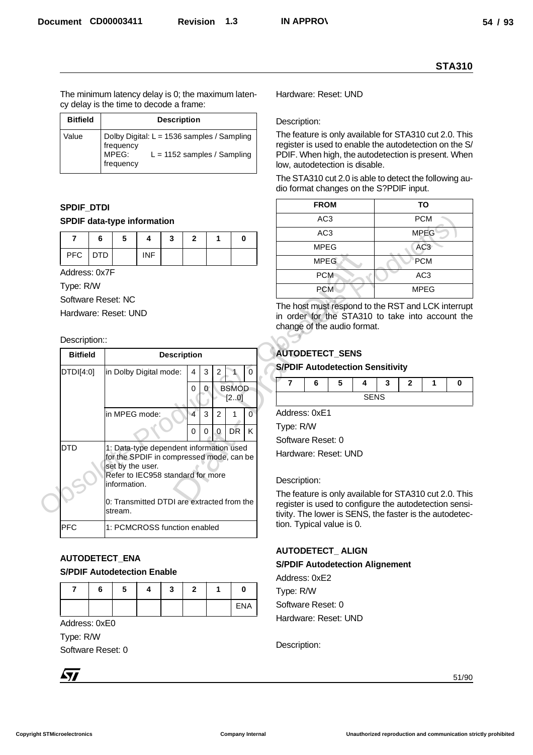The minimum latency delay is 0; the maximum latency delay is the time to decode a frame:

| Bitfield | Description |
|---|---|
| Value | Dolby Digital: L = 1536 samples / Sampling frequency<br>MPEG: L = 1152 samples / Sampling frequency |

### SPDIF_DTDI

**SPDIF data-type information**

| 7 | 6 | 5 | 4 | 3 | 2 | 1 | 0 |
|---|---|---|---|---|---|---|---|
| PFC | DTD | | INF | | | | |

Address: 0x7F

Type: R/W

Software Reset: NC

Hardware: Reset: UND

Description::

| Bitfield | Description | | | | | |
|---|---|---|---|---|---|---|
| DTDI[4:0] | in Dolby Digital mode: | 4 | 3 | 2 | 1 | 0 |
| | | 0 | 0 | BSMOD [2..0] | | |
| | in MPEG mode: | 4 | 3 | 2 | 1 | 0 |
| | | 0 | 0 | 0 | DR | K |
| DTD | 1: Data-type dependent information used for the SPDIF in compressed mode, can be set by the user. Refer to IEC958 standard for more information.<br><br>0: Transmitted DTDI are extracted from the stream. | | | | | |
| PFC | 1: PCMCROSS function enabled | | | | | |

### AUTODETECT_ENA

**S/PDIF Autodetection Enable**

| 7 | 6 | 5 | 4 | 3 | 2 | 1 | 0 |
|---|---|---|---|---|---|---|---|
| | | | | | | | ENA |

Address: 0xE0

Type: R/W

Software Reset: 0

Hardware: Reset: UND

Description:

The feature is only available for STA310 cut 2.0. This register is used to enable the autodetection on the S/PDIF. When high, the autodetection is present. When low, autodetection is disable.

The STA310 cut 2.0 is able to detect the following audio format changes on the S?PDIF input.

| FROM | TO |
|---|---|
| AC3 | PCM |
| AC3 | MPEG |
| MPEG | AC3 |
| MPEG | PCM |
| PCM | AC3 |
| PCM | MPEG |

The host must respond to the RST and LCK interrupt in order for the STA310 to take into account the change of the audio format.

### AUTODETECT_SENS

**S/PDIF Autodetection Sensitivity**

| 7 | 6 | 5 | 4 | 3 | 2 | 1 | 0 |
|---|---|---|---|---|---|---|---|
| SENS | | | | | | | |

Address: 0xE1

Type: R/W

Software Reset: 0

Hardware: Reset: UND

Description:

The feature is only available for STA310 cut 2.0. This register is used to configure the autodetection sensitivity. The lower is SENS, the faster is the autodetection. Typical value is 0.

### AUTODETECT_ ALIGN

**S/PDIF Autodetection Alignement**

Address: 0xE2

Type: R/W

Software Reset: 0

Hardware: Reset: UND

Description: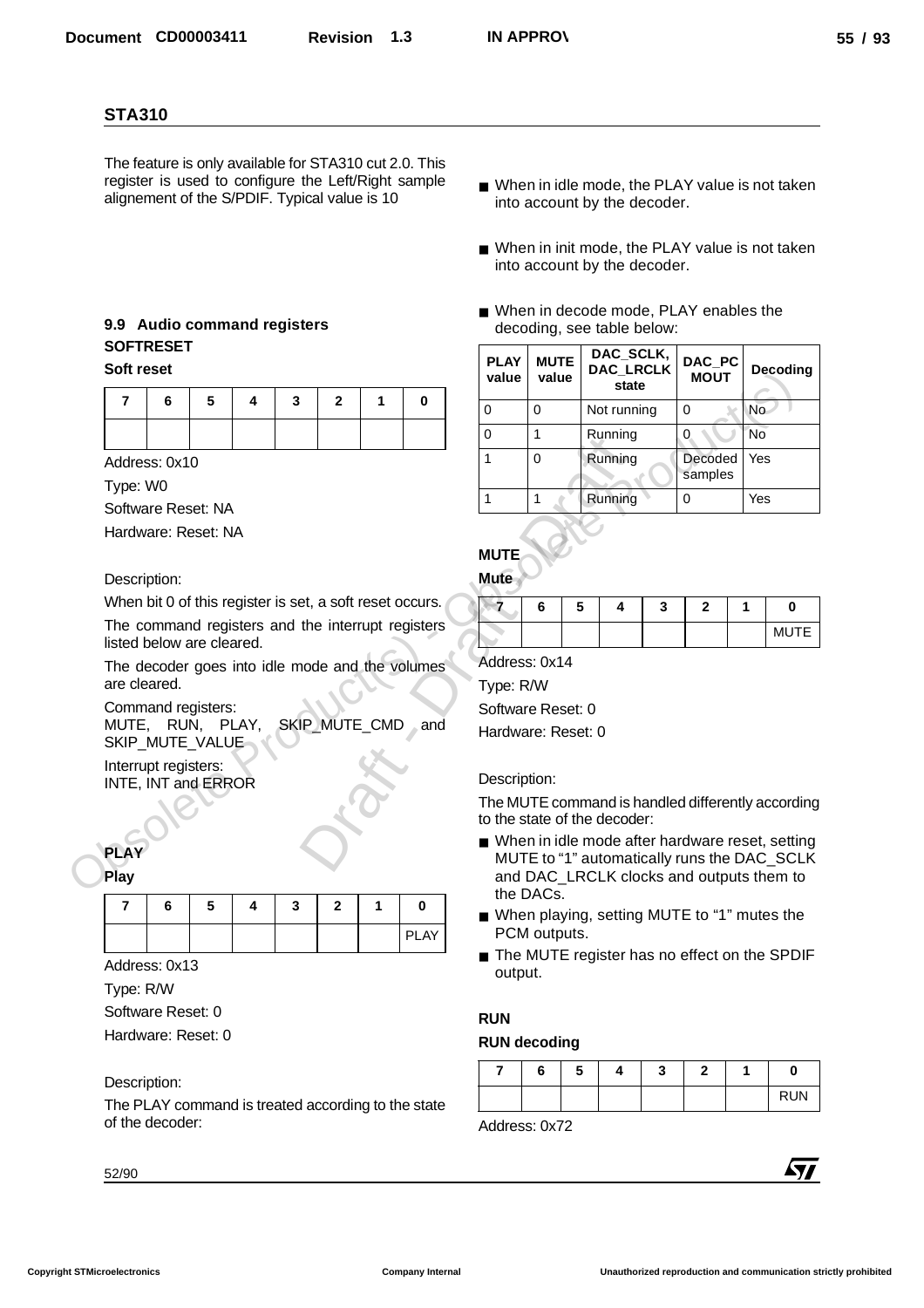The feature is only available for STA310 cut 2.0. This register is used to configure the Left/Right sample alignement of the S/PDIF. Typical value is 10

## 9.9 Audio command registers

### SOFTRESET

**Soft reset**

| 7 | 6 | 5 | 4 | 3 | 2 | 1 | 0 |
|---|---|---|---|---|---|---|---|
| | | | | | | | |

Address: 0x10

Type: W0

Software Reset: NA

Hardware: Reset: NA

Description:

When bit 0 of this register is set, a soft reset occurs.

The command registers and the interrupt registers listed below are cleared.

The decoder goes into idle mode and the volumes are cleared.

Command registers:
MUTE, RUN, PLAY, SKIP_MUTE_CMD and SKIP_MUTE_VALUE

Interrupt registers:
INTE, INT and ERROR

### PLAY

**Play**

| 7 | 6 | 5 | 4 | 3 | 2 | 1 | 0 |
|---|---|---|---|---|---|---|---|
| | | | | | | | PLAY |

Address: 0x13

Type: R/W

Software Reset: 0

Hardware: Reset: 0

Description:

The PLAY command is treated according to the state of the decoder:

- When in idle mode, the PLAY value is not taken into account by the decoder.
- When in init mode, the PLAY value is not taken into account by the decoder.
- When in decode mode, PLAY enables the decoding, see table below:

| PLAY value | MUTE value | DAC_SCLK, DAC_LRCLK state | DAC_PCMOUT | Decoding |
|---|---|---|---|---|
| 0 | 0 | Not running | 0 | No |
| 0 | 1 | Running | 0 | No |
| 1 | 0 | Running | Decoded samples | Yes |
| 1 | 1 | Running | 0 | Yes |

### MUTE

**Mute**

| 7 | 6 | 5 | 4 | 3 | 2 | 1 | 0 |
|---|---|---|---|---|---|---|---|
| | | | | | | | MUTE |

Address: 0x14

Type: R/W

Software Reset: 0

Hardware: Reset: 0

Description:

The MUTE command is handled differently according to the state of the decoder:

- When in idle mode after hardware reset, setting MUTE to "1" automatically runs the DAC_SCLK and DAC_LRCLK clocks and outputs them to the DACs.
- When playing, setting MUTE to "1" mutes the PCM outputs.
- The MUTE register has no effect on the SPDIF output.

### RUN

**RUN decoding**

| 7 | 6 | 5 | 4 | 3 | 2 | 1 | 0 |
|---|---|---|---|---|---|---|---|
| | | | | | | | RUN |

Address: 0x72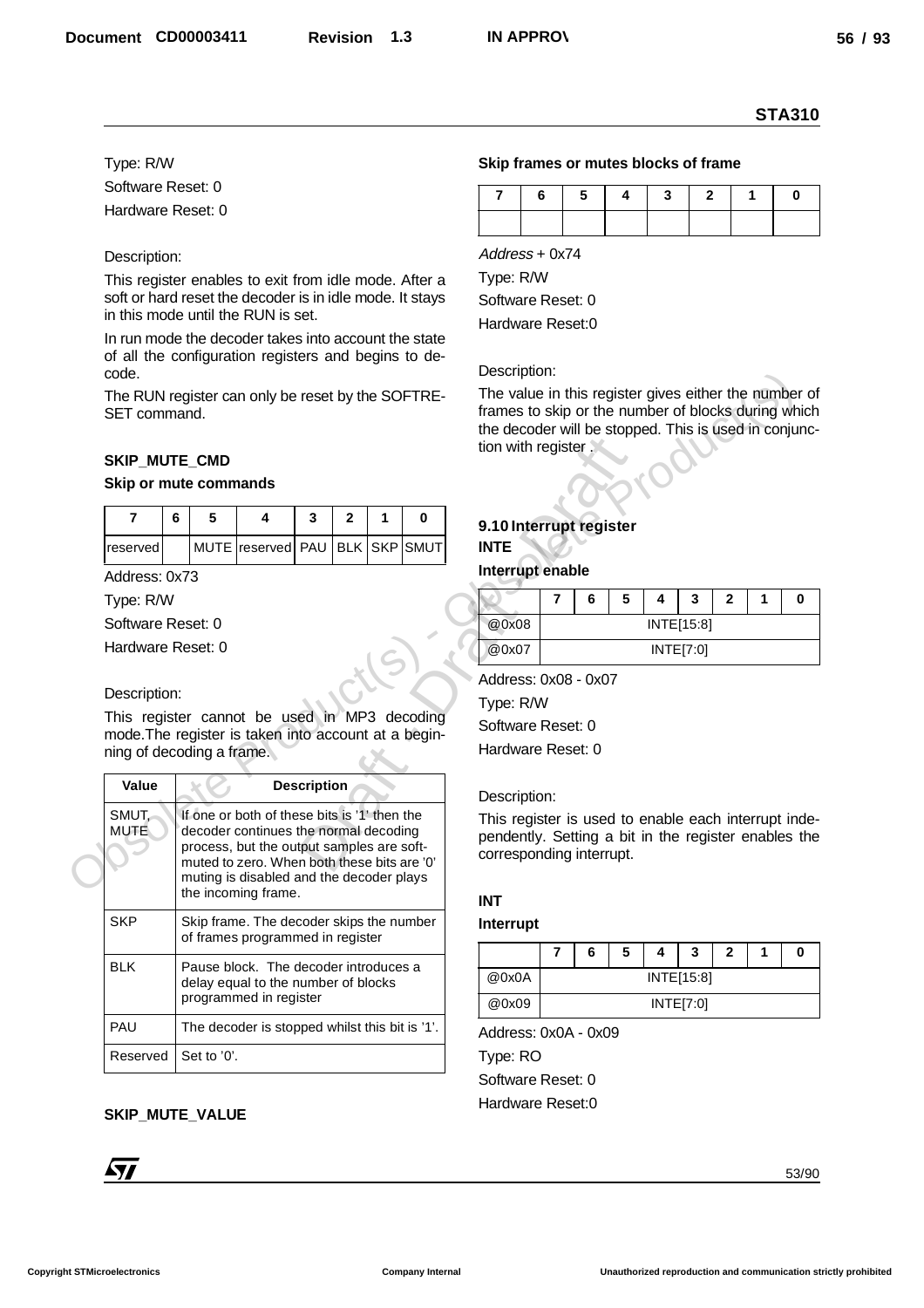Type: R/W

Software Reset: 0

Hardware Reset: 0

Description:

This register enables to exit from idle mode. After a soft or hard reset the decoder is in idle mode. It stays in this mode until the RUN is set.

In run mode the decoder takes into account the state of all the configuration registers and begins to decode.

The RUN register can only be reset by the SOFTRESET command.

**SKIP_MUTE_CMD**

**Skip or mute commands**

| 7 | 6 | 5 | 4 | 3 | 2 | 1 | 0 |
|---|---|---|---|---|---|---|---|
| reserved | | MUTE | reserved | PAU | BLK | SKP | SMUT |

Address: 0x73

Type: R/W

Software Reset: 0

Hardware Reset: 0

Description:

This register cannot be used in MP3 decoding mode.The register is taken into account at a beginning of decoding a frame.

| Value | Description |
|---|---|
| SMUT, MUTE | If one or both of these bits is '1' then the decoder continues the normal decoding process, but the output samples are soft-muted to zero. When both these bits are '0' muting is disabled and the decoder plays the incoming frame. |
| SKP | Skip frame. The decoder skips the number of frames programmed in register |
| BLK | Pause block. The decoder introduces a delay equal to the number of blocks programmed in register |
| PAU | The decoder is stopped whilst this bit is '1'. |
| Reserved | Set to '0'. |

**SKIP_MUTE_VALUE**

**Skip frames or mutes blocks of frame**

| 7 | 6 | 5 | 4 | 3 | 2 | 1 | 0 |
|---|---|---|---|---|---|---|---|
| | | | | | | | |

*Address* + 0x74

Type: R/W

Software Reset: 0

Hardware Reset:0

Description:

The value in this register gives either the number of frames to skip or the number of blocks during which the decoder will be stopped. This is used in conjunction with register .

## 9.10 Interrupt register

**INTE**

**Interrupt enable**

| | 7 | 6 | 5 | 4 | 3 | 2 | 1 | 0 |
|---|---|---|---|---|---|---|---|---|
| @0x08 | INTE[15:8] | | | | | | | |
| @0x07 | INTE[7:0] | | | | | | | |

Address: 0x08 - 0x07

Type: R/W

Software Reset: 0

Hardware Reset: 0

Description:

This register is used to enable each interrupt independently. Setting a bit in the register enables the corresponding interrupt.

**INT**

**Interrupt**

| | 7 | 6 | 5 | 4 | 3 | 2 | 1 | 0 |
|---|---|---|---|---|---|---|---|---|
| @0x0A | INTE[15:8] | | | | | | | |
| @0x09 | INTE[7:0] | | | | | | | |

Address: 0x0A - 0x09

Type: RO

Software Reset: 0

Hardware Reset:0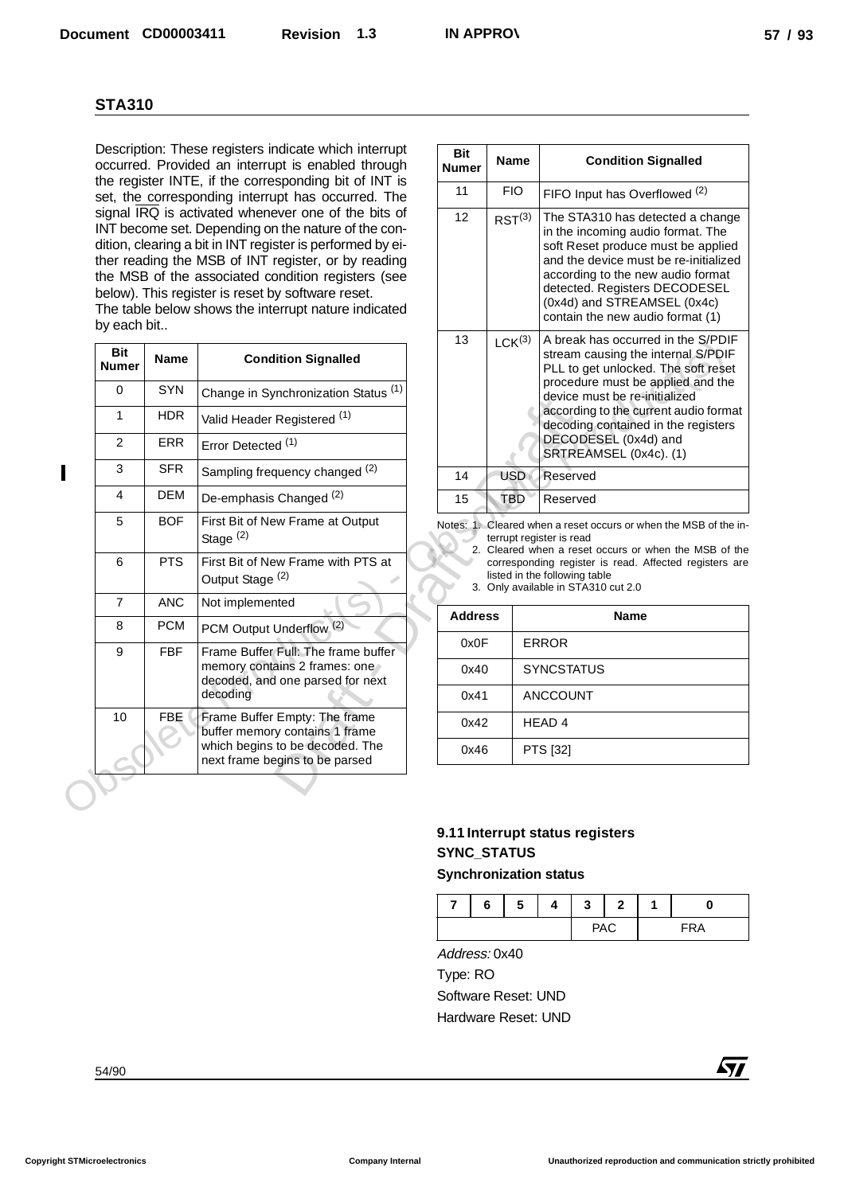## STA310

Description: These registers indicate which interrupt occurred. Provided an interrupt is enabled through the register INTE, if the corresponding bit of INT is set, the corresponding interrupt has occurred. The signal $\overline{IRQ}$ is activated whenever one of the bits of INT become set. Depending on the nature of the condition, clearing a bit in INT register is performed by either reading the MSB of INT register, or by reading the MSB of the associated condition registers (see below). This register is reset by software reset.
The table below shows the interrupt nature indicated by each bit..

| Bit Numer | Name | Condition Signalled |
|---|---|---|
| 0 | SYN | Change in Synchronization Status (1) |
| 1 | HDR | Valid Header Registered (1) |
| 2 | ERR | Error Detected (1) |
| 3 | SFR | Sampling frequency changed (2) |
| 4 | DEM | De-emphasis Changed (2) |
| 5 | BOF | First Bit of New Frame at Output Stage (2) |
| 6 | PTS | First Bit of New Frame with PTS at Output Stage (2) |
| 7 | ANC | Not implemented |
| 8 | PCM | PCM Output Underflow (2) |
| 9 | FBF | Frame Buffer Full: The frame buffer memory contains 2 frames: one decoded, and one parsed for next decoding |
| 10 | FBE | Frame Buffer Empty: The frame buffer memory contains 1 frame which begins to be decoded. The next frame begins to be parsed |
| 11 | FIO | FIFO Input has Overflowed (2) |
| 12 | RST(3) | The STA310 has detected a change in the incoming audio format. The soft Reset produce must be applied and the device must be re-initialized according to the new audio format detected. Registers DECODESEL (0x4d) and STREAMSEL (0x4c) contain the new audio format (1) |
| 13 | LCK(3) | A break has occurred in the S/PDIF stream causing the internal S/PDIF PLL to get unlocked. The soft reset procedure must be applied and the device must be re-initialized according to the current audio format decoding contained in the registers DECODESEL (0x4d) and SRTREAMSEL (0x4c). (1) |
| 14 | USD | Reserved |
| 15 | TBD | Reserved |

Notes: 1. Cleared when a reset occurs or when the MSB of the interrupt register is read
2. Cleared when a reset occurs or when the MSB of the corresponding register is read. Affected registers are listed in the following table
3. Only available in STA310 cut 2.0

| Address | Name |
|---|---|
| 0x0F | ERROR |
| 0x40 | SYNCSTATUS |
| 0x41 | ANCCOUNT |
| 0x42 | HEAD 4 |
| 0x46 | PTS [32] |

### 9.11 Interrupt status registers

**SYNC_STATUS**

**Synchronization status**

| 7 | 6 | 5 | 4 | 3 | 2 | 1 | 0 |
|---|---|---|---|---|---|---|---|
| | | | | PAC | | FRA | |

*Address:* 0x40

Type: RO

Software Reset: UND

Hardware Reset: UND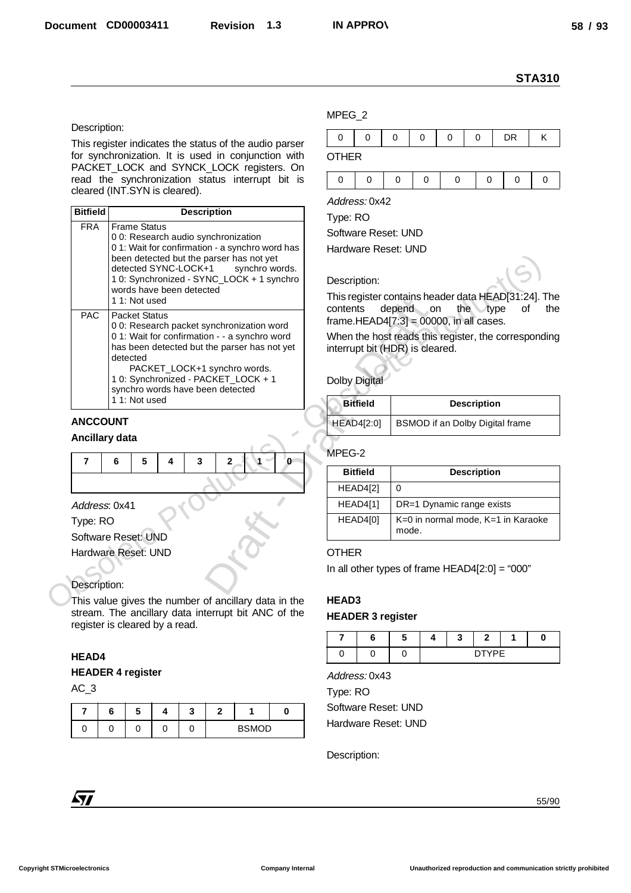Description:

This register indicates the status of the audio parser for synchronization. It is used in conjunction with PACKET_LOCK and SYNCK_LOCK registers. On read the synchronization status interrupt bit is cleared (INT.SYN is cleared).

| Bitfield | Description |
|---|---|
| FRA | Frame Status<br>0 0: Research audio synchronization<br>0 1: Wait for confirmation - a synchro word has been detected but the parser has not yet detected SYNC-LOCK+1 synchro words.<br>1 0: Synchronized - SYNC_LOCK + 1 synchro words have been detected<br>1 1: Not used |
| PAC | Packet Status<br>0 0: Research packet synchronization word<br>0 1: Wait for confirmation - - a synchro word has been detected but the parser has not yet detected PACKET_LOCK+1 synchro words.<br>1 0: Synchronized - PACKET_LOCK + 1 synchro words have been detected<br>1 1: Not used |

### ANCCOUNT

**Ancillary data**

| 7 | 6 | 5 | 4 | 3 | 2 | 1 | 0 |
|---|---|---|---|---|---|---|---|
| | | | | | | | |

*Address*: 0x41

Type: RO

Software Reset: UND

Hardware Reset: UND

Description:

This value gives the number of ancillary data in the stream. The ancillary data interrupt bit ANC of the register is cleared by a read.

### HEAD4

**HEADER 4 register**

AC_3

| 7 | 6 | 5 | 4 | 3 | 2 | 1 | 0 |
|---|---|---|---|---|---|---|---|
| 0 | 0 | 0 | 0 | 0 | BSMOD | | |

MPEG_2

| 7 | 6 | 5 | 4 | 3 | 2 | 1 | 0 |
|---|---|---|---|---|---|---|---|
| 0 | 0 | 0 | 0 | 0 | 0 | DR | K |

OTHER

| 7 | 6 | 5 | 4 | 3 | 2 | 1 | 0 |
|---|---|---|---|---|---|---|---|
| 0 | 0 | 0 | 0 | 0 | 0 | 0 | 0 |

*Address:* 0x42

Type: RO

Software Reset: UND

Hardware Reset: UND

Description:

This register contains header data HEAD[31:24]. The contents depend on the type of the frame.HEAD4[7:3] = 00000, in all cases.

When the host reads this register, the corresponding interrupt bit (HDR) is cleared.

Dolby Digital

| Bitfield | Description |
|---|---|
| HEAD4[2:0] | BSMOD if an Dolby Digital frame |

MPEG-2

| Bitfield | Description |
|---|---|
| HEAD4[2] | 0 |
| HEAD4[1] | DR=1 Dynamic range exists |
| HEAD4[0] | K=0 in normal mode, K=1 in Karaoke mode. |

OTHER

In all other types of frame HEAD4[2:0] = “000”

### HEAD3

**HEADER 3 register**

| 7 | 6 | 5 | 4 | 3 | 2 | 1 | 0 |
|---|---|---|---|---|---|---|---|
| 0 | 0 | 0 | DTYPE | | | | |

*Address:* 0x43

Type: RO

Software Reset: UND

Hardware Reset: UND

Description: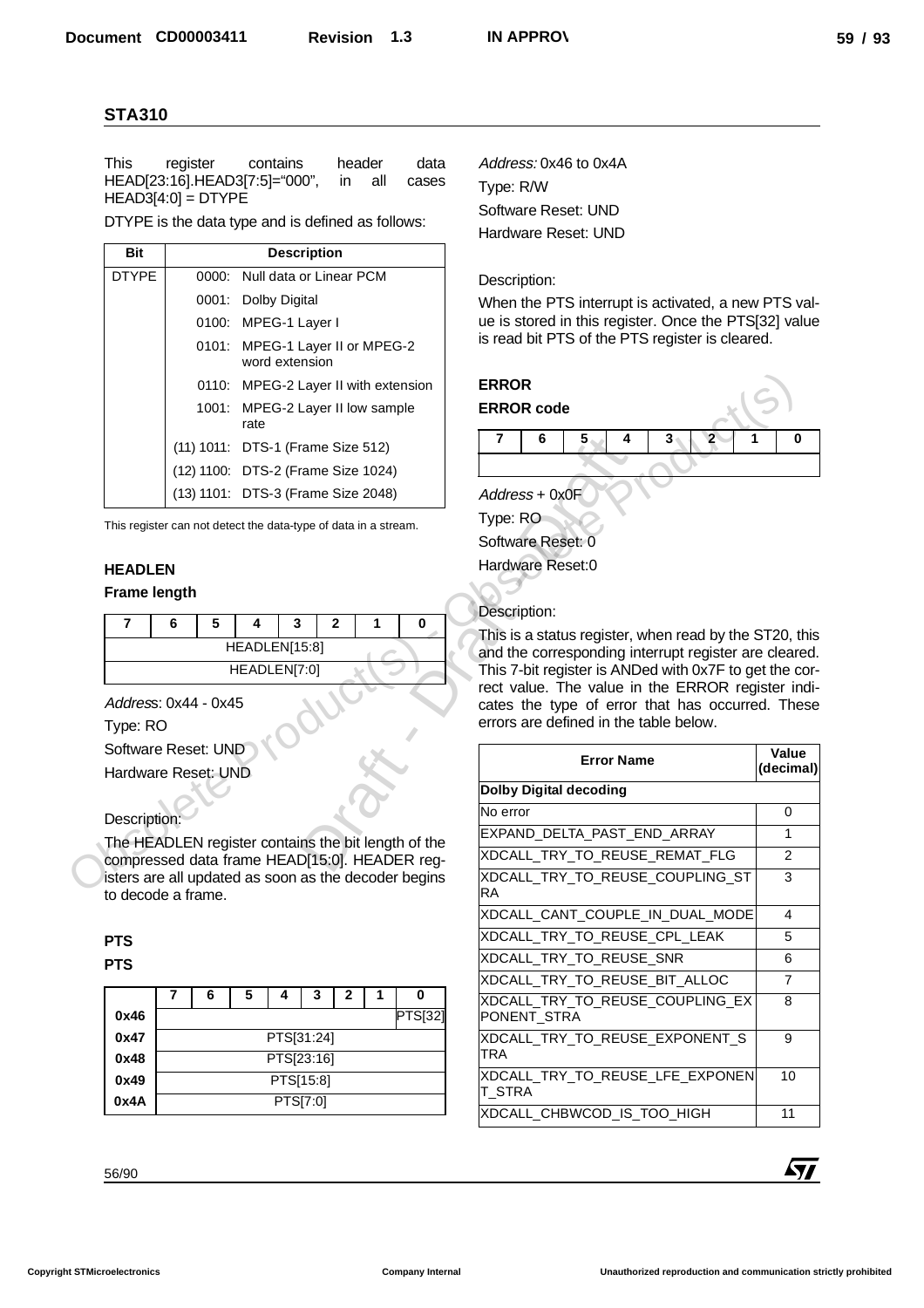## STA310

This register contains header data HEAD[23:16].HEAD3[7:5]="000", in all cases HEAD3[4:0] = DTYPE

DTYPE is the data type and is defined as follows:

| Bit | Description |
|---|---|
| DTYPE | 0000: Null data or Linear PCM |
| | 0001: Dolby Digital |
| | 0100: MPEG-1 Layer I |
| | 0101: MPEG-1 Layer II or MPEG-2 word extension |
| | 0110: MPEG-2 Layer II with extension |
| | 1001: MPEG-2 Layer II low sample rate |
| | (11) 1011: DTS-1 (Frame Size 512) |
| | (12) 1100: DTS-2 (Frame Size 1024) |
| | (13) 1101: DTS-3 (Frame Size 2048) |

This register can not detect the data-type of data in a stream.

### HEADLEN

#### Frame length

| 7 | 6 | 5 | 4 | 3 | 2 | 1 | 0 |
|---|---|---|---|---|---|---|---|
| HEADLEN[15:8] | | | | | | | |
| HEADLEN[7:0] | | | | | | | |

*Address*: 0x44 - 0x45

Type: RO

Software Reset: UND

Hardware Reset: UND

Description:

The HEADLEN register contains the bit length of the compressed data frame HEAD[15:0]. HEADER registers are all updated as soon as the decoder begins to decode a frame.

### PTS

#### PTS

| | 7 | 6 | 5 | 4 | 3 | 2 | 1 | 0 |
|---|---|---|---|---|---|---|---|---|
| 0x46 | | | | | | | | PTS[32] |
| 0x47 | PTS[31:24] | | | | | | | |
| 0x48 | PTS[23:16] | | | | | | | |
| 0x49 | PTS[15:8] | | | | | | | |
| 0x4A | PTS[7:0] | | | | | | | |

*Address:* 0x46 to 0x4A

Type: R/W

Software Reset: UND

Hardware Reset: UND

Description:

When the PTS interrupt is activated, a new PTS value is stored in this register. Once the PTS[32] value is read bit PTS of the PTS register is cleared.

### ERROR

#### ERROR code

| 7 | 6 | 5 | 4 | 3 | 2 | 1 | 0 |
|---|---|---|---|---|---|---|---|
| | | | | | | | |

*Address* + 0x0F

Type: RO

Software Reset: 0

Hardware Reset:0

Description:

This is a status register, when read by the ST20, this and the corresponding interrupt register are cleared. This 7-bit register is ANDed with 0x7F to get the correct value. The value in the ERROR register indicates the type of error that has occurred. These errors are defined in the table below.

| Error Name | Value (decimal) |
|---|---|
| **Dolby Digital decoding** | |
| No error | 0 |
| EXPAND_DELTA_PAST_END_ARRAY | 1 |
| XDCALL_TRY_TO_REUSE_REMAT_FLG | 2 |
| XDCALL_TRY_TO_REUSE_COUPLING_STRA | 3 |
| XDCALL_CANT_COUPLE_IN_DUAL_MODE | 4 |
| XDCALL_TRY_TO_REUSE_CPL_LEAK | 5 |
| XDCALL_TRY_TO_REUSE_SNR | 6 |
| XDCALL_TRY_TO_REUSE_BIT_ALLOC | 7 |
| XDCALL_TRY_TO_REUSE_COUPLING_EXPONENT_STRA | 8 |
| XDCALL_TRY_TO_REUSE_EXPONENT_STRA | 9 |
| XDCALL_TRY_TO_REUSE_LFE_EXPONENT_STRA | 10 |
| XDCALL_CHBWCOD_IS_TOO_HIGH | 11 |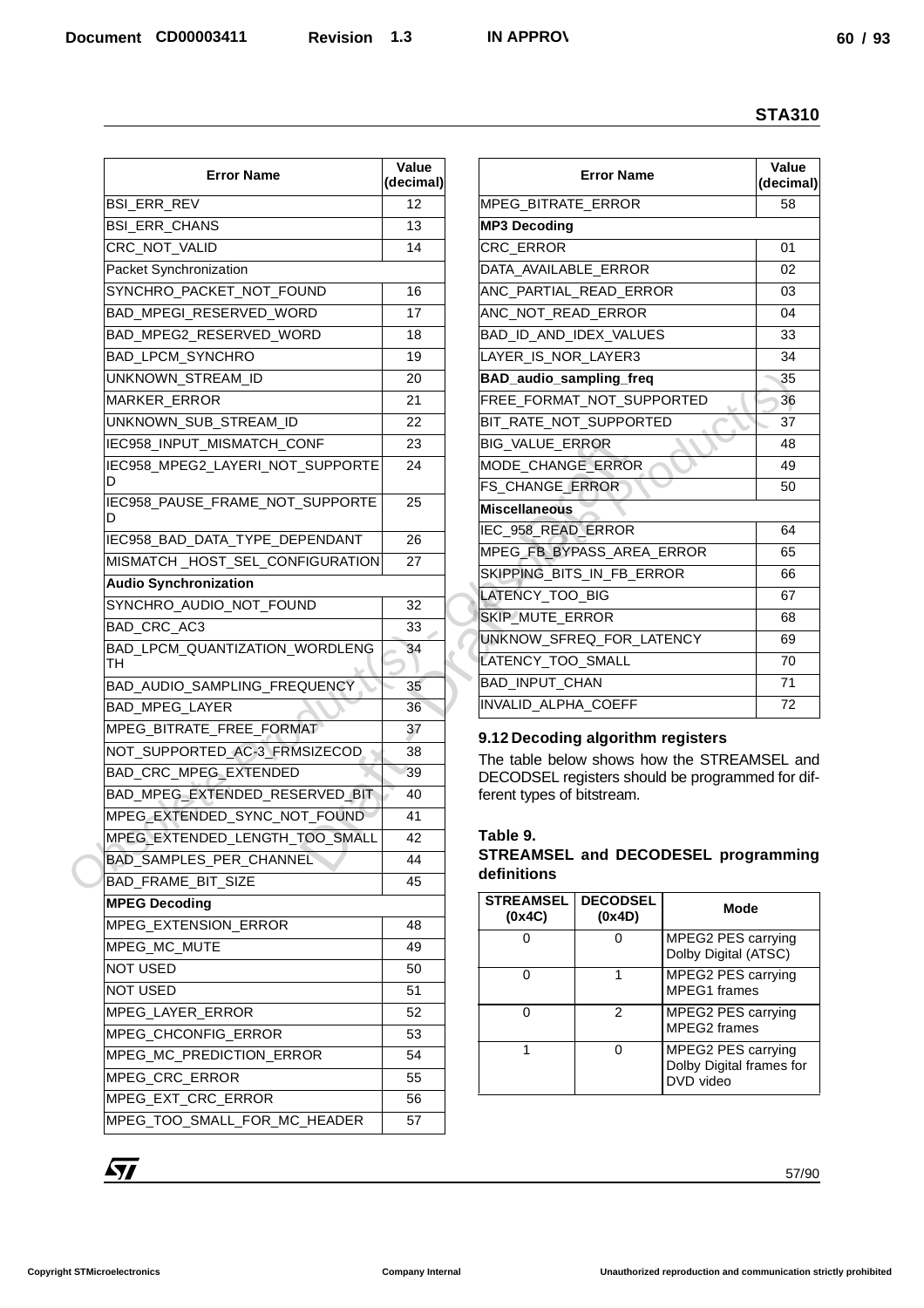| Error Name | Value (decimal) |
|---|---|
| BSI_ERR_REV | 12 |
| BSI_ERR_CHANS | 13 |
| CRC_NOT_VALID | 14 |
| Packet Synchronization | |
| SYNCHRO_PACKET_NOT_FOUND | 16 |
| BAD_MPEGI_RESERVED_WORD | 17 |
| BAD_MPEG2_RESERVED_WORD | 18 |
| BAD_LPCM_SYNCHRO | 19 |
| UNKNOWN_STREAM_ID | 20 |
| MARKER_ERROR | 21 |
| UNKNOWN_SUB_STREAM_ID | 22 |
| IEC958_INPUT_MISMATCH_CONF | 23 |
| IEC958_MPEG2_LAYERI_NOT_SUPPORTED | 24 |
| IEC958_PAUSE_FRAME_NOT_SUPPORTED | 25 |
| IEC958_BAD_DATA_TYPE_DEPENDANT | 26 |
| MISMATCH _HOST_SEL_CONFIGURATION | 27 |
| **Audio Synchronization** | |
| SYNCHRO_AUDIO_NOT_FOUND | 32 |
| BAD_CRC_AC3 | 33 |
| BAD_LPCM_QUANTIZATION_WORDLENGTH | 34 |
| BAD_AUDIO_SAMPLING_FREQUENCY | 35 |
| BAD_MPEG_LAYER | 36 |
| MPEG_BITRATE_FREE_FORMAT | 37 |
| NOT_SUPPORTED_AC-3_FRMSIZECOD | 38 |
| BAD_CRC_MPEG_EXTENDED | 39 |
| BAD_MPEG_EXTENDED_RESERVED_BIT | 40 |
| MPEG_EXTENDED_SYNC_NOT_FOUND | 41 |
| MPEG_EXTENDED_LENGTH_TOO_SMALL | 42 |
| BAD_SAMPLES_PER_CHANNEL | 44 |
| BAD_FRAME_BIT_SIZE | 45 |
| **MPEG Decoding** | |
| MPEG_EXTENSION_ERROR | 48 |
| MPEG_MC_MUTE | 49 |
| NOT USED | 50 |
| NOT USED | 51 |
| MPEG_LAYER_ERROR | 52 |
| MPEG_CHCONFIG_ERROR | 53 |
| MPEG_MC_PREDICTION_ERROR | 54 |
| MPEG_CRC_ERROR | 55 |
| MPEG_EXT_CRC_ERROR | 56 |
| MPEG_TOO_SMALL_FOR_MC_HEADER | 57 |
| MPEG_BITRATE_ERROR | 58 |
| **MP3 Decoding** | |
| CRC_ERROR | 01 |
| DATA_AVAILABLE_ERROR | 02 |
| ANC_PARTIAL_READ_ERROR | 03 |
| ANC_NOT_READ_ERROR | 04 |
| BAD_ID_AND_IDEX_VALUES | 33 |
| LAYER_IS_NOR_LAYER3 | 34 |
| **BAD_audio_sampling_freq** | 35 |
| FREE_FORMAT_NOT_SUPPORTED | 36 |
| BIT_RATE_NOT_SUPPORTED | 37 |
| BIG_VALUE_ERROR | 48 |
| MODE_CHANGE_ERROR | 49 |
| FS_CHANGE_ERROR | 50 |
| **Miscellaneous** | |
| IEC_958_READ_ERROR | 64 |
| MPEG_FB_BYPASS_AREA_ERROR | 65 |
| SKIPPING_BITS_IN_FB_ERROR | 66 |
| LATENCY_TOO_BIG | 67 |
| SKIP_MUTE_ERROR | 68 |
| UNKNOW_SFREQ_FOR_LATENCY | 69 |
| LATENCY_TOO_SMALL | 70 |
| BAD_INPUT_CHAN | 71 |
| INVALID_ALPHA_COEFF | 72 |

### 9.12 Decoding algorithm registers

The table below shows how the STREAMSEL and DECODSEL registers should be programmed for different types of bitstream.

**Table 9. STREAMSEL and DECODESEL programming definitions**

| STREAMSEL (0x4C) | DECODSEL (0x4D) | Mode |
|---|---|---|
| 0 | 0 | MPEG2 PES carrying Dolby Digital (ATSC) |
| 0 | 1 | MPEG2 PES carrying MPEG1 frames |
| 0 | 2 | MPEG2 PES carrying MPEG2 frames |
| 1 | 0 | MPEG2 PES carrying Dolby Digital frames for DVD video |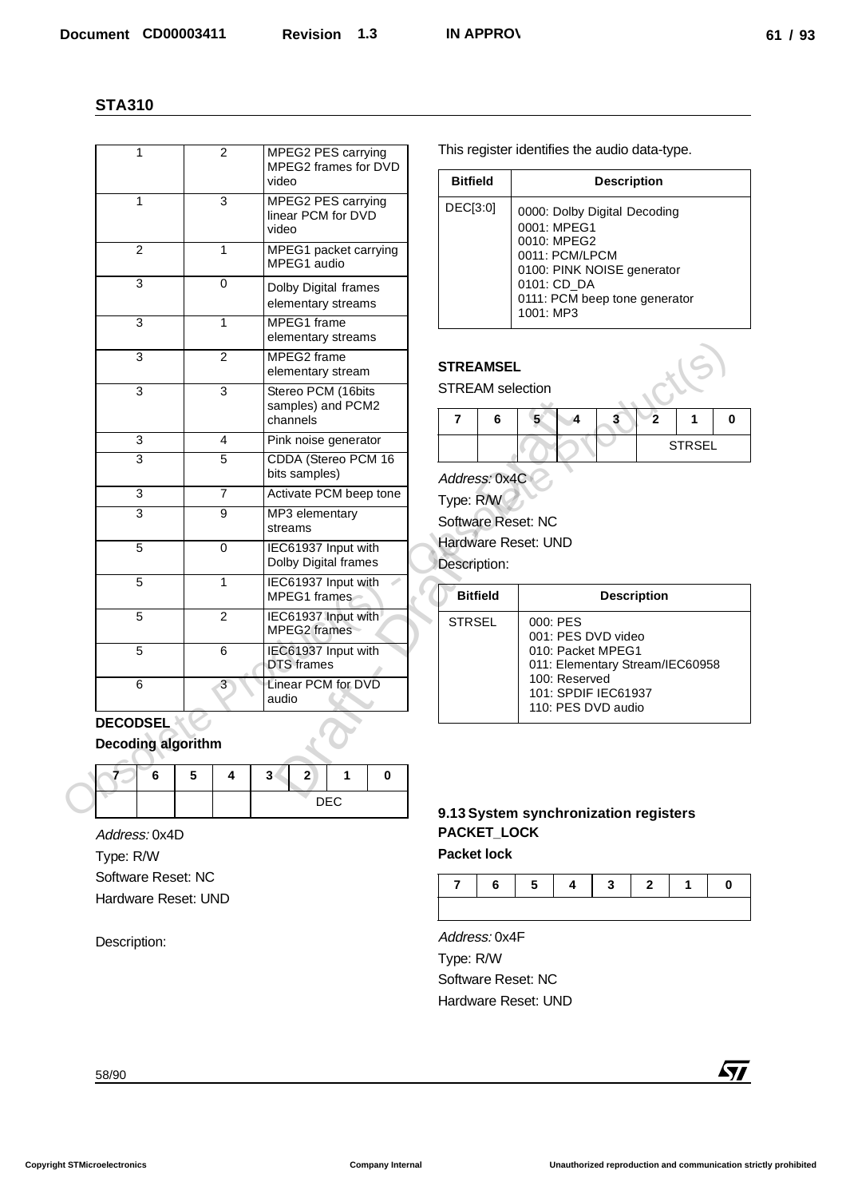## STA310

| 1 | 2 | MPEG2 PES carrying MPEG2 frames for DVD video |
|---|---|---|
| 1 | 3 | MPEG2 PES carrying linear PCM for DVD video |
| 2 | 1 | MPEG1 packet carrying MPEG1 audio |
| 3 | 0 | Dolby Digital frames elementary streams |
| 3 | 1 | MPEG1 frame elementary streams |
| 3 | 2 | MPEG2 frame elementary stream |
| 3 | 3 | Stereo PCM (16bits samples) and PCM2 channels |
| 3 | 4 | Pink noise generator |
| 3 | 5 | CDDA (Stereo PCM 16 bits samples) |
| 3 | 7 | Activate PCM beep tone |
| 3 | 9 | MP3 elementary streams |
| 5 | 0 | IEC61937 Input with Dolby Digital frames |
| 5 | 1 | IEC61937 Input with MPEG1 frames |
| 5 | 2 | IEC61937 Input with MPEG2 frames |
| 5 | 6 | IEC61937 Input with DTS frames |
| 6 | 3 | Linear PCM for DVD audio |

**DECODSEL**

**Decoding algorithm**

| 7 | 6 | 5 | 4 | 3 | 2 | 1 | 0 |
|---|---|---|---|---|---|---|---|
| | | | | DEC | | | |

*Address:* 0x4D

Type: R/W

Software Reset: NC

Hardware Reset: UND

Description:

This register identifies the audio data-type.

| Bitfield | Description |
|---|---|
| DEC[3:0] | 0000: Dolby Digital Decoding<br>0001: MPEG1<br>0010: MPEG2<br>0011: PCM/LPCM<br>0100: PINK NOISE generator<br>0101: CD_DA<br>0111: PCM beep tone generator<br>1001: MP3 |

**STREAMSEL**

STREAM selection

| 7 | 6 | 5 | 4 | 3 | 2 | 1 | 0 |
|---|---|---|---|---|---|---|---|
| | | | | | STRSEL | | |

*Address:* 0x4C

Type: R/W

Software Reset: NC

Hardware Reset: UND

Description:

| Bitfield | Description |
|---|---|
| STRSEL | 000: PES<br>001: PES DVD video<br>010: Packet MPEG1<br>011: Elementary Stream/IEC60958<br>100: Reserved<br>101: SPDIF IEC61937<br>110: PES DVD audio |

### 9.13 System synchronization registers

**PACKET_LOCK**

**Packet lock**

| 7 | 6 | 5 | 4 | 3 | 2 | 1 | 0 |
|---|---|---|---|---|---|---|---|
| | | | | | | | |

*Address:* 0x4F

Type: R/W

Software Reset: NC

Hardware Reset: UND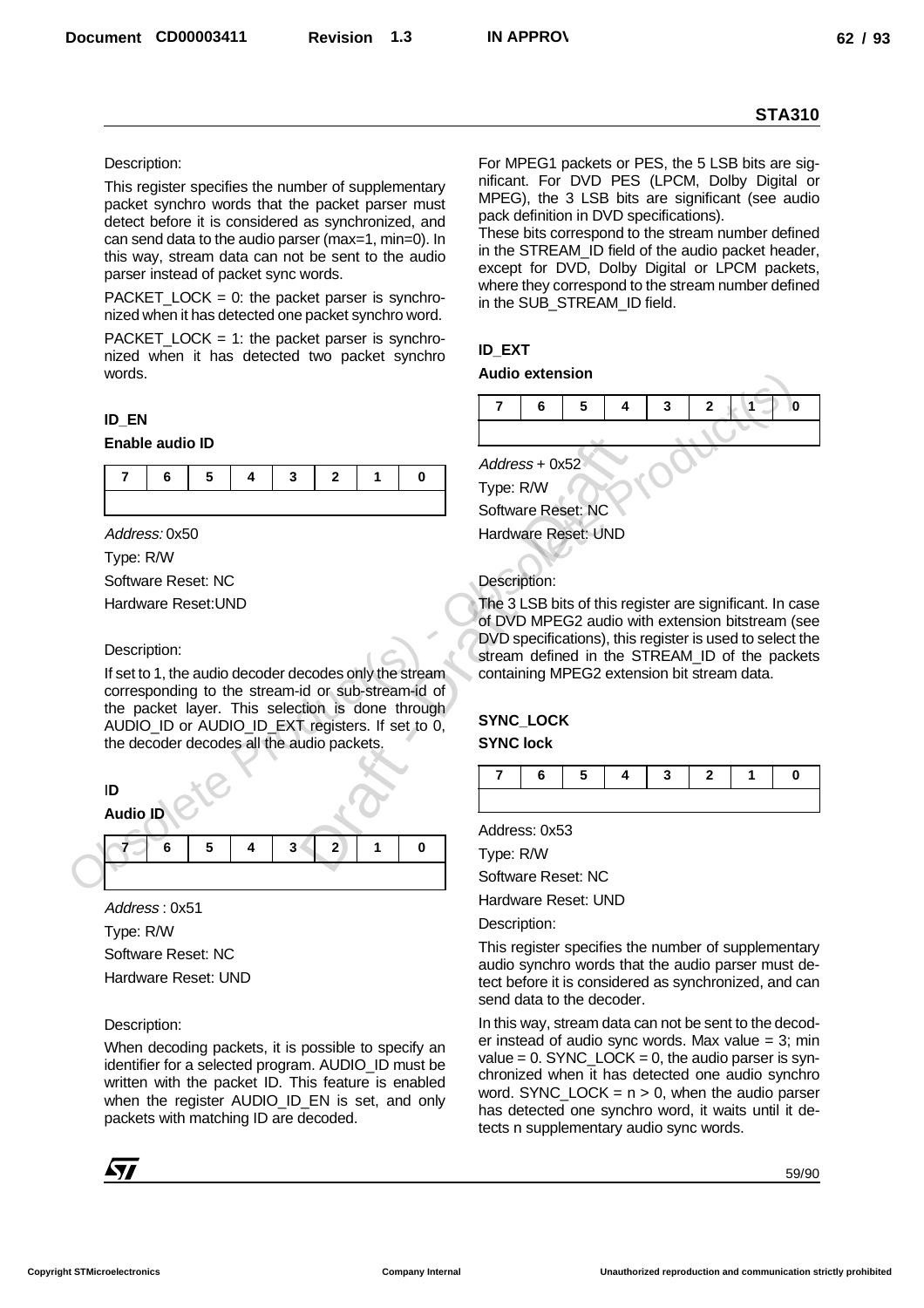Description:

This register specifies the number of supplementary packet synchro words that the packet parser must detect before it is considered as synchronized, and can send data to the audio parser (max=1, min=0). In this way, stream data can not be sent to the audio parser instead of packet sync words.

PACKET_LOCK = 0: the packet parser is synchronized when it has detected one packet synchro word.

PACKET_LOCK = 1: the packet parser is synchronized when it has detected two packet synchro words.

### ID_EN

**Enable audio ID**

| 7 | 6 | 5 | 4 | 3 | 2 | 1 | 0 |
|---|---|---|---|---|---|---|---|
| | | | | | | | |

*Address:* 0x50

Type: R/W

Software Reset: NC

Hardware Reset:UND

Description:

If set to 1, the audio decoder decodes only the stream corresponding to the stream-id or sub-stream-id of the packet layer. This selection is done through AUDIO_ID or AUDIO_ID_EXT registers. If set to 0, the decoder decodes all the audio packets.

### ID

**Audio ID**

| 7 | 6 | 5 | 4 | 3 | 2 | 1 | 0 |
|---|---|---|---|---|---|---|---|
| | | | | | | | |

*Address* : 0x51

Type: R/W

Software Reset: NC

Hardware Reset: UND

Description:

When decoding packets, it is possible to specify an identifier for a selected program. AUDIO_ID must be written with the packet ID. This feature is enabled when the register AUDIO_ID_EN is set, and only packets with matching ID are decoded.

For MPEG1 packets or PES, the 5 LSB bits are significant. For DVD PES (LPCM, Dolby Digital or MPEG), the 3 LSB bits are significant (see audio pack definition in DVD specifications).
These bits correspond to the stream number defined in the STREAM_ID field of the audio packet header, except for DVD, Dolby Digital or LPCM packets, where they correspond to the stream number defined in the SUB_STREAM_ID field.

### ID_EXT

**Audio extension**

| 7 | 6 | 5 | 4 | 3 | 2 | 1 | 0 |
|---|---|---|---|---|---|---|---|
| | | | | | | | |

*Address* + 0x52

Type: R/W

Software Reset: NC

Hardware Reset: UND

Description:

The 3 LSB bits of this register are significant. In case of DVD MPEG2 audio with extension bitstream (see DVD specifications), this register is used to select the stream defined in the STREAM_ID of the packets containing MPEG2 extension bit stream data.

### SYNC_LOCK

**SYNC lock**

| 7 | 6 | 5 | 4 | 3 | 2 | 1 | 0 |
|---|---|---|---|---|---|---|---|
| | | | | | | | |

Address: 0x53

Type: R/W

Software Reset: NC

Hardware Reset: UND

Description:

This register specifies the number of supplementary audio synchro words that the audio parser must detect before it is considered as synchronized, and can send data to the decoder.

In this way, stream data can not be sent to the decoder instead of audio sync words. Max value = 3; min value = 0. SYNC_LOCK = 0, the audio parser is synchronized when it has detected one audio synchro word. SYNC_LOCK = n > 0, when the audio parser has detected one synchro word, it waits until it detects n supplementary audio sync words.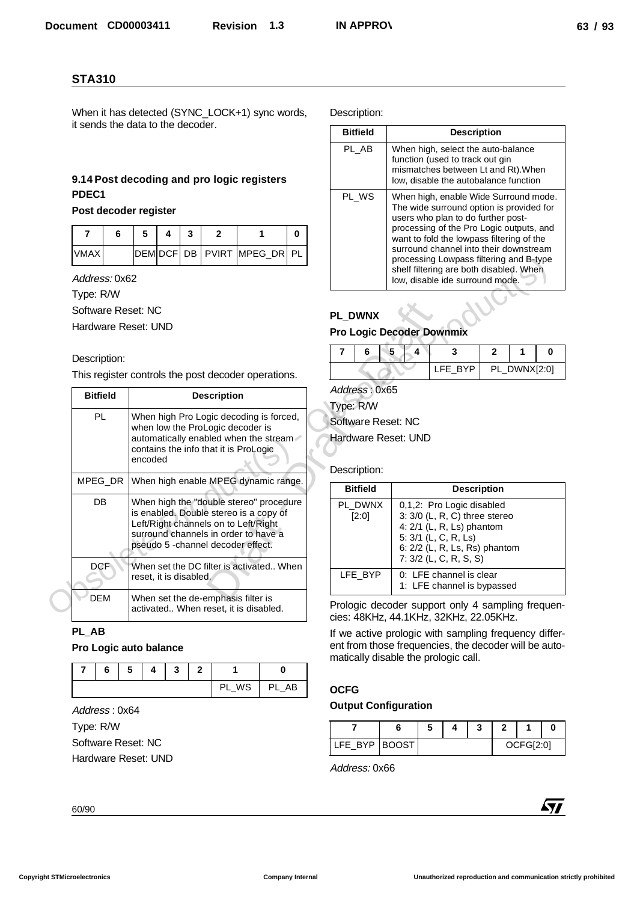## STA310

When it has detected (SYNC_LOCK+1) sync words, it sends the data to the decoder.

### 9.14 Post decoding and pro logic registers

**PDEC1**

**Post decoder register**

| 7 | 6 | 5 | 4 | 3 | 2 | 1 | 0 |
|---|---|---|---|---|---|---|---|
| VMAX | | DEM | DCF | DB | PVIRT | MPEG_DR | PL |

*Address:* 0x62

Type: R/W

Software Reset: NC

Hardware Reset: UND

Description:

This register controls the post decoder operations.

| Bitfield | Description |
|---|---|
| PL | When high Pro Logic decoding is forced, when low the ProLogic decoder is automatically enabled when the stream contains the info that it is ProLogic encoded |
| MPEG_DR | When high enable MPEG dynamic range. |
| DB | When high the "double stereo" procedure is enabled. Double stereo is a copy of Left/Right channels on to Left/Right surround channels in order to have a pseudo 5 -channel decoder effect. |
| DCF | When set the DC filter is activated.. When reset, it is disabled. |
| DEM | When set the de-emphasis filter is activated.. When reset, it is disabled. |

**PL_AB**

**Pro Logic auto balance**

| 7 | 6 | 5 | 4 | 3 | 2 | 1 | 0 |
|---|---|---|---|---|---|---|---|
| | | | | | | PL_WS | PL_AB |

*Address* : 0x64

Type: R/W

Software Reset: NC

Hardware Reset: UND

Description:

| Bitfield | Description |
|---|---|
| PL_AB | When high, select the auto-balance function (used to track out gin mismatches between Lt and Rt).When low, disable the autobalance function |
| PL_WS | When high, enable Wide Surround mode. The wide surround option is provided for users who plan to do further post-processing of the Pro Logic outputs, and want to fold the lowpass filtering of the surround channel into their downstream processing Lowpass filtering and B-type shelf filtering are both disabled. When low, disable ide surround mode. |

**PL_DWNX**

**Pro Logic Decoder Downmix**

| 7 | 6 | 5 | 4 | 3 | 2 | 1 | 0 |
|---|---|---|---|---|---|---|---|
| | | | | LFE_BYP | PL_DWNX[2:0] | | |

*Address* : 0x65

Type: R/W

Software Reset: NC

Hardware Reset: UND

Description:

| Bitfield | Description |
|---|---|
| PL_DWNX [2:0] | 0,1,2: Pro Logic disabled<br>3: 3/0 (L, R, C) three stereo<br>4: 2/1 (L, R, Ls) phantom<br>5: 3/1 (L, C, R, Ls)<br>6: 2/2 (L, R, Ls, Rs) phantom<br>7: 3/2 (L, C, R, S, S) |
| LFE_BYP | 0: LFE channel is clear<br>1: LFE channel is bypassed |

Prologic decoder support only 4 sampling frequencies: 48KHz, 44.1KHz, 32KHz, 22.05KHz.

If we active prologic with sampling frequency different from those frequencies, the decoder will be automatically disable the prologic call.

**OCFG**

**Output Configuration**

| 7 | 6 | 5 | 4 | 3 | 2 | 1 | 0 |
|---|---|---|---|---|---|---|---|
| LFE_BYP | BOOST | | | | OCFG[2:0] | | |

*Address:* 0x66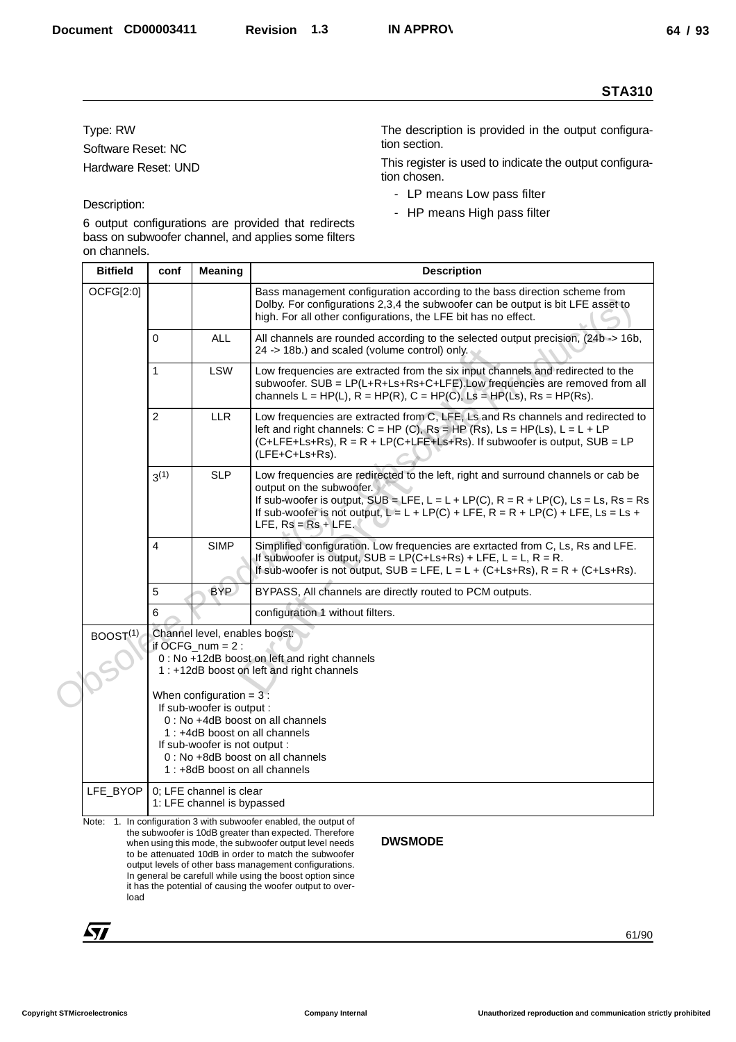Type: RW

Software Reset: NC

Hardware Reset: UND

Description:

6 output configurations are provided that redirects bass on subwoofer channel, and applies some filters on channels.

The description is provided in the output configuration section.

This register is used to indicate the output configuration chosen.

- LP means Low pass filter
- HP means High pass filter

| Bitfield | conf | Meaning | Description |
|---|---|---|---|
| OCFG[2:0] | | | Bass management configuration according to the bass direction scheme from Dolby. For configurations 2,3,4 the subwoofer can be output is bit LFE asset to high. For all other configurations, the LFE bit has no effect. |
| | 0 | ALL | All channels are rounded according to the selected output precision, (24b -> 16b, 24 -> 18b.) and scaled (volume control) only. |
| | 1 | LSW | Low frequencies are extracted from the six input channels and redirected to the subwoofer. SUB = LP(L+R+Ls+Rs+C+LFE).Low frequencies are removed from all channels L = HP(L), R = HP(R), C = HP(C), Ls = HP(Ls), Rs = HP(Rs). |
| | 2 | LLR | Low frequencies are extracted from C, LFE, Ls and Rs channels and redirected to left and right channels: C = HP (C), Rs = HP (Rs), Ls = HP(Ls), L = L + LP (C+LFE+Ls+Rs), R = R + LP(C+LFE+Ls+Rs). If subwoofer is output, SUB = LP (LFE+C+Ls+Rs). |
| | 3[(1)] | SLP | Low frequencies are redirected to the left, right and surround channels or cab be output on the subwoofer.<br>If sub-woofer is output, SUB = LFE, L = L + LP(C), R = R + LP(C), Ls = Ls, Rs = Rs<br>If sub-woofer is not output, L = L + LP(C) + LFE, R = R + LP(C) + LFE, Ls = Ls + LFE, Rs = Rs + LFE. |
| | 4 | SIMP | Simplified configuration. Low frequencies are exrtacted from C, Ls, Rs and LFE.<br>If subwoofer is output, SUB = LP(C+Ls+Rs) + LFE, L = L, R = R.<br>If sub-woofer is not output, SUB = LFE, L = L + (C+Ls+Rs), R = R + (C+Ls+Rs). |
| | 5 | BYP | BYPASS, All channels are directly routed to PCM outputs. |
| | 6 | | configuration 1 without filters. |
| BOOST[(1)] | Channel level, enables boost:<br>if OCFG_num = 2 :<br>0 : No +12dB boost on left and right channels<br>1 : +12dB boost on left and right channels<br><br>When configuration = 3 :<br>If sub-woofer is output :<br>0 : No +4dB boost on all channels<br>1 : +4dB boost on all channels<br>If sub-woofer is not output :<br>0 : No +8dB boost on all channels<br>1 : +8dB boost on all channels | | |
| LFE_BYOP | 0; LFE channel is clear<br>1: LFE channel is bypassed | | |

Note: 1. In configuration 3 with subwoofer enabled, the output of the subwoofer is 10dB greater than expected. Therefore when using this mode, the subwoofer output level needs to be attenuated 10dB in order to match the subwoofer output levels of other bass management configurations. In general be carefull while using the boost option since it has the potential of causing the woofer output to overload

**DWSMODE**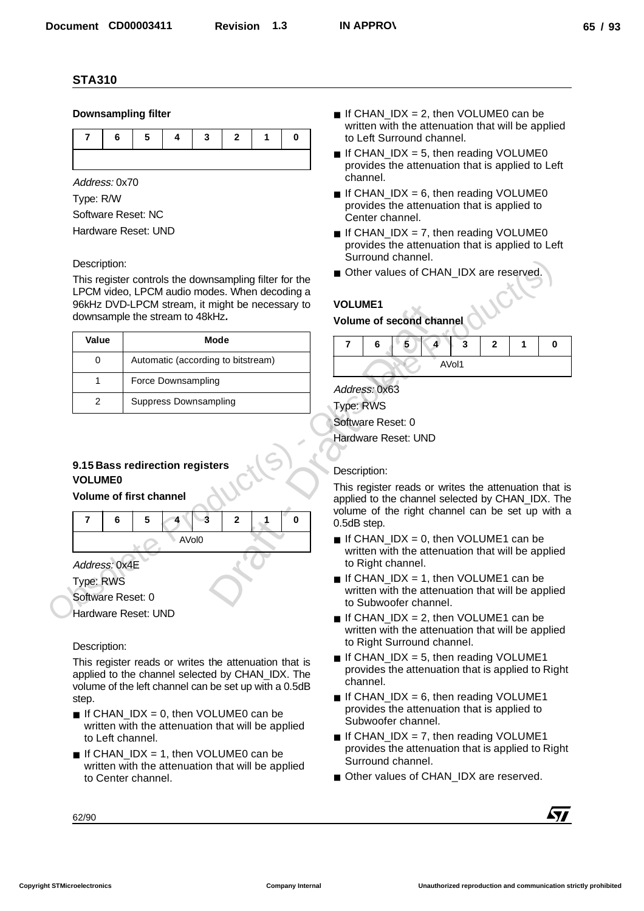## STA310

**Downsampling filter**

| 7 | 6 | 5 | 4 | 3 | 2 | 1 | 0 |
|---|---|---|---|---|---|---|---|
| | | | | | | | |

*Address:* 0x70

Type: R/W

Software Reset: NC

Hardware Reset: UND

Description:

This register controls the downsampling filter for the LPCM video, LPCM audio modes. When decoding a 96kHz DVD-LPCM stream, it might be necessary to downsample the stream to 48kHz**.**

| Value | Mode |
|---|---|
| 0 | Automatic (according to bitstream) |
| 1 | Force Downsampling |
| 2 | Suppress Downsampling |

### 9.15 Bass redirection registers

**VOLUME0**

**Volume of first channel**

| 7 | 6 | 5 | 4 | 3 | 2 | 1 | 0 |
|---|---|---|---|---|---|---|---|
| AVol0 | | | | | | | |

*Address:* 0x4E

Type: RWS

Software Reset: 0

Hardware Reset: UND

Description:

This register reads or writes the attenuation that is applied to the channel selected by CHAN_IDX. The volume of the left channel can be set up with a 0.5dB step.

- If CHAN_IDX = 0, then VOLUME0 can be written with the attenuation that will be applied to Left channel.
- If CHAN_IDX = 1, then VOLUME0 can be written with the attenuation that will be applied to Center channel.
- If CHAN_IDX = 2, then VOLUME0 can be written with the attenuation that will be applied to Left Surround channel.
- If CHAN_IDX = 5, then reading VOLUME0 provides the attenuation that is applied to Left channel.
- If CHAN_IDX = 6, then reading VOLUME0 provides the attenuation that is applied to Center channel.
- If CHAN_IDX = 7, then reading VOLUME0 provides the attenuation that is applied to Left Surround channel.
- Other values of CHAN_IDX are reserved.

**VOLUME1**

**Volume of second channel**

| 7 | 6 | 5 | 4 | 3 | 2 | 1 | 0 |
|---|---|---|---|---|---|---|---|
| AVol1 | | | | | | | |

*Address:* 0x63

Type: RWS

Software Reset: 0

Hardware Reset: UND

Description:

This register reads or writes the attenuation that is applied to the channel selected by CHAN_IDX. The volume of the right channel can be set up with a 0.5dB step.

- If CHAN_IDX = 0, then VOLUME1 can be written with the attenuation that will be applied to Right channel.
- If CHAN_IDX = 1, then VOLUME1 can be written with the attenuation that will be applied to Subwoofer channel.
- If CHAN_IDX = 2, then VOLUME1 can be written with the attenuation that will be applied to Right Surround channel.
- If CHAN_IDX = 5, then reading VOLUME1 provides the attenuation that is applied to Right channel.
- If CHAN_IDX = 6, then reading VOLUME1 provides the attenuation that is applied to Subwoofer channel.
- If CHAN_IDX = 7, then reading VOLUME1 provides the attenuation that is applied to Right Surround channel.
- Other values of CHAN_IDX are reserved.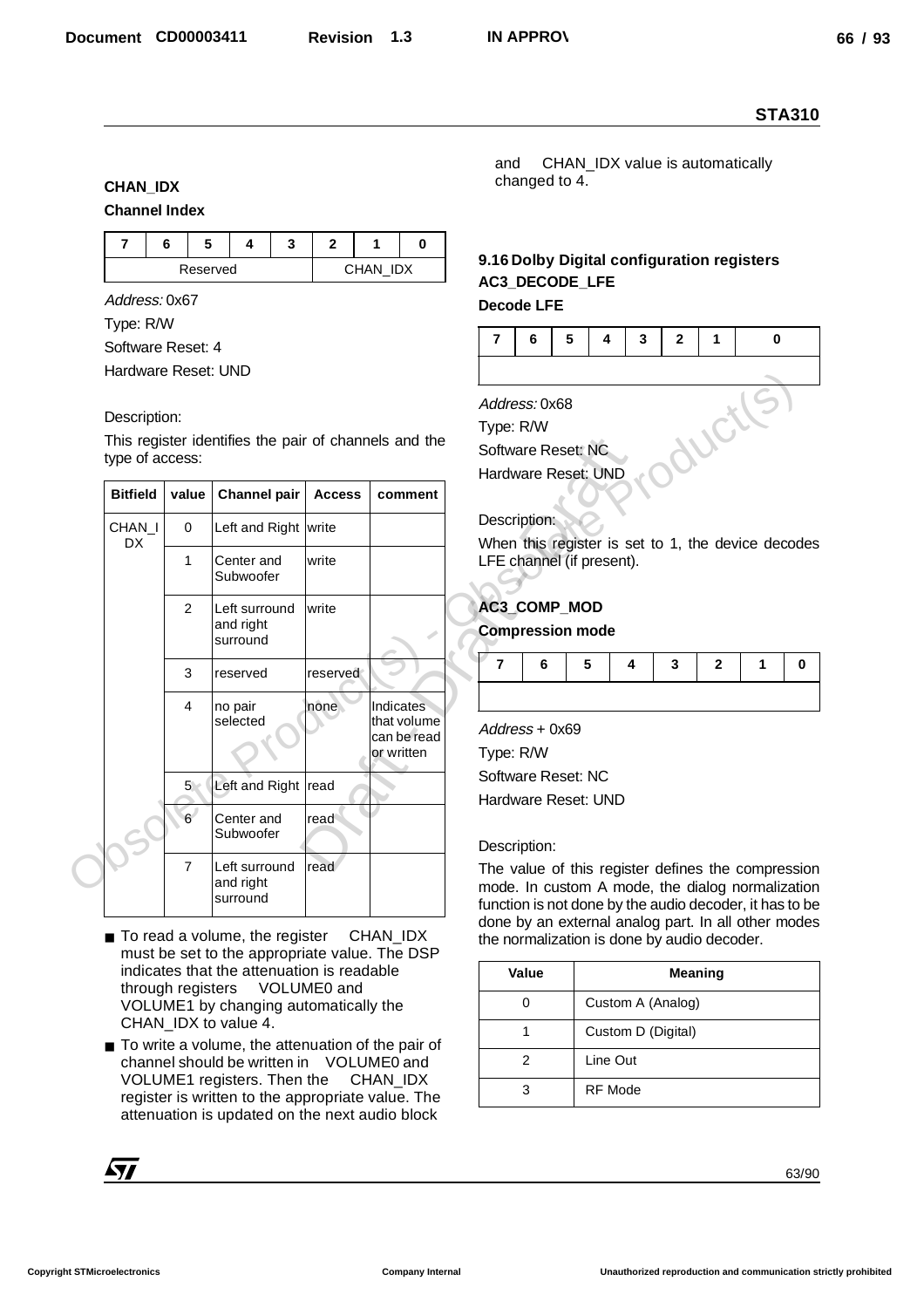**CHAN_IDX**

**Channel Index**

| 7 | 6 | 5 | 4 | 3 | 2 | 1 | 0 |
|---|---|---|---|---|---|---|---|
| Reserved | | | | | CHAN_IDX | | |

*Address:* 0x67

Type: R/W

Software Reset: 4

Hardware Reset: UND

Description:

This register identifies the pair of channels and the type of access:

| Bitfield | value | Channel pair | Access | comment |
|---|---|---|---|---|
| CHAN_IDX | 0 | Left and Right | write | |
| | 1 | Center and Subwoofer | write | |
| | 2 | Left surround and right surround | write | |
| | 3 | reserved | reserved | |
| | 4 | no pair selected | none | Indicates that volume can be read or written |
| | 5 | Left and Right | read | |
| | 6 | Center and Subwoofer | read | |
| | 7 | Left surround and right surround | read | |

- To read a volume, the register CHAN_IDX must be set to the appropriate value. The DSP indicates that the attenuation is readable through registers VOLUME0 and VOLUME1 by changing automatically the CHAN_IDX to value 4.
- To write a volume, the attenuation of the pair of channel should be written in VOLUME0 and VOLUME1 registers. Then the CHAN_IDX register is written to the appropriate value. The attenuation is updated on the next audio block and CHAN_IDX value is automatically changed to 4.

## 9.16 Dolby Digital configuration registers

**AC3_DECODE_LFE**

**Decode LFE**

| 7 | 6 | 5 | 4 | 3 | 2 | 1 | 0 |
|---|---|---|---|---|---|---|---|
| | | | | | | | |

*Address:* 0x68

Type: R/W

Software Reset: NC

Hardware Reset: UND

Description:

When this register is set to 1, the device decodes LFE channel (if present).

**AC3_COMP_MOD**

**Compression mode**

| 7 | 6 | 5 | 4 | 3 | 2 | 1 | 0 |
|---|---|---|---|---|---|---|---|
| | | | | | | | |

*Address* + 0x69

Type: R/W

Software Reset: NC

Hardware Reset: UND

Description:

The value of this register defines the compression mode. In custom A mode, the dialog normalization function is not done by the audio decoder, it has to be done by an external analog part. In all other modes the normalization is done by audio decoder.

| Value | Meaning |
|---|---|
| 0 | Custom A (Analog) |
| 1 | Custom D (Digital) |
| 2 | Line Out |
| 3 | RF Mode |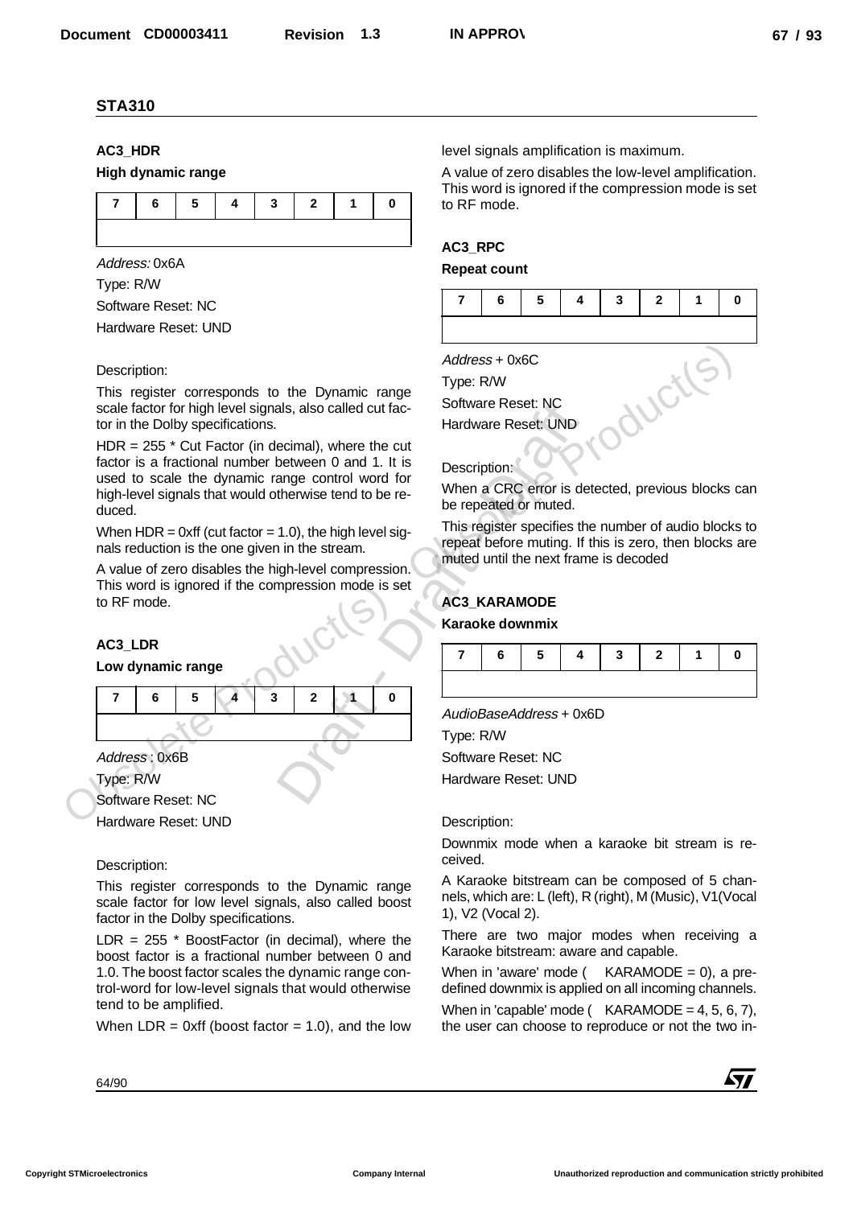## STA310

### AC3_HDR

**High dynamic range**

| 7 | 6 | 5 | 4 | 3 | 2 | 1 | 0 |
|---|---|---|---|---|---|---|---|
| | | | | | | | |

*Address:* 0x6A

Type: R/W

Software Reset: NC

Hardware Reset: UND

Description:

This register corresponds to the Dynamic range scale factor for high level signals, also called cut factor in the Dolby specifications.

HDR = 255 * Cut Factor (in decimal), where the cut factor is a fractional number between 0 and 1. It is used to scale the dynamic range control word for high-level signals that would otherwise tend to be reduced.

When HDR = 0xff (cut factor = 1.0), the high level signals reduction is the one given in the stream.

A value of zero disables the high-level compression. This word is ignored if the compression mode is set to RF mode.

### AC3_LDR

**Low dynamic range**

| 7 | 6 | 5 | 4 | 3 | 2 | 1 | 0 |
|---|---|---|---|---|---|---|---|
| | | | | | | | |

*Address* : 0x6B

Type: R/W

Software Reset: NC

Hardware Reset: UND

Description:

This register corresponds to the Dynamic range scale factor for low level signals, also called boost factor in the Dolby specifications.

LDR = 255 * BoostFactor (in decimal), where the boost factor is a fractional number between 0 and 1.0. The boost factor scales the dynamic range control-word for low-level signals that would otherwise tend to be amplified.

When LDR = 0xff (boost factor = 1.0), and the low level signals amplification is maximum.

A value of zero disables the low-level amplification. This word is ignored if the compression mode is set to RF mode.

### AC3_RPC

**Repeat count**

| 7 | 6 | 5 | 4 | 3 | 2 | 1 | 0 |
|---|---|---|---|---|---|---|---|
| | | | | | | | |

*Address* + 0x6C

Type: R/W

Software Reset: NC

Hardware Reset: UND

Description:

When a CRC error is detected, previous blocks can be repeated or muted.

This register specifies the number of audio blocks to repeat before muting. If this is zero, then blocks are muted until the next frame is decoded

### AC3_KARAMODE

**Karaoke downmix**

| 7 | 6 | 5 | 4 | 3 | 2 | 1 | 0 |
|---|---|---|---|---|---|---|---|
| | | | | | | | |

*AudioBaseAddress* + 0x6D

Type: R/W

Software Reset: NC

Hardware Reset: UND

Description:

Downmix mode when a karaoke bit stream is received.

A Karaoke bitstream can be composed of 5 channels, which are: L (left), R (right), M (Music), V1(Vocal 1), V2 (Vocal 2).

There are two major modes when receiving a Karaoke bitstream: aware and capable.

When in 'aware' mode ( KARAMODE = 0), a predefined downmix is applied on all incoming channels.

When in 'capable' mode ( KARAMODE = 4, 5, 6, 7), the user can choose to reproduce or not the two in-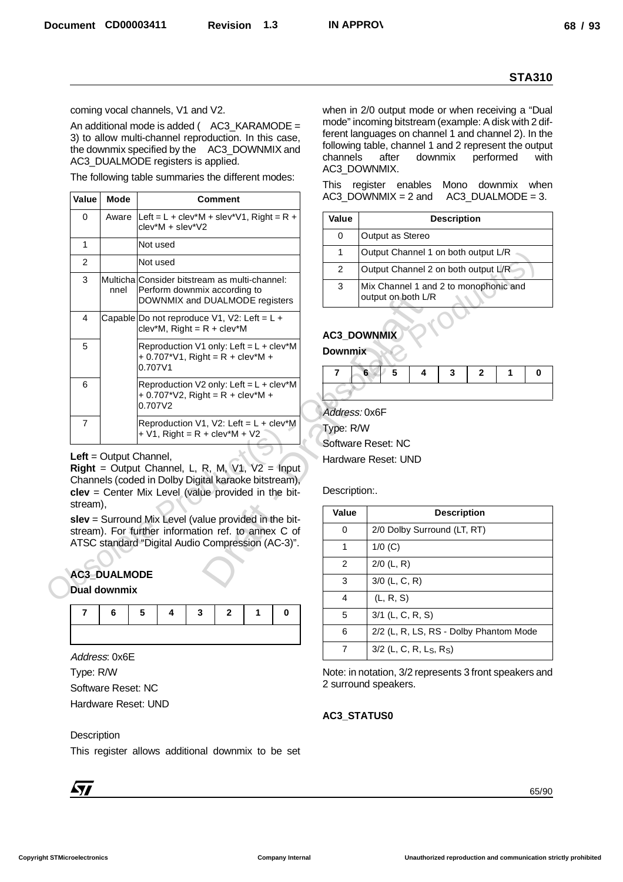coming vocal channels, V1 and V2.

An additional mode is added ( AC3_KARAMODE = 3) to allow multi-channel reproduction. In this case, the downmix specified by the AC3_DOWNMIX and AC3_DUALMODE registers is applied.

The following table summaries the different modes:

| Value | Mode | Comment |
|---|---|---|
| 0 | Aware | Left = L + clev*M + slev*V1, Right = R + clev*M + slev*V2 |
| 1 | | Not used |
| 2 | | Not used |
| 3 | Multichannel | Consider bitstream as multi-channel: Perform downmix according to DOWNMIX and DUALMODE registers |
| 4 | Capable | Do not reproduce V1, V2: Left = L + clev*M, Right = R + clev*M |
| 5 | | Reproduction V1 only: Left = L + clev*M + 0.707*V1, Right = R + clev*M + 0.707V1 |
| 6 | | Reproduction V2 only: Left = L + clev*M + 0.707*V2, Right = R + clev*M + 0.707V2 |
| 7 | | Reproduction V1, V2: Left = L + clev*M + V1, Right = R + clev*M + V2 |

**Left** = Output Channel,
**Right** = Output Channel, L, R, M, V1, V2 = Input Channels (coded in Dolby Digital karaoke bitstream),
**clev** = Center Mix Level (value provided in the bitstream),

**slev** = Surround Mix Level (value provided in the bitstream). For further information ref. to annex C of ATSC standard "Digital Audio Compression (AC-3)".

### AC3_DUALMODE

**Dual downmix**

| 7 | 6 | 5 | 4 | 3 | 2 | 1 | 0 |
|---|---|---|---|---|---|---|---|
| | | | | | | | |

*Address*: 0x6E

Type: R/W

Software Reset: NC

Hardware Reset: UND

Description

This register allows additional downmix to be set when in 2/0 output mode or when receiving a "Dual mode" incoming bitstream (example: A disk with 2 different languages on channel 1 and channel 2). In the following table, channel 1 and 2 represent the output channels after downmix performed with AC3_DOWNMIX.

This register enables Mono downmix when AC3_DOWNMIX = 2 and AC3_DUALMODE = 3.

| Value | Description |
|---|---|
| 0 | Output as Stereo |
| 1 | Output Channel 1 on both output L/R |
| 2 | Output Channel 2 on both output L/R |
| 3 | Mix Channel 1 and 2 to monophonic and output on both L/R |

### AC3_DOWNMIX

**Downmix**

| 7 | 6 | 5 | 4 | 3 | 2 | 1 | 0 |
|---|---|---|---|---|---|---|---|
| | | | | | | | |

*Address:* 0x6F

Type: R/W

Software Reset: NC

Hardware Reset: UND

Description:.

| Value | Description |
|---|---|
| 0 | 2/0 Dolby Surround (LT, RT) |
| 1 | 1/0 (C) |
| 2 | 2/0 (L, R) |
| 3 | 3/0 (L, C, R) |
| 4 | (L, R, S) |
| 5 | 3/1 (L, C, R, S) |
| 6 | 2/2 (L, R, LS, RS - Dolby Phantom Mode |
| 7 | 3/2 (L, C, R, $L_S$, $R_S$) |

Note: in notation, 3/2 represents 3 front speakers and 2 surround speakers.

### AC3_STATUS0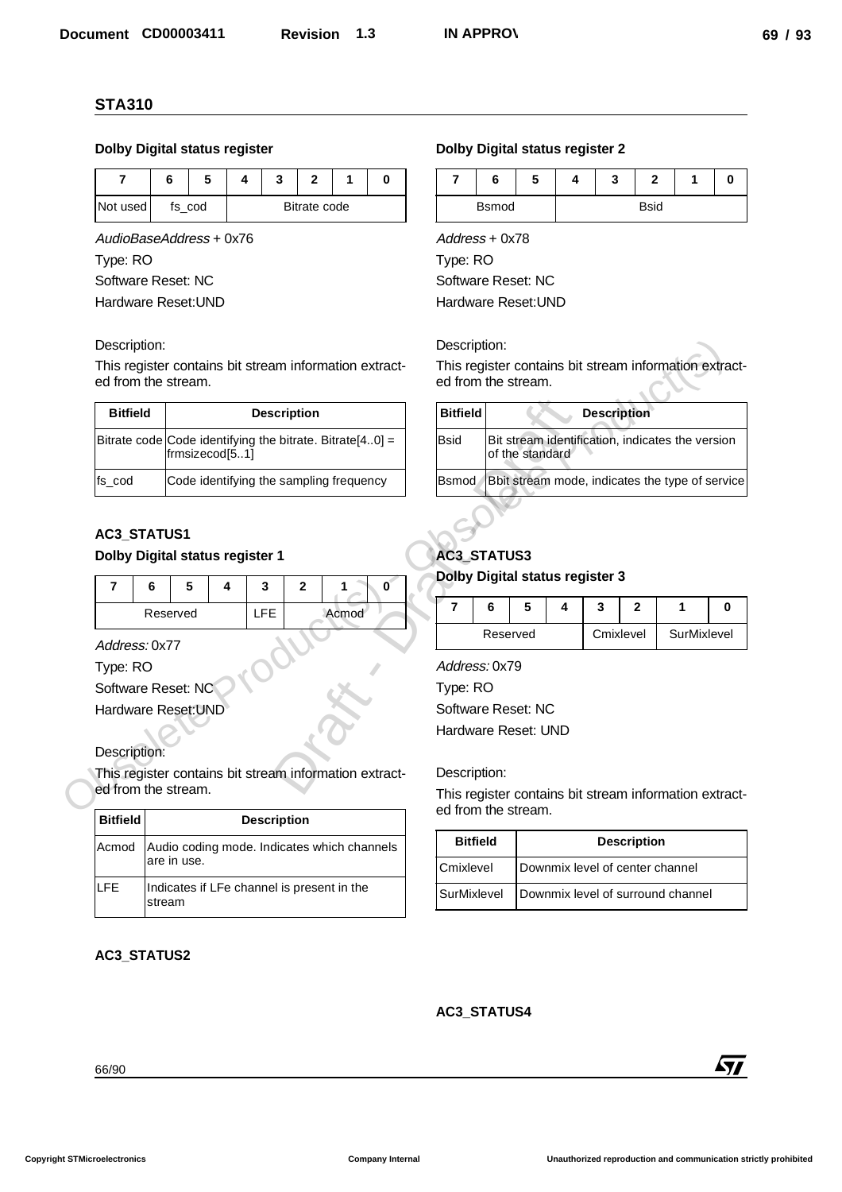## STA310

### Dolby Digital status register

| 7 | 6 | 5 | 4 | 3 | 2 | 1 | 0 |
|---|---|---|---|---|---|---|---|
| Not used | fs_cod | | Bitrate code | | | | |

*AudioBaseAddress* + 0x76

Type: RO

Software Reset: NC

Hardware Reset:UND

Description:

This register contains bit stream information extracted from the stream.

| Bitfield | Description |
|---|---|
| Bitrate code | Code identifying the bitrate. Bitrate[4..0] = frmsizecod[5..1] |
| fs_cod | Code identifying the sampling frequency |

### AC3_STATUS1

### Dolby Digital status register 1

| 7 | 6 | 5 | 4 | 3 | 2 | 1 | 0 |
|---|---|---|---|---|---|---|---|
| Reserved | | | | LFE | Acmod | | |

*Address:* 0x77

Type: RO

Software Reset: NC

Hardware Reset:UND

Description:

This register contains bit stream information extracted from the stream.

| Bitfield | Description |
|---|---|
| Acmod | Audio coding mode. Indicates which channels are in use. |
| LFE | Indicates if LFe channel is present in the stream |

### AC3_STATUS2

### Dolby Digital status register 2

| 7 | 6 | 5 | 4 | 3 | 2 | 1 | 0 |
|---|---|---|---|---|---|---|---|
| Bsmod | | | Bsid | | | | |

*Address* + 0x78

Type: RO

Software Reset: NC

Hardware Reset:UND

Description:

This register contains bit stream information extracted from the stream.

| Bitfield | Description |
|---|---|
| Bsid | Bit stream identification, indicates the version of the standard |
| Bsmod | Bbit stream mode, indicates the type of service |

### AC3_STATUS3

### Dolby Digital status register 3

| 7 | 6 | 5 | 4 | 3 | 2 | 1 | 0 |
|---|---|---|---|---|---|---|---|
| Reserved | | | | Cmixlevel | | SurMixlevel | |

*Address:* 0x79

Type: RO

Software Reset: NC

Hardware Reset: UND

Description:

This register contains bit stream information extracted from the stream.

| Bitfield | Description |
|---|---|
| Cmixlevel | Downmix level of center channel |
| SurMixlevel | Downmix level of surround channel |

### AC3_STATUS4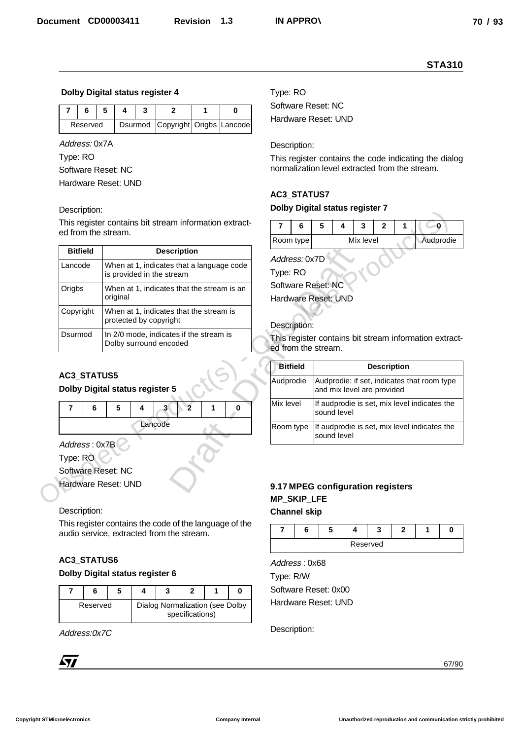**Dolby Digital status register 4**

| 7 | 6 | 5 | 4 | 3 | 2 | 1 | 0 |
|---|---|---|---|---|---|---|---|
| Reserved | | | Dsurmod | | Copyright | Origbs | Lancode |

*Address:* 0x7A

Type: RO

Software Reset: NC

Hardware Reset: UND

Description:

This register contains bit stream information extracted from the stream.

| Bitfield | Description |
|---|---|
| Lancode | When at 1, indicates that a language code is provided in the stream |
| Origbs | When at 1, indicates that the stream is an original |
| Copyright | When at 1, indicates that the stream is protected by copyright |
| Dsurmod | In 2/0 mode, indicates if the stream is Dolby surround encoded |

### AC3_STATUS5

**Dolby Digital status register 5**

| 7 | 6 | 5 | 4 | 3 | 2 | 1 | 0 |
|---|---|---|---|---|---|---|---|
| Lancode | | | | | | | |

*Address* : 0x7B

Type: RO

Software Reset: NC

Hardware Reset: UND

Description:

This register contains the code of the language of the audio service, extracted from the stream.

### AC3_STATUS6

**Dolby Digital status register 6**

| 7 | 6 | 5 | 4 | 3 | 2 | 1 | 0 |
|---|---|---|---|---|---|---|---|
| Reserved | | | Dialog Normalization (see Dolby specifications) | | | | |

*Address:0x7C*

Type: RO

Software Reset: NC

Hardware Reset: UND

Description:

This register contains the code indicating the dialog normalization level extracted from the stream.

### AC3_STATUS7

**Dolby Digital status register 7**

| 7 | 6 | 5 | 4 | 3 | 2 | 1 | 0 |
|---|---|---|---|---|---|---|---|
| Room type | | Mix level | | | | | Audprodie |

*Address:* 0x7D

Type: RO

Software Reset: NC

Hardware Reset: UND

Description:

This register contains bit stream information extracted from the stream.

| Bitfield | Description |
|---|---|
| Audprodie | Audprodie: if set, indicates that room type and mix level are provided |
| Mix level | If audprodie is set, mix level indicates the sound level |
| Room type | If audprodie is set, mix level indicates the sound level |

## 9.17 MPEG configuration registers

### MP_SKIP_LFE

**Channel skip**

| 7 | 6 | 5 | 4 | 3 | 2 | 1 | 0 |
|---|---|---|---|---|---|---|---|
| Reserved | | | | | | | |

*Address* : 0x68

Type: R/W

Software Reset: 0x00

Hardware Reset: UND

Description: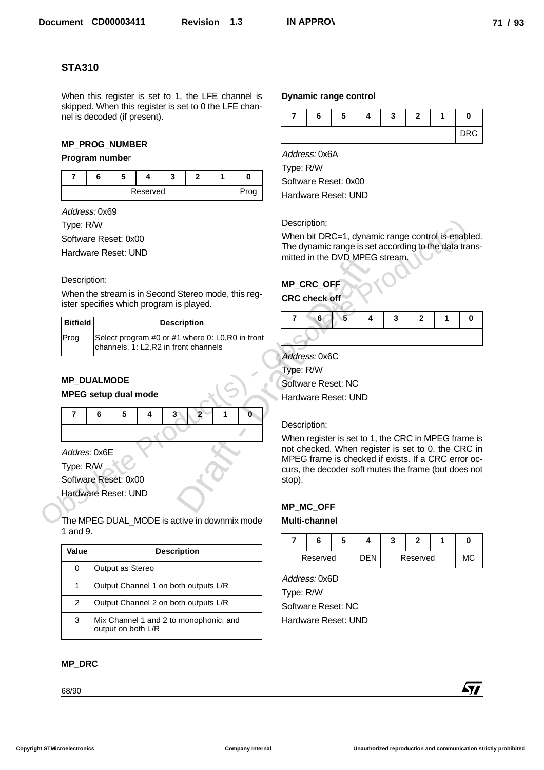When this register is set to 1, the LFE channel is skipped. When this register is set to 0 the LFE channel is decoded (if present).

### MP_PROG_NUMBER

**Program number**

| 7 | 6 | 5 | 4 | 3 | 2 | 1 | 0 |
|---|---|---|---|---|---|---|---|
| Reserved | | | | | | | Prog |

*Address:* 0x69

Type: R/W

Software Reset: 0x00

Hardware Reset: UND

Description:

When the stream is in Second Stereo mode, this register specifies which program is played.

| Bitfield | Description |
|---|---|
| Prog | Select program #0 or #1 where 0: L0,R0 in front channels, 1: L2,R2 in front channels |

### MP_DUALMODE

**MPEG setup dual mode**

| 7 | 6 | 5 | 4 | 3 | 2 | 1 | 0 |
|---|---|---|---|---|---|---|---|
| | | | | | | | |

*Addres:* 0x6E

Type: R/W

Software Reset: 0x00

Hardware Reset: UND

The MPEG DUAL_MODE is active in downmix mode 1 and 9.

| Value | Description |
|---|---|
| 0 | Output as Stereo |
| 1 | Output Channel 1 on both outputs L/R |
| 2 | Output Channel 2 on both outputs L/R |
| 3 | Mix Channel 1 and 2 to monophonic, and output on both L/R |

### MP_DRC

**Dynamic range control**

| 7 | 6 | 5 | 4 | 3 | 2 | 1 | 0 |
|---|---|---|---|---|---|---|---|
| | | | | | | | DRC |

*Address:* 0x6A

Type: R/W

Software Reset: 0x00

Hardware Reset: UND

Description;

When bit DRC=1, dynamic range control is enabled. The dynamic range is set according to the data transmitted in the DVD MPEG stream.

### MP_CRC_OFF

**CRC check off**

| 7 | 6 | 5 | 4 | 3 | 2 | 1 | 0 |
|---|---|---|---|---|---|---|---|
| | | | | | | | |

*Address:* 0x6C

Type: R/W

Software Reset: NC

Hardware Reset: UND

Description:

When register is set to 1, the CRC in MPEG frame is not checked. When register is set to 0, the CRC in MPEG frame is checked if exists. If a CRC error occurs, the decoder soft mutes the frame (but does not stop).

### MP_MC_OFF

**Multi-channel**

| 7 | 6 | 5 | 4 | 3 | 2 | 1 | 0 |
|---|---|---|---|---|---|---|---|
| Reserved | | | DEN | Reserved | | | MC |

*Address:* 0x6D

Type: R/W

Software Reset: NC

Hardware Reset: UND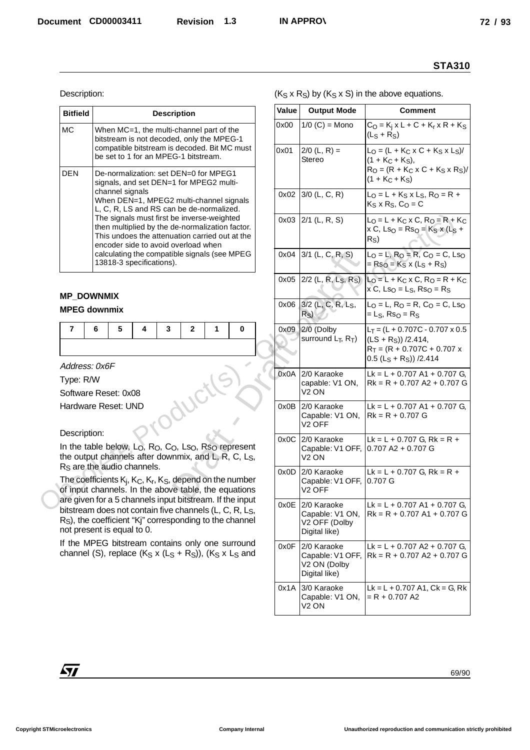Description:

| Bitfield | Description |
|---|---|
| MC | When MC=1, the multi-channel part of the bitstream is not decoded, only the MPEG-1 compatible bitstream is decoded. Bit MC must be set to 1 for an MPEG-1 bitstream. |
| DEN | De-normalization: set DEN=0 for MPEG1 signals, and set DEN=1 for MPEG2 multi-channel signals<br>When DEN=1, MPEG2 multi-channel signals L, C, R, LS and RS can be de-normalized. The signals must first be inverse-weighted then multiplied by the de-normalization factor. This undoes the attenuation carried out at the encoder side to avoid overload when calculating the compatible signals (see MPEG 13818-3 specifications). |

### MP_DOWNMIX

### MPEG downmix

| 7 | 6 | 5 | 4 | 3 | 2 | 1 | 0 |
|---|---|---|---|---|---|---|---|
| | | | | | | | |

*Address: 0x6F*

Type: R/W

Software Reset: 0x08

Hardware Reset: UND

Description:

In the table below, $L_O$, $R_O$, $C_O$, $Ls_O$, $Rs_O$ represent the output channels after downmix, and L, R, C, $L_S$, $R_S$ are the audio channels.

The coefficients $K_j$, $K_C$, $K_r$, $K_S$, depend on the number of input channels. In the above table, the equations are given for a 5 channels input bitstream. If the input bitstream does not contain five channels (L, C, R, $L_S$, $R_S$), the coefficient "Kj" corresponding to the channel not present is equal to 0.

If the MPEG bitstream contains only one surround channel (S), replace ($K_S$ x ($L_S$ + $R_S$)), ($K_S$ x $L_S$ and ($K_S$ x $R_S$) by ($K_S$ x S) in the above equations.

| Value | Output Mode | Comment |
|---|---|---|
| 0x00 | 1/0 (C) = Mono | $C_O = K_j \times L + C + K_r \times R + K_S (L_S + R_S)$ |
| 0x01 | 2/0 (L, R) = Stereo | $L_O = (L + K_C \times C + K_S \times L_S)/(1 + K_C + K_S)$, $R_O = (R + K_C \times C + K_S \times R_S)/(1 + K_C + K_S)$ |
| 0x02 | 3/0 (L, C, R) | $L_O = L + K_S \times L_S$, $R_O = R + K_S \times R_S$, $C_O = C$ |
| 0x03 | 2/1 (L, R, S) | $L_O = L + K_C \times C$, $R_O = R + K_C \times C$, $Ls_O = Rs_O = K_S \times (L_S + R_S)$ |
| 0x04 | 3/1 (L, C, R, S) | $L_O = L$, $R_O = R$, $C_O = C$, $Ls_O = Rs_O = K_S \times (L_S + R_S)$ |
| 0x05 | 2/2 (L, R, $L_S$, $R_S$) | $L_O = L + K_C \times C$, $R_O = R + K_C \times C$, $Ls_O = L_S$, $Rs_O = R_S$ |
| 0x06 | 3/2 (L, C, R, $L_S$, $R_S$) | $L_O = L$, $R_O = R$, $C_O = C$, $Ls_O = L_S$, $Rs_O = R_S$ |
| 0x09 | 2/0 (Dolby surround $L_T$, $R_T$) | $L_T = (L + 0.707C - 0.707 \times 0.5 (LS + R_S)) /2.414$, $R_T = (R + 0.707C + 0.707 \times 0.5 (L_S + R_S)) /2.414$ |
| 0x0A | 2/0 Karaoke capable: V1 ON, V2 ON | Lk = L + 0.707 A1 + 0.707 G, Rk = R + 0.707 A2 + 0.707 G |
| 0x0B | 2/0 Karaoke Capable: V1 ON, V2 OFF | Lk = L + 0.707 A1 + 0.707 G, Rk = R + 0.707 G |
| 0x0C | 2/0 Karaoke Capable: V1 OFF, V2 ON | Lk = L + 0.707 G, Rk = R + 0.707 A2 + 0.707 G |
| 0x0D | 2/0 Karaoke Capable: V1 OFF, V2 OFF | Lk = L + 0.707 G, Rk = R + 0.707 G |
| 0x0E | 2/0 Karaoke Capable: V1 ON, V2 OFF (Dolby Digital like) | Lk = L + 0.707 A1 + 0.707 G, Rk = R + 0.707 A1 + 0.707 G |
| 0x0F | 2/0 Karaoke Capable: V1 OFF, V2 ON (Dolby Digital like) | Lk = L + 0.707 A2 + 0.707 G, Rk = R + 0.707 A2 + 0.707 G |
| 0x1A | 3/0 Karaoke Capable: V1 ON, V2 ON | Lk = L + 0.707 A1, Ck = G, Rk = R + 0.707 A2 |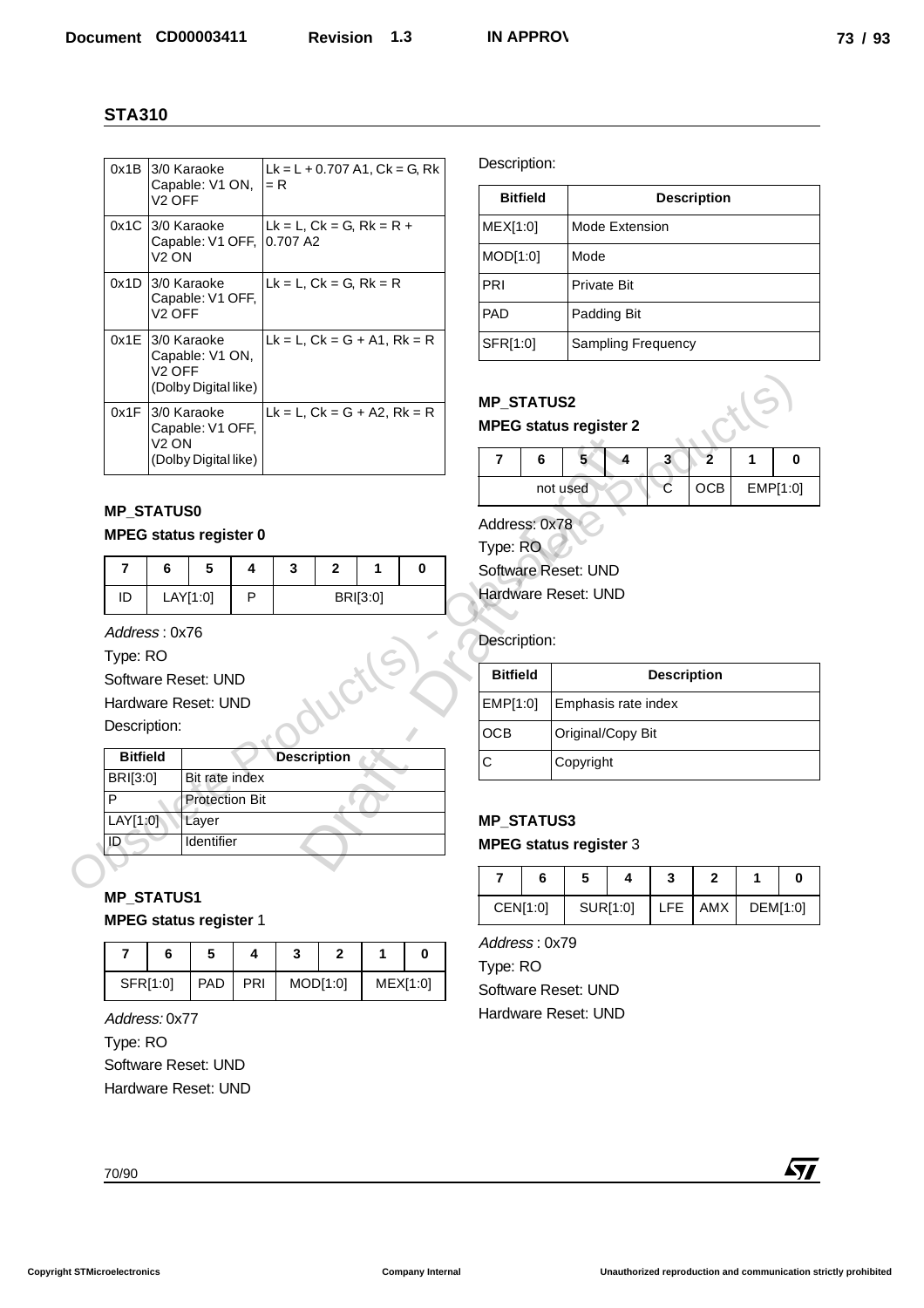## STA310

| 0x1B | 3/0 Karaoke Capable: V1 ON, V2 OFF | Lk = L + 0.707 A1, Ck = G, Rk = R |
|---|---|---|
| 0x1C | 3/0 Karaoke Capable: V1 OFF, V2 ON | Lk = L, Ck = G, Rk = R + 0.707 A2 |
| 0x1D | 3/0 Karaoke Capable: V1 OFF, V2 OFF | Lk = L, Ck = G, Rk = R |
| 0x1E | 3/0 Karaoke Capable: V1 ON, V2 OFF (Dolby Digital like) | Lk = L, Ck = G + A1, Rk = R |
| 0x1F | 3/0 Karaoke Capable: V1 OFF, V2 ON (Dolby Digital like) | Lk = L, Ck = G + A2, Rk = R |

### MP_STATUS0

**MPEG status register 0**

| 7 | 6 | 5 | 4 | 3 | 2 | 1 | 0 |
|---|---|---|---|---|---|---|---|
| ID | LAY[1:0] | | P | BRI[3:0] | | | |

*Address* : 0x76

Type: RO

Software Reset: UND

Hardware Reset: UND

Description:

| Bitfield | Description |
|---|---|
| BRI[3:0] | Bit rate index |
| P | Protection Bit |
| LAY[1:0] | Layer |
| ID | Identifier |

### MP_STATUS1

**MPEG status register** 1

| 7 | 6 | 5 | 4 | 3 | 2 | 1 | 0 |
|---|---|---|---|---|---|---|---|
| SFR[1:0] | | PAD | PRI | MOD[1:0] | | MEX[1:0] | |

*Address:* 0x77

Type: RO

Software Reset: UND

Hardware Reset: UND

Description:

| Bitfield | Description |
|---|---|
| MEX[1:0] | Mode Extension |
| MOD[1:0] | Mode |
| PRI | Private Bit |
| PAD | Padding Bit |
| SFR[1:0] | Sampling Frequency |

### MP_STATUS2

**MPEG status register 2**

| 7 | 6 | 5 | 4 | 3 | 2 | 1 | 0 |
|---|---|---|---|---|---|---|---|
| not used | | | | C | OCB | EMP[1:0] | |

Address: 0x78

Type: RO

Software Reset: UND

Hardware Reset: UND

Description:

| Bitfield | Description |
|---|---|
| EMP[1:0] | Emphasis rate index |
| OCB | Original/Copy Bit |
| C | Copyright |

### MP_STATUS3

**MPEG status register** 3

| 7 | 6 | 5 | 4 | 3 | 2 | 1 | 0 |
|---|---|---|---|---|---|---|---|
| CEN[1:0] | | SUR[1:0] | | LFE | AMX | DEM[1:0] | |

*Address* : 0x79

Type: RO

Software Reset: UND

Hardware Reset: UND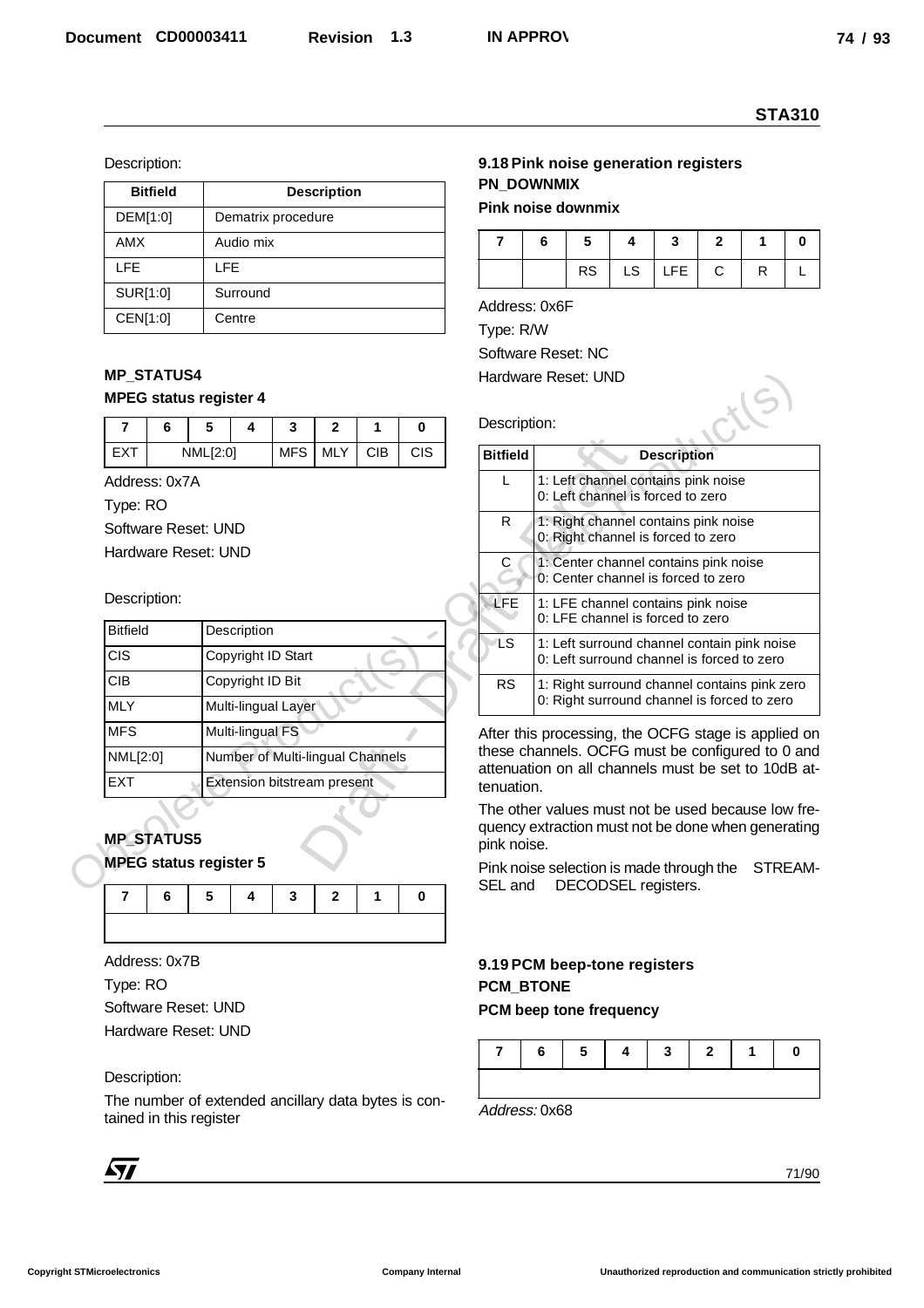Description:

| Bitfield | Description |
|---|---|
| DEM[1:0] | Dematrix procedure |
| AMX | Audio mix |
| LFE | LFE |
| SUR[1:0] | Surround |
| CEN[1:0] | Centre |

### MP_STATUS4

**MPEG status register 4**

| 7 | 6 | 5 | 4 | 3 | 2 | 1 | 0 |
|---|---|---|---|---|---|---|---|
| EXT | NML[2:0] | | | MFS | MLY | CIB | CIS |

Address: 0x7A

Type: RO

Software Reset: UND

Hardware Reset: UND

Description:

| Bitfield | Description |
|---|---|
| CIS | Copyright ID Start |
| CIB | Copyright ID Bit |
| MLY | Multi-lingual Layer |
| MFS | Multi-lingual FS |
| NML[2:0] | Number of Multi-lingual Channels |
| EXT | Extension bitstream present |

### MP_STATUS5

**MPEG status register 5**

| 7 | 6 | 5 | 4 | 3 | 2 | 1 | 0 |
|---|---|---|---|---|---|---|---|
| | | | | | | | |

Address: 0x7B

Type: RO

Software Reset: UND

Hardware Reset: UND

Description:

The number of extended ancillary data bytes is contained in this register

## 9.18 Pink noise generation registers

### PN_DOWNMIX

**Pink noise downmix**

| 7 | 6 | 5 | 4 | 3 | 2 | 1 | 0 |
|---|---|---|---|---|---|---|---|
| | | RS | LS | LFE | C | R | L |

Address: 0x6F

Type: R/W

Software Reset: NC

Hardware Reset: UND

Description:

| Bitfield | Description |
|---|---|
| L | 1: Left channel contains pink noise<br>0: Left channel is forced to zero |
| R | 1: Right channel contains pink noise<br>0: Right channel is forced to zero |
| C | 1: Center channel contains pink noise<br>0: Center channel is forced to zero |
| LFE | 1: LFE channel contains pink noise<br>0: LFE channel is forced to zero |
| LS | 1: Left surround channel contain pink noise<br>0: Left surround channel is forced to zero |
| RS | 1: Right surround channel contains pink zero<br>0: Right surround channel is forced to zero |

After this processing, the OCFG stage is applied on these channels. OCFG must be configured to 0 and attenuation on all channels must be set to 10dB attenuation.

The other values must not be used because low frequency extraction must not be done when generating pink noise.

Pink noise selection is made through the STREAMSEL and DECODSEL registers.

## 9.19 PCM beep-tone registers

### PCM_BTONE

**PCM beep tone frequency**

| 7 | 6 | 5 | 4 | 3 | 2 | 1 | 0 |
|---|---|---|---|---|---|---|---|
| | | | | | | | |

*Address:* 0x68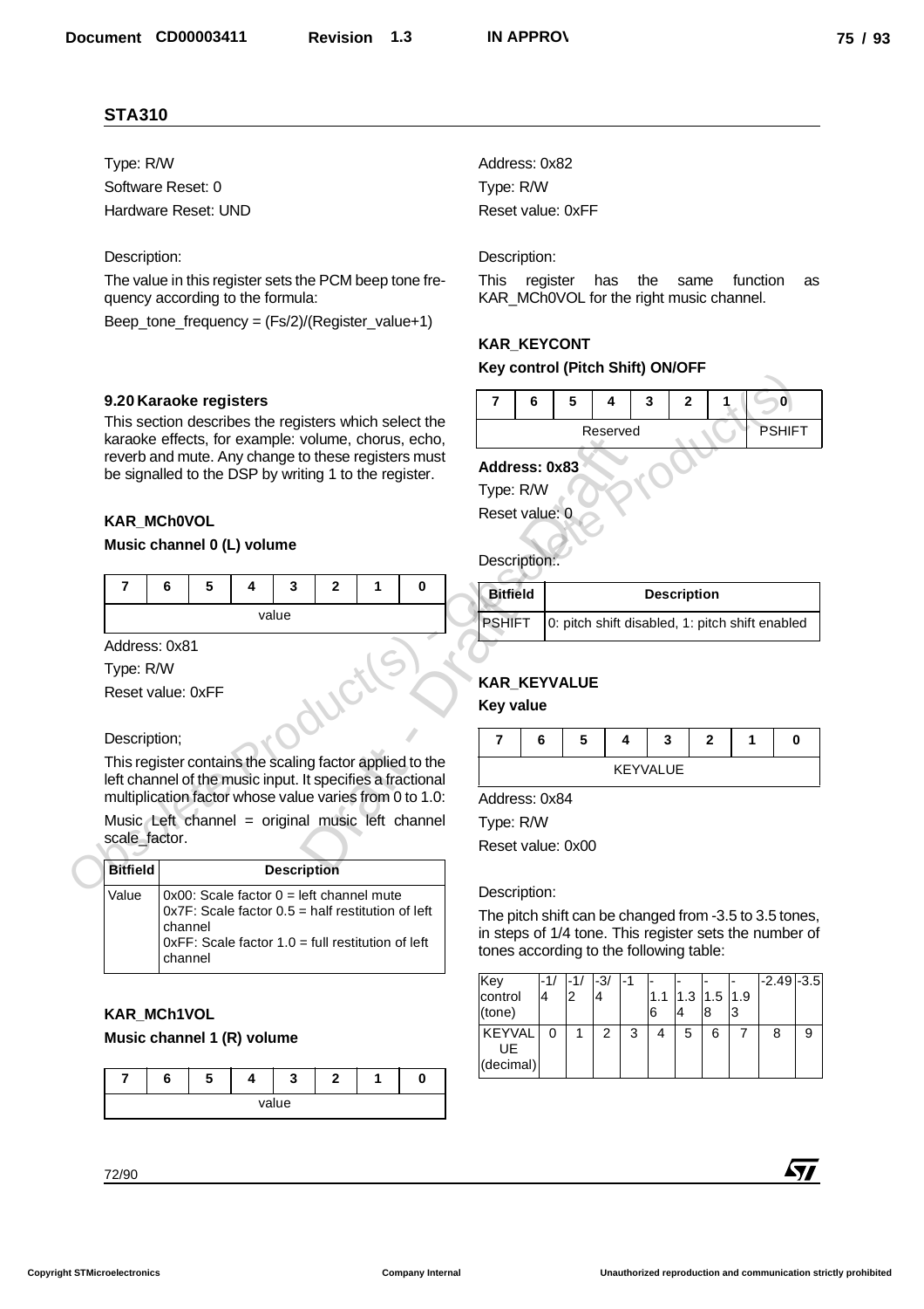Type: R/W

Software Reset: 0

Hardware Reset: UND

Description:

The value in this register sets the PCM beep tone frequency according to the formula:

Beep_tone_frequency = (Fs/2)/(Register_value+1)

### 9.20 Karaoke registers

This section describes the registers which select the karaoke effects, for example: volume, chorus, echo, reverb and mute. Any change to these registers must be signalled to the DSP by writing 1 to the register.

**KAR_MCh0VOL**

**Music channel 0 (L) volume**

| 7 | 6 | 5 | 4 | 3 | 2 | 1 | 0 |
|---|---|---|---|---|---|---|---|
| value | | | | | | | |

Address: 0x81

Type: R/W

Reset value: 0xFF

Description;

This register contains the scaling factor applied to the left channel of the music input. It specifies a fractional multiplication factor whose value varies from 0 to 1.0:

Music Left channel = original music left channel scale_factor.

| Bitfield | Description |
|---|---|
| Value | 0x00: Scale factor 0 = left channel mute<br>0x7F: Scale factor 0.5 = half restitution of left channel<br>0xFF: Scale factor 1.0 = full restitution of left channel |

**KAR_MCh1VOL**

**Music channel 1 (R) volume**

| 7 | 6 | 5 | 4 | 3 | 2 | 1 | 0 |
|---|---|---|---|---|---|---|---|
| value | | | | | | | |

Address: 0x82

Type: R/W

Reset value: 0xFF

Description:

This register has the same function as KAR_MCh0VOL for the right music channel.

**KAR_KEYCONT**

**Key control (Pitch Shift) ON/OFF**

| 7 | 6 | 5 | 4 | 3 | 2 | 1 | 0 |
|---|---|---|---|---|---|---|---|
| Reserved | | | | | | | PSHIFT |

**Address: 0x83**

Type: R/W

Reset value: 0

Description:.

| Bitfield | Description |
|---|---|
| PSHIFT | 0: pitch shift disabled, 1: pitch shift enabled |

**KAR_KEYVALUE**

**Key value**

| 7 | 6 | 5 | 4 | 3 | 2 | 1 | 0 |
|---|---|---|---|---|---|---|---|
| KEYVALUE | | | | | | | |

Address: 0x84

Type: R/W

Reset value: 0x00

Description:

The pitch shift can be changed from -3.5 to 3.5 tones, in steps of 1/4 tone. This register sets the number of tones according to the following table:

| Key control (tone) | -1/4 | -1/2 | -3/4 | -1 | -1.16 | -1.34 | -1.58 | -1.93 | -2.49 | -3.5 |
|---|---|---|---|---|---|---|---|---|---|---|
| KEYVALUE (decimal) | 0 | 1 | 2 | 3 | 4 | 5 | 6 | 7 | 8 | 9 |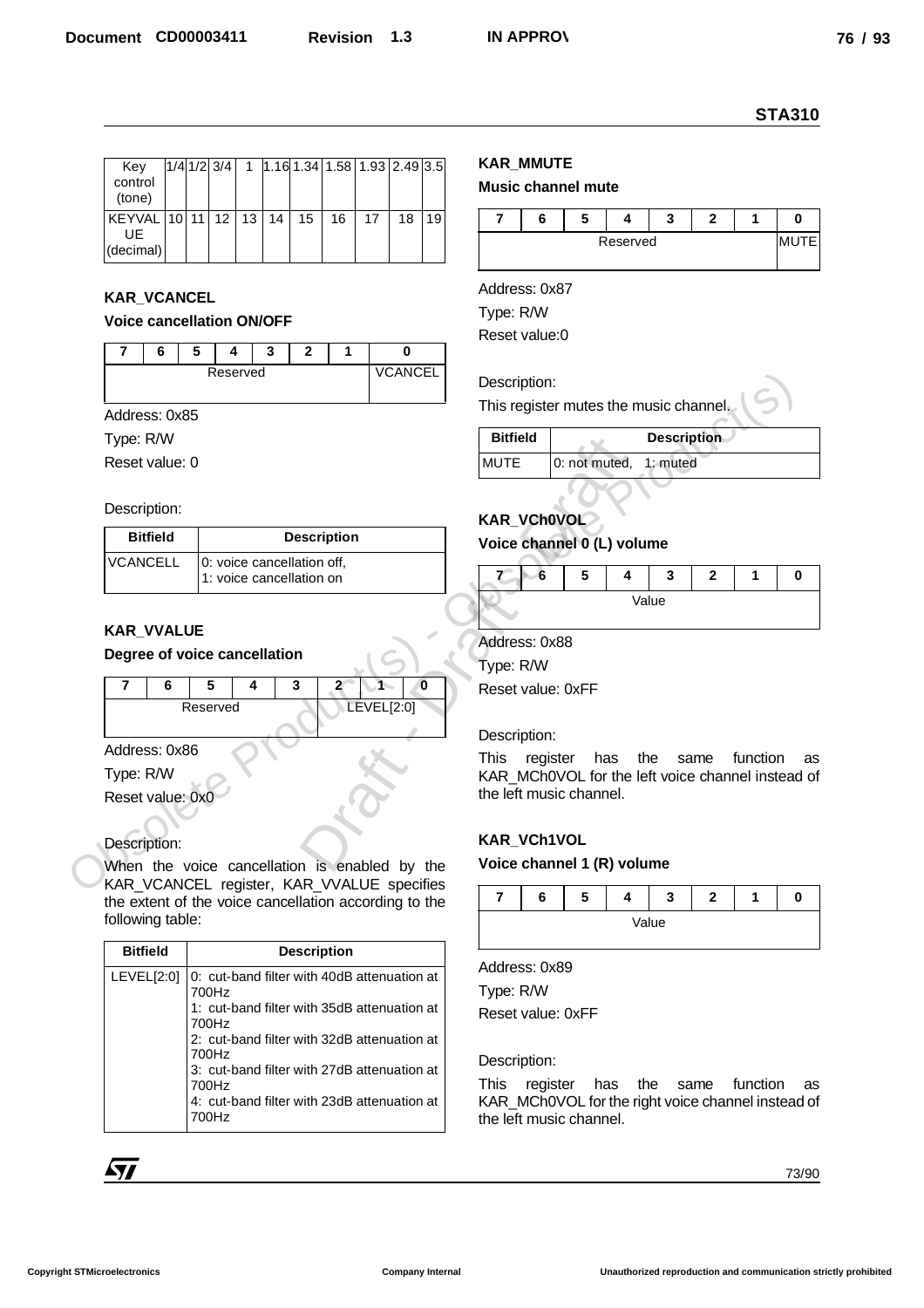| Key control (tone) | 1/4 | 1/2 | 3/4 | 1 | 1.16 | 1.34 | 1.58 | 1.93 | 2.49 | 3.5 |
|---|---|---|---|---|---|---|---|---|---|---|
| KEYVALUE (decimal) | 10 | 11 | 12 | 13 | 14 | 15 | 16 | 17 | 18 | 19 |

### KAR_VCANCEL

**Voice cancellation ON/OFF**

| 7 | 6 | 5 | 4 | 3 | 2 | 1 | 0 |
|---|---|---|---|---|---|---|---|
| Reserved | | | | | | | VCANCEL |

Address: 0x85

Type: R/W

Reset value: 0

Description:

| Bitfield | Description |
|---|---|
| VCANCELL | 0: voice cancellation off, 1: voice cancellation on |

### KAR_VVALUE

**Degree of voice cancellation**

| 7 | 6 | 5 | 4 | 3 | 2 | 1 | 0 |
|---|---|---|---|---|---|---|---|
| Reserved | | | | | LEVEL[2:0] | | |

Address: 0x86

Type: R/W

Reset value: 0x0

Description:

When the voice cancellation is enabled by the KAR_VCANCEL register, KAR_VVALUE specifies the extent of the voice cancellation according to the following table:

| Bitfield | Description |
|---|---|
| LEVEL[2:0] | 0: cut-band filter with 40dB attenuation at 700Hz<br>1: cut-band filter with 35dB attenuation at 700Hz<br>2: cut-band filter with 32dB attenuation at 700Hz<br>3: cut-band filter with 27dB attenuation at 700Hz<br>4: cut-band filter with 23dB attenuation at 700Hz |

### KAR_MMUTE

**Music channel mute**

| 7 | 6 | 5 | 4 | 3 | 2 | 1 | 0 |
|---|---|---|---|---|---|---|---|
| Reserved | | | | | | | MUTE |

Address: 0x87

Type: R/W

Reset value:0

Description:

This register mutes the music channel.

| Bitfield | Description |
|---|---|
| MUTE | 0: not muted, 1: muted |

### KAR_VCh0VOL

**Voice channel 0 (L) volume**

| 7 | 6 | 5 | 4 | 3 | 2 | 1 | 0 |
|---|---|---|---|---|---|---|---|
| Value | | | | | | | |

Address: 0x88

Type: R/W

Reset value: 0xFF

Description:

This register has the same function as KAR_MCh0VOL for the left voice channel instead of the left music channel.

### KAR_VCh1VOL

**Voice channel 1 (R) volume**

| 7 | 6 | 5 | 4 | 3 | 2 | 1 | 0 |
|---|---|---|---|---|---|---|---|
| Value | | | | | | | |

Address: 0x89

Type: R/W

Reset value: 0xFF

Description:

This register has the same function as KAR_MCh0VOL for the right voice channel instead of the left music channel.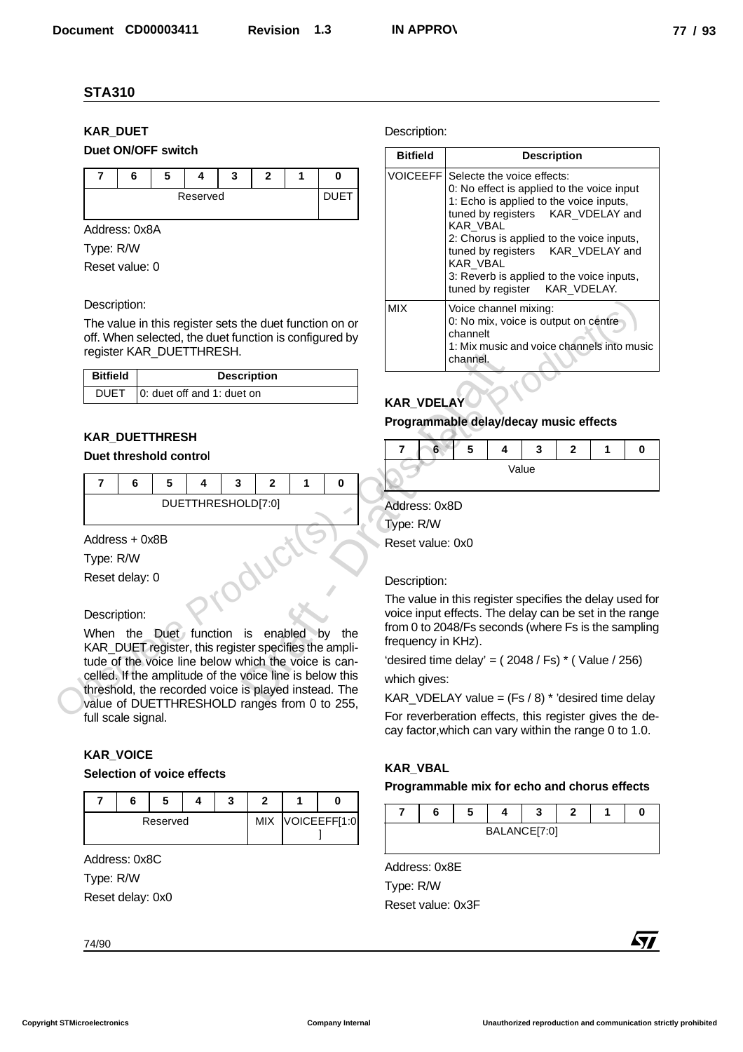## STA310

### KAR_DUET

**Duet ON/OFF switch**

| 7 | 6 | 5 | 4 | 3 | 2 | 1 | 0 |
|---|---|---|---|---|---|---|---|
| Reserved | | | | | | | DUET |

Address: 0x8A

Type: R/W

Reset value: 0

Description:

The value in this register sets the duet function on or off. When selected, the duet function is configured by register KAR_DUETTHRESH.

| Bitfield | Description |
|---|---|
| DUET | 0: duet off and 1: duet on |

### KAR_DUETTHRESH

**Duet threshold control**

| 7 | 6 | 5 | 4 | 3 | 2 | 1 | 0 |
|---|---|---|---|---|---|---|---|
| DUETTHRESHOLD[7:0] | | | | | | | |

Address + 0x8B

Type: R/W

Reset delay: 0

Description:

When the Duet function is enabled by the KAR_DUET register, this register specifies the amplitude of the voice line below which the voice is cancelled. If the amplitude of the voice line is below this threshold, the recorded voice is played instead. The value of DUETTHRESHOLD ranges from 0 to 255, full scale signal.

### KAR_VOICE

**Selection of voice effects**

| 7 | 6 | 5 | 4 | 3 | 2 | 1 | 0 |
|---|---|---|---|---|---|---|---|
| Reserved | | | | | MIX | VOICEEFF[1:0] | |

Address: 0x8C

Type: R/W

Reset delay: 0x0

Description:

| Bitfield | Description |
|---|---|
| VOICEEFF | Selecte the voice effects:<br>0: No effect is applied to the voice input<br>1: Echo is applied to the voice inputs, tuned by registers KAR_VDELAY and KAR_VBAL<br>2: Chorus is applied to the voice inputs, tuned by registers KAR_VDELAY and KAR_VBAL<br>3: Reverb is applied to the voice inputs, tuned by register KAR_VDELAY. |
| MIX | Voice channel mixing:<br>0: No mix, voice is output on centre channelt<br>1: Mix music and voice channels into music channel. |

### KAR_VDELAY

**Programmable delay/decay music effects**

| 7 | 6 | 5 | 4 | 3 | 2 | 1 | 0 |
|---|---|---|---|---|---|---|---|
| Value | | | | | | | |

Address: 0x8D

Type: R/W

Reset value: 0x0

Description:

The value in this register specifies the delay used for voice input effects. The delay can be set in the range from 0 to 2048/Fs seconds (where Fs is the sampling frequency in KHz).

'desired time delay' = ( 2048 / Fs) * ( Value / 256)

which gives:

KAR_VDELAY value = (Fs / 8) * 'desired time delay

For reverberation effects, this register gives the decay factor,which can vary within the range 0 to 1.0.

### KAR_VBAL

**Programmable mix for echo and chorus effects**

| 7 | 6 | 5 | 4 | 3 | 2 | 1 | 0 |
|---|---|---|---|---|---|---|---|
| BALANCE[7:0] | | | | | | | |

Address: 0x8E

Type: R/W

Reset value: 0x3F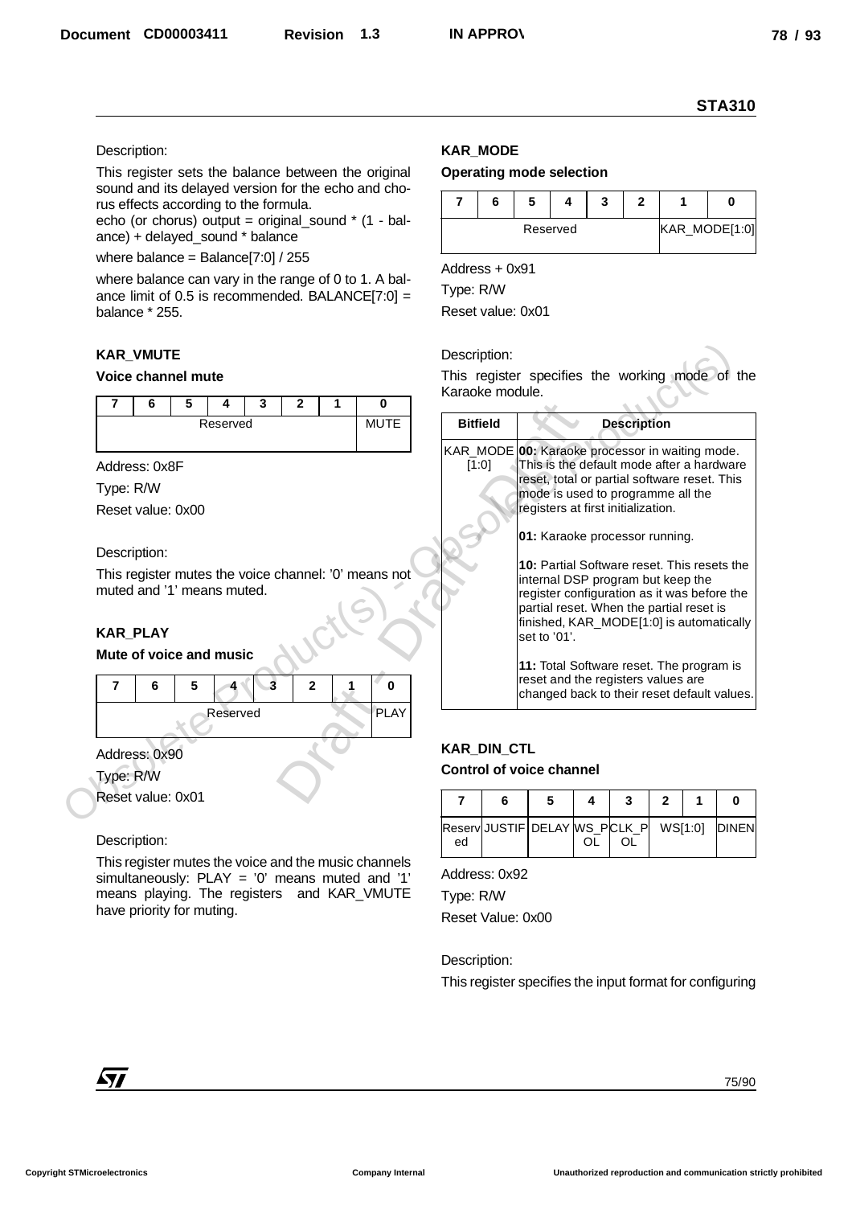Description:

This register sets the balance between the original sound and its delayed version for the echo and chorus effects according to the formula.

echo (or chorus) output = original_sound * (1 - balance) + delayed_sound * balance

where balance = Balance[7:0] / 255

where balance can vary in the range of 0 to 1. A balance limit of 0.5 is recommended. BALANCE[7:0] = balance * 255.

### KAR_VMUTE

**Voice channel mute**

| 7 | 6 | 5 | 4 | 3 | 2 | 1 | 0 |
|---|---|---|---|---|---|---|---|
| Reserved | | | | | | | MUTE |

Address: 0x8F

Type: R/W

Reset value: 0x00

Description:

This register mutes the voice channel: '0' means not muted and '1' means muted.

### KAR_PLAY

**Mute of voice and music**

| 7 | 6 | 5 | 4 | 3 | 2 | 1 | 0 |
|---|---|---|---|---|---|---|---|
| Reserved | | | | | | | PLAY |

Address: 0x90

Type: R/W

Reset value: 0x01

Description:

This register mutes the voice and the music channels simultaneously: PLAY = '0' means muted and '1' means playing. The registers  and KAR_VMUTE have priority for muting.

### KAR_MODE

**Operating mode selection**

| 7 | 6 | 5 | 4 | 3 | 2 | 1 | 0 |
|---|---|---|---|---|---|---|---|
| Reserved | | | | | | KAR_MODE[1:0] | |

Address + 0x91

Type: R/W

Reset value: 0x01

Description:

This register specifies the working mode of the Karaoke module.

| Bitfield | Description |
|---|---|
| KAR_MODE [1:0] | **00:** Karaoke processor in waiting mode. This is the default mode after a hardware reset, total or partial software reset. This mode is used to programme all the registers at first initialization.<br><br>**01:** Karaoke processor running.<br><br>**10:** Partial Software reset. This resets the internal DSP program but keep the register configuration as it was before the partial reset. When the partial reset is finished, KAR_MODE[1:0] is automatically set to '01'.<br><br>**11:** Total Software reset. The program is reset and the registers values are changed back to their reset default values. |

### KAR_DIN_CTL

**Control of voice channel**

| 7 | 6 | 5 | 4 | 3 | 2 | 1 | 0 |
|---|---|---|---|---|---|---|---|
| Reserved | JUSTIF | DELAY | WS_POL | CLK_POL | WS[1:0] | | DINEN |

Address: 0x92

Type: R/W

Reset Value: 0x00

Description:

This register specifies the input format for configuring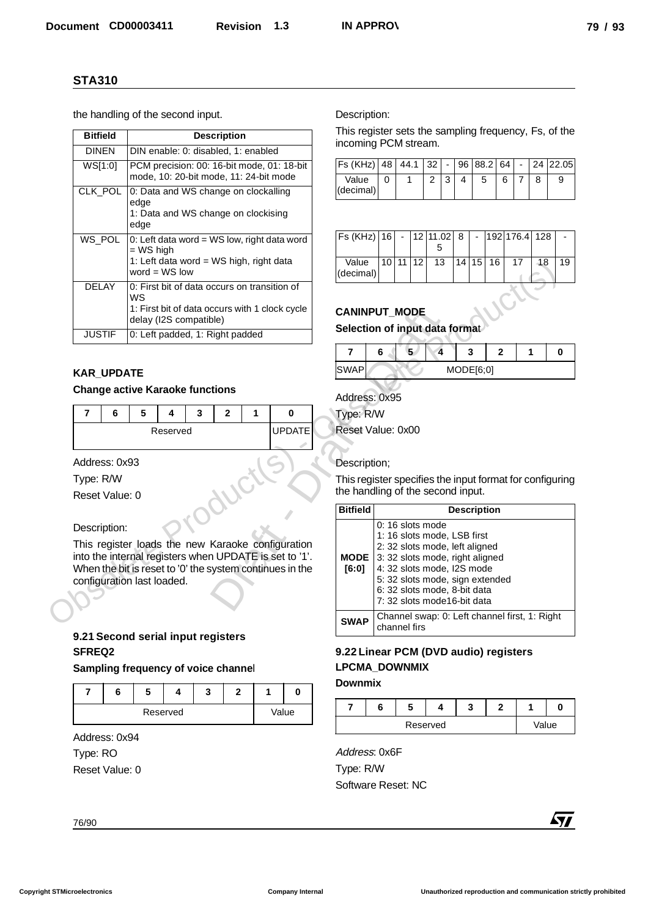the handling of the second input.

| Bitfield | Description |
|---|---|
| DINEN | DIN enable: 0: disabled, 1: enabled |
| WS[1:0] | PCM precision: 00: 16-bit mode, 01: 18-bit mode, 10: 20-bit mode, 11: 24-bit mode |
| CLK_POL | 0: Data and WS change on clockalling edge<br>1: Data and WS change on clockising edge |
| WS_POL | 0: Left data word = WS low, right data word = WS high<br>1: Left data word = WS high, right data word = WS low |
| DELAY | 0: First bit of data occurs on transition of WS<br>1: First bit of data occurs with 1 clock cycle delay (I2S compatible) |
| JUSTIF | 0: Left padded, 1: Right padded |

### KAR_UPDATE

**Change active Karaoke functions**

| 7 | 6 | 5 | 4 | 3 | 2 | 1 | 0 |
|---|---|---|---|---|---|---|---|
| Reserved | | | | | | | UPDATE |

Address: 0x93

Type: R/W

Reset Value: 0

Description:

This register loads the new Karaoke configuration into the internal registers when UPDATE is set to '1'. When the bit is reset to '0' the system continues in the configuration last loaded.

## 9.21 Second serial input registers

### SFREQ2

**Sampling frequency of voice channel**

| 7 | 6 | 5 | 4 | 3 | 2 | 1 | 0 |
|---|---|---|---|---|---|---|---|
| Reserved | | | | | | Value | |

Address: 0x94

Type: RO

Reset Value: 0

Description:

This register sets the sampling frequency, Fs, of the incoming PCM stream.

| Fs (KHz) | 48 | 44.1 | 32 | - | 96 | 88.2 | 64 | - | 24 | 22.05 |
|---|---|---|---|---|---|---|---|---|---|---|
| Value (decimal) | 0 | 1 | 2 | 3 | 4 | 5 | 6 | 7 | 8 | 9 |

| Fs (KHz) | 16 | - | 12 | 11.025 | 8 | - | 192 | 176.4 | 128 | - |
|---|---|---|---|---|---|---|---|---|---|---|
| Value (decimal) | 10 | 11 | 12 | 13 | 14 | 15 | 16 | 17 | 18 | 19 |

### CANINPUT_MODE

**Selection of input data format**

| 7 | 6 | 5 | 4 | 3 | 2 | 1 | 0 |
|---|---|---|---|---|---|---|---|
| SWAP | MODE[6:0] | | | | | | |

Address: 0x95

Type: R/W

Reset Value: 0x00

Description;

This register specifies the input format for configuring the handling of the second input.

| Bitfield | Description |
|---|---|
| **MODE [6:0]** | 0: 16 slots mode<br>1: 16 slots mode, LSB first<br>2: 32 slots mode, left aligned<br>3: 32 slots mode, right aligned<br>4: 32 slots mode, I2S mode<br>5: 32 slots mode, sign extended<br>6: 32 slots mode, 8-bit data<br>7: 32 slots mode16-bit data |
| **SWAP** | Channel swap: 0: Left channel first, 1: Right channel firs |

## 9.22 Linear PCM (DVD audio) registers

### LPCMA_DOWNMIX

**Downmix**

| 7 | 6 | 5 | 4 | 3 | 2 | 1 | 0 |
|---|---|---|---|---|---|---|---|
| Reserved | | | | | | Value | |

*Address*: 0x6F

Type: R/W

Software Reset: NC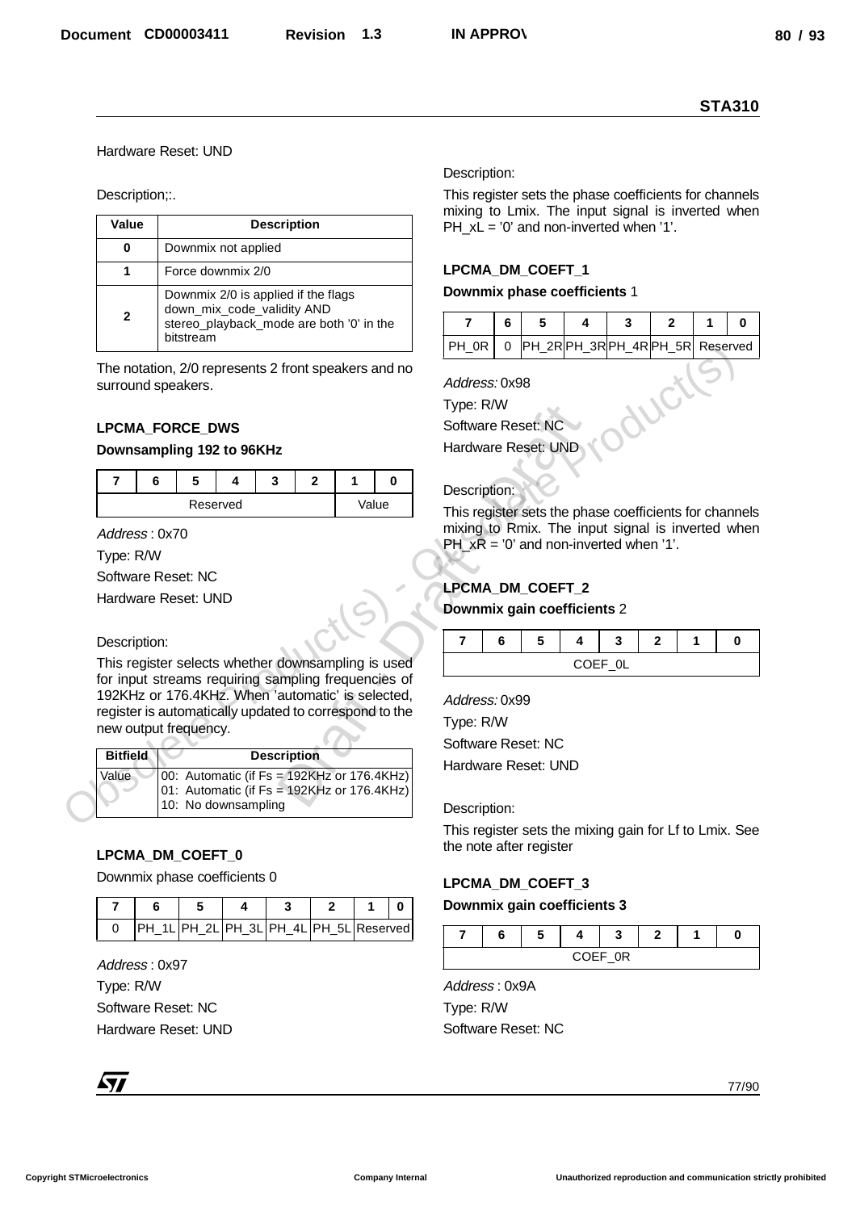Hardware Reset: UND

Description;:.

| Value | Description |
|---|---|
| 0 | Downmix not applied |
| 1 | Force downmix 2/0 |
| 2 | Downmix 2/0 is applied if the flags down_mix_code_validity AND stereo_playback_mode are both '0' in the bitstream |

The notation, 2/0 represents 2 front speakers and no surround speakers.

### LPCMA_FORCE_DWS

**Downsampling 192 to 96KHz**

| 7 | 6 | 5 | 4 | 3 | 2 | 1 | 0 |
|---|---|---|---|---|---|---|---|
| Reserved | | | | | | Value | |

*Address* : 0x70

Type: R/W

Software Reset: NC

Hardware Reset: UND

Description:

This register selects whether downsampling is used for input streams requiring sampling frequencies of 192KHz or 176.4KHz. When 'automatic' is selected, register is automatically updated to correspond to the new output frequency.

| Bitfield | Description |
|---|---|
| Value | 00: Automatic (if Fs = 192KHz or 176.4KHz)<br>01: Automatic (if Fs = 192KHz or 176.4KHz)<br>10: No downsampling |

### LPCMA_DM_COEFT_0

Downmix phase coefficients 0

| 7 | 6 | 5 | 4 | 3 | 2 | 1 | 0 |
|---|---|---|---|---|---|---|---|
| 0 | PH_1L | PH_2L | PH_3L | PH_4L | PH_5L | Reserved | |

*Address* : 0x97

Type: R/W

Software Reset: NC

Hardware Reset: UND

Description:

This register sets the phase coefficients for channels mixing to Lmix. The input signal is inverted when PH_xL = '0' and non-inverted when '1'.

### LPCMA_DM_COEFT_1

**Downmix phase coefficients** 1

| 7 | 6 | 5 | 4 | 3 | 2 | 1 | 0 |
|---|---|---|---|---|---|---|---|
| PH_0R | 0 | PH_2R | PH_3R | PH_4R | PH_5R | Reserved | |

*Address:* 0x98

Type: R/W

Software Reset: NC

Hardware Reset: UND

Description:

This register sets the phase coefficients for channels mixing to Rmix. The input signal is inverted when PH_xR = '0' and non-inverted when '1'.

### LPCMA_DM_COEFT_2

**Downmix gain coefficients** 2

| 7 | 6 | 5 | 4 | 3 | 2 | 1 | 0 |
|---|---|---|---|---|---|---|---|
| COEF_0L | | | | | | | |

*Address:* 0x99

Type: R/W

Software Reset: NC

Hardware Reset: UND

Description:

This register sets the mixing gain for Lf to Lmix. See the note after register

### LPCMA_DM_COEFT_3

**Downmix gain coefficients 3**

| 7 | 6 | 5 | 4 | 3 | 2 | 1 | 0 |
|---|---|---|---|---|---|---|---|
| COEF_0R | | | | | | | |

*Address* : 0x9A

Type: R/W

Software Reset: NC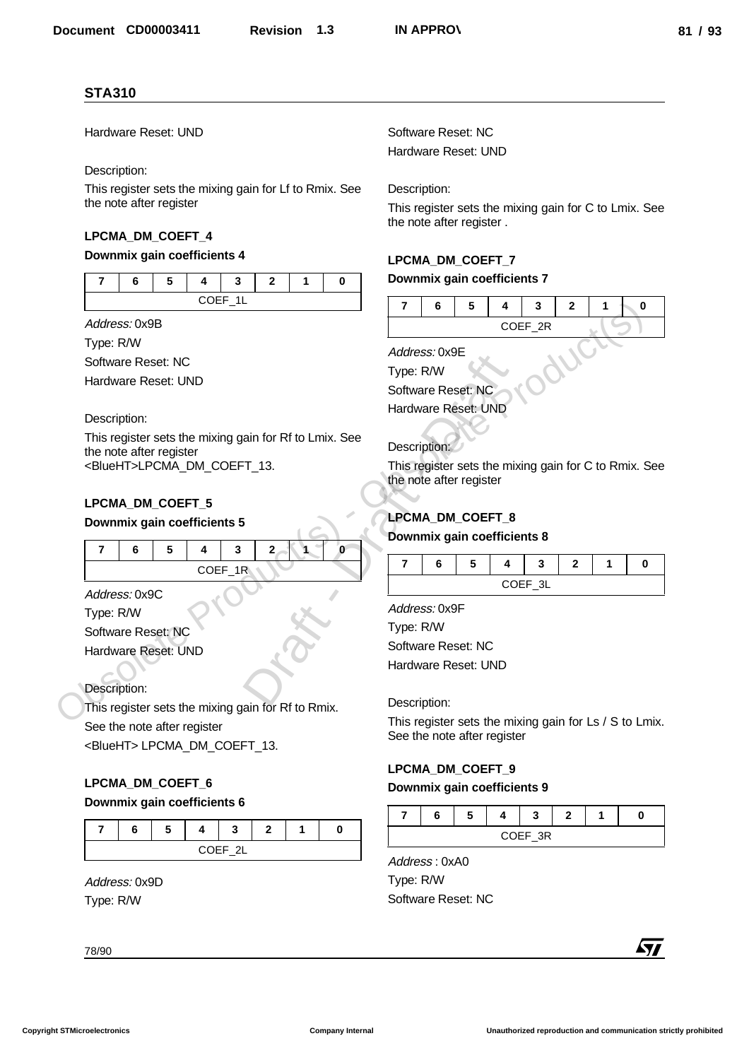Hardware Reset: UND

Description:

This register sets the mixing gain for Lf to Rmix. See the note after register

### LPCMA_DM_COEFT_4

**Downmix gain coefficients 4**

| 7 | 6 | 5 | 4 | 3 | 2 | 1 | 0 |
|---|---|---|---|---|---|---|---|
| COEF_1L | | | | | | | |

*Address:* 0x9B

Type: R/W

Software Reset: NC

Hardware Reset: UND

Description:

This register sets the mixing gain for Rf to Lmix. See the note after register <BlueHT>LPCMA_DM_COEFT_13.

### LPCMA_DM_COEFT_5

**Downmix gain coefficients 5**

| 7 | 6 | 5 | 4 | 3 | 2 | 1 | 0 |
|---|---|---|---|---|---|---|---|
| COEF_1R | | | | | | | |

*Address:* 0x9C

Type: R/W

Software Reset: NC

Hardware Reset: UND

Description:

This register sets the mixing gain for Rf to Rmix.

See the note after register

<BlueHT> LPCMA_DM_COEFT_13.

### LPCMA_DM_COEFT_6

**Downmix gain coefficients 6**

| 7 | 6 | 5 | 4 | 3 | 2 | 1 | 0 |
|---|---|---|---|---|---|---|---|
| COEF_2L | | | | | | | |

*Address:* 0x9D

Type: R/W

Software Reset: NC

Hardware Reset: UND

Description:

This register sets the mixing gain for C to Lmix. See the note after register .

### LPCMA_DM_COEFT_7

**Downmix gain coefficients 7**

| 7 | 6 | 5 | 4 | 3 | 2 | 1 | 0 |
|---|---|---|---|---|---|---|---|
| COEF_2R | | | | | | | |

*Address:* 0x9E

Type: R/W

Software Reset: NC

Hardware Reset: UND

Description:

This register sets the mixing gain for C to Rmix. See the note after register

### LPCMA_DM_COEFT_8

**Downmix gain coefficients 8**

| 7 | 6 | 5 | 4 | 3 | 2 | 1 | 0 |
|---|---|---|---|---|---|---|---|
| COEF_3L | | | | | | | |

*Address:* 0x9F

Type: R/W

Software Reset: NC

Hardware Reset: UND

Description:

This register sets the mixing gain for Ls / S to Lmix. See the note after register

### LPCMA_DM_COEFT_9

**Downmix gain coefficients 9**

| 7 | 6 | 5 | 4 | 3 | 2 | 1 | 0 |
|---|---|---|---|---|---|---|---|
| COEF_3R | | | | | | | |

*Address* : 0xA0

Type: R/W

Software Reset: NC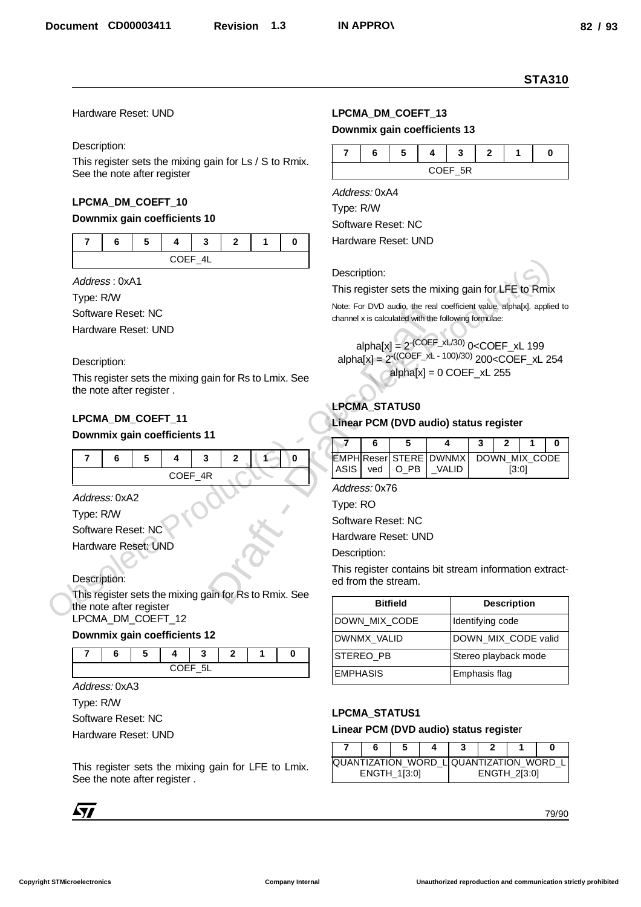Hardware Reset: UND

Description:

This register sets the mixing gain for Ls / S to Rmix. See the note after register

### LPCMA_DM_COEFT_10

**Downmix gain coefficients 10**

| 7 | 6 | 5 | 4 | 3 | 2 | 1 | 0 |
|---|---|---|---|---|---|---|---|
| COEF_4L | | | | | | | |

*Address* : 0xA1

Type: R/W

Software Reset: NC

Hardware Reset: UND

Description:

This register sets the mixing gain for Rs to Lmix. See the note after register .

### LPCMA_DM_COEFT_11

**Downmix gain coefficients 11**

| 7 | 6 | 5 | 4 | 3 | 2 | 1 | 0 |
|---|---|---|---|---|---|---|---|
| COEF_4R | | | | | | | |

*Address:* 0xA2

Type: R/W

Software Reset: NC

Hardware Reset: UND

Description:

This register sets the mixing gain for Rs to Rmix. See the note after register

### LPCMA_DM_COEFT_12

**Downmix gain coefficients 12**

| 7 | 6 | 5 | 4 | 3 | 2 | 1 | 0 |
|---|---|---|---|---|---|---|---|
| COEF_5L | | | | | | | |

*Address:* 0xA3

Type: R/W

Software Reset: NC

Hardware Reset: UND

This register sets the mixing gain for LFE to Lmix. See the note after register .

### LPCMA_DM_COEFT_13

**Downmix gain coefficients 13**

| 7 | 6 | 5 | 4 | 3 | 2 | 1 | 0 |
|---|---|---|---|---|---|---|---|
| COEF_5R | | | | | | | |

*Address:* 0xA4

Type: R/W

Software Reset: NC

Hardware Reset: UND

Description:

This register sets the mixing gain for LFE to Rmix

Note: For DVD audio, the real coefficient value, alpha[x], applied to channel x is calculated with the following formulae:

$$alpha[x] = 2^{-(COEF\_xL/30)} \quad 0<COEF\_xL \; 199$$

$$alpha[x] = 2^{-((COEF\_xL - 100)/30)} \quad 200<COEF\_xL \; 254$$

$$alpha[x] = 0 \quad COEF\_xL \; 255$$

### LPCMA_STATUS0

**Linear PCM (DVD audio) status register**

| 7 | 6 | 5 | 4 | 3 | 2 | 1 | 0 |
|---|---|---|---|---|---|---|---|
| EMPHASIS | Reserved | STEREO_PB | DWNMX_VALID | DOWN_MIX_CODE [3:0] | | | |

*Address:* 0x76

Type: RO

Software Reset: NC

Hardware Reset: UND

Description:

This register contains bit stream information extracted from the stream.

| Bitfield | Description |
|---|---|
| DOWN_MIX_CODE | Identifying code |
| DWNMX_VALID | DOWN_MIX_CODE valid |
| STEREO_PB | Stereo playback mode |
| EMPHASIS | Emphasis flag |

### LPCMA_STATUS1

**Linear PCM (DVD audio) status register**

| 7 | 6 | 5 | 4 | 3 | 2 | 1 | 0 |
|---|---|---|---|---|---|---|---|
| QUANTIZATION_WORD_LENGTH_1[3:0] | | | | QUANTIZATION_WORD_LENGTH_2[3:0] | | | |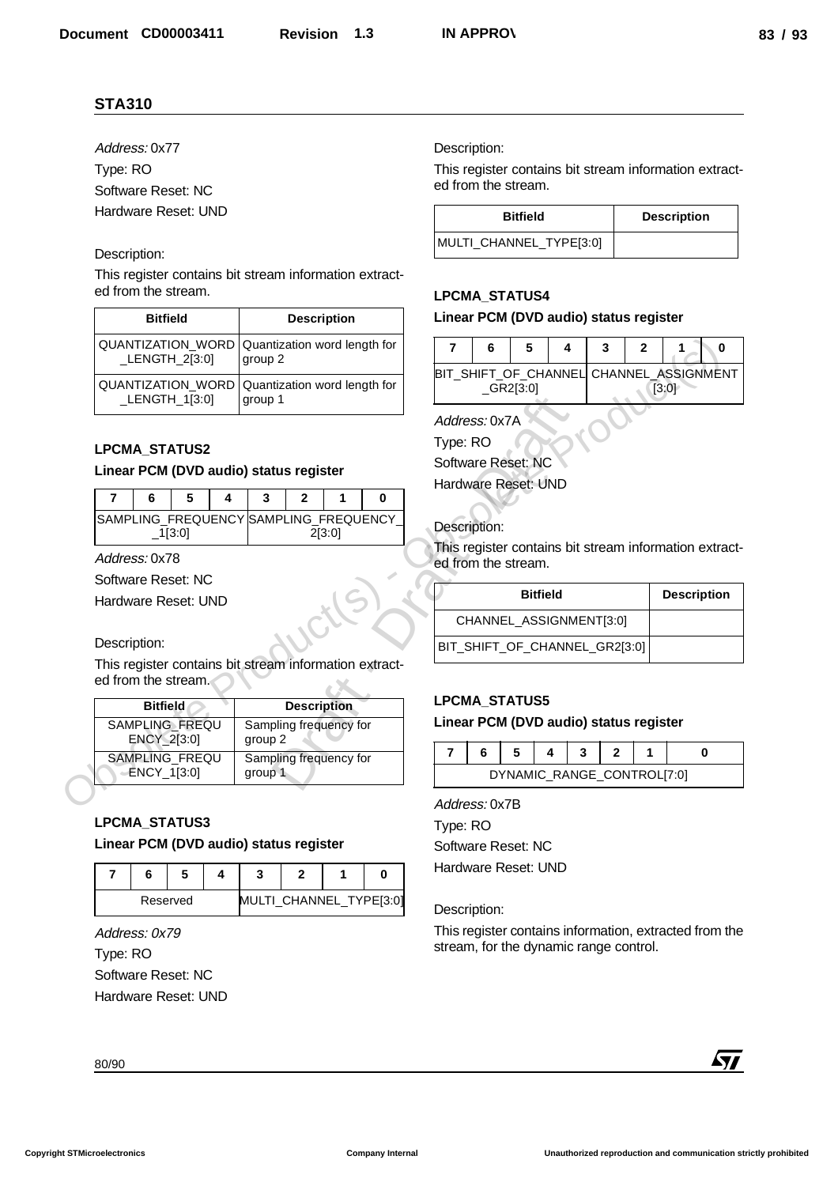## STA310

*Address:* 0x77

Type: RO

Software Reset: NC

Hardware Reset: UND

Description:

This register contains bit stream information extracted from the stream.

| Bitfield | Description |
|---|---|
| QUANTIZATION_WORD_LENGTH_2[3:0] | Quantization word length for group 2 |
| QUANTIZATION_WORD_LENGTH_1[3:0] | Quantization word length for group 1 |

### LPCMA_STATUS2

**Linear PCM (DVD audio) status register**

| 7 | 6 | 5 | 4 | 3 | 2 | 1 | 0 |
|---|---|---|---|---|---|---|---|
| SAMPLING_FREQUENCY_1[3:0] | | | | SAMPLING_FREQUENCY_2[3:0] | | | |

*Address:* 0x78

Software Reset: NC

Hardware Reset: UND

Description:

This register contains bit stream information extracted from the stream.

| Bitfield | Description |
|---|---|
| SAMPLING_FREQUENCY_2[3:0] | Sampling frequency for group 2 |
| SAMPLING_FREQUENCY_1[3:0] | Sampling frequency for group 1 |

### LPCMA_STATUS3

**Linear PCM (DVD audio) status register**

| 7 | 6 | 5 | 4 | 3 | 2 | 1 | 0 |
|---|---|---|---|---|---|---|---|
| Reserved | | | | MULTI_CHANNEL_TYPE[3:0] | | | |

*Address: 0x79*

Type: RO

Software Reset: NC

Hardware Reset: UND

Description:

This register contains bit stream information extracted from the stream.

| Bitfield | Description |
|---|---|
| MULTI_CHANNEL_TYPE[3:0] | |

### LPCMA_STATUS4

**Linear PCM (DVD audio) status register**

| 7 | 6 | 5 | 4 | 3 | 2 | 1 | 0 |
|---|---|---|---|---|---|---|---|
| BIT_SHIFT_OF_CHANNEL_GR2[3:0] | | | | CHANNEL_ASSIGNMENT[3:0] | | | |

*Address:* 0x7A

Type: RO

Software Reset: NC

Hardware Reset: UND

Description:

This register contains bit stream information extracted from the stream.

| Bitfield | Description |
|---|---|
| CHANNEL_ASSIGNMENT[3:0] | |
| BIT_SHIFT_OF_CHANNEL_GR2[3:0] | |

### LPCMA_STATUS5

**Linear PCM (DVD audio) status register**

| 7 | 6 | 5 | 4 | 3 | 2 | 1 | 0 |
|---|---|---|---|---|---|---|---|
| DYNAMIC_RANGE_CONTROL[7:0] | | | | | | | |

*Address:* 0x7B

Type: RO

Software Reset: NC

Hardware Reset: UND

Description:

This register contains information, extracted from the stream, for the dynamic range control.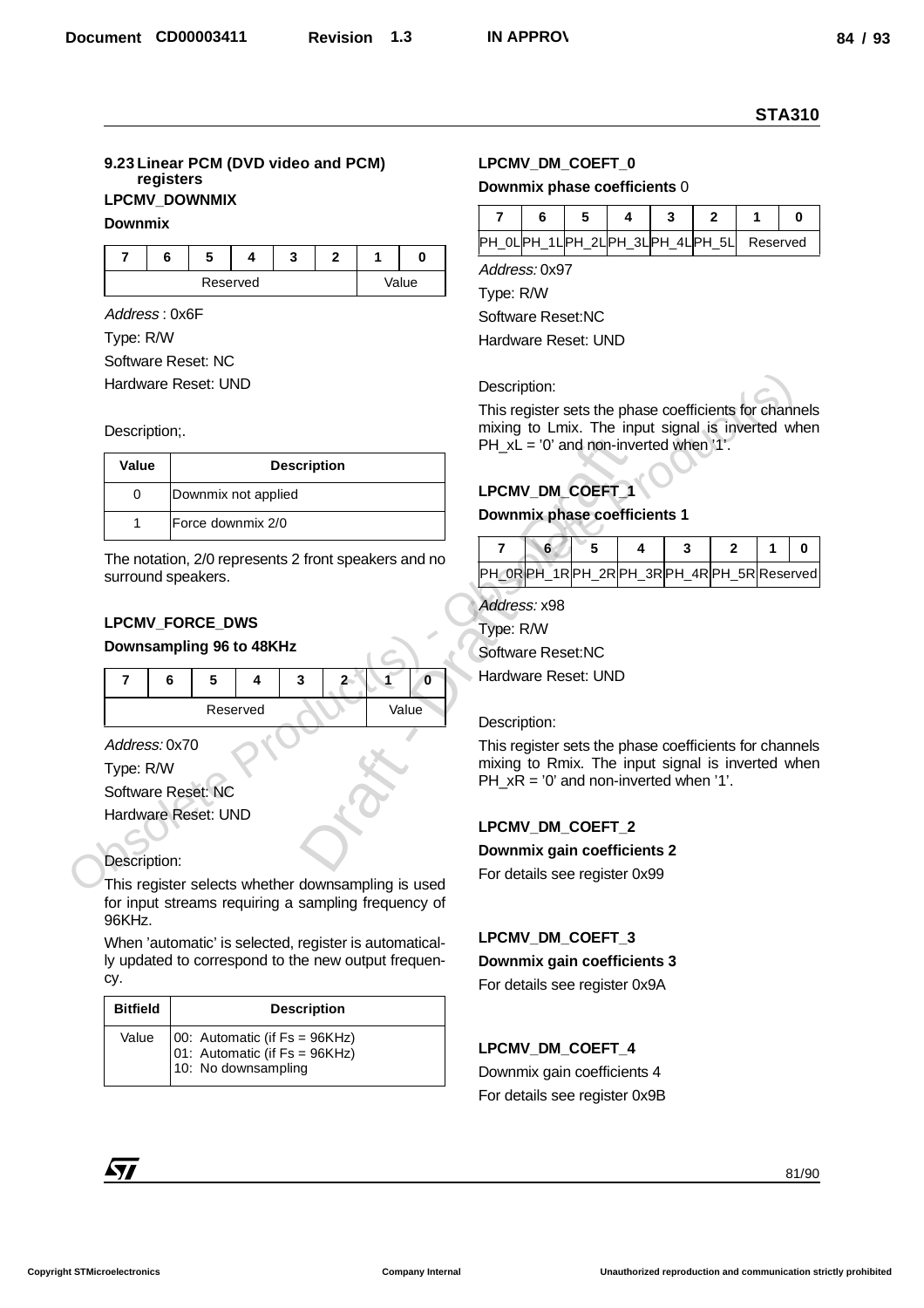## 9.23 Linear PCM (DVD video and PCM) registers

### LPCMV_DOWNMIX

**Downmix**

| 7 | 6 | 5 | 4 | 3 | 2 | 1 | 0 |
|---|---|---|---|---|---|---|---|
| Reserved | | | | | | Value | |

*Address* : 0x6F

Type: R/W

Software Reset: NC

Hardware Reset: UND

Description;.

| Value | Description |
|---|---|
| 0 | Downmix not applied |
| 1 | Force downmix 2/0 |

The notation, 2/0 represents 2 front speakers and no surround speakers.

### LPCMV_FORCE_DWS

**Downsampling 96 to 48KHz**

| 7 | 6 | 5 | 4 | 3 | 2 | 1 | 0 |
|---|---|---|---|---|---|---|---|
| Reserved | | | | | | Value | |

*Address:* 0x70

Type: R/W

Software Reset: NC

Hardware Reset: UND

Description:

This register selects whether downsampling is used for input streams requiring a sampling frequency of 96KHz.

When 'automatic' is selected, register is automatically updated to correspond to the new output frequency.

| Bitfield | Description |
|---|---|
| Value | 00: Automatic (if Fs = 96KHz)<br>01: Automatic (if Fs = 96KHz)<br>10: No downsampling |

### LPCMV_DM_COEFT_0

**Downmix phase coefficients** 0

| 7 | 6 | 5 | 4 | 3 | 2 | 1 | 0 |
|---|---|---|---|---|---|---|---|
| PH_0L | PH_1L | PH_2L | PH_3L | PH_4L | PH_5L | Reserved | |

*Address:* 0x97

Type: R/W

Software Reset:NC

Hardware Reset: UND

Description:

This register sets the phase coefficients for channels mixing to Lmix. The input signal is inverted when PH_xL = '0' and non-inverted when '1'.

### LPCMV_DM_COEFT_1

**Downmix phase coefficients 1**

| 7 | 6 | 5 | 4 | 3 | 2 | 1 | 0 |
|---|---|---|---|---|---|---|---|
| PH_0R | PH_1R | PH_2R | PH_3R | PH_4R | PH_5R | Reserved | |

*Address:* x98

Type: R/W

Software Reset:NC

Hardware Reset: UND

Description:

This register sets the phase coefficients for channels mixing to Rmix. The input signal is inverted when PH_xR = '0' and non-inverted when '1'.

### LPCMV_DM_COEFT_2

**Downmix gain coefficients 2**

For details see register 0x99

### LPCMV_DM_COEFT_3

**Downmix gain coefficients 3**

For details see register 0x9A

### LPCMV_DM_COEFT_4

Downmix gain coefficients 4

For details see register 0x9B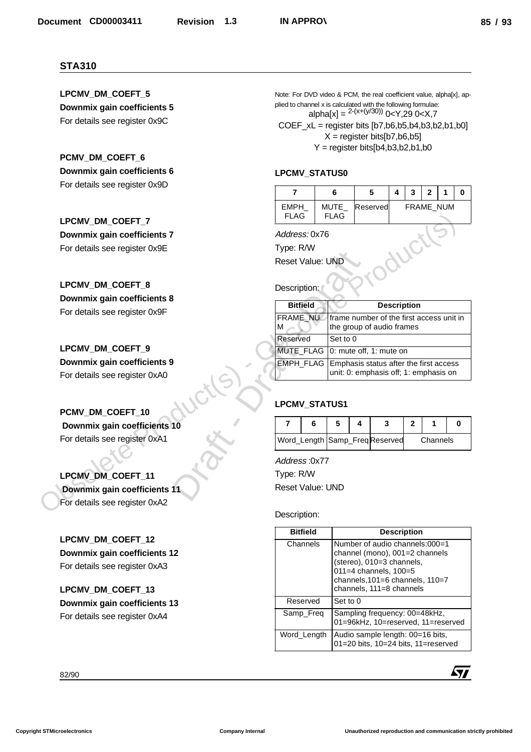## STA310

**LPCMV_DM_COEFT_5**

**Downmix gain coefficients 5**

For details see register 0x9C

**PCMV_DM_COEFT_6**

**Downmix gain coefficients 6**

For details see register 0x9D

**LPCMV_DM_COEFT_7**

**Downmix gain coefficients 7**

For details see register 0x9E

**LPCMV_DM_COEFT_8**

**Downmix gain coefficients 8**

For details see register 0x9F

**LPCMV_DM_COEFT_9**

**Downmix gain coefficients 9**

For details see register 0xA0

**PCMV_DM_COEFT_10**

**Downmix gain coefficients 10**

For details see register 0xA1

**LPCMV_DM_COEFT_11**

**Downmix gain coefficients 11**

For details see register 0xA2

**LPCMV_DM_COEFT_12**

**Downmix gain coefficients 12**

For details see register 0xA3

**LPCMV_DM_COEFT_13**

**Downmix gain coefficients 13**

For details see register 0xA4

Note: For DVD video & PCM, the real coefficient value, alpha[x], applied to channel x is calculated with the following formulae:

$$alpha[x] = 2^{-(x+(y/30))} \quad 0<Y,29 \quad 0<X,7$$

COEF_xL = register bits [b7,b6,b5,b4,b3,b2,b1,b0]

X = register bits[b7,b6,b5]

Y = register bits[b4,b3,b2,b1,b0

### LPCMV_STATUS0

| 7 | 6 | 5 | 4 | 3 | 2 | 1 | 0 |
|---|---|---|---|---|---|---|---|
| EMPH_FLAG | MUTE_FLAG | Reserved | FRAME_NUM | | | | |

*Address:* 0x76

Type: R/W

Reset Value: UND

Description:

| Bitfield | Description |
|---|---|
| FRAME_NUM | frame number of the first access unit in the group of audio frames |
| Reserved | Set to 0 |
| MUTE_FLAG | 0: mute off, 1: mute on |
| EMPH_FLAG | Emphasis status after the first access unit: 0: emphasis off; 1: emphasis on |

### LPCMV_STATUS1

| 7 | 6 | 5 | 4 | 3 | 2 | 1 | 0 |
|---|---|---|---|---|---|---|---|
| Word_Length | | Samp_Freq | | Reserved | Channels | | |

*Address* :0x77

Type: R/W

Reset Value: UND

Description:

| Bitfield | Description |
|---|---|
| Channels | Number of audio channels:000=1 channel (mono), 001=2 channels (stereo), 010=3 channels, 011=4 channels, 100=5 channels,101=6 channels, 110=7 channels, 111=8 channels |
| Reserved | Set to 0 |
| Samp_Freq | Sampling frequency: 00=48kHz, 01=96kHz, 10=reserved, 11=reserved |
| Word_Length | Audio sample length: 00=16 bits, 01=20 bits, 10=24 bits, 11=reserved |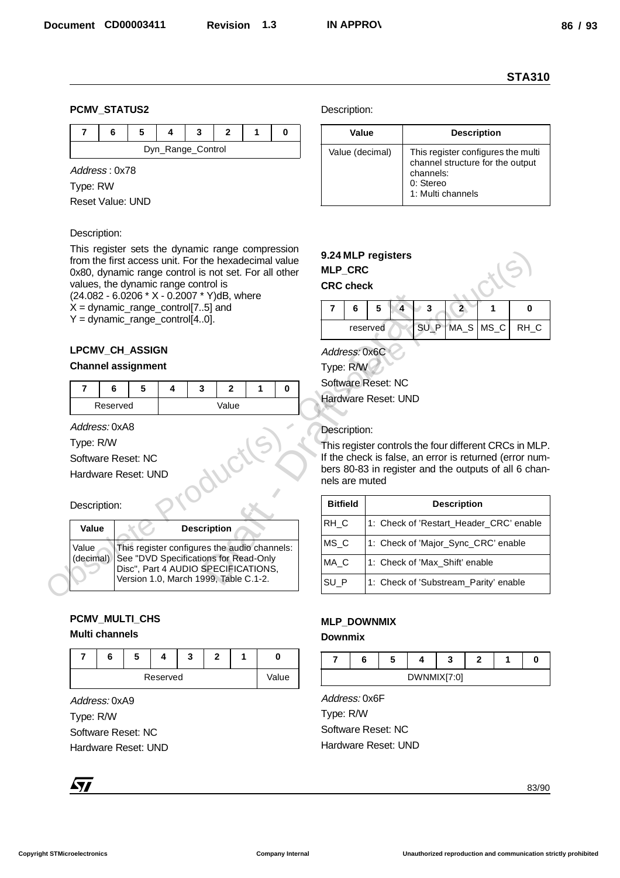## PCMV_STATUS2

| 7 | 6 | 5 | 4 | 3 | 2 | 1 | 0 |
|---|---|---|---|---|---|---|---|
| Dyn_Range_Control | | | | | | | |

*Address* : 0x78

Type: RW

Reset Value: UND

Description:

This register sets the dynamic range compression from the first access unit. For the hexadecimal value 0x80, dynamic range control is not set. For all other values, the dynamic range control is (24.082 - 6.0206 * X - 0.2007 * Y)dB, where
X = dynamic_range_control[7..5] and
Y = dynamic_range_control[4..0].

## LPCMV_CH_ASSIGN

**Channel assignment**

| 7 | 6 | 5 | 4 | 3 | 2 | 1 | 0 |
|---|---|---|---|---|---|---|---|
| Reserved | | | Value | | | | |

*Address:* 0xA8

Type: R/W

Software Reset: NC

Hardware Reset: UND

Description:

| Value | Description |
|---|---|
| Value (decimal) | This register configures the audio channels: See "DVD Specifications for Read-Only Disc", Part 4 AUDIO SPECIFICATIONS, Version 1.0, March 1999, Table C.1-2. |

## PCMV_MULTI_CHS

**Multi channels**

| 7 | 6 | 5 | 4 | 3 | 2 | 1 | 0 |
|---|---|---|---|---|---|---|---|
| Reserved | | | | | | | Value |

*Address:* 0xA9

Type: R/W

Software Reset: NC

Hardware Reset: UND

Description:

| Value | Description |
|---|---|
| Value (decimal) | This register configures the multi channel structure for the output channels:<br>0: Stereo<br>1: Multi channels |

## 9.24 MLP registers

## MLP_CRC

**CRC check**

| 7 | 6 | 5 | 4 | 3 | 2 | 1 | 0 |
|---|---|---|---|---|---|---|---|
| reserved | | | | SU_P | MA_S | MS_C | RH_C |

*Address:* 0x6C

Type: R/W

Software Reset: NC

Hardware Reset: UND

Description:

This register controls the four different CRCs in MLP. If the check is false, an error is returned (error numbers 80-83 in register and the outputs of all 6 channels are muted

| Bitfield | Description |
|---|---|
| RH_C | 1: Check of 'Restart_Header_CRC' enable |
| MS_C | 1: Check of 'Major_Sync_CRC' enable |
| MA_C | 1: Check of 'Max_Shift' enable |
| SU_P | 1: Check of 'Substream_Parity' enable |

## MLP_DOWNMIX

**Downmix**

| 7 | 6 | 5 | 4 | 3 | 2 | 1 | 0 |
|---|---|---|---|---|---|---|---|
| DWNMIX[7:0] | | | | | | | |

*Address:* 0x6F

Type: R/W

Software Reset: NC

Hardware Reset: UND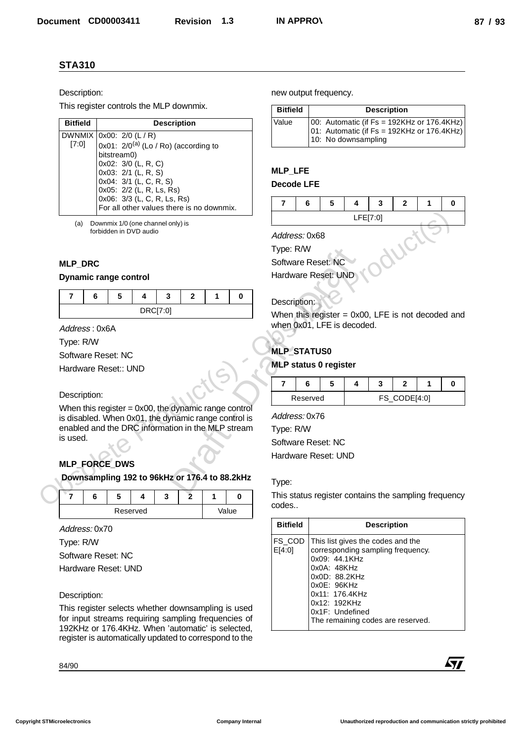## STA310

Description:

This register controls the MLP downmix.

| Bitfield | Description |
| --- | --- |
| DWNMIX [7:0] | 0x00: 2/0 (L / R)<br>0x01: 2/0[(a)] (Lo / Ro) (according to bitstream0)<br>0x02: 3/0 (L, R, C)<br>0x03: 2/1 (L, R, S)<br>0x04: 3/1 (L, C, R, S)<br>0x05: 2/2 (L, R, Ls, Rs)<br>0x06: 3/3 (L, C, R, Ls, Rs)<br>For all other values there is no downmix. |

(a) Downmix 1/0 (one channel only) is forbidden in DVD audio

### MLP_DRC

**Dynamic range control**

| 7 | 6 | 5 | 4 | 3 | 2 | 1 | 0 |
| --- | --- | --- | --- | --- | --- | --- | --- |
| DRC[7:0] | | | | | | | |

*Address* : 0x6A

Type: R/W

Software Reset: NC

Hardware Reset:: UND

Description:

When this register = 0x00, the dynamic range control is disabled. When 0x01, the dynamic range control is enabled and the DRC information in the MLP stream is used.

### MLP_FORCE_DWS

**Downsampling 192 to 96kHz or 176.4 to 88.2kHz**

| 7 | 6 | 5 | 4 | 3 | 2 | 1 | 0 |
| --- | --- | --- | --- | --- | --- | --- | --- |
| Reserved | | | | | | Value | |

*Address:* 0x70

Type: R/W

Software Reset: NC

Hardware Reset: UND

Description:

This register selects whether downsampling is used for input streams requiring sampling frequencies of 192KHz or 176.4KHz. When 'automatic' is selected, register is automatically updated to correspond to the new output frequency.

| Bitfield | Description |
| --- | --- |
| Value | 00: Automatic (if Fs = 192KHz or 176.4KHz)<br>01: Automatic (if Fs = 192KHz or 176.4KHz)<br>10: No downsampling |

### MLP_LFE

**Decode LFE**

| 7 | 6 | 5 | 4 | 3 | 2 | 1 | 0 |
| --- | --- | --- | --- | --- | --- | --- | --- |
| LFE[7:0] | | | | | | | |

*Address:* 0x68

Type: R/W

Software Reset: NC

Hardware Reset: UND

Description:

When this register = 0x00, LFE is not decoded and when 0x01, LFE is decoded.

### MLP_STATUS0

**MLP status 0 register**

| 7 | 6 | 5 | 4 | 3 | 2 | 1 | 0 |
| --- | --- | --- | --- | --- | --- | --- | --- |
| Reserved | | | FS_CODE[4:0] | | | | |

*Address:* 0x76

Type: R/W

Software Reset: NC

Hardware Reset: UND

Type:

This status register contains the sampling frequency codes..

| Bitfield | Description |
| --- | --- |
| FS_CODE[4:0] | This list gives the codes and the corresponding sampling frequency.<br>0x09: 44.1KHz<br>0x0A: 48KHz<br>0x0D: 88.2KHz<br>0x0E: 96KHz<br>0x11: 176.4KHz<br>0x12: 192KHz<br>0x1F: Undefined<br>The remaining codes are reserved. |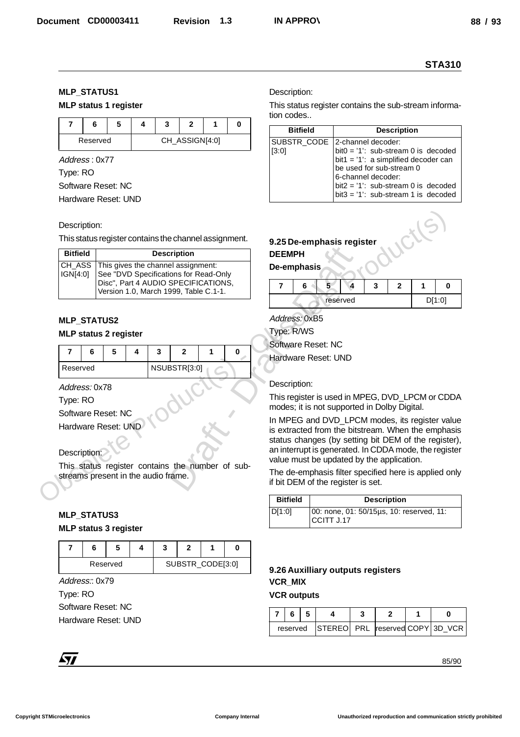**MLP_STATUS1**

**MLP status 1 register**

| 7 | 6 | 5 | 4 | 3 | 2 | 1 | 0 |
|---|---|---|---|---|---|---|---|
| Reserved | | | CH_ASSIGN[4:0] | | | | |

*Address* : 0x77

Type: RO

Software Reset: NC

Hardware Reset: UND

Description:

This status register contains the channel assignment.

| Bitfield | Description |
|---|---|
| CH_ASSIGN[4:0] | This gives the channel assignment: See "DVD Specifications for Read-Only Disc", Part 4 AUDIO SPECIFICATIONS, Version 1.0, March 1999, Table C.1-1. |

**MLP_STATUS2**

**MLP status 2 register**

| 7 | 6 | 5 | 4 | 3 | 2 | 1 | 0 |
|---|---|---|---|---|---|---|---|
| Reserved | | | | NSUBSTR[3:0] | | | |

*Address:* 0x78

Type: RO

Software Reset: NC

Hardware Reset: UND

Description:

This status register contains the number of sub-streams present in the audio frame.

**MLP_STATUS3**

**MLP status 3 register**

| 7 | 6 | 5 | 4 | 3 | 2 | 1 | 0 |
|---|---|---|---|---|---|---|---|
| Reserved | | | | SUBSTR_CODE[3:0] | | | |

*Address:*: 0x79

Type: RO

Software Reset: NC

Hardware Reset: UND

Description:

This status register contains the sub-stream information codes..

| Bitfield | Description |
|---|---|
| SUBSTR_CODE [3:0] | 2-channel decoder:<br>bit0 = '1': sub-stream 0 is decoded<br>bit1 = '1': a simplified decoder can be used for sub-stream 0<br>6-channel decoder:<br>bit2 = '1': sub-stream 0 is decoded<br>bit3 = '1': sub-stream 1 is decoded |

### 9.25 De-emphasis register

**DEEMPH**

**De-emphasis**

| 7 | 6 | 5 | 4 | 3 | 2 | 1 | 0 |
|---|---|---|---|---|---|---|---|
| reserved | | | | | | D[1:0] | |

*Address:* 0xB5

Type: R/WS

Software Reset: NC

Hardware Reset: UND

Description:

This register is used in MPEG, DVD_LPCM or CDDA modes; it is not supported in Dolby Digital.

In MPEG and DVD_LPCM modes, its register value is extracted from the bitstream. When the emphasis status changes (by setting bit DEM of the register), an interrupt is generated. In CDDA mode, the register value must be updated by the application.

The de-emphasis filter specified here is applied only if bit DEM of the register is set.

| Bitfield | Description |
|---|---|
| D[1:0] | 00: none, 01: 50/15µs, 10: reserved, 11: CCITT J.17 |

### 9.26 Auxilliary outputs registers

**VCR_MIX**

**VCR outputs**

| 7 | 6 | 5 | 4 | 3 | 2 | 1 | 0 |
|---|---|---|---|---|---|---|---|
| reserved | | | STEREO | PRL | reserved | COPY | 3D_VCR |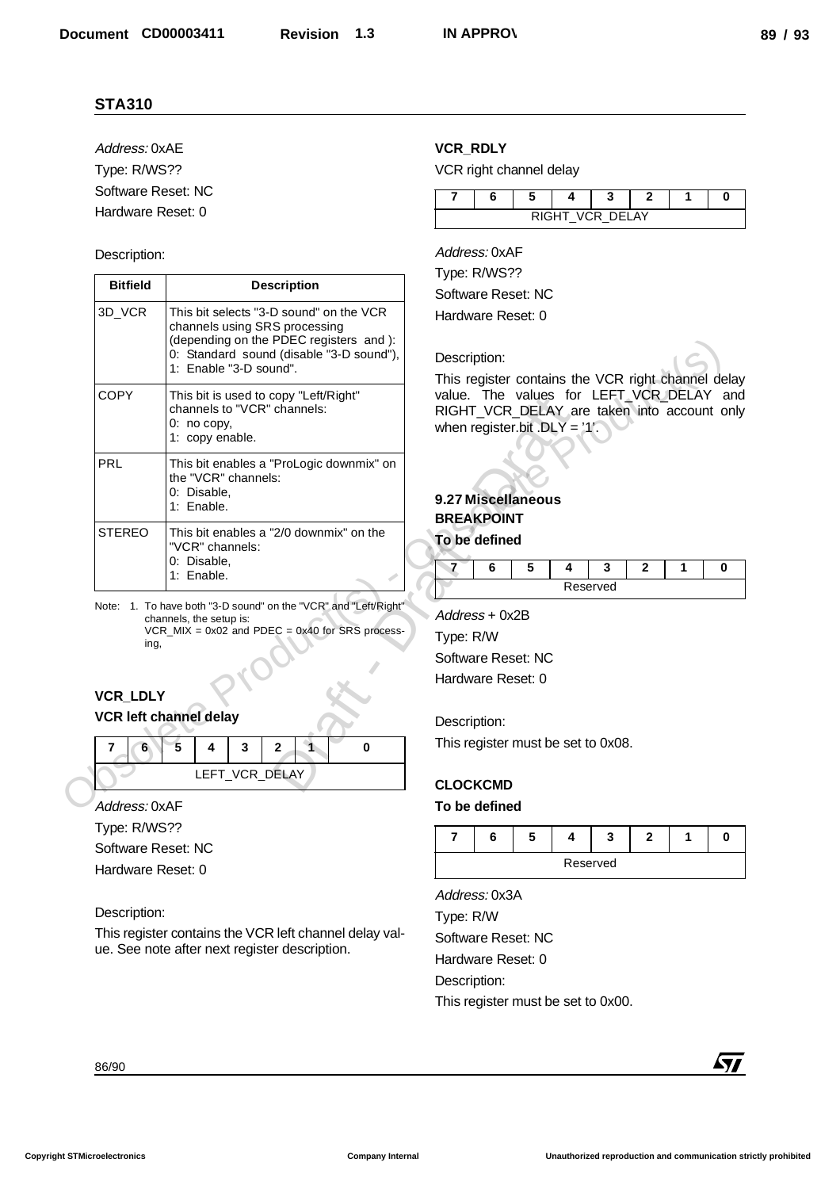Address: 0xAE

Type: R/WS??

Software Reset: NC

Hardware Reset: 0

Description:

| Bitfield | Description |
|---|---|
| 3D_VCR | This bit selects "3-D sound" on the VCR channels using SRS processing (depending on the PDEC registers and ): 0: Standard sound (disable "3-D sound"), 1: Enable "3-D sound". |
| COPY | This bit is used to copy "Left/Right" channels to "VCR" channels: 0: no copy, 1: copy enable. |
| PRL | This bit enables a "ProLogic downmix" on the "VCR" channels: 0: Disable, 1: Enable. |
| STEREO | This bit enables a "2/0 downmix" on the "VCR" channels: 0: Disable, 1: Enable. |

Note: 1. To have both "3-D sound" on the "VCR" and "Left/Right" channels, the setup is: VCR_MIX = 0x02 and PDEC = 0x40 for SRS processing,

**VCR_LDLY**

**VCR left channel delay**

| 7 | 6 | 5 | 4 | 3 | 2 | 1 | 0 |
|---|---|---|---|---|---|---|---|
| LEFT_VCR_DELAY | | | | | | | |

Address: 0xAF

Type: R/WS??

Software Reset: NC

Hardware Reset: 0

Description:

This register contains the VCR left channel delay value. See note after next register description.

**VCR_RDLY**

VCR right channel delay

| 7 | 6 | 5 | 4 | 3 | 2 | 1 | 0 |
|---|---|---|---|---|---|---|---|
| RIGHT_VCR_DELAY | | | | | | | |

Address: 0xAF

Type: R/WS??

Software Reset: NC

Hardware Reset: 0

Description:

This register contains the VCR right channel delay value. The values for LEFT_VCR_DELAY and RIGHT_VCR_DELAY are taken into account only when register.bit .DLY = '1'.

## 9.27 Miscellaneous

**BREAKPOINT**

**To be defined**

| 7 | 6 | 5 | 4 | 3 | 2 | 1 | 0 |
|---|---|---|---|---|---|---|---|
| Reserved | | | | | | | |

Address + 0x2B

Type: R/W

Software Reset: NC

Hardware Reset: 0

Description:

This register must be set to 0x08.

**CLOCKCMD**

**To be defined**

| 7 | 6 | 5 | 4 | 3 | 2 | 1 | 0 |
|---|---|---|---|---|---|---|---|
| Reserved | | | | | | | |

Address: 0x3A

Type: R/W

Software Reset: NC

Hardware Reset: 0

Description:

This register must be set to 0x00.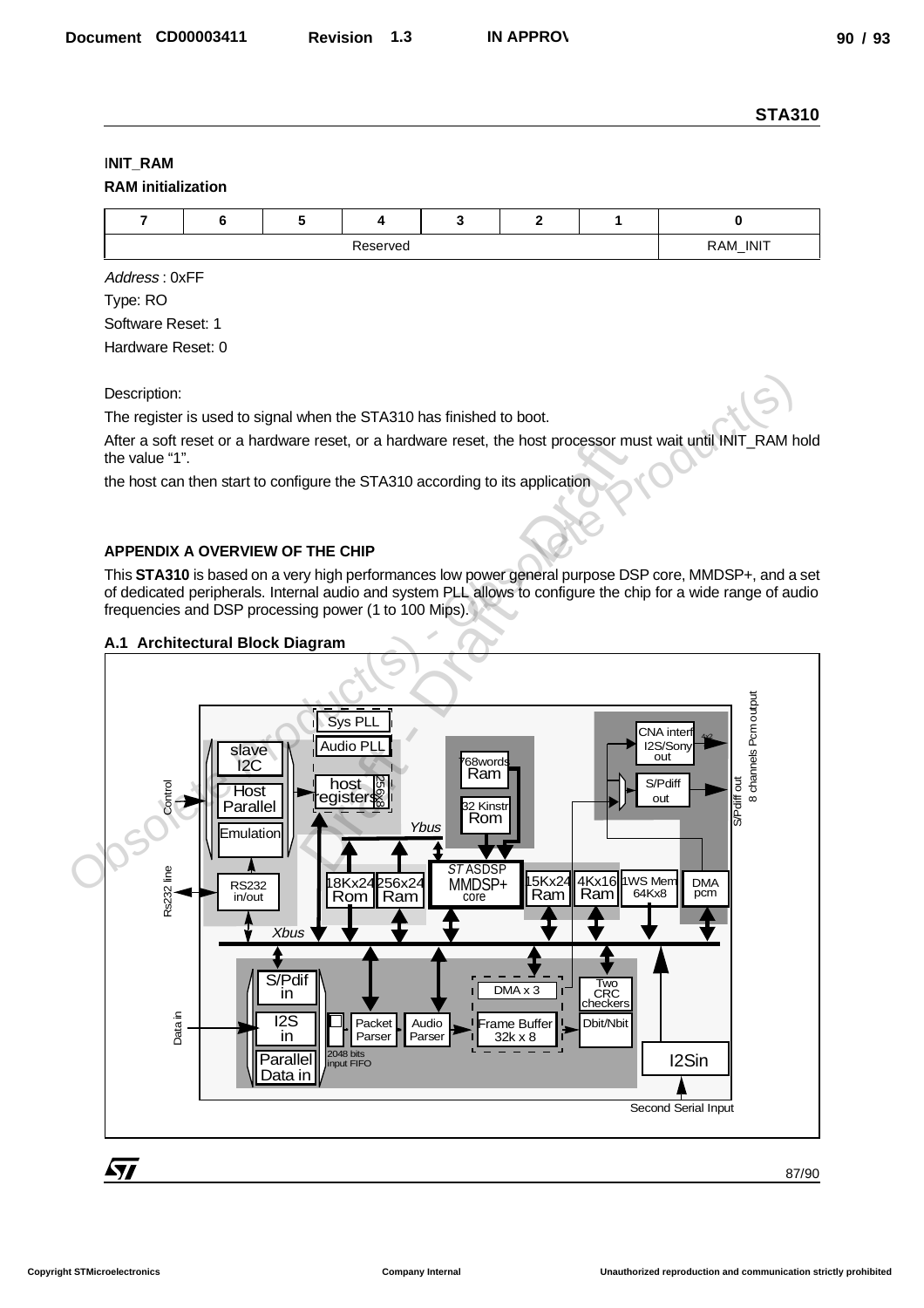**INIT_RAM**

**RAM initialization**

| 7 | 6 | 5 | 4 | 3 | 2 | 1 | 0 |
|---|---|---|---|---|---|---|---|
| Reserved | | | | | | | RAM_INIT |

*Address* : 0xFF

Type: RO

Software Reset: 1

Hardware Reset: 0

Description:

The register is used to signal when the STA310 has finished to boot.

After a soft reset or a hardware reset, or a hardware reset, the host processor must wait until INIT_RAM hold the value “1”.

the host can then start to configure the STA310 according to its application

## APPENDIX A OVERVIEW OF THE CHIP

This **STA310** is based on a very high performances low power general purpose DSP core, MMDSP+, and a set of dedicated peripherals. Internal audio and system PLL allows to configure the chip for a wide range of audio frequencies and DSP processing power (1 to 100 Mips).

### A.1 Architectural Block Diagram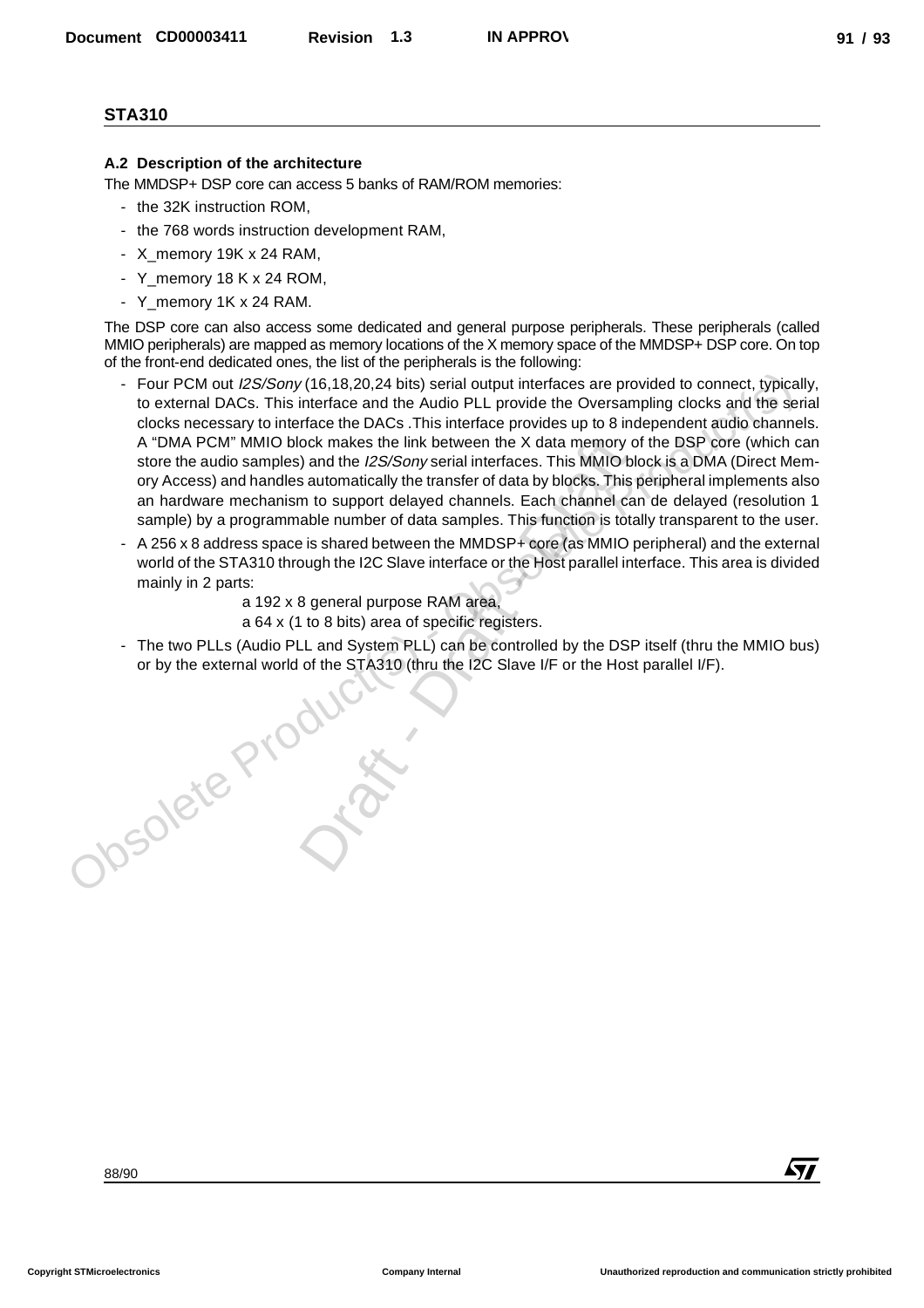## A.2 Description of the architecture

The MMDSP+ DSP core can access 5 banks of RAM/ROM memories:

- the 32K instruction ROM,
- the 768 words instruction development RAM,
- X_memory 19K x 24 RAM,
- Y_memory 18 K x 24 ROM,
- Y_memory 1K x 24 RAM.

The DSP core can also access some dedicated and general purpose peripherals. These peripherals (called MMIO peripherals) are mapped as memory locations of the X memory space of the MMDSP+ DSP core. On top of the front-end dedicated ones, the list of the peripherals is the following:

- Four PCM out *I2S/Sony* (16,18,20,24 bits) serial output interfaces are provided to connect, typically, to external DACs. This interface and the Audio PLL provide the Oversampling clocks and the serial clocks necessary to interface the DACs .This interface provides up to 8 independent audio channels. A "DMA PCM" MMIO block makes the link between the X data memory of the DSP core (which can store the audio samples) and the *I2S/Sony* serial interfaces. This MMIO block is a DMA (Direct Memory Access) and handles automatically the transfer of data by blocks. This peripheral implements also an hardware mechanism to support delayed channels. Each channel can de delayed (resolution 1 sample) by a programmable number of data samples. This function is totally transparent to the user.
- A 256 x 8 address space is shared between the MMDSP+ core (as MMIO peripheral) and the external world of the STA310 through the I2C Slave interface or the Host parallel interface. This area is divided mainly in 2 parts:

  a 192 x 8 general purpose RAM area,
  a 64 x (1 to 8 bits) area of specific registers.
- The two PLLs (Audio PLL and System PLL) can be controlled by the DSP itself (thru the MMIO bus) or by the external world of the STA310 (thru the I2C Slave I/F or the Host parallel I/F).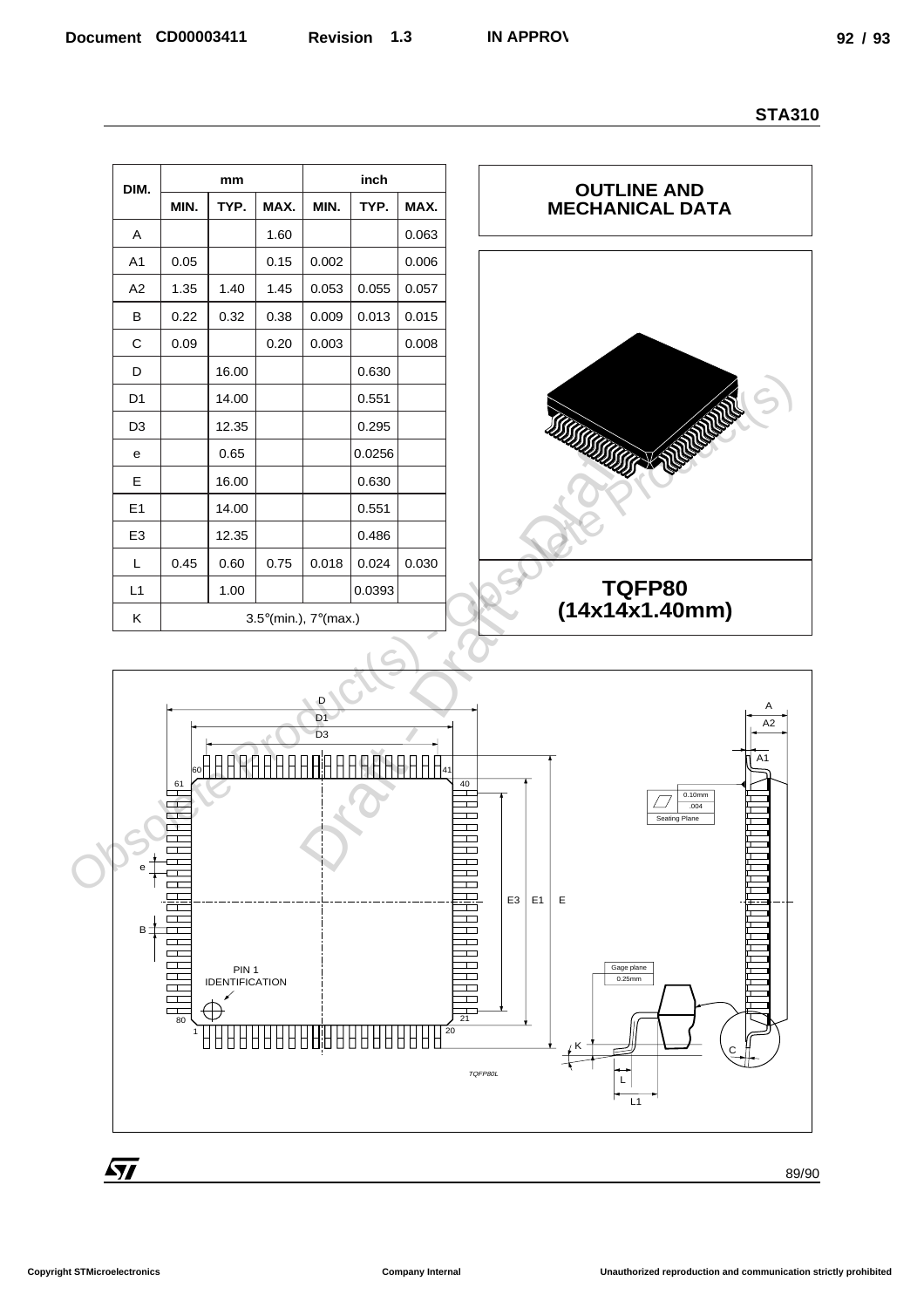| DIM. | mm | | | inch | | |
|---|---|---|---|---|---|---|
| | MIN. | TYP. | MAX. | MIN. | TYP. | MAX. |
| A | | | 1.60 | | | 0.063 |
| A1 | 0.05 | | 0.15 | 0.002 | | 0.006 |
| A2 | 1.35 | 1.40 | 1.45 | 0.053 | 0.055 | 0.057 |
| B | 0.22 | 0.32 | 0.38 | 0.009 | 0.013 | 0.015 |
| C | 0.09 | | 0.20 | 0.003 | | 0.008 |
| D | | 16.00 | | | 0.630 | |
| D1 | | 14.00 | | | 0.551 | |
| D3 | | 12.35 | | | 0.295 | |
| e | | 0.65 | | | 0.0256 | |
| E | | 16.00 | | | 0.630 | |
| E1 | | 14.00 | | | 0.551 | |
| E3 | | 12.35 | | | 0.486 | |
| L | 0.45 | 0.60 | 0.75 | 0.018 | 0.024 | 0.030 |
| L1 | | 1.00 | | | 0.0393 | |
| K | 3.5°(min.), 7°(max.) | | | | | |

## OUTLINE AND MECHANICAL DATA

**TQFP80 (14x14x1.40mm)**

D, D1, D3, E, E1, E3, A, A2, A1, e, B, K, L, L1, C

PIN 1 IDENTIFICATION

0.10mm .004 Seating Plane

Gage plane 0.25mm

TQFP80L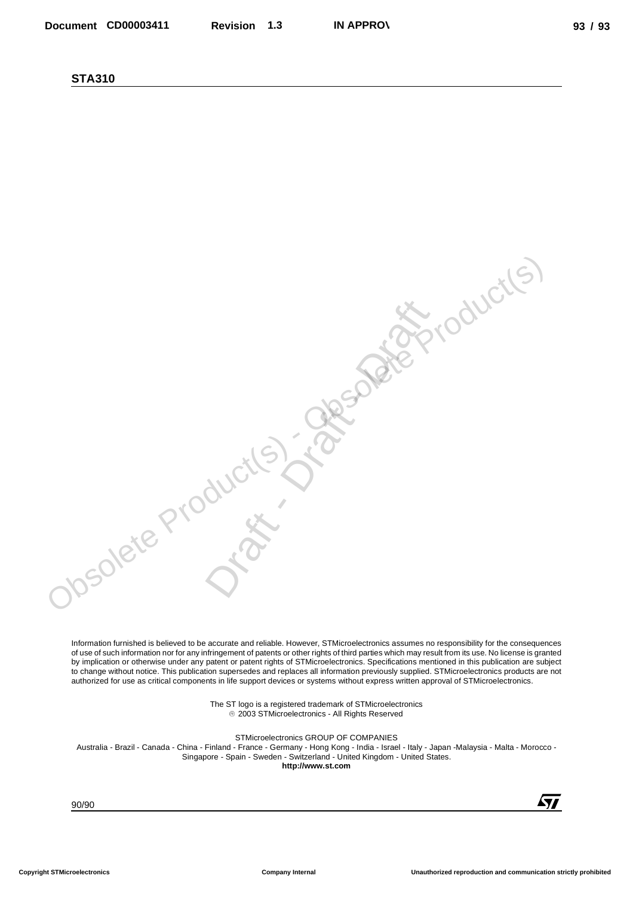Information furnished is believed to be accurate and reliable. However, STMicroelectronics assumes no responsibility for the consequences of use of such information nor for any infringement of patents or other rights of third parties which may result from its use. No license is granted by implication or otherwise under any patent or patent rights of STMicroelectronics. Specifications mentioned in this publication are subject to change without notice. This publication supersedes and replaces all information previously supplied. STMicroelectronics products are not authorized for use as critical components in life support devices or systems without express written approval of STMicroelectronics.

The ST logo is a registered trademark of STMicroelectronics
® 2003 STMicroelectronics - All Rights Reserved

STMicroelectronics GROUP OF COMPANIES
Australia - Brazil - Canada - China - Finland - France - Germany - Hong Kong - India - Israel - Italy - Japan -Malaysia - Malta - Morocco - Singapore - Spain - Sweden - Switzerland - United Kingdom - United States.
**http://www.st.com**